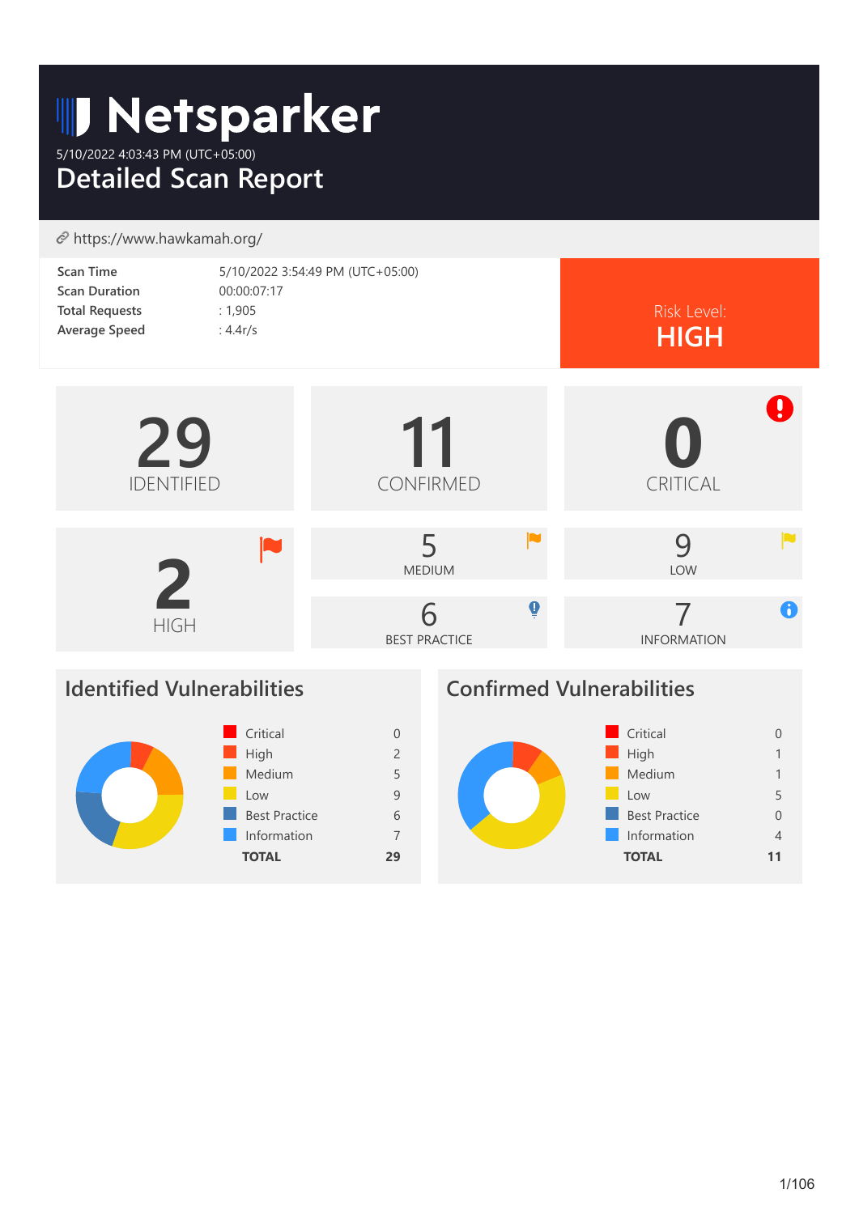# Netsparker

5/10/2022 4:03:43 PM (UTC+05:00)

## Detailed Scan Report

https://www.hawkamah.org/

| | |
|---|---|
| Scan Time | 5/10/2022 3:54:49 PM (UTC+05:00) |
| Scan Duration | 00:00:07:17 |
| Total Requests | : 1,905 |
| Average Speed | : 4.4r/s |

Risk Level:
**HIGH**

**29** IDENTIFIED

**11** CONFIRMED

**0** CRITICAL

**2** HIGH

**5** MEDIUM

**9** LOW

**6** BEST PRACTICE

**7** INFORMATION

## Identified Vulnerabilities

| | |
|---|---|
| Critical | 0 |
| High | 2 |
| Medium | 5 |
| Low | 9 |
| Best Practice | 6 |
| Information | 7 |
| **TOTAL** | **29** |

## Confirmed Vulnerabilities

| | |
|---|---|
| Critical | 0 |
| High | 1 |
| Medium | 1 |
| Low | 5 |
| Best Practice | 0 |
| Information | 4 |
| **TOTAL** | **11** |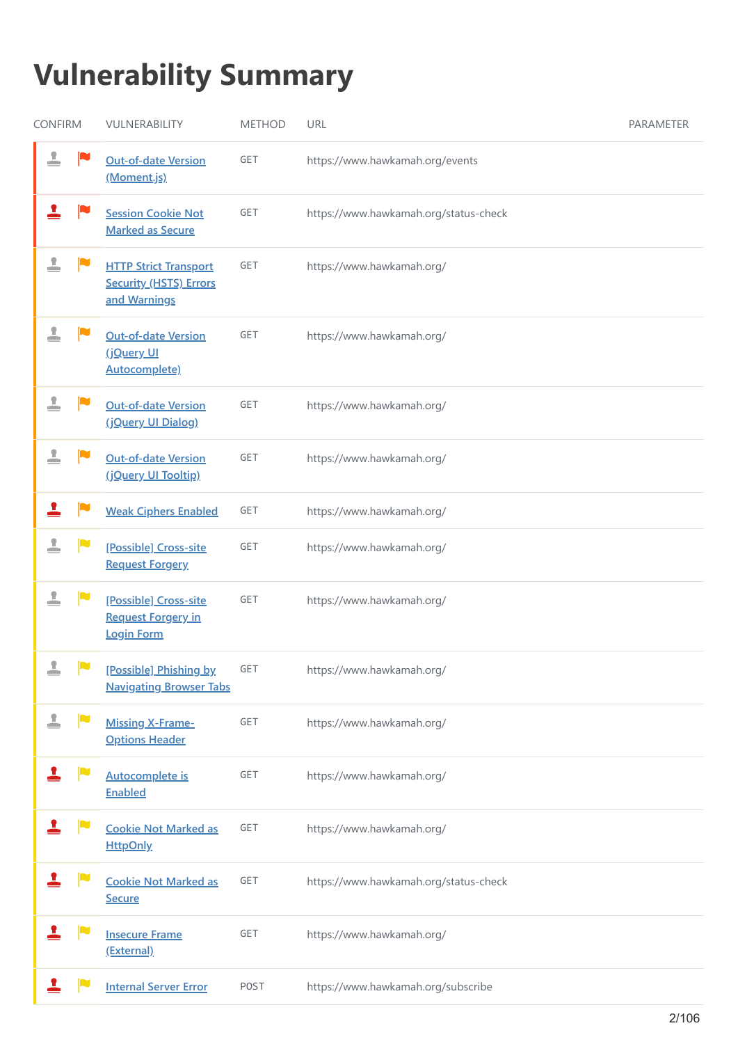# Vulnerability Summary

| CONFIRM | VULNERABILITY | METHOD | URL | PARAMETER |
|---|---|---|---|---|
| | Out-of-date Version (Moment.js) | GET | https://www.hawkamah.org/events | |
| | Session Cookie Not Marked as Secure | GET | https://www.hawkamah.org/status-check | |
| | HTTP Strict Transport Security (HSTS) Errors and Warnings | GET | https://www.hawkamah.org/ | |
| | Out-of-date Version (jQuery UI Autocomplete) | GET | https://www.hawkamah.org/ | |
| | Out-of-date Version (jQuery UI Dialog) | GET | https://www.hawkamah.org/ | |
| | Out-of-date Version (jQuery UI Tooltip) | GET | https://www.hawkamah.org/ | |
| | Weak Ciphers Enabled | GET | https://www.hawkamah.org/ | |
| | [Possible] Cross-site Request Forgery | GET | https://www.hawkamah.org/ | |
| | [Possible] Cross-site Request Forgery in Login Form | GET | https://www.hawkamah.org/ | |
| | [Possible] Phishing by Navigating Browser Tabs | GET | https://www.hawkamah.org/ | |
| | Missing X-Frame-Options Header | GET | https://www.hawkamah.org/ | |
| | Autocomplete is Enabled | GET | https://www.hawkamah.org/ | |
| | Cookie Not Marked as HttpOnly | GET | https://www.hawkamah.org/ | |
| | Cookie Not Marked as Secure | GET | https://www.hawkamah.org/status-check | |
| | Insecure Frame (External) | GET | https://www.hawkamah.org/ | |
| | Internal Server Error | POST | https://www.hawkamah.org/subscribe | |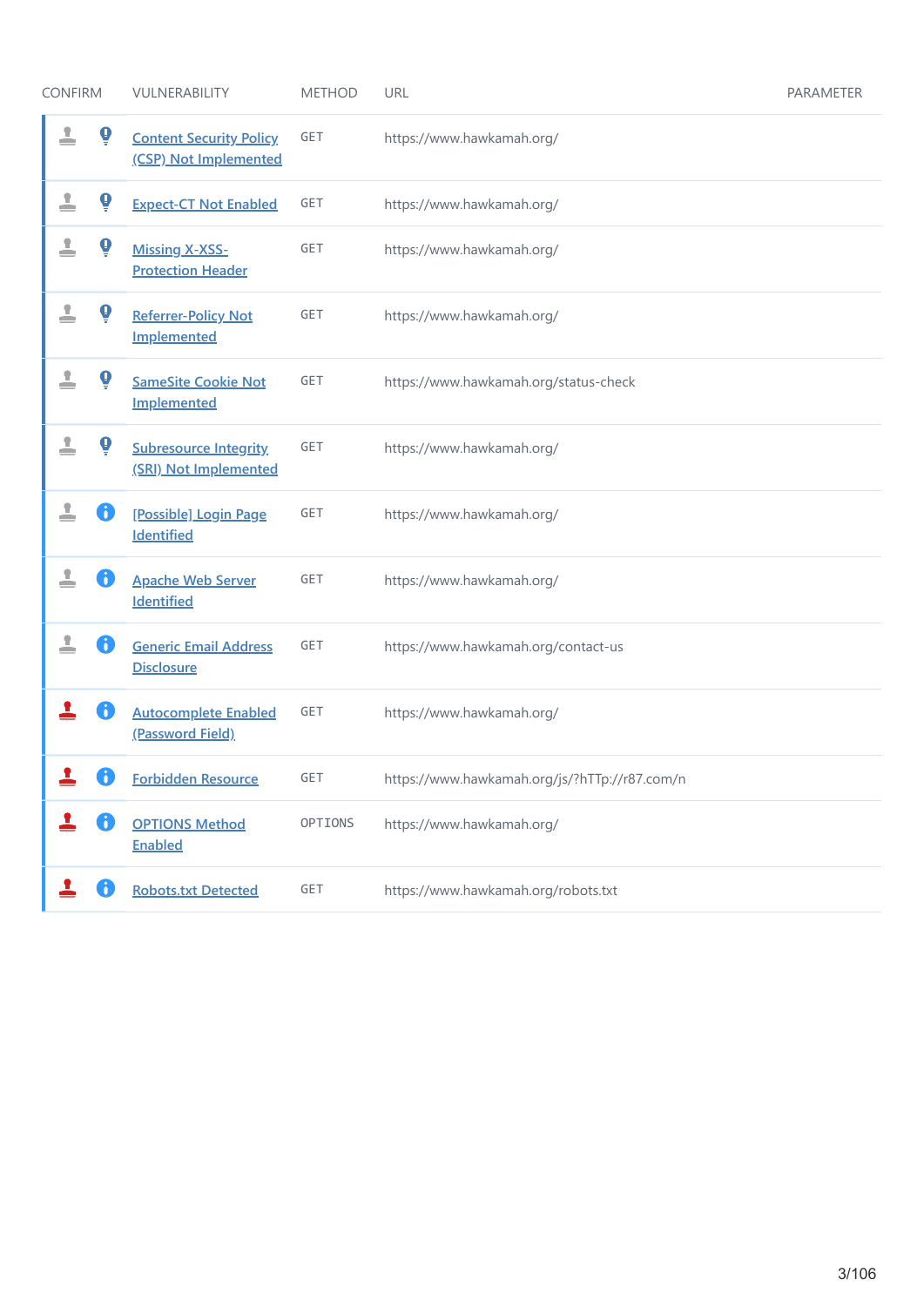| CONFIRM | VULNERABILITY | METHOD | URL | PARAMETER |
| --- | --- | --- | --- | --- |
| | Content Security Policy (CSP) Not Implemented | GET | https://www.hawkamah.org/ | |
| | Expect-CT Not Enabled | GET | https://www.hawkamah.org/ | |
| | Missing X-XSS-Protection Header | GET | https://www.hawkamah.org/ | |
| | Referrer-Policy Not Implemented | GET | https://www.hawkamah.org/ | |
| | SameSite Cookie Not Implemented | GET | https://www.hawkamah.org/status-check | |
| | Subresource Integrity (SRI) Not Implemented | GET | https://www.hawkamah.org/ | |
| | [Possible] Login Page Identified | GET | https://www.hawkamah.org/ | |
| | Apache Web Server Identified | GET | https://www.hawkamah.org/ | |
| | Generic Email Address Disclosure | GET | https://www.hawkamah.org/contact-us | |
| | Autocomplete Enabled (Password Field) | GET | https://www.hawkamah.org/ | |
| | Forbidden Resource | GET | https://www.hawkamah.org/js/?hTTp://r87.com/n | |
| | OPTIONS Method Enabled | OPTIONS | https://www.hawkamah.org/ | |
| | Robots.txt Detected | GET | https://www.hawkamah.org/robots.txt | |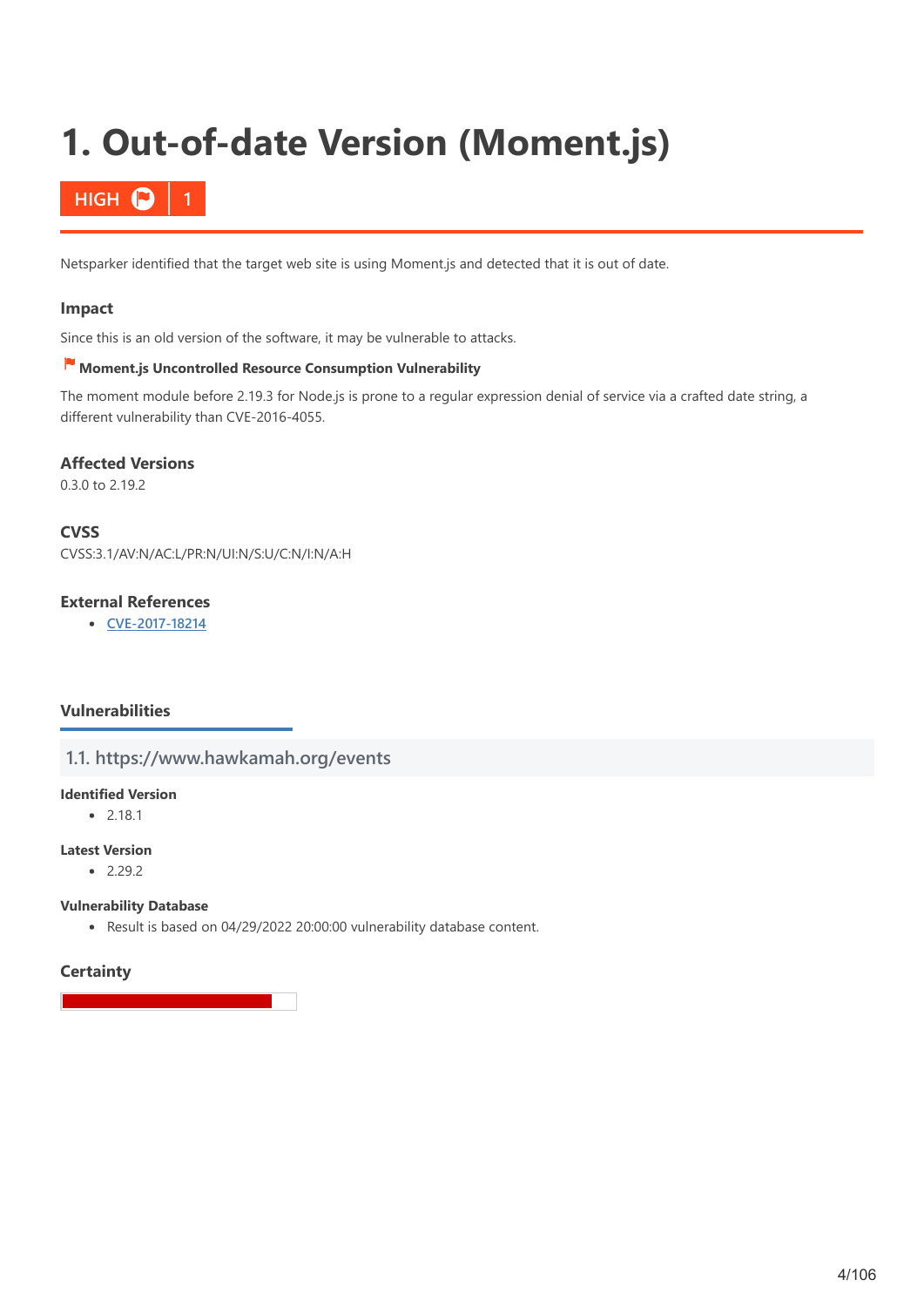# 1. Out-of-date Version (Moment.js)

**HIGH** | 1

Netsparker identified that the target web site is using Moment.js and detected that it is out of date.

### Impact

Since this is an old version of the software, it may be vulnerable to attacks.

**Moment.js Uncontrolled Resource Consumption Vulnerability**

The moment module before 2.19.3 for Node.js is prone to a regular expression denial of service via a crafted date string, a different vulnerability than CVE-2016-4055.

### Affected Versions

0.3.0 to 2.19.2

### CVSS

CVSS:3.1/AV:N/AC:L/PR:N/UI:N/S:U/C:N/I:N/A:H

### External References

- CVE-2017-18214

### Vulnerabilities

#### 1.1. https://www.hawkamah.org/events

**Identified Version**

- 2.18.1

**Latest Version**

- 2.29.2

**Vulnerability Database**

- Result is based on 04/29/2022 20:00:00 vulnerability database content.

### Certainty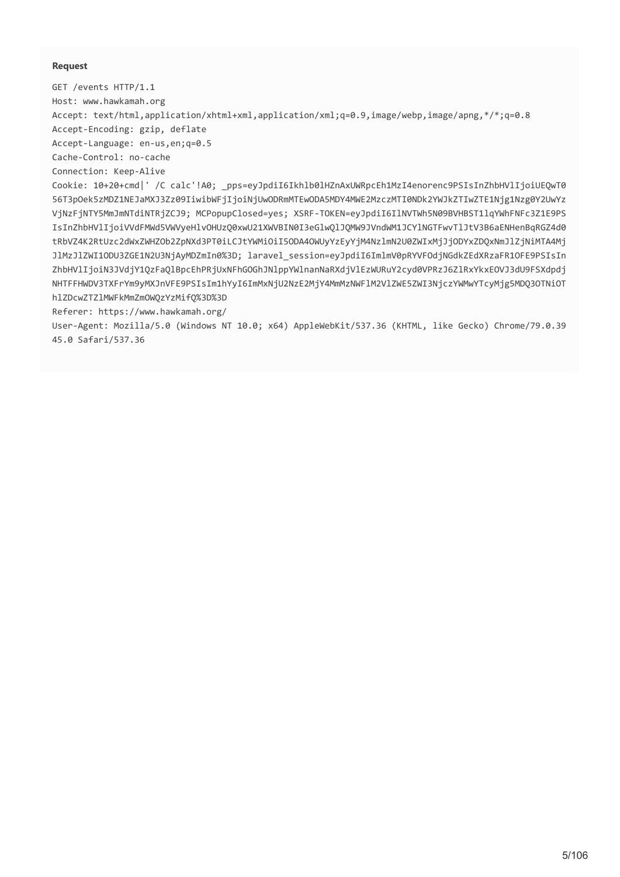**Request**

```
GET /events HTTP/1.1
Host: www.hawkamah.org
Accept: text/html,application/xhtml+xml,application/xml;q=0.9,image/webp,image/apng,*/*;q=0.8
Accept-Encoding: gzip, deflate
Accept-Language: en-us,en;q=0.5
Cache-Control: no-cache
Connection: Keep-Alive
Cookie: 10+20+cmd|' /C calc'!A0; _pps=eyJpdiI6Ikhlb0lHZnAxUWRpcEh1MzI4enorenc9PSIsInZhbHVlIjoiUEQwT0
56T3pOek5zMDZ1NEJaMXJ3Zz09IiwibWFjIjoiNjUwODRmMTEwODA5MDY4MWE2MzczMTI0NDk2YWJkZTIwZTE1Njg1Nzg0Y2UwYz
VjNzFjNTY5MmJmNTdiNTRjZCJ9; MCPopupClosed=yes; XSRF-TOKEN=eyJpdiI6IlNVTWh5N09BVHBST1lqYWhFNFc3Z1E9PS
IsInZhbHVlIjoiVVdFMWd5VWVyeHlvOHUzQ0xwU21XWVBIN0I3eGlwQlJQMW9JVndWM1JCYlNGTFwvTlJtV3B6aENHenBqRGZ4d0
tRbVZ4K2RtUzc2dWxZWHZOb2ZpNXd3PT0iLCJtYWMiOiI5ODA4OWUyYzEyYjM4NzlmN2U0ZWIxMjJjODYxZDQxNmJlZjNiMTA4Mj
JlMzJlZWI1ODU3ZGE1N2U3NjAyMDZmIn0%3D; laravel_session=eyJpdiI6ImlmV0pRYVFOdjNGdkZEdXRzaFR1OFE9PSIsIn
ZhbHVlIjoiN3JVdjY1QzFaQlBpcEhPRjUxNFhGOGhJNlppYWlnanNaRXdjVlEzWURuY2cyd0VPRzJ6ZlRxYkxEOVJ3dU9FSXdpdj
NHTFFHWDV3TXFrYm9yMXJnVFE9PSIsIm1hYyI6ImMxNjU2NzE2MjY4MmMzNWFlM2VlZWE5ZWI3NjczYWMwYTcyMjg5MDQ3OTNiOT
hlZDcwZTZlMWFkMmZmOWQzYzMifQ%3D%3D
Referer: https://www.hawkamah.org/
User-Agent: Mozilla/5.0 (Windows NT 10.0; x64) AppleWebKit/537.36 (KHTML, like Gecko) Chrome/79.0.39
45.0 Safari/537.36
```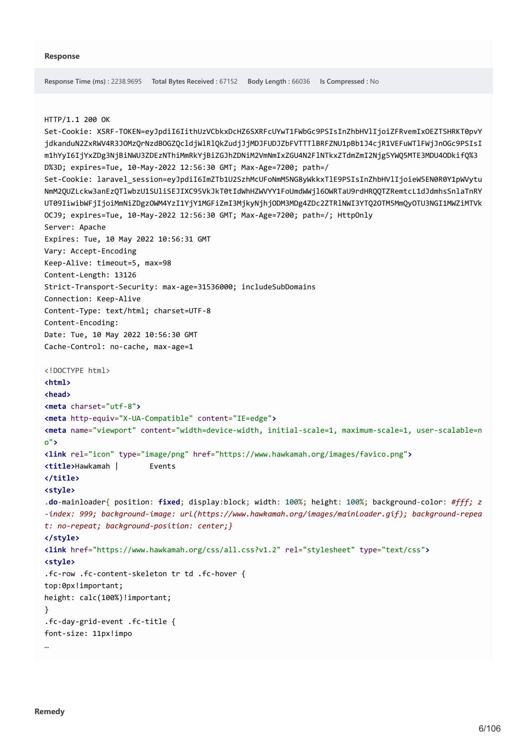### Response

**Response Time (ms)** : 2238.9695 **Total Bytes Received** : 67152 **Body Length** : 66036 **Is Compressed** : No

```
HTTP/1.1 200 OK
Set-Cookie: XSRF-TOKEN=eyJpdiI6IithUzVCbkxDcHZ6SXRFcUYwT1FWbGc9PSIsInZhbHVlIjoiZFRvemIxOEZTSHRKT0pvY
jdkanduN2ZxRWV4R3JOMzQrNzdBOGZQcldjWlRlQkZudjJjMDJFUDJZbFVTTTlBRFZNU1pBb1J4cjR1VEFuWTlFWjJnOGc9PSIsI
m1hYyI6IjYxZDg3NjBiNWU3ZDEzNThiMmRkYjBiZGJhZDNiM2VmNmIxZGU4N2FlNTkxZTdmZmI2Njg5YWQ5MTE3MDU4ODkifQ%3
D%3D; expires=Tue, 10-May-2022 12:56:30 GMT; Max-Age=7200; path=/
Set-Cookie: laravel_session=eyJpdiI6ImZTb1U2SzhMcUFoNmM5NG8yWkkxTlE9PSIsInZhbHVlIjoieW5EN0R0Y1pWVytu
NmM2QUZLckw3anEzQTlwbzU1SUliSEJIXC95VkJkT0tIdWhHZWVYY1FoUmdWWjl6OWRTaU9rdHRQQTZRemtcL1dJdmhsSnlaTnRY
UT09IiwibWFjIjoiMmNiZDgzOWM4YzI1YjY1MGFiZmI3MjkyNjhjODM3MDg4ZDc2ZTRlNWI3YTQ2OTM5MmQyOTU3NGI1MWZiMTVk
OCJ9; expires=Tue, 10-May-2022 12:56:30 GMT; Max-Age=7200; path=/; HttpOnly
Server: Apache
Expires: Tue, 10 May 2022 10:56:31 GMT
Vary: Accept-Encoding
Keep-Alive: timeout=5, max=98
Content-Length: 13126
Strict-Transport-Security: max-age=31536000; includeSubDomains
Connection: Keep-Alive
Content-Type: text/html; charset=UTF-8
Content-Encoding:
Date: Tue, 10 May 2022 10:56:30 GMT
Cache-Control: no-cache, max-age=1

<!DOCTYPE html>
<html>
<head>
<meta charset="utf-8">
<meta http-equiv="X-UA-Compatible" content="IE=edge">
<meta name="viewport" content="width=device-width, initial-scale=1, maximum-scale=1, user-scalable=n
o">
<link rel="icon" type="image/png" href="https://www.hawkamah.org/images/favico.png">
<title>Hawkamah |       Events
</title>
<style>
.do-mainloader{ position: fixed; display:block; width: 100%; height: 100%; background-color: #fff; z
-index: 999; background-image: url(https://www.hawkamah.org/images/mainloader.gif); background-repea
t: no-repeat; background-position: center;}
</style>
<link href="https://www.hawkamah.org/css/all.css?v1.2" rel="stylesheet" type="text/css">
<style>
.fc-row .fc-content-skeleton tr td .fc-hover {
top:0px!important;
height: calc(100%)!important;
}
.fc-day-grid-event .fc-title {
font-size: 11px!impo
…
```

### Remedy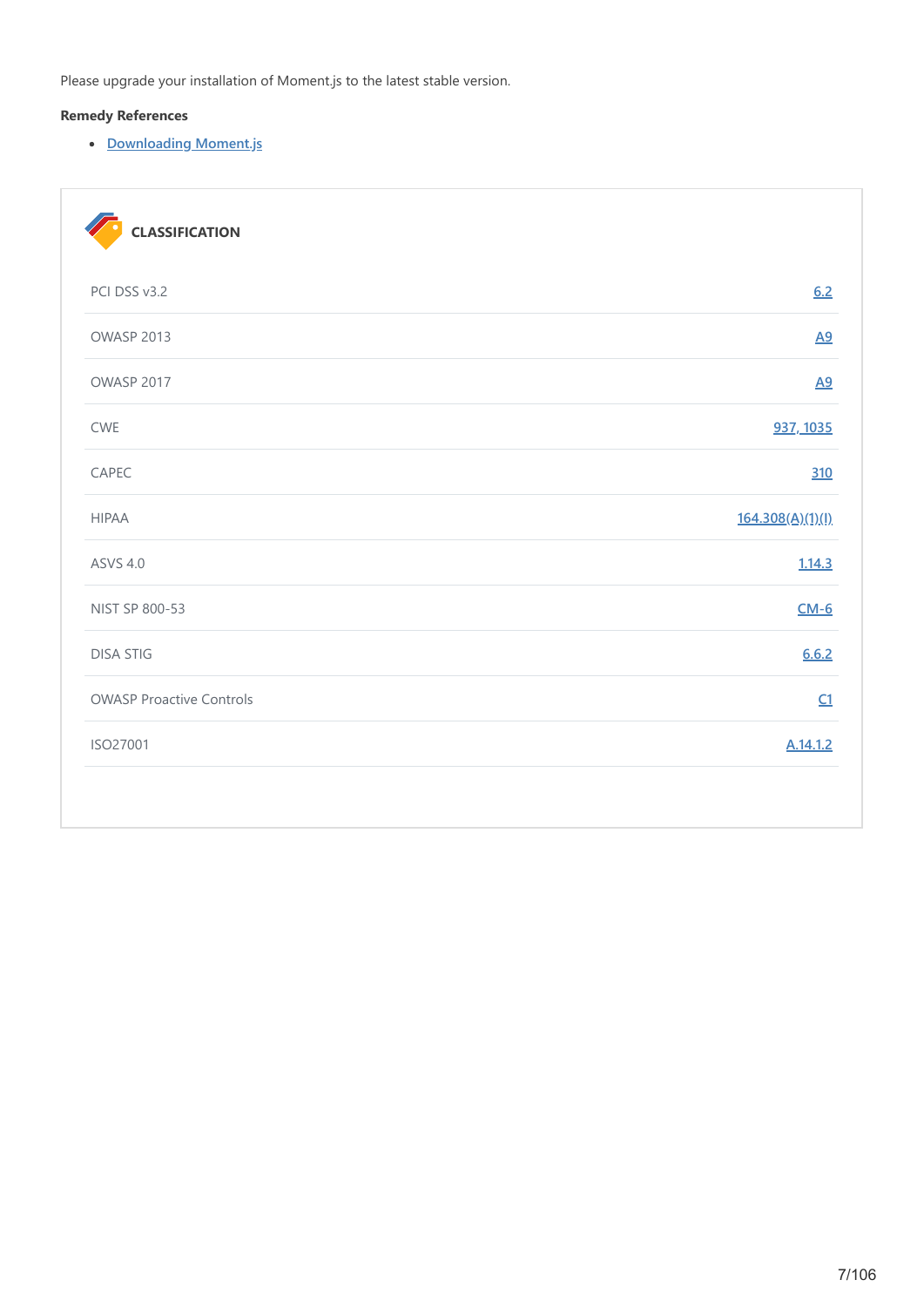Please upgrade your installation of Moment.js to the latest stable version.

**Remedy References**

- Downloading Moment.js

#### CLASSIFICATION

| | |
|---|---|
| PCI DSS v3.2 | 6.2 |
| OWASP 2013 | A9 |
| OWASP 2017 | A9 |
| CWE | 937, 1035 |
| CAPEC | 310 |
| HIPAA | 164.308(A)(1)(I) |
| ASVS 4.0 | 1.14.3 |
| NIST SP 800-53 | CM-6 |
| DISA STIG | 6.6.2 |
| OWASP Proactive Controls | C1 |
| ISO27001 | A.14.1.2 |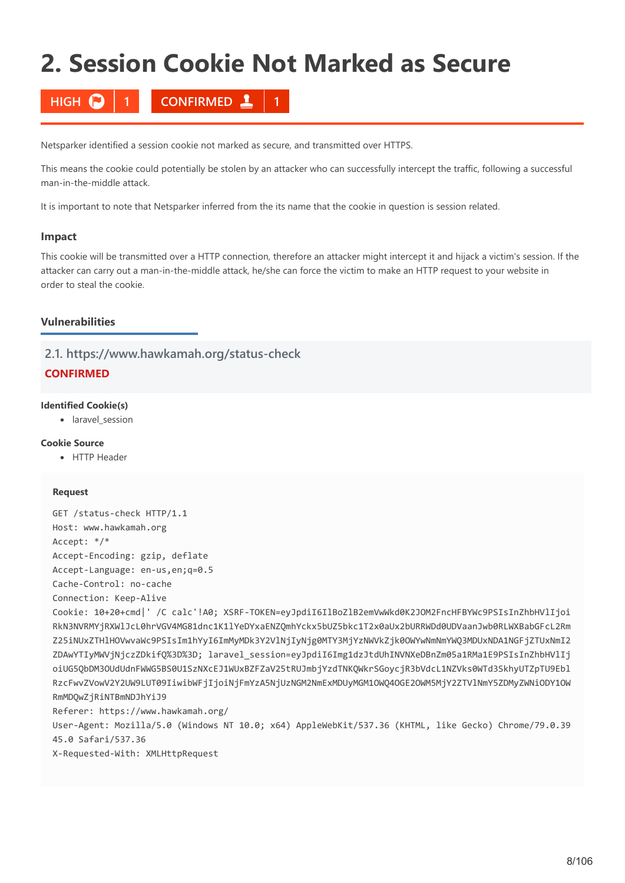# 2. Session Cookie Not Marked as Secure

HIGH 1 CONFIRMED 1

Netsparker identified a session cookie not marked as secure, and transmitted over HTTPS.

This means the cookie could potentially be stolen by an attacker who can successfully intercept the traffic, following a successful man-in-the-middle attack.

It is important to note that Netsparker inferred from the its name that the cookie in question is session related.

### Impact

This cookie will be transmitted over a HTTP connection, therefore an attacker might intercept it and hijack a victim's session. If the attacker can carry out a man-in-the-middle attack, he/she can force the victim to make an HTTP request to your website in order to steal the cookie.

### Vulnerabilities

#### 2.1. https://www.hawkamah.org/status-check

**CONFIRMED**

**Identified Cookie(s)**

- laravel_session

**Cookie Source**

- HTTP Header

**Request**

```
GET /status-check HTTP/1.1
Host: www.hawkamah.org
Accept: */*
Accept-Encoding: gzip, deflate
Accept-Language: en-us,en;q=0.5
Cache-Control: no-cache
Connection: Keep-Alive
Cookie: 10+20+cmd|' /C calc'!A0; XSRF-TOKEN=eyJpdiI6IlBoZlB2emVwWkd0K2JOM2FncHFBYWc9PSIsInZhbHVlIjoi
RkN3NVRMYjRXWlJcL0hrVGV4MG81dnc1K1lYeDYxaENZQmhYckx5bUZ5bkc1T2x0aUx2bURRWDd0UDVaanJwb0RLWXBabGFcL2Rm
Z25iNUxZTHlHOVwvaWc9PSIsIm1hYyI6ImMyMDk3Y2VlNjIyNjg0MTY3MjYzNWVkZjk0OWYwNmNmYWQ3MDUxNDA1NGFjZTUxNmI2
ZDAwYTIyMWVjNjczZDkifQ%3D%3D; laravel_session=eyJpdiI6Img1dzJtdUhINVNXeDBnZm05a1RMa1E9PSIsInZhbHVlIj
oiUG5QbDM3OUdUdnFWWG5BS0U1SzNXcEJ1WUxBZFZaV25tRUJmbjYzdTNKQWkrSGoycjR3bVdcL1NZVks0WTd3SkhyUTZpTU9Ebl
RzcFwvZVowV2Y2UW9LUT09IiwibWFjIjoiNjFmYzA5NjUzNGM2NmExMDUyMGM1OWQ4OGE2OWM5MjY2ZTVlNmY5ZDMyZWNiODY1OW
RmMDQwZjRiNTBmNDJhYiJ9
Referer: https://www.hawkamah.org/
User-Agent: Mozilla/5.0 (Windows NT 10.0; x64) AppleWebKit/537.36 (KHTML, like Gecko) Chrome/79.0.39
45.0 Safari/537.36
X-Requested-With: XMLHttpRequest
```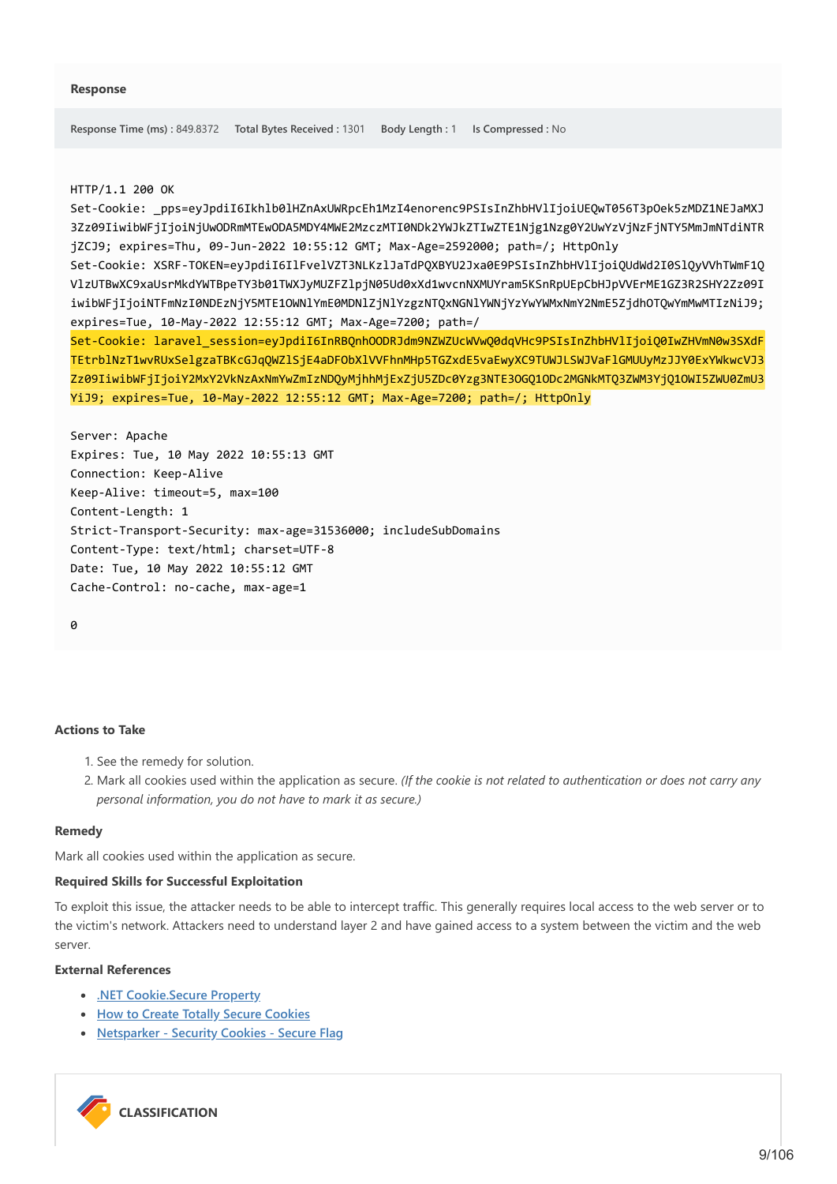### Response

Response Time (ms) : 849.8372  Total Bytes Received : 1301  Body Length : 1  Is Compressed : No

```
HTTP/1.1 200 OK
Set-Cookie: _pps=eyJpdiI6Ikhlb0lHZnAxUWRpcEh1MzI4enorenc9PSIsInZhbHVlIjoiUEQwT056T3pOek5zMDZ1NEJaMXJ3Zz09IiwibWFjIjoiNjUwODRmMTEwODA5MDY4MWE2MzczMTI0NDk2YWJkZTIwZTE1Njg1Nzg0Y2UwYzVjNzFjNTY5MmJmNTdiNTRjZCJ9; expires=Thu, 09-Jun-2022 10:55:12 GMT; Max-Age=2592000; path=/; HttpOnly
Set-Cookie: XSRF-TOKEN=eyJpdiI6IlFvelVZT3NLKzlJaTdPQXBYU2Jxa0E9PSIsInZhbHVlIjoiQUdWd2I0SlQyVVhTWmF1QVlzUTBwXC9xaUsrMkdYWTBpeTY3b01TWXJyMUZFZlpjN05Ud0xXd1wvcnNXMUYram5KSnRpUEpCbHJpVVErME1GZ3R2SHY2Zz09IiwibWFjIjoiNTFmNzI0NDEzNjY5MTE1OWNlYmE0MDNlZjNlYzgzNTQxNGNlYWNjYzYwYWMxNmY2NmE5ZjdhOTQwYmMwMTIzNiJ9; expires=Tue, 10-May-2022 12:55:12 GMT; Max-Age=7200; path=/
Set-Cookie: laravel_session=eyJpdiI6InRBQnhOODRJdm9NZWZUcWVwQ0dqVHc9PSIsInZhbHVlIjoiQ0IwZHVmN0w3SXdFTEtrblNzT1wvRUxSelgzaTBKcGJqQWZlSjE4aDFObXlVVFhnMHp5TGZxdE5vaEwyXC9TUWJLSWJVaFlGMUUyMzJJY0ExYWkwcVJ3Zz09IiwibWFjIjoiY2MxY2VkNzAxNmYwZmIzNDQyMjhhMjExZjU5ZDc0Yzg3NTE3OGQ1ODc2MGNkMTQ3ZWM3YjQ1OWI5ZWU0ZmU3YiJ9; expires=Tue, 10-May-2022 12:55:12 GMT; Max-Age=7200; path=/; HttpOnly

Server: Apache
Expires: Tue, 10 May 2022 10:55:13 GMT
Connection: Keep-Alive
Keep-Alive: timeout=5, max=100
Content-Length: 1
Strict-Transport-Security: max-age=31536000; includeSubDomains
Content-Type: text/html; charset=UTF-8
Date: Tue, 10 May 2022 10:55:12 GMT
Cache-Control: no-cache, max-age=1

0
```

### Actions to Take

1. See the remedy for solution.
2. Mark all cookies used within the application as secure. *(If the cookie is not related to authentication or does not carry any personal information, you do not have to mark it as secure.)*

### Remedy

Mark all cookies used within the application as secure.

### Required Skills for Successful Exploitation

To exploit this issue, the attacker needs to be able to intercept traffic. This generally requires local access to the web server or to the victim's network. Attackers need to understand layer 2 and have gained access to a system between the victim and the web server.

### External References

- .NET Cookie.Secure Property
- How to Create Totally Secure Cookies
- Netsparker - Security Cookies - Secure Flag

## CLASSIFICATION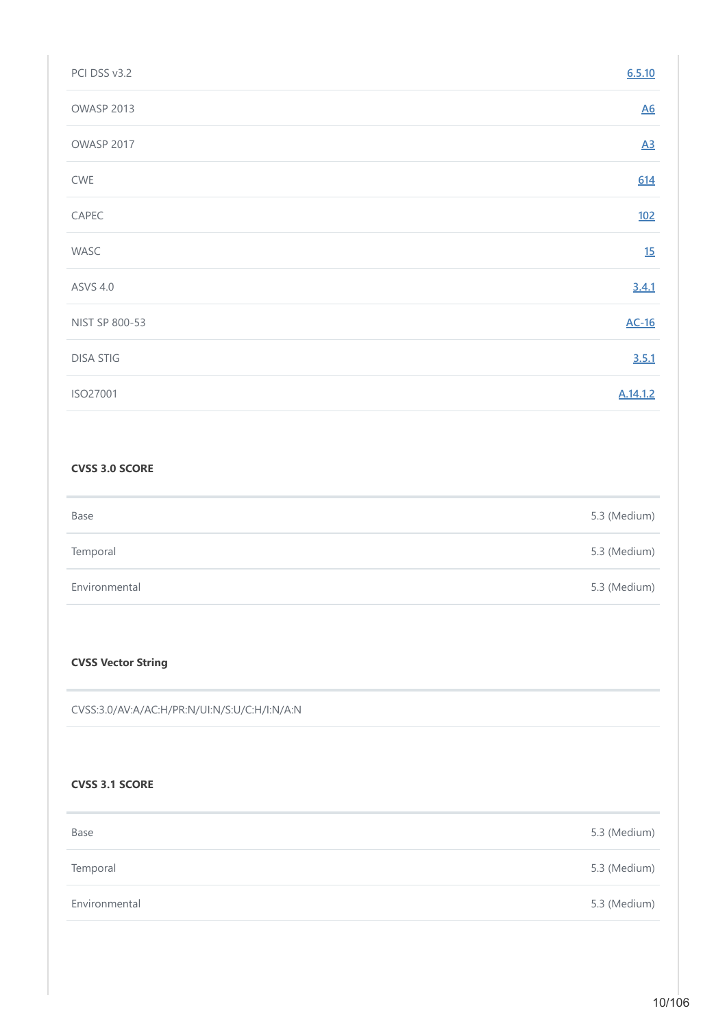| | |
|---|---|
| PCI DSS v3.2 | [6.5.10] |
| OWASP 2013 | [A6] |
| OWASP 2017 | [A3] |
| CWE | [614] |
| CAPEC | [102] |
| WASC | [15] |
| ASVS 4.0 | [3.4.1] |
| NIST SP 800-53 | [AC-16] |
| DISA STIG | [3.5.1] |
| ISO27001 | [A.14.1.2] |

**CVSS 3.0 SCORE**

| | |
|---|---|
| Base | 5.3 (Medium) |
| Temporal | 5.3 (Medium) |
| Environmental | 5.3 (Medium) |

**CVSS Vector String**

CVSS:3.0/AV:A/AC:H/PR:N/UI:N/S:U/C:H/I:N/A:N

**CVSS 3.1 SCORE**

| | |
|---|---|
| Base | 5.3 (Medium) |
| Temporal | 5.3 (Medium) |
| Environmental | 5.3 (Medium) |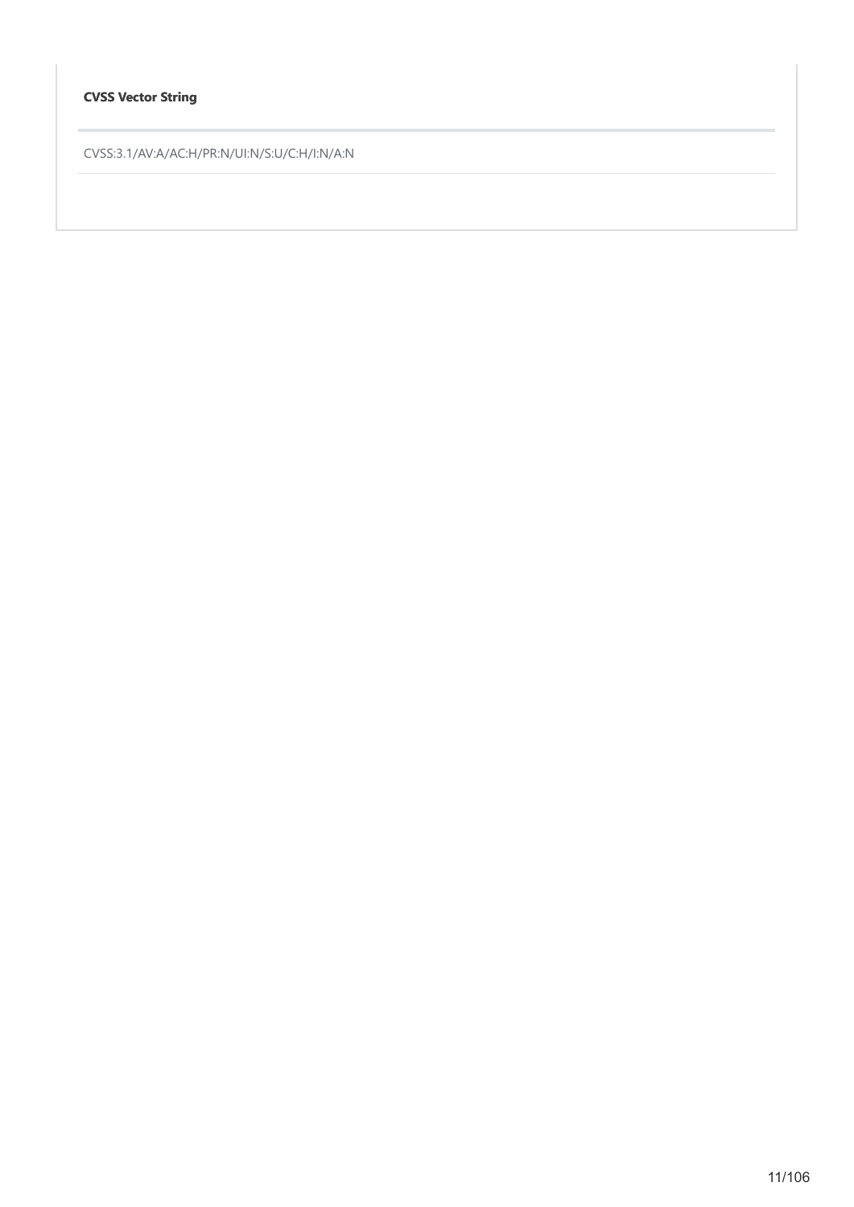| CVSS Vector String |
| --- |
| CVSS:3.1/AV:A/AC:H/PR:N/UI:N/S:U/C:H/I:N/A:N |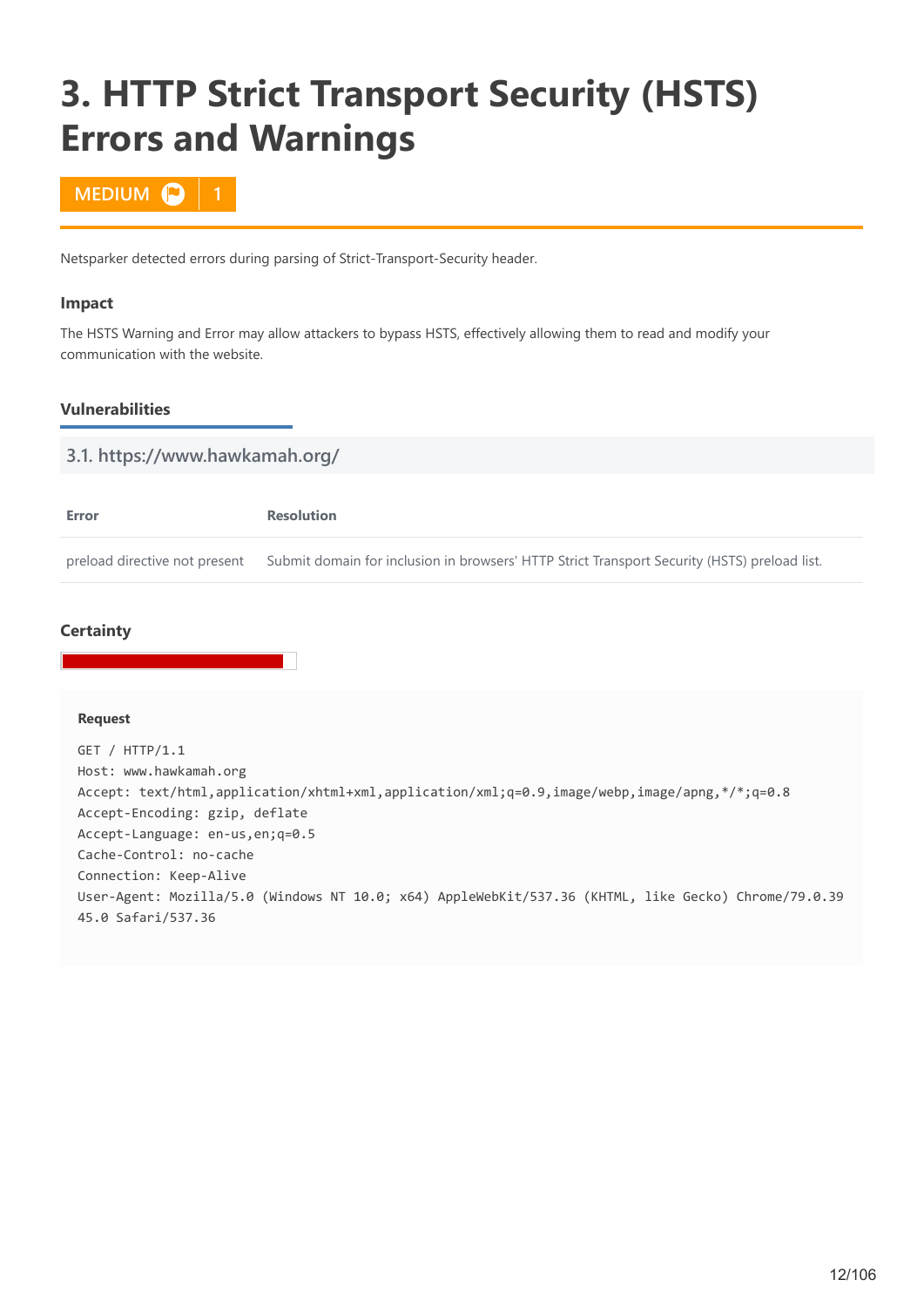# 3. HTTP Strict Transport Security (HSTS) Errors and Warnings

MEDIUM 1

Netsparker detected errors during parsing of Strict-Transport-Security header.

### Impact

The HSTS Warning and Error may allow attackers to bypass HSTS, effectively allowing them to read and modify your communication with the website.

### Vulnerabilities

#### 3.1. https://www.hawkamah.org/

| Error | Resolution |
| --- | --- |
| preload directive not present | Submit domain for inclusion in browsers' HTTP Strict Transport Security (HSTS) preload list. |

### Certainty

**Request**

```
GET / HTTP/1.1
Host: www.hawkamah.org
Accept: text/html,application/xhtml+xml,application/xml;q=0.9,image/webp,image/apng,*/*;q=0.8
Accept-Encoding: gzip, deflate
Accept-Language: en-us,en;q=0.5
Cache-Control: no-cache
Connection: Keep-Alive
User-Agent: Mozilla/5.0 (Windows NT 10.0; x64) AppleWebKit/537.36 (KHTML, like Gecko) Chrome/79.0.39
45.0 Safari/537.36
```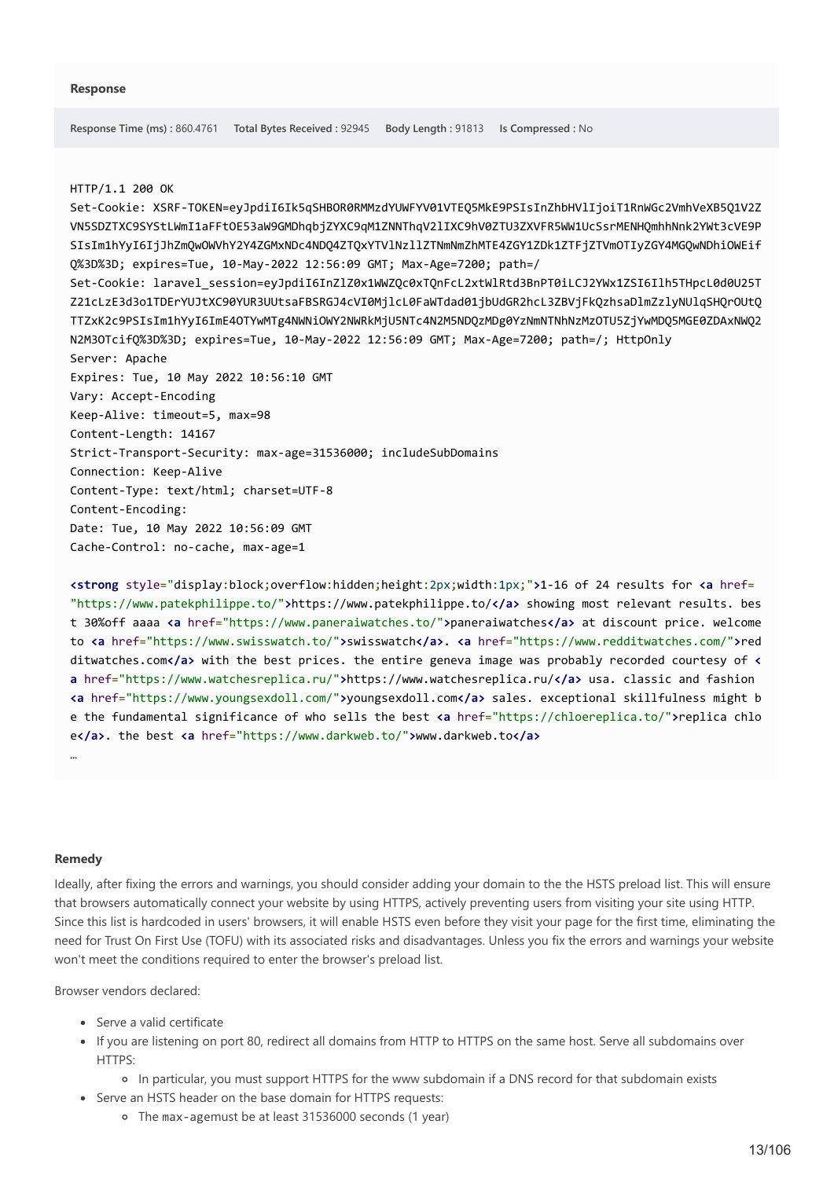**Response**

**Response Time (ms)** : 860.4761 **Total Bytes Received** : 92945 **Body Length** : 91813 **Is Compressed** : No

```
HTTP/1.1 200 OK
Set-Cookie: XSRF-TOKEN=eyJpdiI6Ik5qSHBOR0RMMzdYUWFYV01VTEQ5MkE9PSIsInZhbHVlIjoiT1RnWGc2VmhVeXB5Q1V2Z
VN5SDZTXC9SYStLWmI1aFFtOE53aW9GMDhqbjZYXC9qM1ZNNThqV2lIXC9hV0ZTU3ZXVFR5WW1UcSsrMENHQmhhNnk2YWt3cVE9P
SIsIm1hYyI6IjJhZmQwOWVhY2Y4ZGMxNDc4NDQ4ZTQxYTVlNzllZTNmNmZhMTE4ZGY1ZDk1ZTFjZTVmOTIyZGY4MGQwNDhiOWEif
Q%3D%3D; expires=Tue, 10-May-2022 12:56:09 GMT; Max-Age=7200; path=/
Set-Cookie: laravel_session=eyJpdiI6InZlZ0x1WWZQc0xTQnFcL2xtWlRtd3BnPT0iLCJ2YWx1ZSI6Ilh5THpcL0d0U25T
Z21cLzE3d3o1TDErYUJtXC90YUR3UUtsaFBSRGJ4cVI0MjlcL0FaWTdad01jbUdGR2hcL3ZBVjFkQzhsaDlmZzlyNUlqSHQrOUtQ
TTZxK2c9PSIsIm1hYyI6ImE4OTYwMTg4NWNiOWY2NWRkMjU5NTc4N2M5NDQzMDg0YzNmNTNhNzMzOTU5ZjYwMDQ5MGE0ZDAxNWQ2
N2M3OTcifQ%3D%3D; expires=Tue, 10-May-2022 12:56:09 GMT; Max-Age=7200; path=/; HttpOnly
Server: Apache
Expires: Tue, 10 May 2022 10:56:10 GMT
Vary: Accept-Encoding
Keep-Alive: timeout=5, max=98
Content-Length: 14167
Strict-Transport-Security: max-age=31536000; includeSubDomains
Connection: Keep-Alive
Content-Type: text/html; charset=UTF-8
Content-Encoding:
Date: Tue, 10 May 2022 10:56:09 GMT
Cache-Control: no-cache, max-age=1

<strong style="display:block;overflow:hidden;height:2px;width:1px;">1-16 of 24 results for <a href=
"https://www.patekphilippe.to/">https://www.patekphilippe.to/</a> showing most relevant results. bes
t 30%off aaaa <a href="https://www.paneraiwatches.to/">paneraiwatches</a> at discount price. welcome
to <a href="https://www.swisswatch.to/">swisswatch</a>. <a href="https://www.redditwatches.com/">red
ditwatches.com</a> with the best prices. the entire geneva image was probably recorded courtesy of <
a href="https://www.watchesreplica.ru/">https://www.watchesreplica.ru/</a> usa. classic and fashion
<a href="https://www.youngsexdoll.com/">youngsexdoll.com</a> sales. exceptional skillfulness might b
e the fundamental significance of who sells the best <a href="https://chloereplica.to/">replica chlo
e</a>. the best <a href="https://www.darkweb.to/">www.darkweb.to</a>
…
```

**Remedy**

Ideally, after fixing the errors and warnings, you should consider adding your domain to the the HSTS preload list. This will ensure that browsers automatically connect your website by using HTTPS, actively preventing users from visiting your site using HTTP. Since this list is hardcoded in users' browsers, it will enable HSTS even before they visit your page for the first time, eliminating the need for Trust On First Use (TOFU) with its associated risks and disadvantages. Unless you fix the errors and warnings your website won't meet the conditions required to enter the browser's preload list.

Browser vendors declared:

- Serve a valid certificate
- If you are listening on port 80, redirect all domains from HTTP to HTTPS on the same host. Serve all subdomains over HTTPS:
  - In particular, you must support HTTPS for the www subdomain if a DNS record for that subdomain exists
- Serve an HSTS header on the base domain for HTTPS requests:
  - The `max-age`must be at least 31536000 seconds (1 year)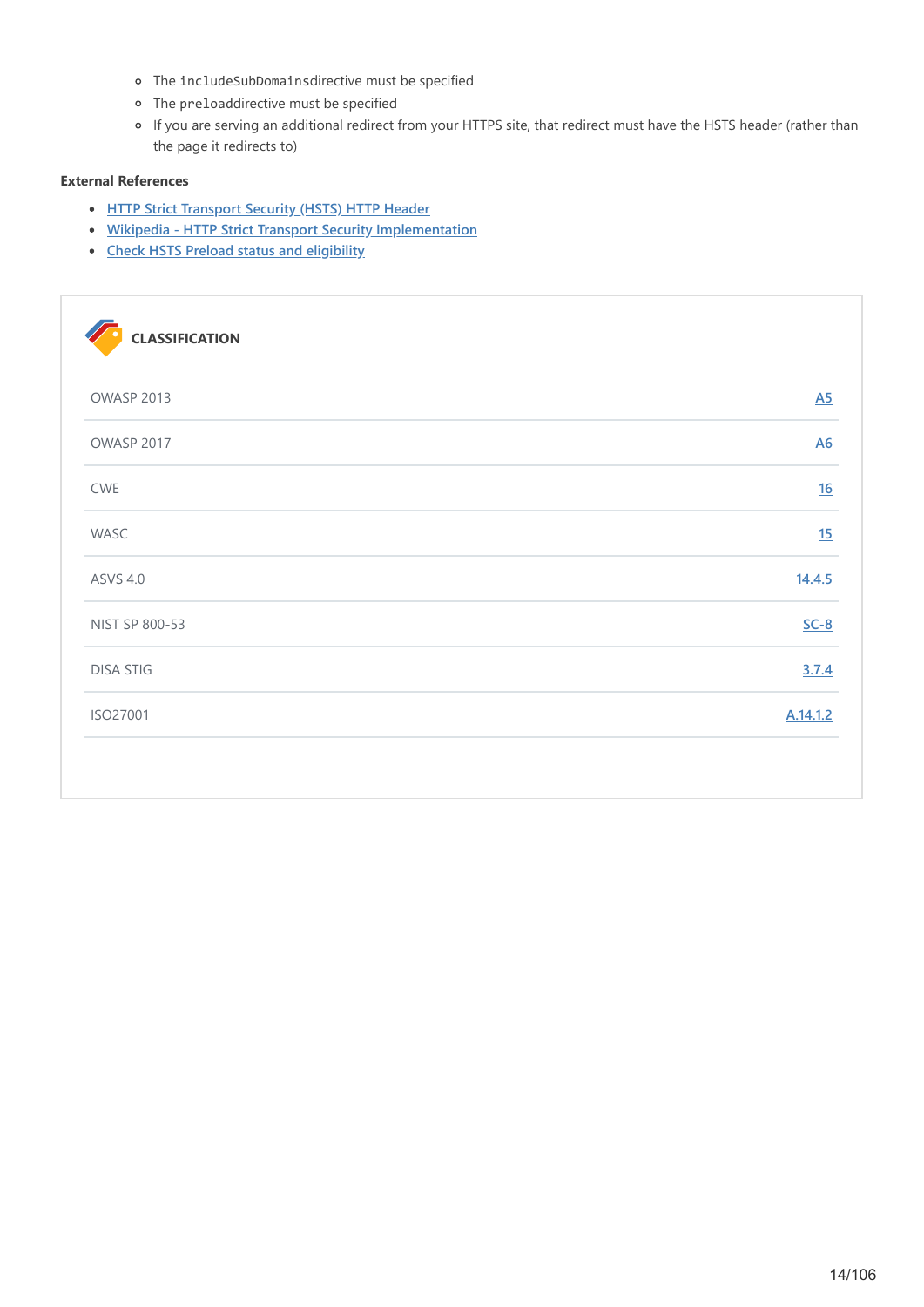- The `includeSubDomains`directive must be specified
- The `preload`directive must be specified
- If you are serving an additional redirect from your HTTPS site, that redirect must have the HSTS header (rather than the page it redirects to)

**External References**

- [HTTP Strict Transport Security (HSTS) HTTP Header]
- [Wikipedia - HTTP Strict Transport Security Implementation]
- [Check HSTS Preload status and eligibility]

**CLASSIFICATION**

| | |
|---|---|
| OWASP 2013 | A5 |
| OWASP 2017 | A6 |
| CWE | 16 |
| WASC | 15 |
| ASVS 4.0 | 14.4.5 |
| NIST SP 800-53 | SC-8 |
| DISA STIG | 3.7.4 |
| ISO27001 | A.14.1.2 |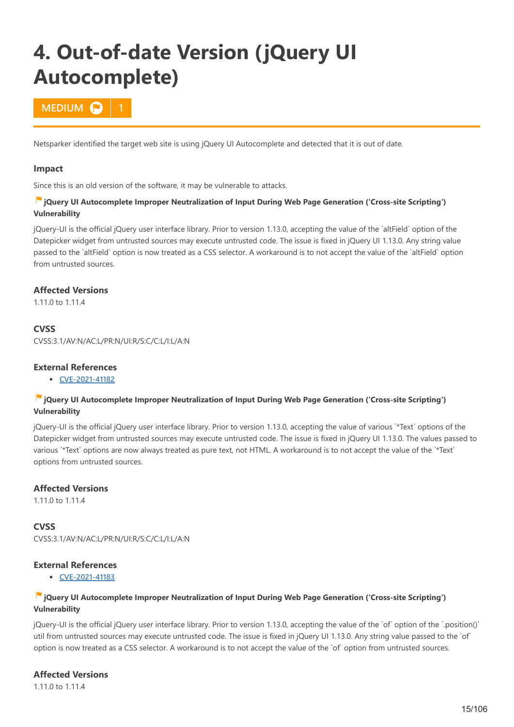# 4. Out-of-date Version (jQuery UI Autocomplete)

**MEDIUM** | **1**

Netsparker identified the target web site is using jQuery UI Autocomplete and detected that it is out of date.

### Impact

Since this is an old version of the software, it may be vulnerable to attacks.

**jQuery UI Autocomplete Improper Neutralization of Input During Web Page Generation ('Cross-site Scripting') Vulnerability**

jQuery-UI is the official jQuery user interface library. Prior to version 1.13.0, accepting the value of the `altField` option of the Datepicker widget from untrusted sources may execute untrusted code. The issue is fixed in jQuery UI 1.13.0. Any string value passed to the `altField` option is now treated as a CSS selector. A workaround is to not accept the value of the `altField` option from untrusted sources.

### Affected Versions

1.11.0 to 1.11.4

### CVSS

CVSS:3.1/AV:N/AC:L/PR:N/UI:R/S:C/C:L/I:L/A:N

### External References

- CVE-2021-41182

**jQuery UI Autocomplete Improper Neutralization of Input During Web Page Generation ('Cross-site Scripting') Vulnerability**

jQuery-UI is the official jQuery user interface library. Prior to version 1.13.0, accepting the value of various `*Text` options of the Datepicker widget from untrusted sources may execute untrusted code. The issue is fixed in jQuery UI 1.13.0. The values passed to various `*Text` options are now always treated as pure text, not HTML. A workaround is to not accept the value of the `*Text` options from untrusted sources.

### Affected Versions

1.11.0 to 1.11.4

### CVSS

CVSS:3.1/AV:N/AC:L/PR:N/UI:R/S:C/C:L/I:L/A:N

### External References

- CVE-2021-41183

**jQuery UI Autocomplete Improper Neutralization of Input During Web Page Generation ('Cross-site Scripting') Vulnerability**

jQuery-UI is the official jQuery user interface library. Prior to version 1.13.0, accepting the value of the `of` option of the `.position()` util from untrusted sources may execute untrusted code. The issue is fixed in jQuery UI 1.13.0. Any string value passed to the `of` option is now treated as a CSS selector. A workaround is to not accept the value of the `of` option from untrusted sources.

### Affected Versions

1.11.0 to 1.11.4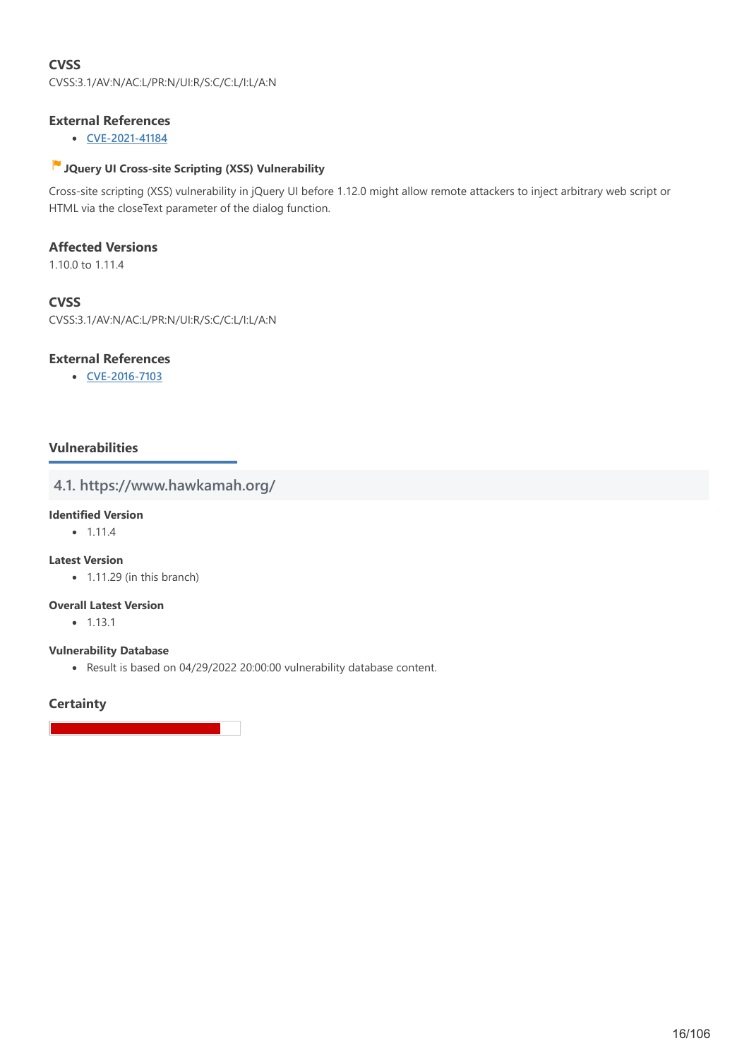### CVSS

CVSS:3.1/AV:N/AC:L/PR:N/UI:R/S:C/C:L/I:L/A:N

### External References

- CVE-2021-41184

#### JQuery UI Cross-site Scripting (XSS) Vulnerability

Cross-site scripting (XSS) vulnerability in jQuery UI before 1.12.0 might allow remote attackers to inject arbitrary web script or HTML via the closeText parameter of the dialog function.

### Affected Versions

1.10.0 to 1.11.4

### CVSS

CVSS:3.1/AV:N/AC:L/PR:N/UI:R/S:C/C:L/I:L/A:N

### External References

- CVE-2016-7103

### Vulnerabilities

## 4.1. https://www.hawkamah.org/

#### Identified Version

- 1.11.4

#### Latest Version

- 1.11.29 (in this branch)

#### Overall Latest Version

- 1.13.1

#### Vulnerability Database

- Result is based on 04/29/2022 20:00:00 vulnerability database content.

### Certainty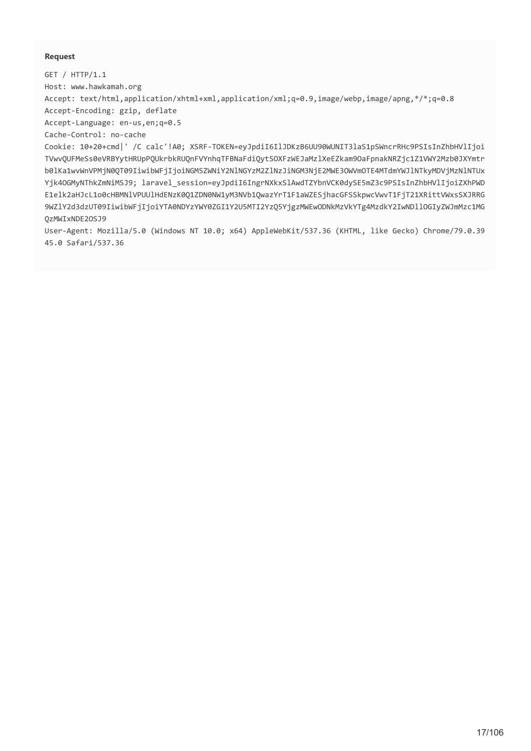**Request**

```
GET / HTTP/1.1
Host: www.hawkamah.org
Accept: text/html,application/xhtml+xml,application/xml;q=0.9,image/webp,image/apng,*/*;q=0.8
Accept-Encoding: gzip, deflate
Accept-Language: en-us,en;q=0.5
Cache-Control: no-cache
Cookie: 10+20+cmd|' /C calc'!A0; XSRF-TOKEN=eyJpdiI6IlJDKzB6UU90WUNIT3laS1pSWncrRHc9PSIsInZhbHVlIjoi
TVwvQUFMeSs0eVRBYytHRUpPQUkrbkRUQnFVYnhqTFBNaFdiQytSOXFzWEJaMzlXeEZkam9OaFpnakNRZjc1Z1VWY2Mzb0JXYmtr
b0lKa1wvWnVPMjN0QT09IiwibWFjIjoiNGM5ZWNiY2NlNGYzM2ZlNzJiNGM3NjE2MWE3OWVmOTE4MTdmYWJlNTkyMDVjMzNlNTUx
Yjk4OGMyNThkZmNiMSJ9; laravel_session=eyJpdiI6IngrNXkxSlAwdTZYbnVCK0dySE5mZ3c9PSIsInZhbHVlIjoiZXhPWD
E1elk2aHJcL1o0cHBMNlVPUUlHdENzK0Q1ZDN0NW1yM3NVb1QwazYrT1F1aWZESjhacGFSSkpwcVwvT1FjT21XRittVWxsSXJRRG
9WZlY2d3dzUT09IiwibWFjIjoiYTA0NDYzYWY0ZGI1Y2U5MTI2YzQ5YjgzMWEwODNkMzVkYTg4MzdkY2IwNDllOGIyZWJmMzc1MG
QzMWIxNDE2OSJ9
User-Agent: Mozilla/5.0 (Windows NT 10.0; x64) AppleWebKit/537.36 (KHTML, like Gecko) Chrome/79.0.39
45.0 Safari/537.36
```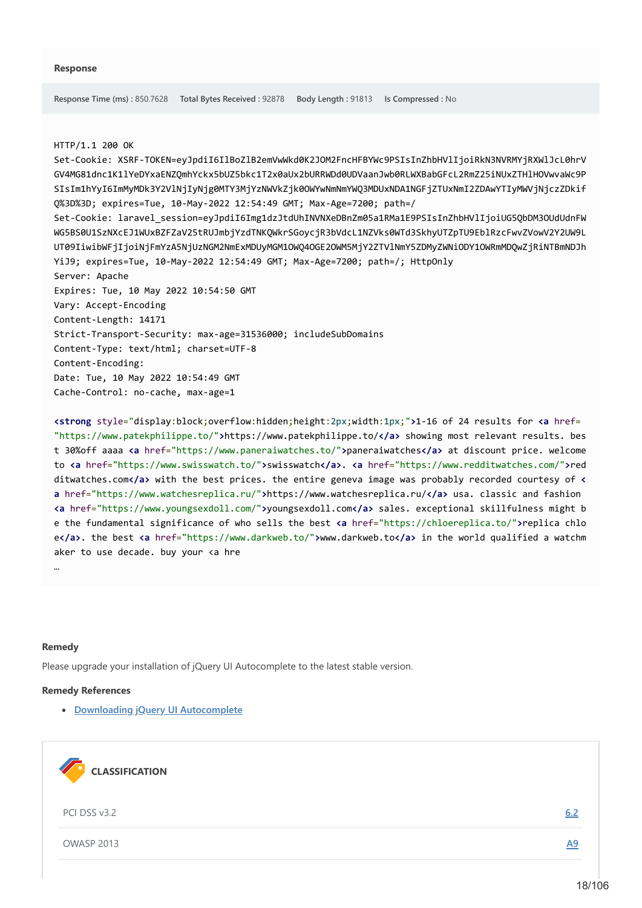**Response**

**Response Time (ms) :** 850.7628 **Total Bytes Received :** 92878 **Body Length :** 91813 **Is Compressed :** No

```
HTTP/1.1 200 OK
Set-Cookie: XSRF-TOKEN=eyJpdiI6IlBoZlB2emVwWkd0K2JOM2FncHFBYWc9PSIsInZhbHVlIjoiRkN3NVRMYjRXWlJcL0hrV
GV4MG81dnc1K1lYeDYxaENZQmhYckx5bUZ5bkc1T2x0aUx2bURRWDd0UDVaanJwb0RLWXBabGFcL2RmZ25iNUxZTHlHOVwvaWc9P
SIsIm1hYyI6ImMyMDk3Y2VlNjIyNjg0MTY3MjYzNWVkZjk0OWYwNmNmYWQ3MDUxNDA1NGFjZTUxNmI2ZDAwYTIyMWVjNjczZDkif
Q%3D%3D; expires=Tue, 10-May-2022 12:54:49 GMT; Max-Age=7200; path=/
Set-Cookie: laravel_session=eyJpdiI6Img1dzJtdUhINVNXeDBnZm05a1RMa1E9PSIsInZhbHVlIjoiUG5QbDM3OUdUdnFW
WG5BS0U1SzNXcEJ1WUxBZFZaV25tRUJmbjYzdTNKQWkrSGoycjR3bVdcL1NZVks0WTd3SkhyUTZpTU9EblRzcFwvZVowV2Y2UW9L
UT09IiwibWFjIjoiNjFmYzA5NjUzNGM2NmExMDUyMGM1OWQ4OGE2OWM5MjY2ZTVlNmY5ZDMyZWNiODY1OWRmMDQwZjRiNTBmNDJh
YiJ9; expires=Tue, 10-May-2022 12:54:49 GMT; Max-Age=7200; path=/; HttpOnly
Server: Apache
Expires: Tue, 10 May 2022 10:54:50 GMT
Vary: Accept-Encoding
Content-Length: 14171
Strict-Transport-Security: max-age=31536000; includeSubDomains
Content-Type: text/html; charset=UTF-8
Content-Encoding:
Date: Tue, 10 May 2022 10:54:49 GMT
Cache-Control: no-cache, max-age=1

<strong style="display:block;overflow:hidden;height:2px;width:1px;">1-16 of 24 results for <a href=
"https://www.patekphilippe.to/">https://www.patekphilippe.to/</a> showing most relevant results. bes
t 30%off aaaa <a href="https://www.paneraiwatches.to/">paneraiwatches</a> at discount price. welcome
to <a href="https://www.swisswatch.to/">swisswatch</a>. <a href="https://www.redditwatches.com/">red
ditwatches.com</a> with the best prices. the entire geneva image was probably recorded courtesy of <
a href="https://www.watchesreplica.ru/">https://www.watchesreplica.ru/</a> usa. classic and fashion
<a href="https://www.youngsexdoll.com/">youngsexdoll.com</a> sales. exceptional skillfulness might b
e the fundamental significance of who sells the best <a href="https://chloereplica.to/">replica chlo
e</a>. the best <a href="https://www.darkweb.to/">www.darkweb.to</a> in the world qualified a watchm
aker to use decade. buy your <a hre
…
```

**Remedy**

Please upgrade your installation of jQuery UI Autocomplete to the latest stable version.

**Remedy References**

- Downloading jQuery UI Autocomplete

**CLASSIFICATION**

| | |
|---|---|
| PCI DSS v3.2 | 6.2 |
| OWASP 2013 | A9 |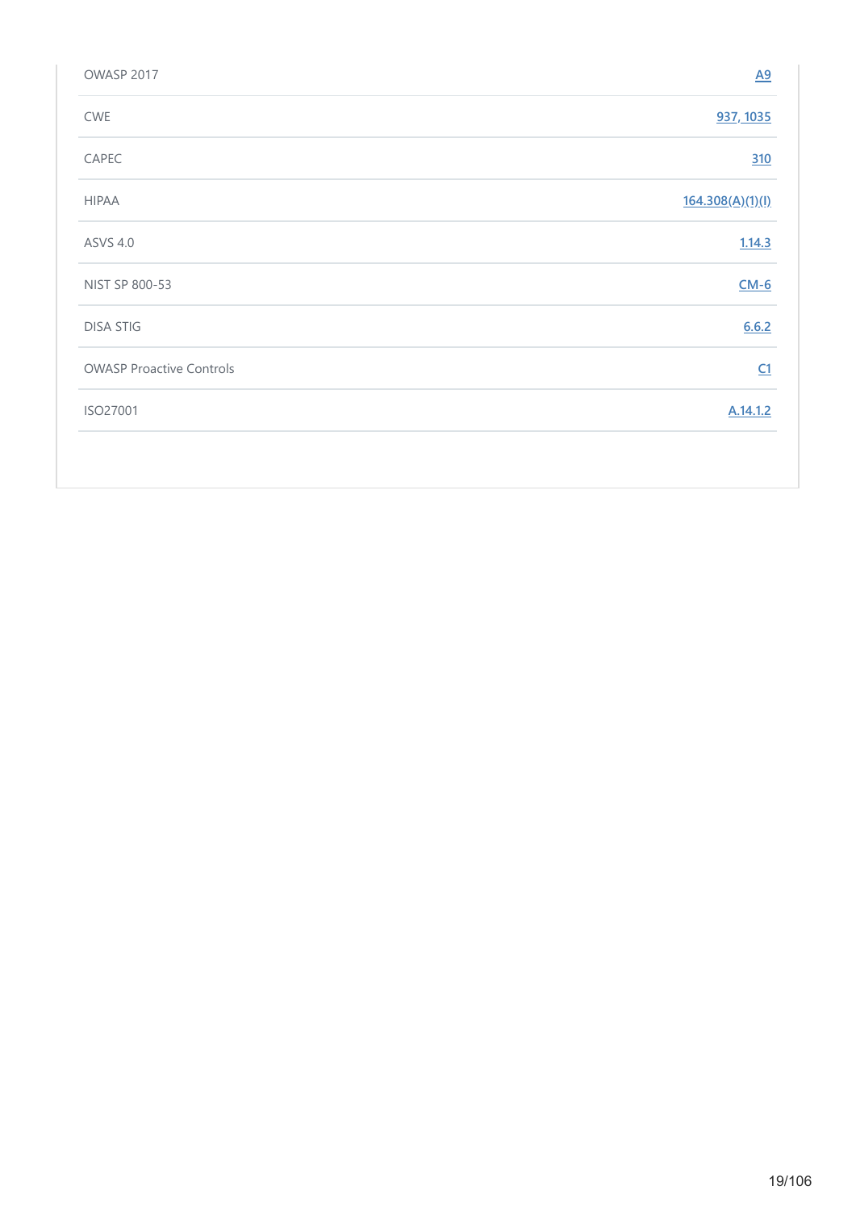| | |
|---|---|
| OWASP 2017 | A9 |
| CWE | 937, 1035 |
| CAPEC | 310 |
| HIPAA | 164.308(A)(1)(I) |
| ASVS 4.0 | 1.14.3 |
| NIST SP 800-53 | CM-6 |
| DISA STIG | 6.6.2 |
| OWASP Proactive Controls | C1 |
| ISO27001 | A.14.1.2 |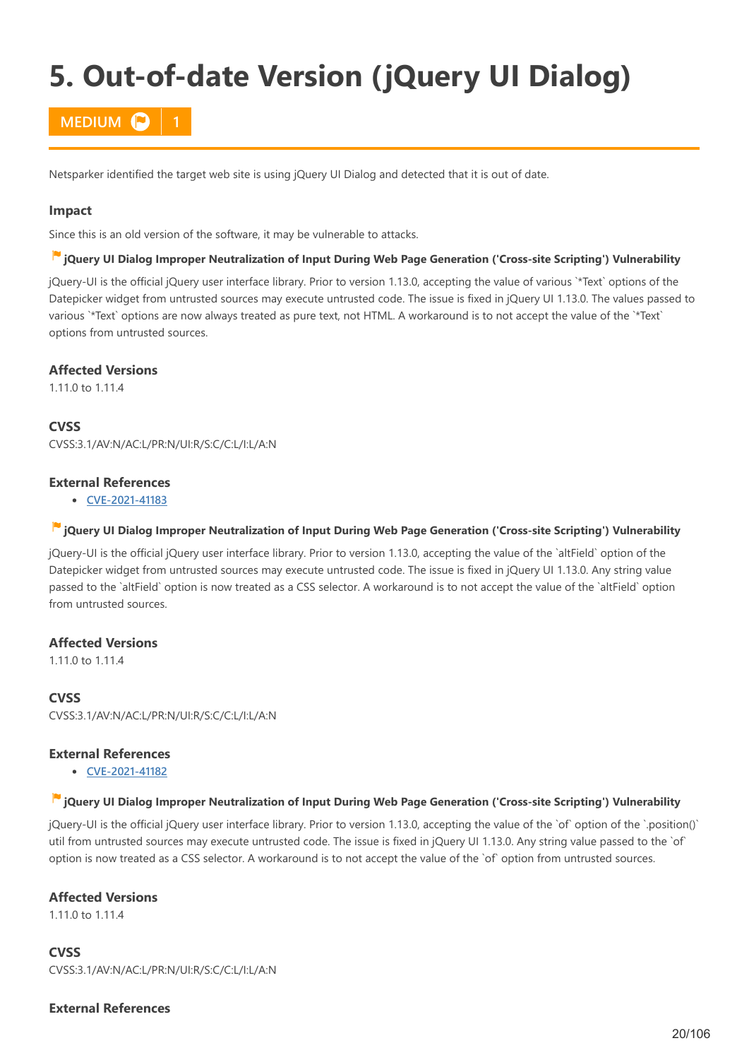# 5. Out-of-date Version (jQuery UI Dialog)

**MEDIUM** | **1**

Netsparker identified the target web site is using jQuery UI Dialog and detected that it is out of date.

### Impact

Since this is an old version of the software, it may be vulnerable to attacks.

#### jQuery UI Dialog Improper Neutralization of Input During Web Page Generation ('Cross-site Scripting') Vulnerability

jQuery-UI is the official jQuery user interface library. Prior to version 1.13.0, accepting the value of various `*Text` options of the Datepicker widget from untrusted sources may execute untrusted code. The issue is fixed in jQuery UI 1.13.0. The values passed to various `*Text` options are now always treated as pure text, not HTML. A workaround is to not accept the value of the `*Text` options from untrusted sources.

### Affected Versions

1.11.0 to 1.11.4

### CVSS

CVSS:3.1/AV:N/AC:L/PR:N/UI:R/S:C/C:L/I:L/A:N

### External References

- CVE-2021-41183

#### jQuery UI Dialog Improper Neutralization of Input During Web Page Generation ('Cross-site Scripting') Vulnerability

jQuery-UI is the official jQuery user interface library. Prior to version 1.13.0, accepting the value of the `altField` option of the Datepicker widget from untrusted sources may execute untrusted code. The issue is fixed in jQuery UI 1.13.0. Any string value passed to the `altField` option is now treated as a CSS selector. A workaround is to not accept the value of the `altField` option from untrusted sources.

### Affected Versions

1.11.0 to 1.11.4

### CVSS

CVSS:3.1/AV:N/AC:L/PR:N/UI:R/S:C/C:L/I:L/A:N

### External References

- CVE-2021-41182

#### jQuery UI Dialog Improper Neutralization of Input During Web Page Generation ('Cross-site Scripting') Vulnerability

jQuery-UI is the official jQuery user interface library. Prior to version 1.13.0, accepting the value of the `of` option of the `.position()` util from untrusted sources may execute untrusted code. The issue is fixed in jQuery UI 1.13.0. Any string value passed to the `of` option is now treated as a CSS selector. A workaround is to not accept the value of the `of` option from untrusted sources.

### Affected Versions

1.11.0 to 1.11.4

### CVSS

CVSS:3.1/AV:N/AC:L/PR:N/UI:R/S:C/C:L/I:L/A:N

### External References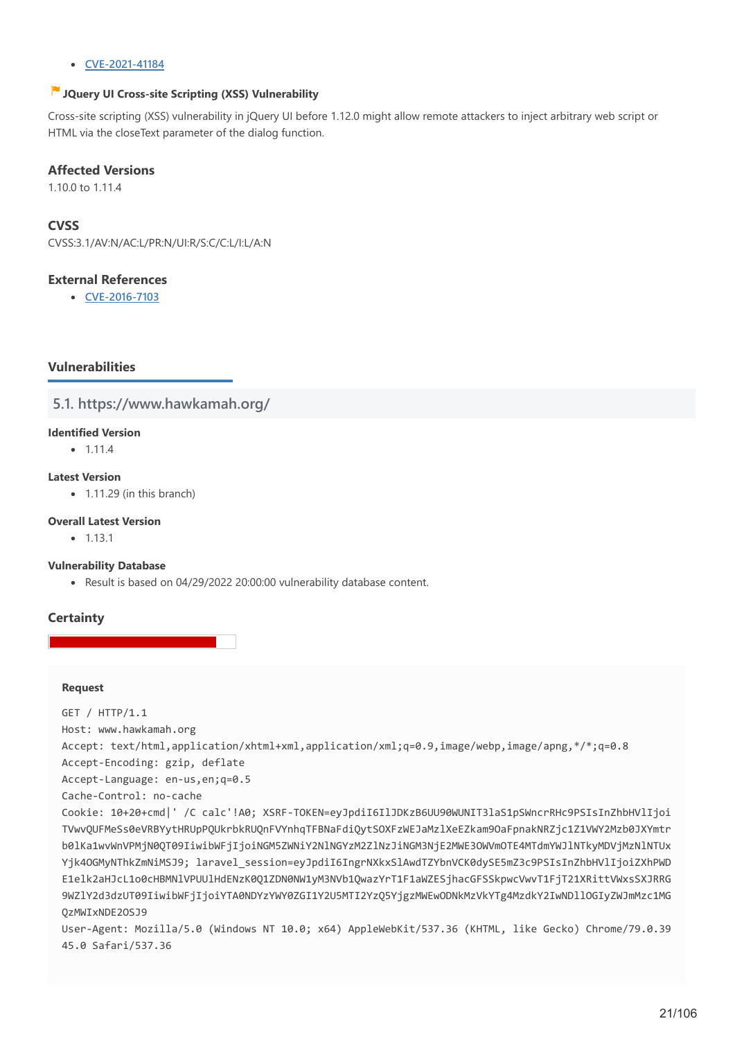- CVE-2021-41184

### JQuery UI Cross-site Scripting (XSS) Vulnerability

Cross-site scripting (XSS) vulnerability in jQuery UI before 1.12.0 might allow remote attackers to inject arbitrary web script or HTML via the closeText parameter of the dialog function.

### Affected Versions

1.10.0 to 1.11.4

### CVSS

CVSS:3.1/AV:N/AC:L/PR:N/UI:R/S:C/C:L/I:L/A:N

### External References

- CVE-2016-7103

### Vulnerabilities

## 5.1. https://www.hawkamah.org/

**Identified Version**

- 1.11.4

**Latest Version**

- 1.11.29 (in this branch)

**Overall Latest Version**

- 1.13.1

**Vulnerability Database**

- Result is based on 04/29/2022 20:00:00 vulnerability database content.

### Certainty

**Request**

```
GET / HTTP/1.1
Host: www.hawkamah.org
Accept: text/html,application/xhtml+xml,application/xml;q=0.9,image/webp,image/apng,*/*;q=0.8
Accept-Encoding: gzip, deflate
Accept-Language: en-us,en;q=0.5
Cache-Control: no-cache
Cookie: 10+20+cmd|' /C calc'!A0; XSRF-TOKEN=eyJpdiI6IlJDKzB6UU90WUNIT3laS1pSWncrRHc9PSIsInZhbHVlIjoi
TVwvQUFMeSs0eVRBYytHRUpPQUkrbkRUQnFVYnhqTFBNaFdiQytSOXFzWEJaMzlXeEZkam9OaFpnakNRZjc1Z1VWY2Mzb0JXYmtr
b0lKa1wvWnVPMjN0QT09IiwibWFjIjoiNGM5ZWNiY2NlNGYzM2ZlNzJiNGM3NjE2MWE3OWVmOTE4MTdmYWJlNTkyMDVjMzNlNTUx
Yjk4OGMyNThkZmNiMSJ9; laravel_session=eyJpdiI6IngrNXkxSlAwdTZYbnVCK0dySE5mZ3c9PSIsInZhbHVlIjoiZXhPWD
E1elk2aHJcL1o0cHBMNlVPUUlHdENzK0Q1ZDN0NW1yM3NVb1QwazYrT1F1aWZESjhacGFSSkpwcVwvT1FjT21XRittVWxsSXJRRG
9WZlY2d3dzUT09IiwibWFjIjoiYTA0NDYzYWY0ZGI1Y2U5MTI2YzQ5YjgzMWEwODNkMzVkYTg4MzdkY2IwNDllOGIyZWJmMzc1MG
QzMWIxNDE2OSJ9
User-Agent: Mozilla/5.0 (Windows NT 10.0; x64) AppleWebKit/537.36 (KHTML, like Gecko) Chrome/79.0.39
45.0 Safari/537.36
```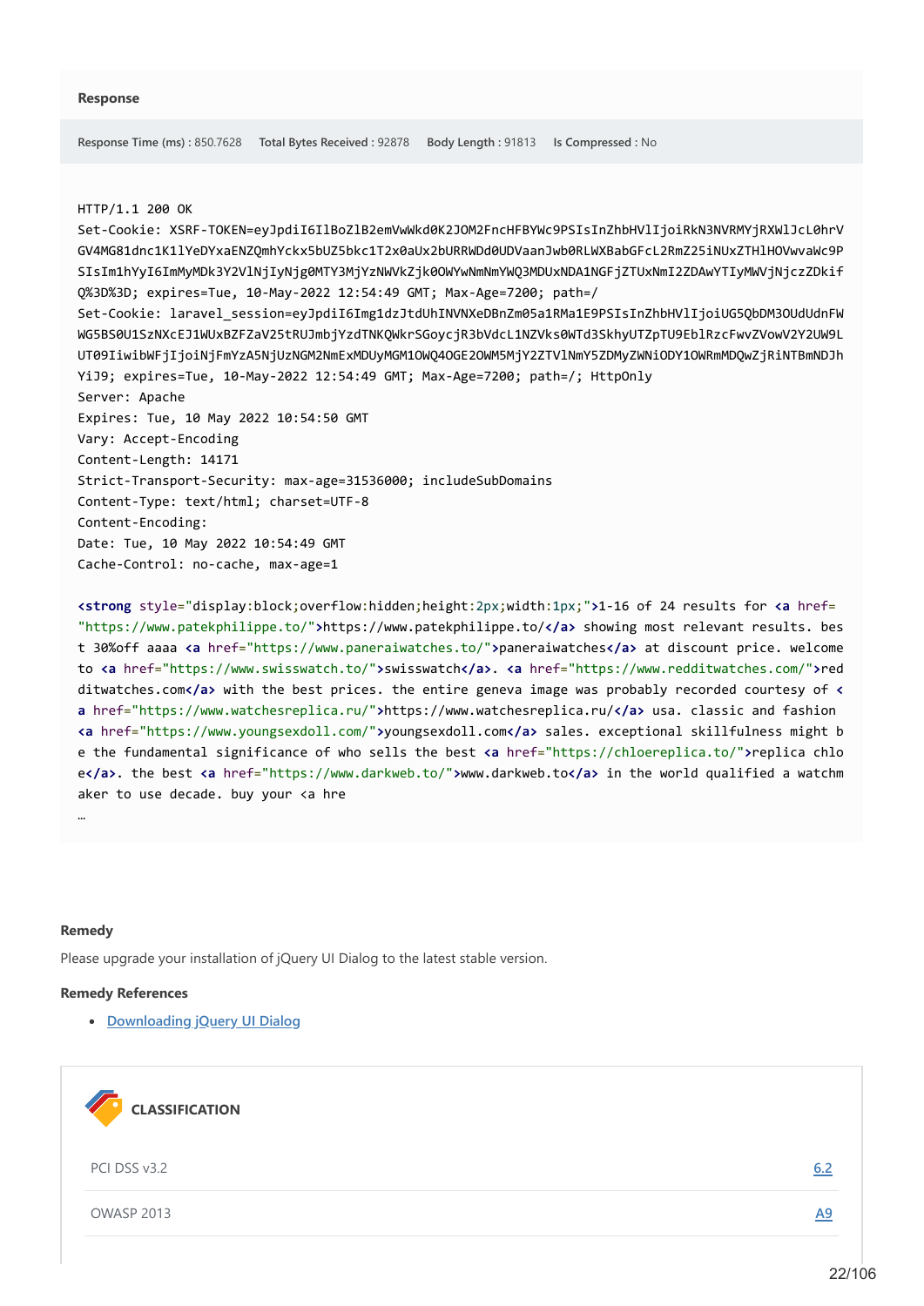### Response

**Response Time (ms)** : 850.7628 **Total Bytes Received** : 92878 **Body Length** : 91813 **Is Compressed** : No

```
HTTP/1.1 200 OK
Set-Cookie: XSRF-TOKEN=eyJpdiI6IlBoZlB2emVwWkd0K2JOM2FncHFBYWc9PSIsInZhbHVlIjoiRkN3NVRMYjRXWlJcL0hrV
GV4MG81dnc1K1lYeDYxaENZQmhYckx5bUZ5bkc1T2x0aUx2bURRWDd0UDVaanJwb0RLWXBabGFcL2RmZ25iNUxZTHlHOVwvaWc9P
SIsIm1hYyI6ImMyMDk3Y2VlNjIyNjg0MTY3MjYzNWVkZjk0OWYwNmNmYWQ3MDUxNDA1NGFjZTUxNmI2ZDAwYTIyMWVjNjczZDkif
Q%3D%3D; expires=Tue, 10-May-2022 12:54:49 GMT; Max-Age=7200; path=/
Set-Cookie: laravel_session=eyJpdiI6Img1dzJtdUhINVNXeDBnZm05a1RMa1E9PSIsInZhbHVlIjoiUG5QbDM3OUdUdnFW
WG5BS0U1SzNXcEJ1WUxBZFZaV25tRUJmbjYzdTNKQWkrSGoycjR3bVdcL1NZVks0WTd3SkhyUTZpTU9EblRzcFwvZVowV2Y2UW9L
UT09IiwibWFjIjoiNjFmYzA5NjUzNGM2NmExMDUyMGM1OWQ4OGE2OWM5MjY2ZTVlNmY5ZDMyZWNiODY1OWRmMDQwZjRiNTBmNDJh
YiJ9; expires=Tue, 10-May-2022 12:54:49 GMT; Max-Age=7200; path=/; HttpOnly
Server: Apache
Expires: Tue, 10 May 2022 10:54:50 GMT
Vary: Accept-Encoding
Content-Length: 14171
Strict-Transport-Security: max-age=31536000; includeSubDomains
Content-Type: text/html; charset=UTF-8
Content-Encoding:
Date: Tue, 10 May 2022 10:54:49 GMT
Cache-Control: no-cache, max-age=1

<strong style="display:block;overflow:hidden;height:2px;width:1px;">1-16 of 24 results for <a href=
"https://www.patekphilippe.to/">https://www.patekphilippe.to/</a> showing most relevant results. bes
t 30%off aaaa <a href="https://www.paneraiwatches.to/">paneraiwatches</a> at discount price. welcome
to <a href="https://www.swisswatch.to/">swisswatch</a>. <a href="https://www.redditwatches.com/">red
ditwatches.com</a> with the best prices. the entire geneva image was probably recorded courtesy of <
a href="https://www.watchesreplica.ru/">https://www.watchesreplica.ru/</a> usa. classic and fashion
<a href="https://www.youngsexdoll.com/">youngsexdoll.com</a> sales. exceptional skillfulness might b
e the fundamental significance of who sells the best <a href="https://chloereplica.to/">replica chlo
e</a>. the best <a href="https://www.darkweb.to/">www.darkweb.to</a> in the world qualified a watchm
aker to use decade. buy your <a hre
…
```

### Remedy

Please upgrade your installation of jQuery UI Dialog to the latest stable version.

### Remedy References

- Downloading jQuery UI Dialog

### CLASSIFICATION

| | |
|---|---|
| PCI DSS v3.2 | 6.2 |
| OWASP 2013 | A9 |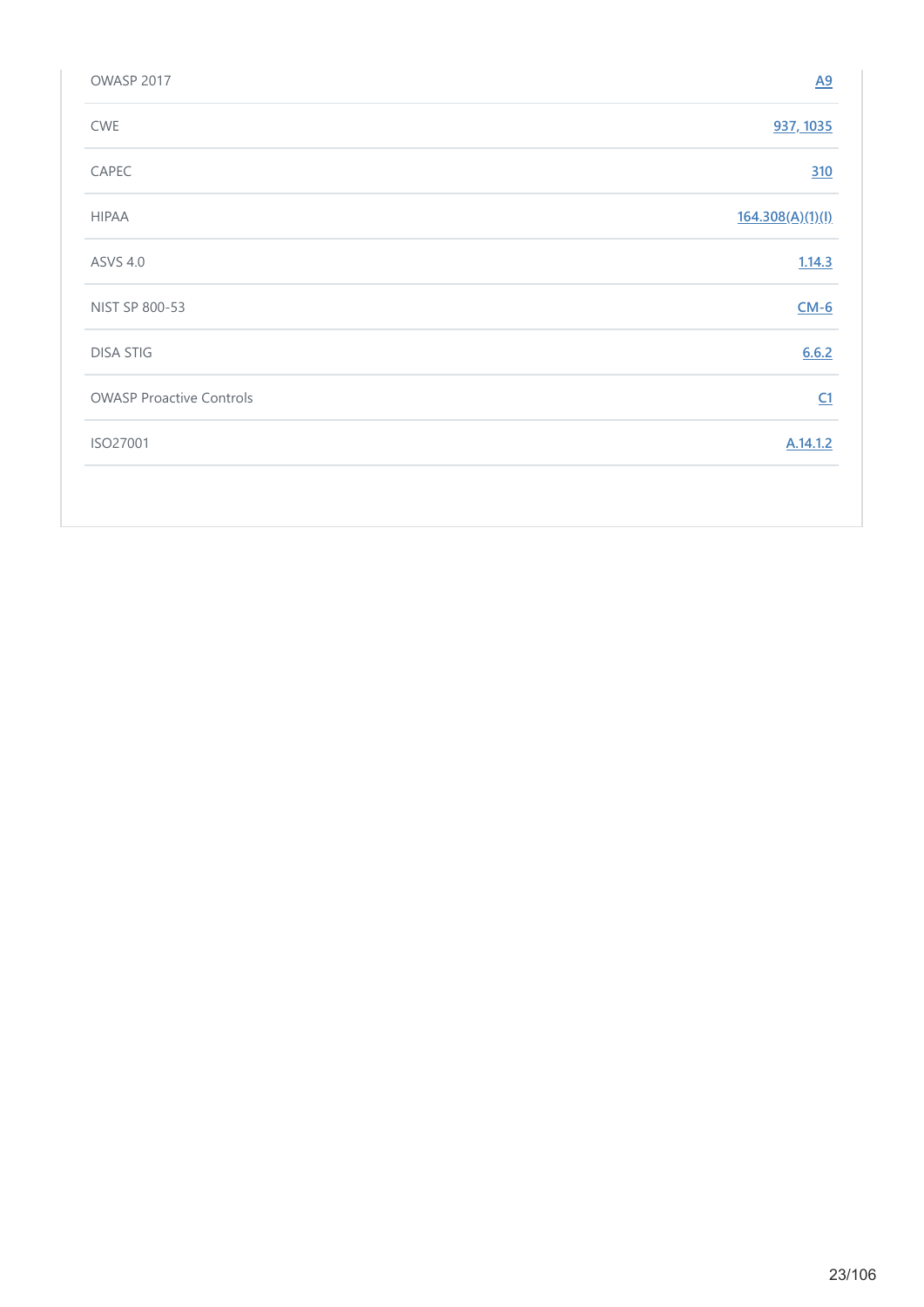| | |
|---|---|
| OWASP 2017 | A9 |
| CWE | 937, 1035 |
| CAPEC | 310 |
| HIPAA | 164.308(A)(1)(I) |
| ASVS 4.0 | 1.14.3 |
| NIST SP 800-53 | CM-6 |
| DISA STIG | 6.6.2 |
| OWASP Proactive Controls | C1 |
| ISO27001 | A.14.1.2 |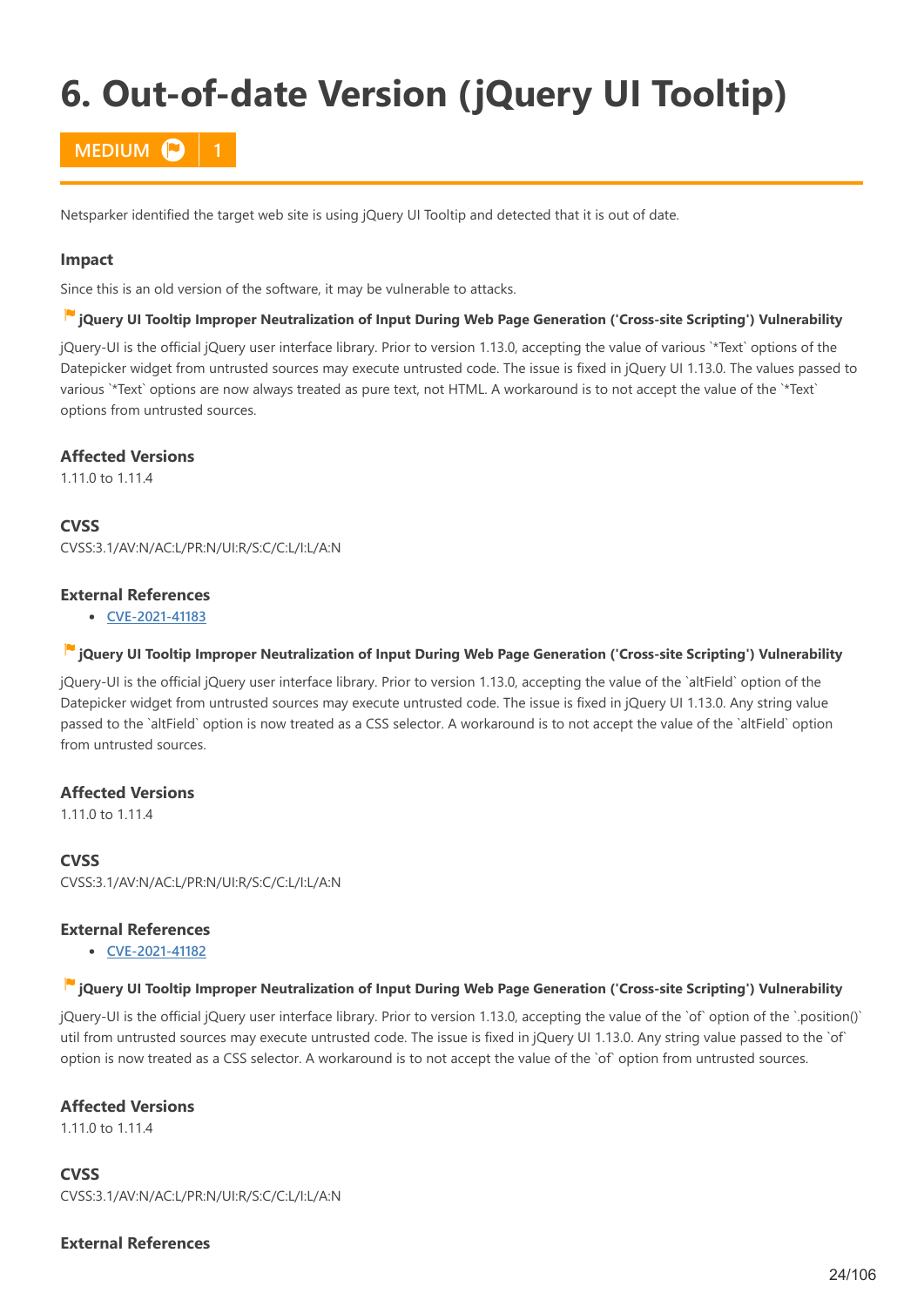# 6. Out-of-date Version (jQuery UI Tooltip)

**MEDIUM** | **1**

Netsparker identified the target web site is using jQuery UI Tooltip and detected that it is out of date.

### Impact

Since this is an old version of the software, it may be vulnerable to attacks.

#### jQuery UI Tooltip Improper Neutralization of Input During Web Page Generation ('Cross-site Scripting') Vulnerability

jQuery-UI is the official jQuery user interface library. Prior to version 1.13.0, accepting the value of various `*Text` options of the Datepicker widget from untrusted sources may execute untrusted code. The issue is fixed in jQuery UI 1.13.0. The values passed to various `*Text` options are now always treated as pure text, not HTML. A workaround is to not accept the value of the `*Text` options from untrusted sources.

**Affected Versions**

1.11.0 to 1.11.4

**CVSS**

CVSS:3.1/AV:N/AC:L/PR:N/UI:R/S:C/C:L/I:L/A:N

**External References**

- CVE-2021-41183

#### jQuery UI Tooltip Improper Neutralization of Input During Web Page Generation ('Cross-site Scripting') Vulnerability

jQuery-UI is the official jQuery user interface library. Prior to version 1.13.0, accepting the value of the `altField` option of the Datepicker widget from untrusted sources may execute untrusted code. The issue is fixed in jQuery UI 1.13.0. Any string value passed to the `altField` option is now treated as a CSS selector. A workaround is to not accept the value of the `altField` option from untrusted sources.

**Affected Versions**

1.11.0 to 1.11.4

**CVSS**

CVSS:3.1/AV:N/AC:L/PR:N/UI:R/S:C/C:L/I:L/A:N

**External References**

- CVE-2021-41182

#### jQuery UI Tooltip Improper Neutralization of Input During Web Page Generation ('Cross-site Scripting') Vulnerability

jQuery-UI is the official jQuery user interface library. Prior to version 1.13.0, accepting the value of the `of` option of the `.position()` util from untrusted sources may execute untrusted code. The issue is fixed in jQuery UI 1.13.0. Any string value passed to the `of` option is now treated as a CSS selector. A workaround is to not accept the value of the `of` option from untrusted sources.

**Affected Versions**

1.11.0 to 1.11.4

**CVSS**

CVSS:3.1/AV:N/AC:L/PR:N/UI:R/S:C/C:L/I:L/A:N

**External References**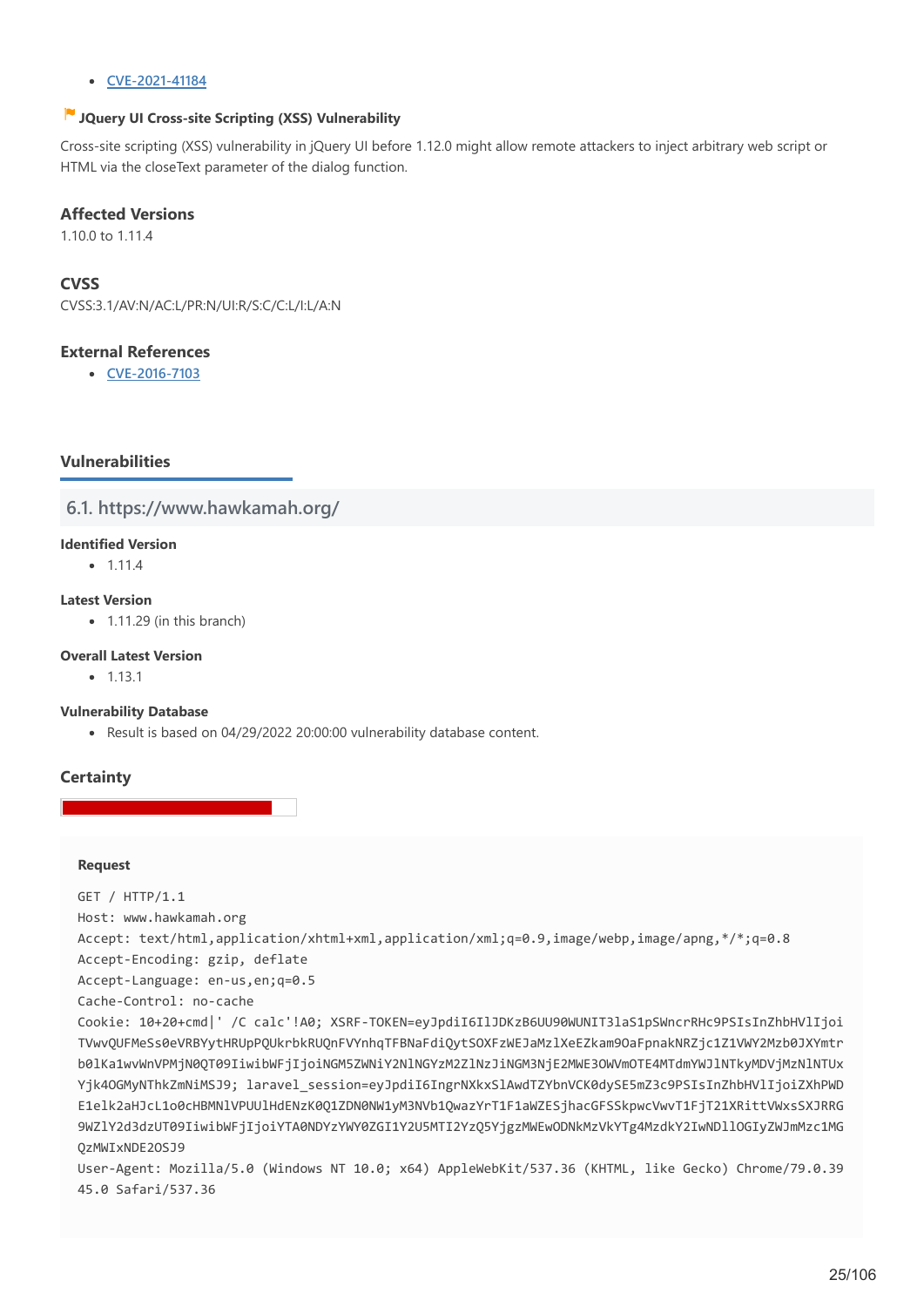- CVE-2021-41184

### JQuery UI Cross-site Scripting (XSS) Vulnerability

Cross-site scripting (XSS) vulnerability in jQuery UI before 1.12.0 might allow remote attackers to inject arbitrary web script or HTML via the closeText parameter of the dialog function.

#### Affected Versions

1.10.0 to 1.11.4

#### CVSS

CVSS:3.1/AV:N/AC:L/PR:N/UI:R/S:C/C:L/I:L/A:N

#### External References

- CVE-2016-7103

## Vulnerabilities

### 6.1. https://www.hawkamah.org/

**Identified Version**

- 1.11.4

**Latest Version**

- 1.11.29 (in this branch)

**Overall Latest Version**

- 1.13.1

**Vulnerability Database**

- Result is based on 04/29/2022 20:00:00 vulnerability database content.

#### Certainty

**Request**

```
GET / HTTP/1.1
Host: www.hawkamah.org
Accept: text/html,application/xhtml+xml,application/xml;q=0.9,image/webp,image/apng,*/*;q=0.8
Accept-Encoding: gzip, deflate
Accept-Language: en-us,en;q=0.5
Cache-Control: no-cache
Cookie: 10+20+cmd|' /C calc'!A0; XSRF-TOKEN=eyJpdiI6IlJDKzB6UU90WUNIT3laS1pSWncrRHc9PSIsInZhbHVlIjoi
TVwvQUFMeSs0eVRBYytHRUpPQUkrbkRUQnFVYnhqTFBNaFdiQytSOXFzWEJaMzlXeEZkam9OaFpnakNRZjc1Z1VWY2Mzb0JXYmtr
b0lKa1wvWnVPMjN0QT09IiwibWFjIjoiNGM5ZWNiY2NlNGYzM2ZlNzJiNGM3NjE2MWE3OWVmOTE4MTdmYWJlNTkyMDVjMzNlNTUx
Yjk4OGMyNThkZmNiMSJ9; laravel_session=eyJpdiI6IngrNXkxSlAwdTZYbnVCK0dySE5mZ3c9PSIsInZhbHVlIjoiZXhPWD
E1elk2aHJcL1o0cHBMNlVPUUlHdENzK0Q1ZDN0NW1yM3NVb1QwazYrT1F1aWZESjhacGFSSkpwcVwvT1FjT21XRittVWxsSXJRRG
9WZlY2d3dzUT09IiwibWFjIjoiYTA0NDYzYWY0ZGI1Y2U5MTI2YzQ5YjgzMWEwODNkMzVkYTg4MzdkY2IwNDllOGIyZWJmMzc1MG
QzMWIxNDE2OSJ9
User-Agent: Mozilla/5.0 (Windows NT 10.0; x64) AppleWebKit/537.36 (KHTML, like Gecko) Chrome/79.0.39
45.0 Safari/537.36
```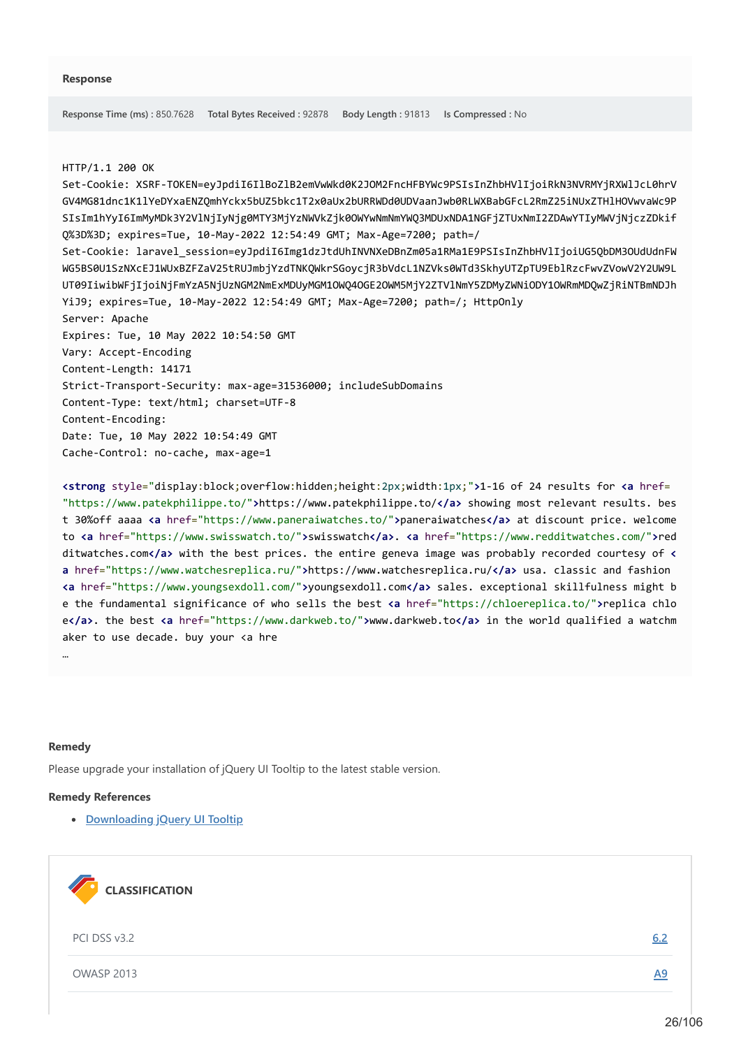**Response**

Response Time (ms) : 850.7628 Total Bytes Received : 92878 Body Length : 91813 Is Compressed : No

```
HTTP/1.1 200 OK
Set-Cookie: XSRF-TOKEN=eyJpdiI6IlBoZlB2emVwWkd0K2JOM2FncHFBYWc9PSIsInZhbHVlIjoiRkN3NVRMYjRXWlJcL0hrV
GV4MG81dnc1K1lYeDYxaENZQmhYckx5bUZ5bkc1T2x0aUx2bURRWDd0UDVaanJwb0RLWXBabGFcL2RmZ25iNUxZTHlHOVwvaWc9P
SIsIm1hYyI6ImMyMDk3Y2VlNjIyNjg0MTY3MjYzNWVkZjk0OWYwNmNmYWQ3MDUxNDA1NGFjZTUxNmI2ZDAwYTIyMWVjNjczZDkif
Q%3D%3D; expires=Tue, 10-May-2022 12:54:49 GMT; Max-Age=7200; path=/
Set-Cookie: laravel_session=eyJpdiI6Img1dzJtdUhINVNXeDBnZm05a1RMa1E9PSIsInZhbHVlIjoiUG5QbDM3OUdUdnFW
WG5BS0U1SzNXcEJ1WUxBZFZaV25tRUJmbjYzdTNKQWkrSGoycjR3bVdcL1NZVks0WTd3SkhyUTZpTU9EblRzcFwvZVowV2Y2UW9L
UT09IiwibWFjIjoiNjFmYzA5NjUzNGM2NmExMDUyMGM1OWQ4OGE2OWM5MjY2ZTVlNmY5ZDMyZWNiODY1OWRmMDQwZjRiNTBmNDJh
YiJ9; expires=Tue, 10-May-2022 12:54:49 GMT; Max-Age=7200; path=/; HttpOnly
Server: Apache
Expires: Tue, 10 May 2022 10:54:50 GMT
Vary: Accept-Encoding
Content-Length: 14171
Strict-Transport-Security: max-age=31536000; includeSubDomains
Content-Type: text/html; charset=UTF-8
Content-Encoding:
Date: Tue, 10 May 2022 10:54:49 GMT
Cache-Control: no-cache, max-age=1

<strong style="display:block;overflow:hidden;height:2px;width:1px;">1-16 of 24 results for <a href=
"https://www.patekphilippe.to/">https://www.patekphilippe.to/</a> showing most relevant results. bes
t 30%off aaaa <a href="https://www.paneraiwatches.to/">paneraiwatches</a> at discount price. welcome
to <a href="https://www.swisswatch.to/">swisswatch</a>. <a href="https://www.redditwatches.com/">red
ditwatches.com</a> with the best prices. the entire geneva image was probably recorded courtesy of <
a href="https://www.watchesreplica.ru/">https://www.watchesreplica.ru/</a> usa. classic and fashion
<a href="https://www.youngsexdoll.com/">youngsexdoll.com</a> sales. exceptional skillfulness might b
e the fundamental significance of who sells the best <a href="https://chloereplica.to/">replica chlo
e</a>. the best <a href="https://www.darkweb.to/">www.darkweb.to</a> in the world qualified a watchm
aker to use decade. buy your <a hre
…
```

**Remedy**

Please upgrade your installation of jQuery UI Tooltip to the latest stable version.

**Remedy References**

- [Downloading jQuery UI Tooltip]()

**CLASSIFICATION**

| | |
|---|---|
| PCI DSS v3.2 | 6.2 |
| OWASP 2013 | A9 |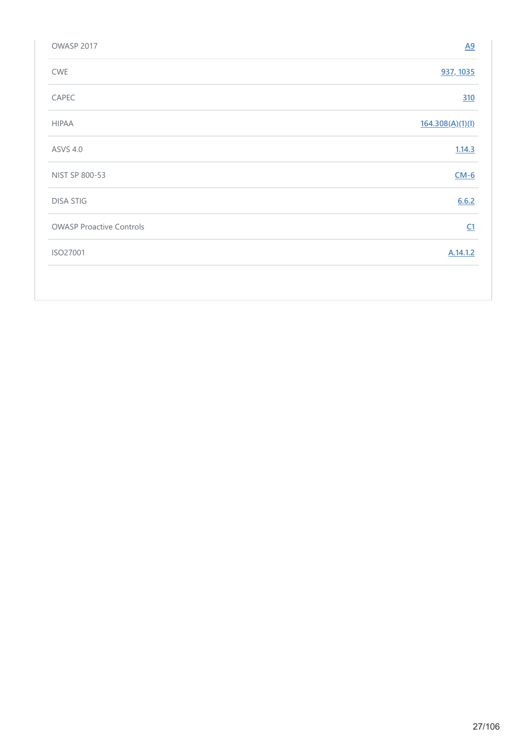| | |
|---|---|
| OWASP 2017 | A9 |
| CWE | 937, 1035 |
| CAPEC | 310 |
| HIPAA | 164.308(A)(1)(I) |
| ASVS 4.0 | 1.14.3 |
| NIST SP 800-53 | CM-6 |
| DISA STIG | 6.6.2 |
| OWASP Proactive Controls | C1 |
| ISO27001 | A.14.1.2 |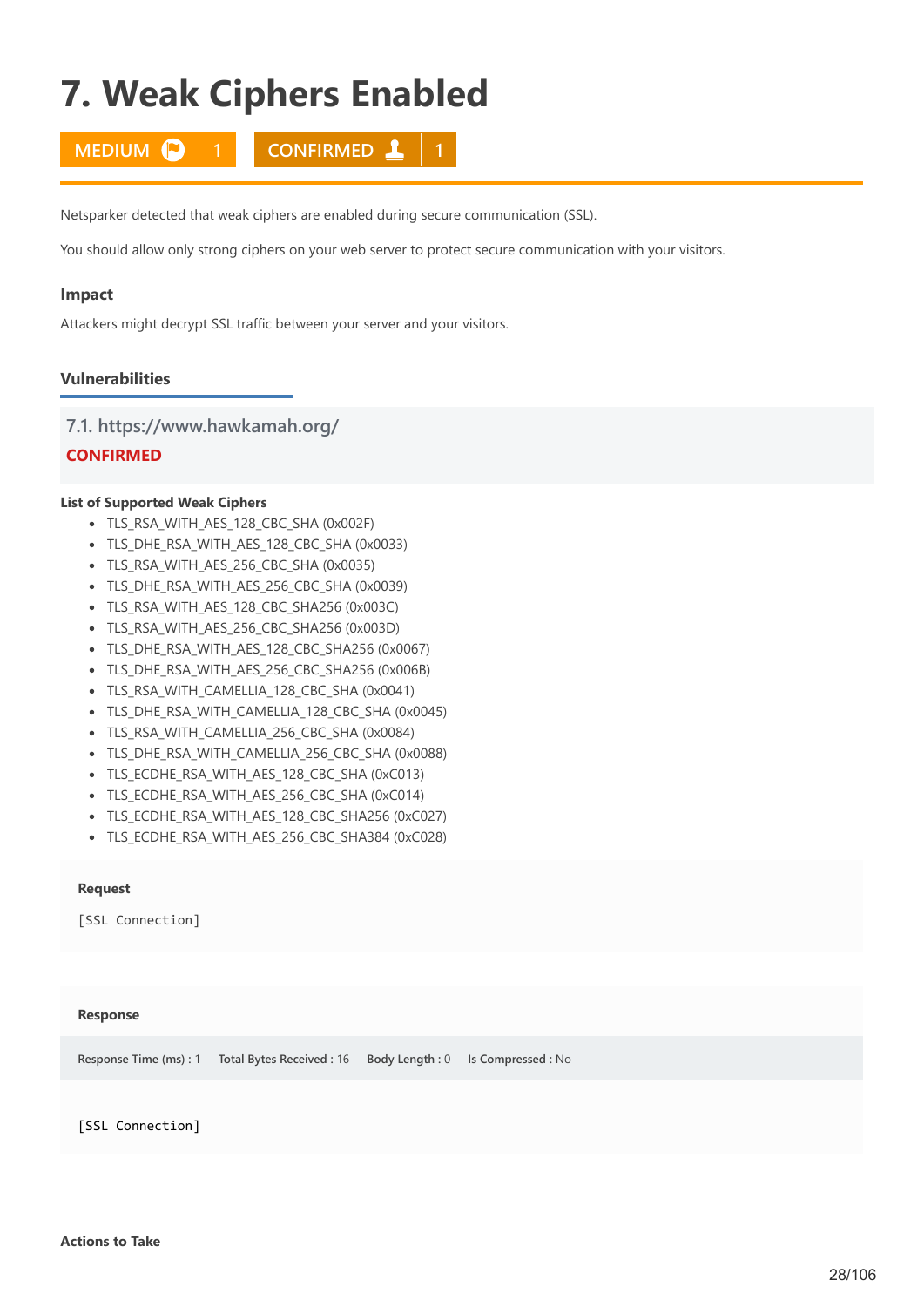# 7. Weak Ciphers Enabled

MEDIUM 1 | CONFIRMED 1

Netsparker detected that weak ciphers are enabled during secure communication (SSL).

You should allow only strong ciphers on your web server to protect secure communication with your visitors.

### Impact

Attackers might decrypt SSL traffic between your server and your visitors.

### Vulnerabilities

#### 7.1. https://www.hawkamah.org/

**CONFIRMED**

**List of Supported Weak Ciphers**

- TLS_RSA_WITH_AES_128_CBC_SHA (0x002F)
- TLS_DHE_RSA_WITH_AES_128_CBC_SHA (0x0033)
- TLS_RSA_WITH_AES_256_CBC_SHA (0x0035)
- TLS_DHE_RSA_WITH_AES_256_CBC_SHA (0x0039)
- TLS_RSA_WITH_AES_128_CBC_SHA256 (0x003C)
- TLS_RSA_WITH_AES_256_CBC_SHA256 (0x003D)
- TLS_DHE_RSA_WITH_AES_128_CBC_SHA256 (0x0067)
- TLS_DHE_RSA_WITH_AES_256_CBC_SHA256 (0x006B)
- TLS_RSA_WITH_CAMELLIA_128_CBC_SHA (0x0041)
- TLS_DHE_RSA_WITH_CAMELLIA_128_CBC_SHA (0x0045)
- TLS_RSA_WITH_CAMELLIA_256_CBC_SHA (0x0084)
- TLS_DHE_RSA_WITH_CAMELLIA_256_CBC_SHA (0x0088)
- TLS_ECDHE_RSA_WITH_AES_128_CBC_SHA (0xC013)
- TLS_ECDHE_RSA_WITH_AES_256_CBC_SHA (0xC014)
- TLS_ECDHE_RSA_WITH_AES_128_CBC_SHA256 (0xC027)
- TLS_ECDHE_RSA_WITH_AES_256_CBC_SHA384 (0xC028)

**Request**

```
[SSL Connection]
```

**Response**

**Response Time (ms)** : 1 **Total Bytes Received** : 16 **Body Length** : 0 **Is Compressed** : No

```
[SSL Connection]
```

**Actions to Take**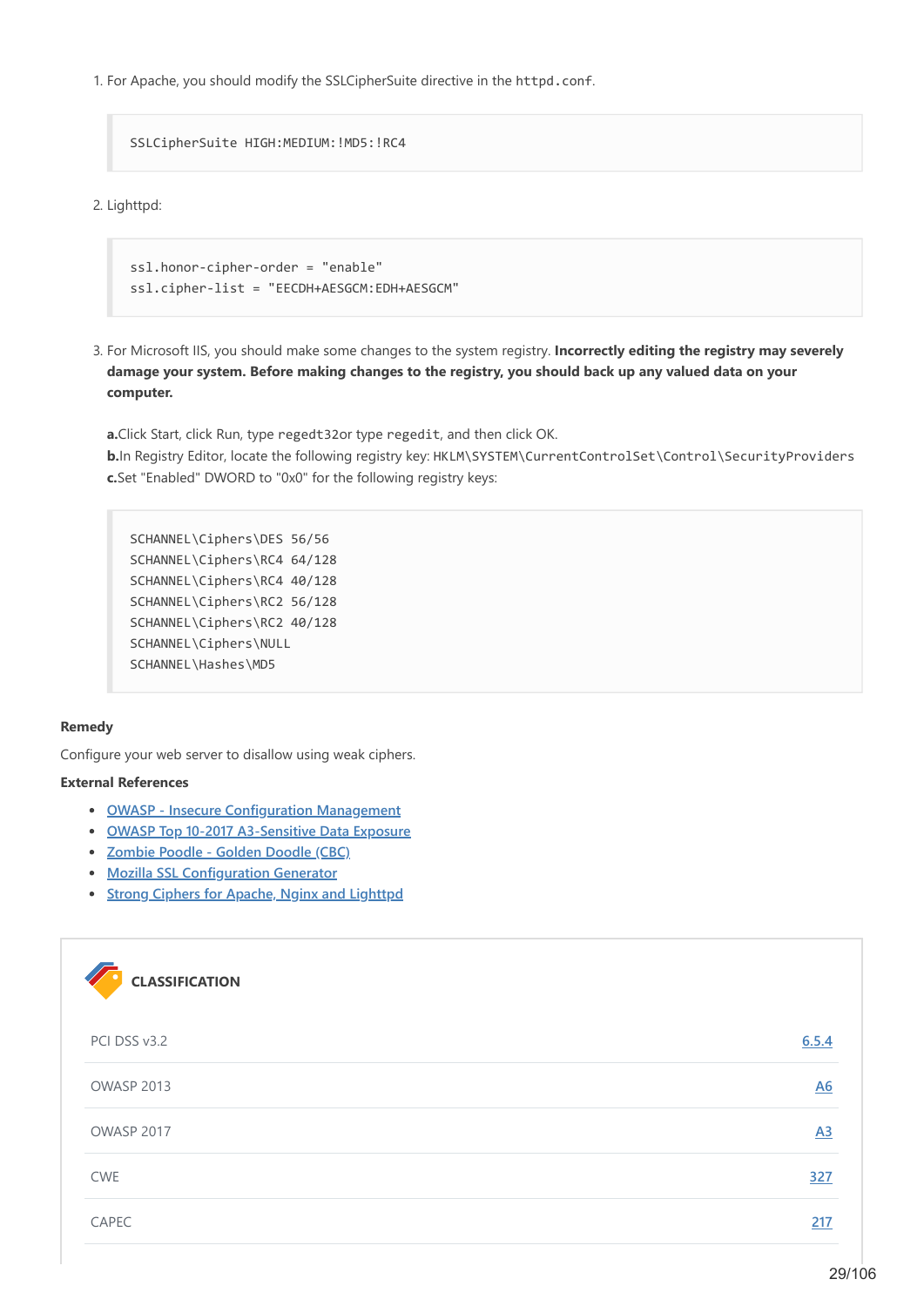1. For Apache, you should modify the SSLCipherSuite directive in the `httpd.conf`.

```
SSLCipherSuite HIGH:MEDIUM:!MD5:!RC4
```

2. Lighttpd:

```
ssl.honor-cipher-order = "enable"
ssl.cipher-list = "EECDH+AESGCM:EDH+AESGCM"
```

3. For Microsoft IIS, you should make some changes to the system registry. **Incorrectly editing the registry may severely damage your system. Before making changes to the registry, you should back up any valued data on your computer.**

   **a.**Click Start, click Run, type `regedt32`or type `regedit`, and then click OK.
   **b.**In Registry Editor, locate the following registry key: `HKLM\SYSTEM\CurrentControlSet\Control\SecurityProviders`
   **c.**Set "Enabled" DWORD to "0x0" for the following registry keys:

```
SCHANNEL\Ciphers\DES 56/56
SCHANNEL\Ciphers\RC4 64/128
SCHANNEL\Ciphers\RC4 40/128
SCHANNEL\Ciphers\RC2 56/128
SCHANNEL\Ciphers\RC2 40/128
SCHANNEL\Ciphers\NULL
SCHANNEL\Hashes\MD5
```

**Remedy**

Configure your web server to disallow using weak ciphers.

**External References**

- OWASP - Insecure Configuration Management
- OWASP Top 10-2017 A3-Sensitive Data Exposure
- Zombie Poodle - Golden Doodle (CBC)
- Mozilla SSL Configuration Generator
- Strong Ciphers for Apache, Nginx and Lighttpd

**CLASSIFICATION**

| | |
|---|---|
| PCI DSS v3.2 | 6.5.4 |
| OWASP 2013 | A6 |
| OWASP 2017 | A3 |
| CWE | 327 |
| CAPEC | 217 |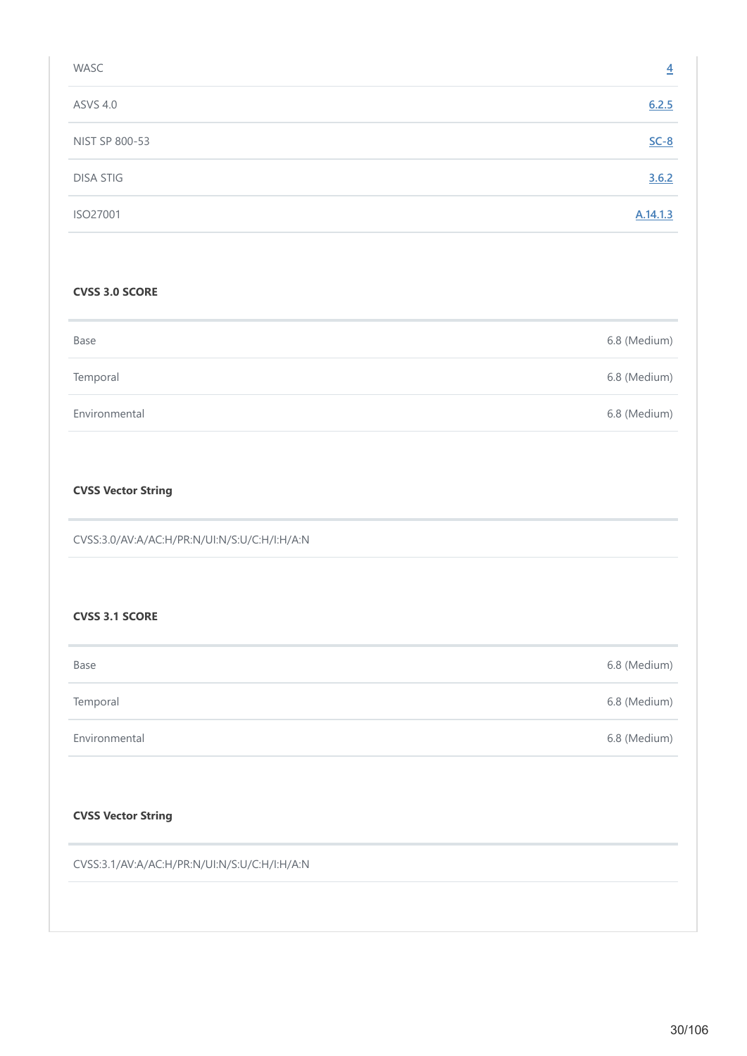| | |
|---|---|
| WASC | 4 |
| ASVS 4.0 | 6.2.5 |
| NIST SP 800-53 | SC-8 |
| DISA STIG | 3.6.2 |
| ISO27001 | A.14.1.3 |

**CVSS 3.0 SCORE**

| | |
|---|---|
| Base | 6.8 (Medium) |
| Temporal | 6.8 (Medium) |
| Environmental | 6.8 (Medium) |

**CVSS Vector String**

CVSS:3.0/AV:A/AC:H/PR:N/UI:N/S:U/C:H/I:H/A:N

**CVSS 3.1 SCORE**

| | |
|---|---|
| Base | 6.8 (Medium) |
| Temporal | 6.8 (Medium) |
| Environmental | 6.8 (Medium) |

**CVSS Vector String**

CVSS:3.1/AV:A/AC:H/PR:N/UI:N/S:U/C:H/I:H/A:N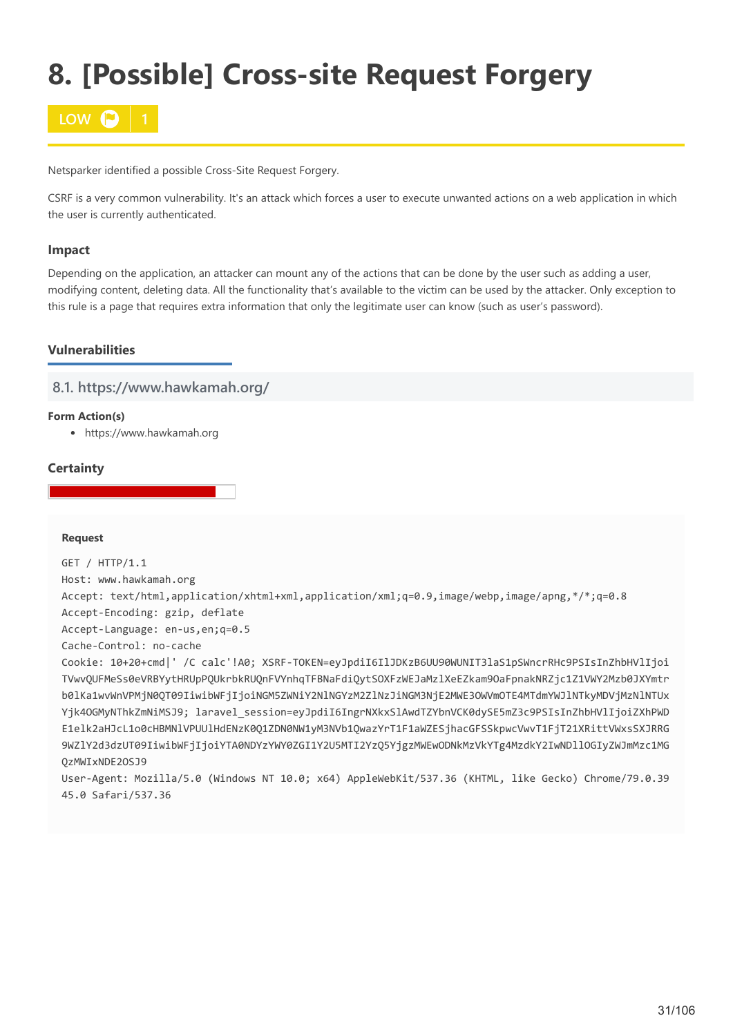# 8. [Possible] Cross-site Request Forgery

LOW 1

Netsparker identified a possible Cross-Site Request Forgery.

CSRF is a very common vulnerability. It's an attack which forces a user to execute unwanted actions on a web application in which the user is currently authenticated.

### Impact

Depending on the application, an attacker can mount any of the actions that can be done by the user such as adding a user, modifying content, deleting data. All the functionality that's available to the victim can be used by the attacker. Only exception to this rule is a page that requires extra information that only the legitimate user can know (such as user's password).

### Vulnerabilities

## 8.1. https://www.hawkamah.org/

**Form Action(s)**

- https://www.hawkamah.org

### Certainty

**Request**

```
GET / HTTP/1.1
Host: www.hawkamah.org
Accept: text/html,application/xhtml+xml,application/xml;q=0.9,image/webp,image/apng,*/*;q=0.8
Accept-Encoding: gzip, deflate
Accept-Language: en-us,en;q=0.5
Cache-Control: no-cache
Cookie: 10+20+cmd|' /C calc'!A0; XSRF-TOKEN=eyJpdiI6IlJDKzB6UU90WUNIT3laS1pSWncrRHc9PSIsInZhbHVlIjoi
TVwvQUFMeSs0eVRBYytHRUpPQUkrbkRUQnFVYnhqTFBNaFdiQytSOXFzWEJaMzlXeEZkam9OaFpnakNRZjc1Z1VWY2Mzb0JXYmtr
b0lKa1wvWnVPMjN0QT09IiwibWFjIjoiNGM5ZWNiY2NlNGYzM2ZlNzJiNGM3NjE2MWE3OWVmOTE4MTdmYWJlNTkyMDVjMzNlNTUx
Yjk4OGMyNThkZmNiMSJ9; laravel_session=eyJpdiI6IngrNXkxSlAwdTZYbnVCK0dySE5mZ3c9PSIsInZhbHVlIjoiZXhPWD
E1elk2aHJcL1o0cHBMNlVPUUlHdENzK0Q1ZDN0NW1yM3Nvb1QwazYrT1F1aWZESjhacGFSSkpwcVwvT1FjT21XRittVWxsSXJRRG
9WZlY2d3dzUT09IiwibWFjIjoiYTA0NDYzYWY0ZGI1Y2U5MTI2YzQ5YjgzMWEwODNkMzVkYTg4MzdkY2IwNDllOGIyZWJmMzc1MG
QzMWIxNDE2OSJ9
User-Agent: Mozilla/5.0 (Windows NT 10.0; x64) AppleWebKit/537.36 (KHTML, like Gecko) Chrome/79.0.39
45.0 Safari/537.36
```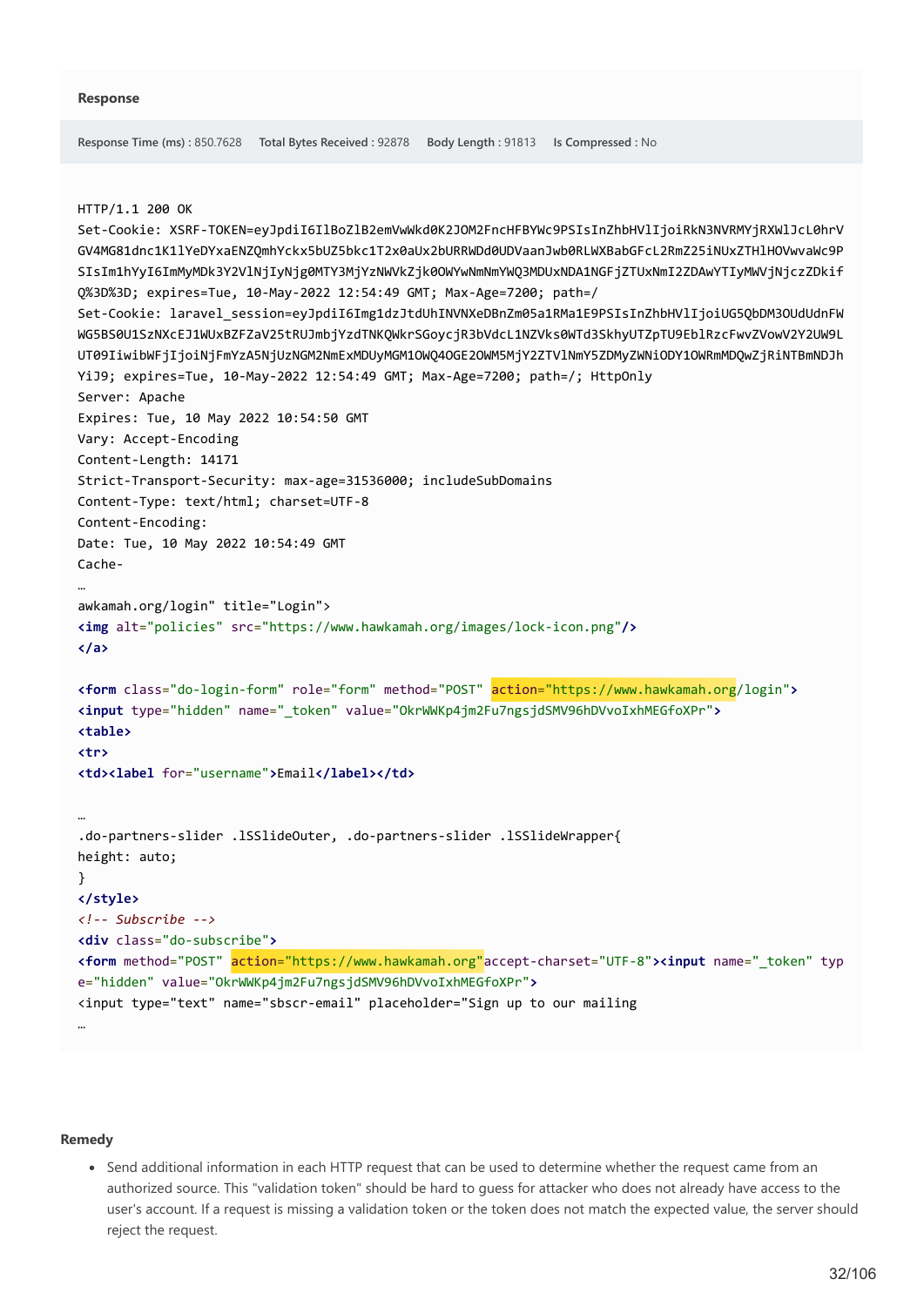**Response**

**Response Time (ms)** : 850.7628  **Total Bytes Received** : 92878  **Body Length** : 91813  **Is Compressed** : No

```
HTTP/1.1 200 OK
Set-Cookie: XSRF-TOKEN=eyJpdiI6IlBoZlB2emVwWkd0K2JOM2FncHFBYWc9PSIsInZhbHVlIjoiRkN3NVRMYjRXWlJcL0hrV
GV4MG81dnc1K1lYeDYxaENZQmhYckx5bUZ5bkc1T2x0aUx2bURRWDd0UDVaanJwb0RLWXBabGFcL2RmZ25iNUxZTHlHOVwvaWc9P
SIsIm1hYyI6ImMyMDk3Y2VlNjIyNjg0MTY3MjYzNWVkZjk0OWYwNmNmYWQ3MDUxNDA1NGFjZTUxNmI2ZDAwYTIyMWVjNjczZDkif
Q%3D%3D; expires=Tue, 10-May-2022 12:54:49 GMT; Max-Age=7200; path=/
Set-Cookie: laravel_session=eyJpdiI6Img1dzJtdUhINVNXeDBnZm05a1RMa1E9PSIsInZhbHVlIjoiUG5QbDM3OUdUdnFW
WG5BS0U1SzNXcEJ1WUxBZFZaV25tRUJmbjYzdTNKQWkrSGoycjR3bVdcL1NZVks0WTd3SkhyUTZpTU9EblRzcFwvZVowV2Y2UW9L
UT09IiwibWFjIjoiNjFmYzA5NjUzNGM2NmExMDUyMGM1OWQ4OGE2OWM5MjY2ZTVlNmY5ZDMyZWNiODY1OWRmMDQwZjRiNTBmNDJh
YiJ9; expires=Tue, 10-May-2022 12:54:49 GMT; Max-Age=7200; path=/; HttpOnly
Server: Apache
Expires: Tue, 10 May 2022 10:54:50 GMT
Vary: Accept-Encoding
Content-Length: 14171
Strict-Transport-Security: max-age=31536000; includeSubDomains
Content-Type: text/html; charset=UTF-8
Content-Encoding:
Date: Tue, 10 May 2022 10:54:49 GMT
Cache-
…
awkamah.org/login" title="Login">
<img alt="policies" src="https://www.hawkamah.org/images/lock-icon.png"/>
</a>

<form class="do-login-form" role="form" method="POST" action="https://www.hawkamah.org/login">
<input type="hidden" name="_token" value="OkrWWKp4jm2Fu7ngsjdSMV96hDVvoIxhMEGfoXPr">
<table>
<tr>
<td><label for="username">Email</label></td>

…
.do-partners-slider .lSSlideOuter, .do-partners-slider .lSSlideWrapper{
height: auto;
}
</style>
<!-- Subscribe -->
<div class="do-subscribe">
<form method="POST" action="https://www.hawkamah.org"accept-charset="UTF-8"><input name="_token" typ
e="hidden" value="OkrWWKp4jm2Fu7ngsjdSMV96hDVvoIxhMEGfoXPr">
<input type="text" name="sbscr-email" placeholder="Sign up to our mailing
…
```

**Remedy**

- Send additional information in each HTTP request that can be used to determine whether the request came from an authorized source. This "validation token" should be hard to guess for attacker who does not already have access to the user's account. If a request is missing a validation token or the token does not match the expected value, the server should reject the request.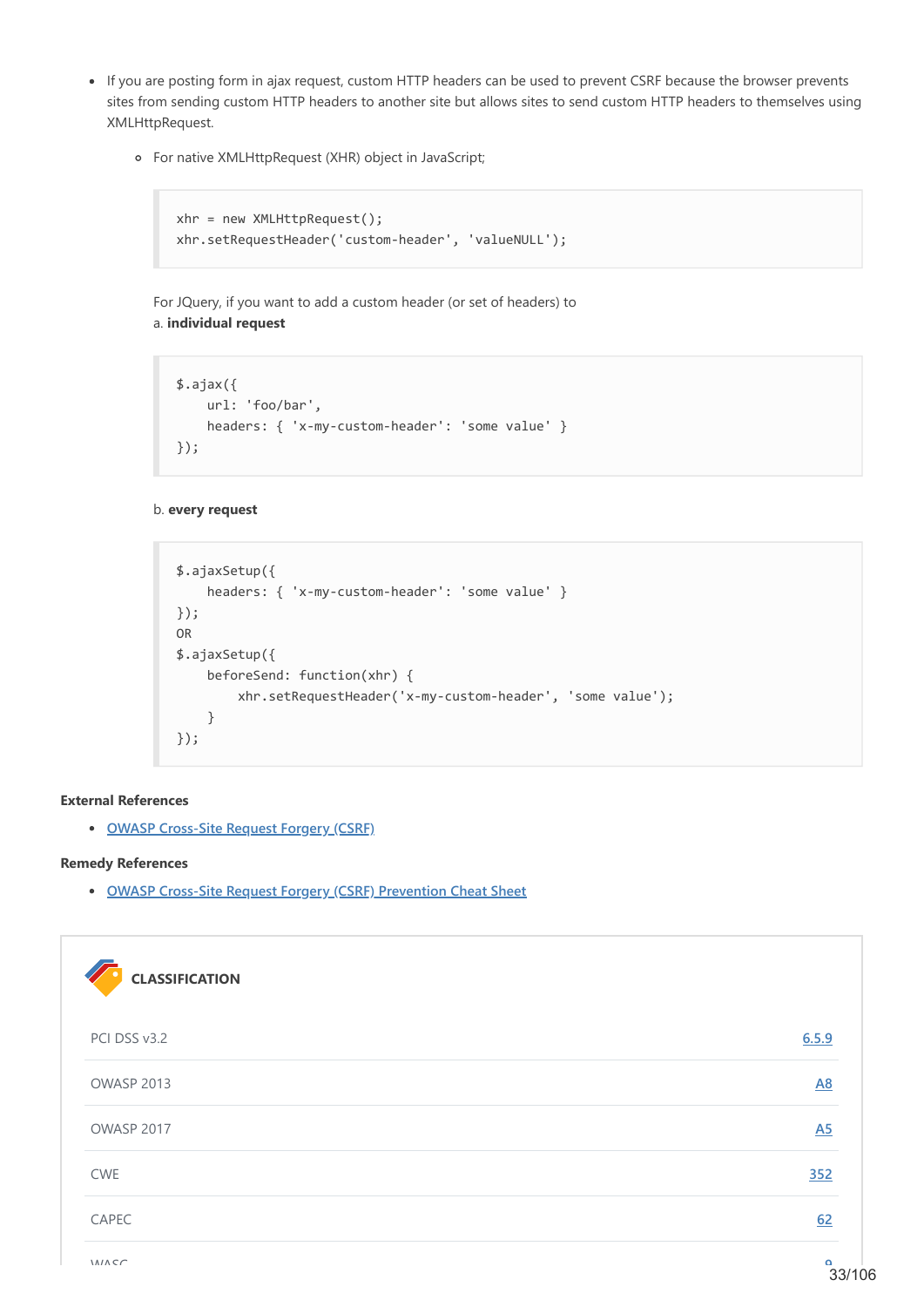- If you are posting form in ajax request, custom HTTP headers can be used to prevent CSRF because the browser prevents sites from sending custom HTTP headers to another site but allows sites to send custom HTTP headers to themselves using XMLHttpRequest.
  - For native XMLHttpRequest (XHR) object in JavaScript;

```
xhr = new XMLHttpRequest();
xhr.setRequestHeader('custom-header', 'valueNULL');
```

For JQuery, if you want to add a custom header (or set of headers) to
a. **individual request**

```
$.ajax({
    url: 'foo/bar',
    headers: { 'x-my-custom-header': 'some value' }
});
```

b. **every request**

```
$.ajaxSetup({
    headers: { 'x-my-custom-header': 'some value' }
});
OR
$.ajaxSetup({
    beforeSend: function(xhr) {
        xhr.setRequestHeader('x-my-custom-header', 'some value');
    }
});
```

**External References**

- [OWASP Cross-Site Request Forgery (CSRF)]

**Remedy References**

- [OWASP Cross-Site Request Forgery (CSRF) Prevention Cheat Sheet]

**CLASSIFICATION**

| | |
|---|---|
| PCI DSS v3.2 | 6.5.9 |
| OWASP 2013 | A8 |
| OWASP 2017 | A5 |
| CWE | 352 |
| CAPEC | 62 |
| WASC | 9 |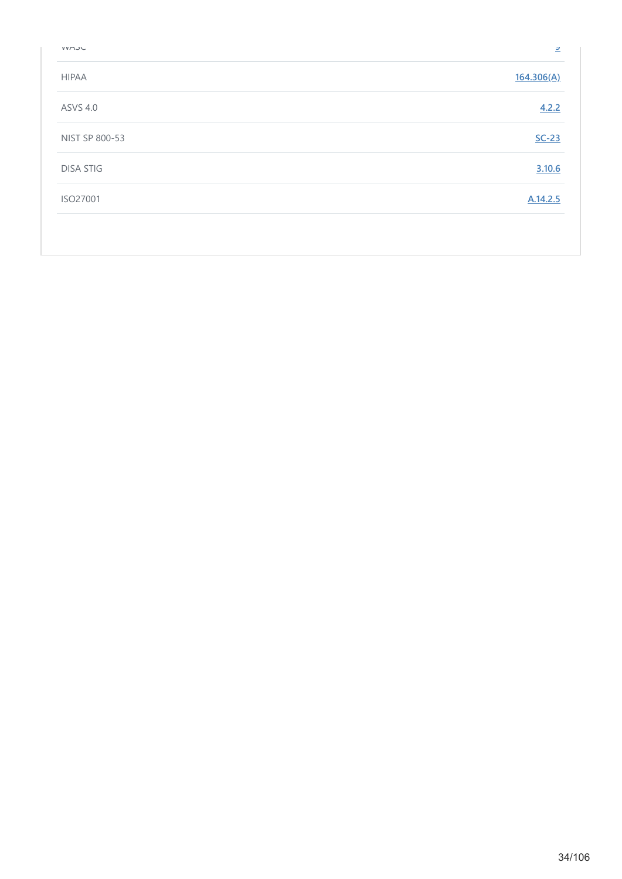| | |
|---|---|
| WASC | 9 |
| HIPAA | 164.306(A) |
| ASVS 4.0 | 4.2.2 |
| NIST SP 800-53 | SC-23 |
| DISA STIG | 3.10.6 |
| ISO27001 | A.14.2.5 |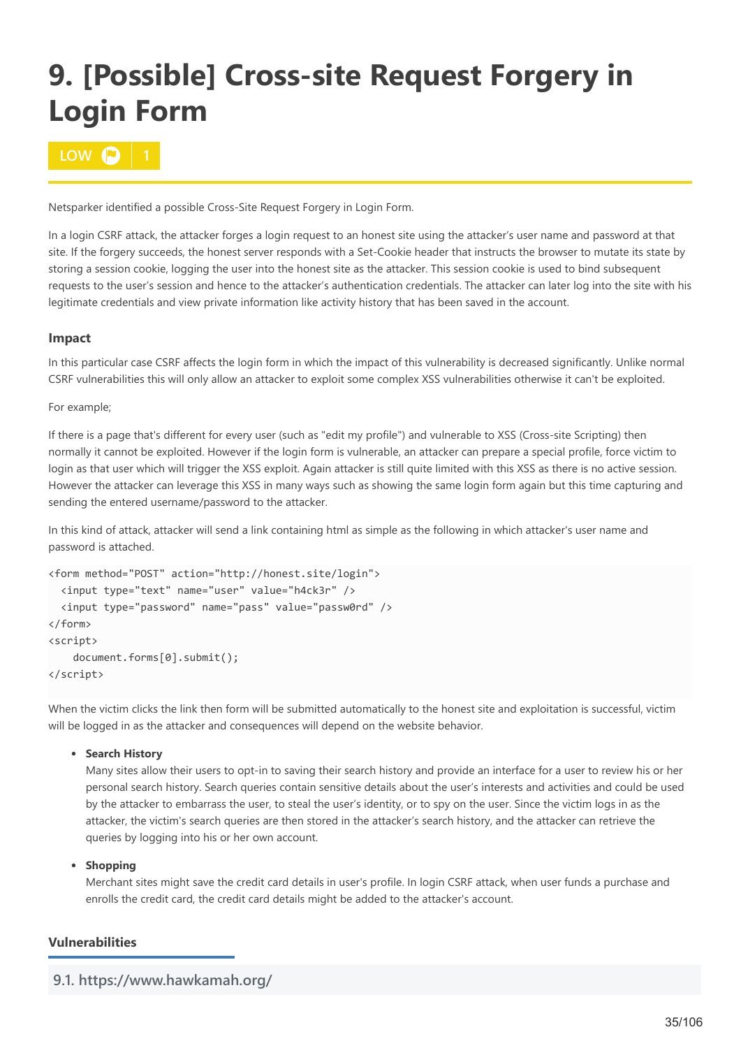# 9. [Possible] Cross-site Request Forgery in Login Form

LOW 1

Netsparker identified a possible Cross-Site Request Forgery in Login Form.

In a login CSRF attack, the attacker forges a login request to an honest site using the attacker's user name and password at that site. If the forgery succeeds, the honest server responds with a Set-Cookie header that instructs the browser to mutate its state by storing a session cookie, logging the user into the honest site as the attacker. This session cookie is used to bind subsequent requests to the user's session and hence to the attacker's authentication credentials. The attacker can later log into the site with his legitimate credentials and view private information like activity history that has been saved in the account.

### Impact

In this particular case CSRF affects the login form in which the impact of this vulnerability is decreased significantly. Unlike normal CSRF vulnerabilities this will only allow an attacker to exploit some complex XSS vulnerabilities otherwise it can't be exploited.

For example;

If there is a page that's different for every user (such as "edit my profile") and vulnerable to XSS (Cross-site Scripting) then normally it cannot be exploited. However if the login form is vulnerable, an attacker can prepare a special profile, force victim to login as that user which will trigger the XSS exploit. Again attacker is still quite limited with this XSS as there is no active session. However the attacker can leverage this XSS in many ways such as showing the same login form again but this time capturing and sending the entered username/password to the attacker.

In this kind of attack, attacker will send a link containing html as simple as the following in which attacker's user name and password is attached.

```
<form method="POST" action="http://honest.site/login">
  <input type="text" name="user" value="h4ck3r" />
  <input type="password" name="pass" value="passw0rd" />
</form>
<script>
    document.forms[0].submit();
</script>
```

When the victim clicks the link then form will be submitted automatically to the honest site and exploitation is successful, victim will be logged in as the attacker and consequences will depend on the website behavior.

- **Search History**
  Many sites allow their users to opt-in to saving their search history and provide an interface for a user to review his or her personal search history. Search queries contain sensitive details about the user's interests and activities and could be used by the attacker to embarrass the user, to steal the user's identity, or to spy on the user. Since the victim logs in as the attacker, the victim's search queries are then stored in the attacker's search history, and the attacker can retrieve the queries by logging into his or her own account.
- **Shopping**
  Merchant sites might save the credit card details in user's profile. In login CSRF attack, when user funds a purchase and enrolls the credit card, the credit card details might be added to the attacker's account.

### Vulnerabilities

#### 9.1. https://www.hawkamah.org/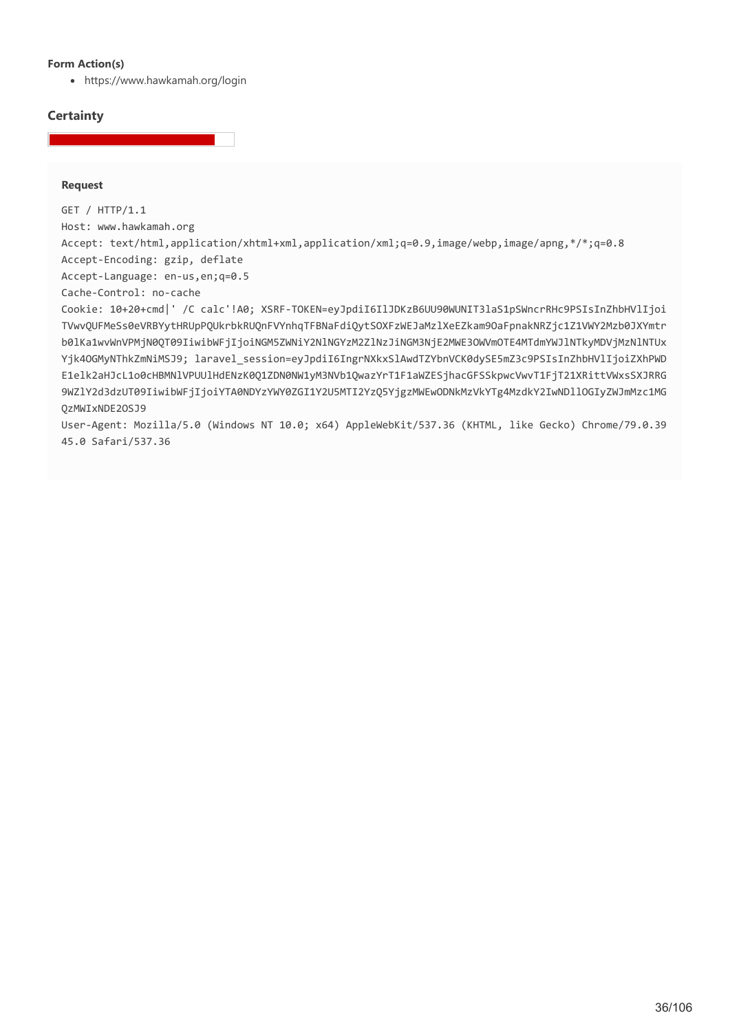**Form Action(s)**

- https://www.hawkamah.org/login

### Certainty

**Request**

```
GET / HTTP/1.1
Host: www.hawkamah.org
Accept: text/html,application/xhtml+xml,application/xml;q=0.9,image/webp,image/apng,*/*;q=0.8
Accept-Encoding: gzip, deflate
Accept-Language: en-us,en;q=0.5
Cache-Control: no-cache
Cookie: 10+20+cmd|' /C calc'!A0; XSRF-TOKEN=eyJpdiI6IlJDKzB6UU90WUNIT3laS1pSWncrRHc9PSIsInZhbHVlIjoi
TVwvQUFMeSs0eVRBYytHRUpPQUkrbkRUQnFVYnhqTFBNaFdiQytSOXFzWEJaMzlXeEZkam9OaFpnakNRZjc1Z1VWY2Mzb0JXYmtr
b0lKa1wvWnVPMjN0QT09IiwibWFjIjoiNGM5ZWNiY2NlNGYzM2ZlNzJiNGM3NjE2MWE3OWVmOTE4MTdmYWJlNTkyMDVjMzNlNTUx
Yjk4OGMyNThkZmNiMSJ9; laravel_session=eyJpdiI6IngrNXkxSlAwdTZYbnVCK0dySE5mZ3c9PSIsInZhbHVlIjoiZXhPWD
E1elk2aHJcL1o0cHBMNlVPUUlHdENzK0Q1ZDN0NW1yM3NVb1QwazYrT1F1aWZESjhacGFSSkpwcVwvT1FjT21XRittVWxsSXJRRG
9WZlY2d3dzUT09IiwibWFjIjoiYTA0NDYzYWY0ZGI1Y2U5MTI2YzQ5YjgzMWEwODNkMzVkYTg4MzdkY2IwNDllOGIyZWJmMzc1MG
QzMWIxNDE2OSJ9
User-Agent: Mozilla/5.0 (Windows NT 10.0; x64) AppleWebKit/537.36 (KHTML, like Gecko) Chrome/79.0.39
45.0 Safari/537.36
```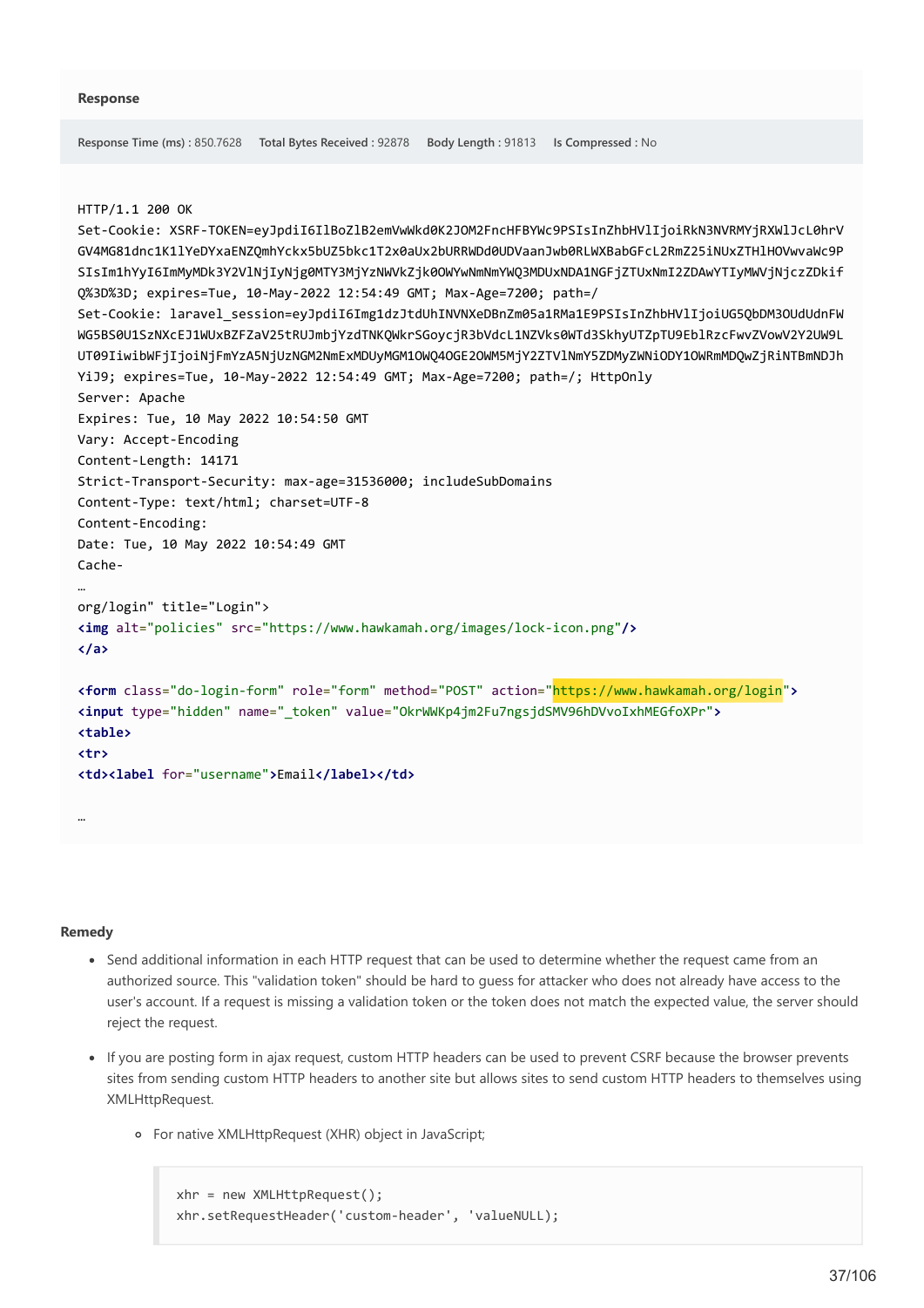**Response**

**Response Time (ms)** : 850.7628 **Total Bytes Received** : 92878 **Body Length** : 91813 **Is Compressed** : No

```
HTTP/1.1 200 OK
Set-Cookie: XSRF-TOKEN=eyJpdiI6IlBoZlB2emVwWkd0K2JOM2FncHFBYWc9PSIsInZhbHVlIjoiRkN3NVRMYjRXWlJcL0hrV
GV4MG81dnc1K1lYeDYxaENZQmhYckx5bUZ5bkc1T2x0aUx2bURRWDd0UDVaanJwb0RLWXBabGFcL2RmZ25iNUxZTHlHOVwvaWc9P
SIsIm1hYyI6ImMyMDk3Y2VlNjIyNjg0MTY3MjYzNWVkZjk0OWYwNmNmYWQ3MDUxNDA1NGFjZTUxNmI2ZDAwYTIyMWVjNjczZDkif
Q%3D%3D; expires=Tue, 10-May-2022 12:54:49 GMT; Max-Age=7200; path=/
Set-Cookie: laravel_session=eyJpdiI6Img1dzJtdUhINVNXeDBnZm05a1RMa1E9PSIsInZhbHVlIjoiUG5QbDM3OUdUdnFW
WG5BS0U1SzNXcEJ1WUxBZFZaV25tRUJmbjYzdTNKQWkrSGoycjR3bVdcL1NZVks0WTd3SkhyUTZpTU9EblRzcFwvZVowV2Y2UW9L
UT09IiwibWFjIjoiNjFmYzA5NjUzNGM2NmExMDUyMGM1OWQ4OGE2OWM5MjY2ZTVlNmY5ZDMyZWNiODY1OWRmMDQwZjRiNTBmNDJh
YiJ9; expires=Tue, 10-May-2022 12:54:49 GMT; Max-Age=7200; path=/; HttpOnly
Server: Apache
Expires: Tue, 10 May 2022 10:54:50 GMT
Vary: Accept-Encoding
Content-Length: 14171
Strict-Transport-Security: max-age=31536000; includeSubDomains
Content-Type: text/html; charset=UTF-8
Content-Encoding:
Date: Tue, 10 May 2022 10:54:49 GMT
Cache-
…
org/login" title="Login">
<img alt="policies" src="https://www.hawkamah.org/images/lock-icon.png"/>
</a>

<form class="do-login-form" role="form" method="POST" action="https://www.hawkamah.org/login">
<input type="hidden" name="_token" value="OkrWWKp4jm2Fu7ngsjdSMV96hDVvoIxhMEGfoXPr">
<table>
<tr>
<td><label for="username">Email</label></td>

…
```

**Remedy**

- Send additional information in each HTTP request that can be used to determine whether the request came from an authorized source. This "validation token" should be hard to guess for attacker who does not already have access to the user's account. If a request is missing a validation token or the token does not match the expected value, the server should reject the request.
- If you are posting form in ajax request, custom HTTP headers can be used to prevent CSRF because the browser prevents sites from sending custom HTTP headers to another site but allows sites to send custom HTTP headers to themselves using XMLHttpRequest.
  - For native XMLHttpRequest (XHR) object in JavaScript;

```
xhr = new XMLHttpRequest();
xhr.setRequestHeader('custom-header', 'valueNULL);
```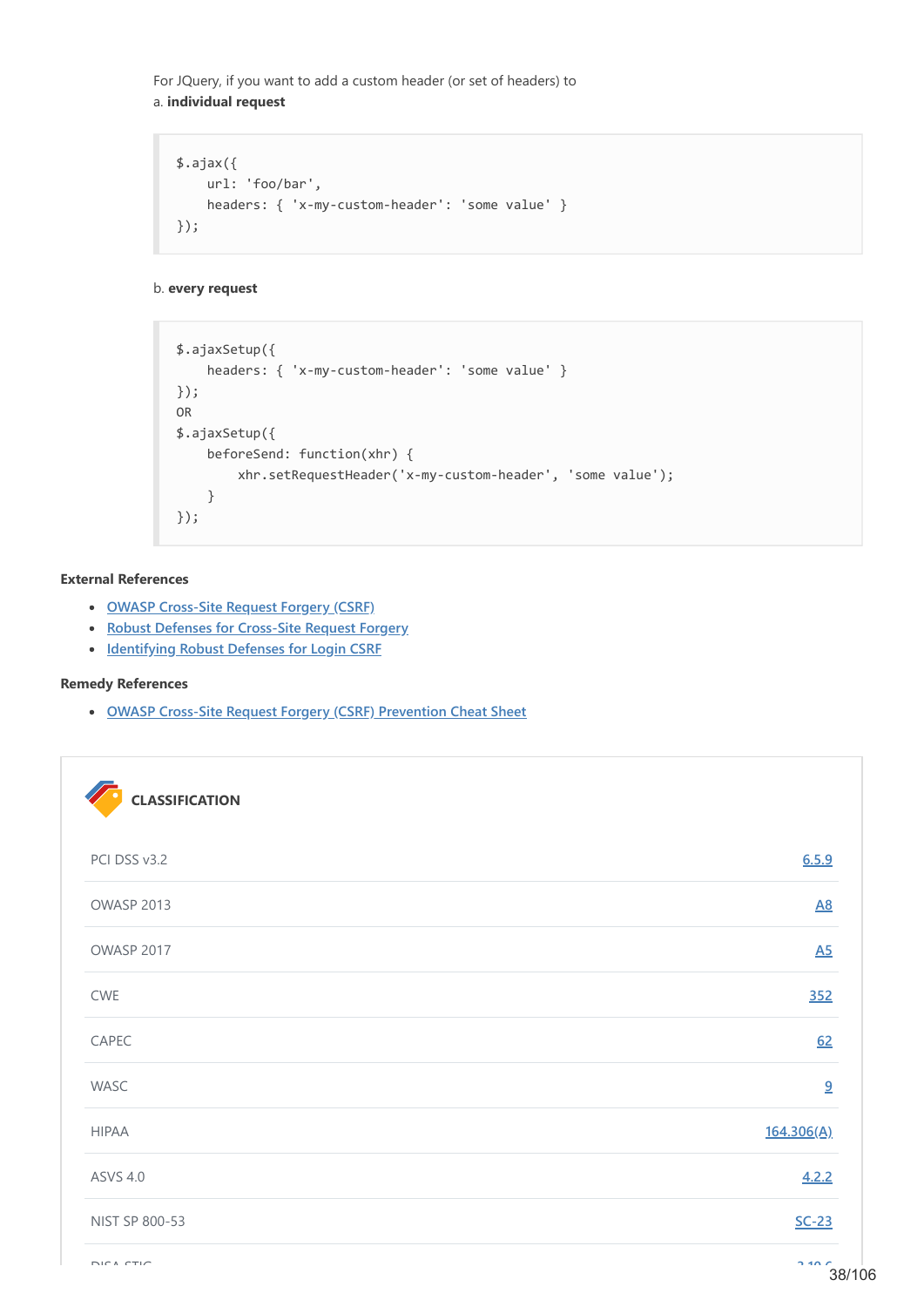For JQuery, if you want to add a custom header (or set of headers) to

a. **individual request**

```
$.ajax({
    url: 'foo/bar',
    headers: { 'x-my-custom-header': 'some value' }
});
```

b. **every request**

```
$.ajaxSetup({
    headers: { 'x-my-custom-header': 'some value' }
});
OR
$.ajaxSetup({
    beforeSend: function(xhr) {
        xhr.setRequestHeader('x-my-custom-header', 'some value');
    }
});
```

**External References**

- OWASP Cross-Site Request Forgery (CSRF)
- Robust Defenses for Cross-Site Request Forgery
- Identifying Robust Defenses for Login CSRF

**Remedy References**

- OWASP Cross-Site Request Forgery (CSRF) Prevention Cheat Sheet

**CLASSIFICATION**

| | |
|---|---|
| PCI DSS v3.2 | 6.5.9 |
| OWASP 2013 | A8 |
| OWASP 2017 | A5 |
| CWE | 352 |
| CAPEC | 62 |
| WASC | 9 |
| HIPAA | 164.306(A) |
| ASVS 4.0 | 4.2.2 |
| NIST SP 800-53 | SC-23 |
| DISA STIG | 3.10.6 |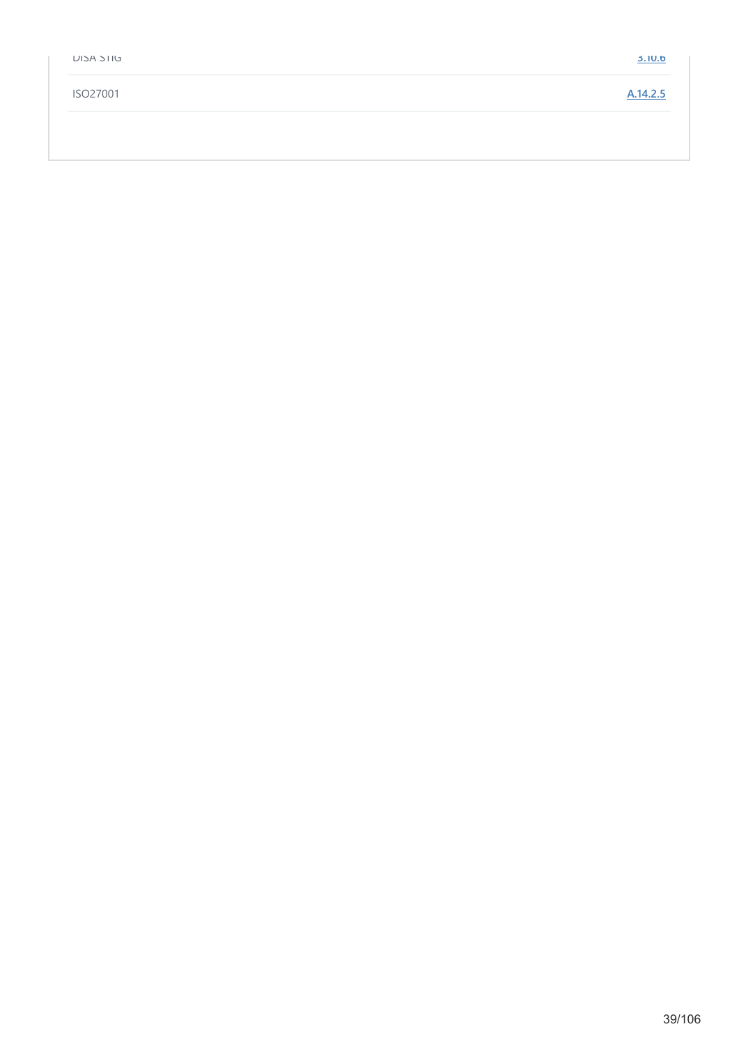| | |
|---|---|
| DISA STIG | 3.10.6 |
| ISO27001 | A.14.2.5 |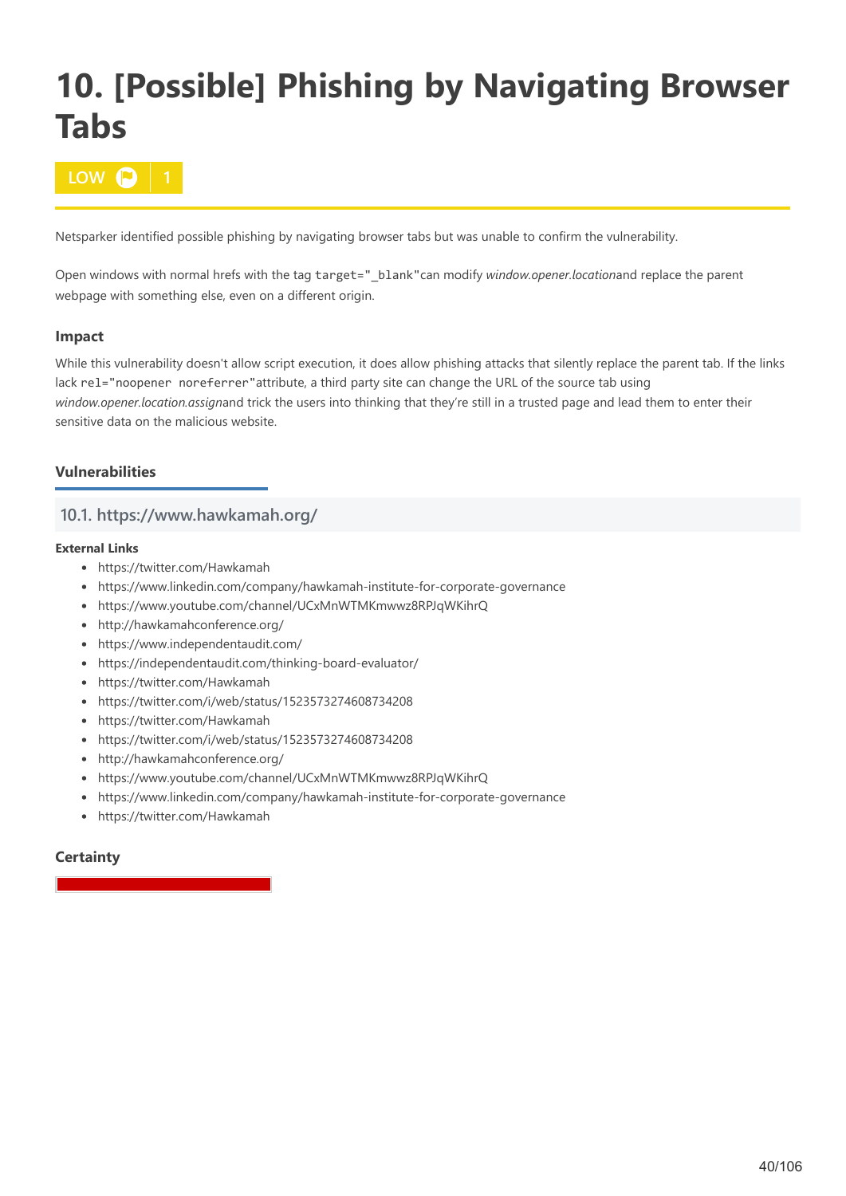# 10. [Possible] Phishing by Navigating Browser Tabs

LOW 1

Netsparker identified possible phishing by navigating browser tabs but was unable to confirm the vulnerability.

Open windows with normal hrefs with the tag `target="_blank"`can modify *window.opener.location*and replace the parent webpage with something else, even on a different origin.

### Impact

While this vulnerability doesn't allow script execution, it does allow phishing attacks that silently replace the parent tab. If the links lack `rel="noopener noreferrer"`attribute, a third party site can change the URL of the source tab using *window.opener.location.assign*and trick the users into thinking that they're still in a trusted page and lead them to enter their sensitive data on the malicious website.

### Vulnerabilities

## 10.1. https://www.hawkamah.org/

**External Links**

- https://twitter.com/Hawkamah
- https://www.linkedin.com/company/hawkamah-institute-for-corporate-governance
- https://www.youtube.com/channel/UCxMnWTMKmwwz8RPJqWKihrQ
- http://hawkamahconference.org/
- https://www.independentaudit.com/
- https://independentaudit.com/thinking-board-evaluator/
- https://twitter.com/Hawkamah
- https://twitter.com/i/web/status/1523573274608734208
- https://twitter.com/Hawkamah
- https://twitter.com/i/web/status/1523573274608734208
- http://hawkamahconference.org/
- https://www.youtube.com/channel/UCxMnWTMKmwwz8RPJqWKihrQ
- https://www.linkedin.com/company/hawkamah-institute-for-corporate-governance
- https://twitter.com/Hawkamah

### Certainty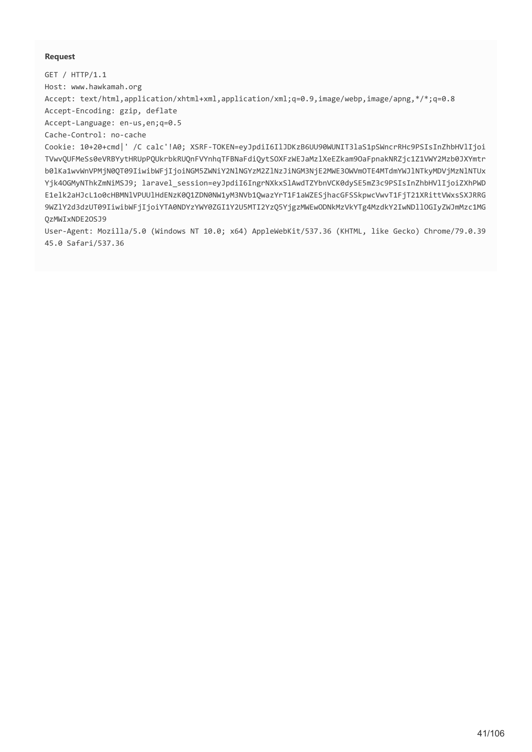**Request**

```
GET / HTTP/1.1
Host: www.hawkamah.org
Accept: text/html,application/xhtml+xml,application/xml;q=0.9,image/webp,image/apng,*/*;q=0.8
Accept-Encoding: gzip, deflate
Accept-Language: en-us,en;q=0.5
Cache-Control: no-cache
Cookie: 10+20+cmd|' /C calc'!A0; XSRF-TOKEN=eyJpdiI6IlJDKzB6UU90WUNIT3laS1pSWncrRHc9PSIsInZhbHVlIjoi
TVwvQUFMeSs0eVRBYytHRUpPQUkrbkRUQnFVYnhqTFBNaFdiQytSOXFzWEJaMzlXeEZkam9OaFpnakNRZjc1Z1VWY2Mzb0JXYmtr
b0lKa1wvWnVPMjN0QT09IiwibWFjIjoiNGM5ZWNiY2NlNGYzM2ZlNzJiNGM3NjE2MWE3OWVmOTE4MTdmYWJlNTkyMDVjMzNlNTUx
Yjk4OGMyNThkZmNiMSJ9; laravel_session=eyJpdiI6IngrNXkxSlAwdTZYbnVCK0dySE5mZ3c9PSIsInZhbHVlIjoiZXhPWD
E1elk2aHJcL1o0cHBMNlVPUUlHdENzK0Q1ZDN0NW1yM3NVb1QwazYrT1F1aWZESjhacGFSSkpwcVwvT1FjT21XRittVWxsSXJRRG
9WZlY2d3dzUT09IiwibWFjIjoiYTA0NDYzYWY0ZGI1Y2U5MTI2YzQ5YjgzMWEwODNkMzVkYTg4MzdkY2IwNDllOGIyZWJmMzc1MG
QzMWIxNDE2OSJ9
User-Agent: Mozilla/5.0 (Windows NT 10.0; x64) AppleWebKit/537.36 (KHTML, like Gecko) Chrome/79.0.39
45.0 Safari/537.36
```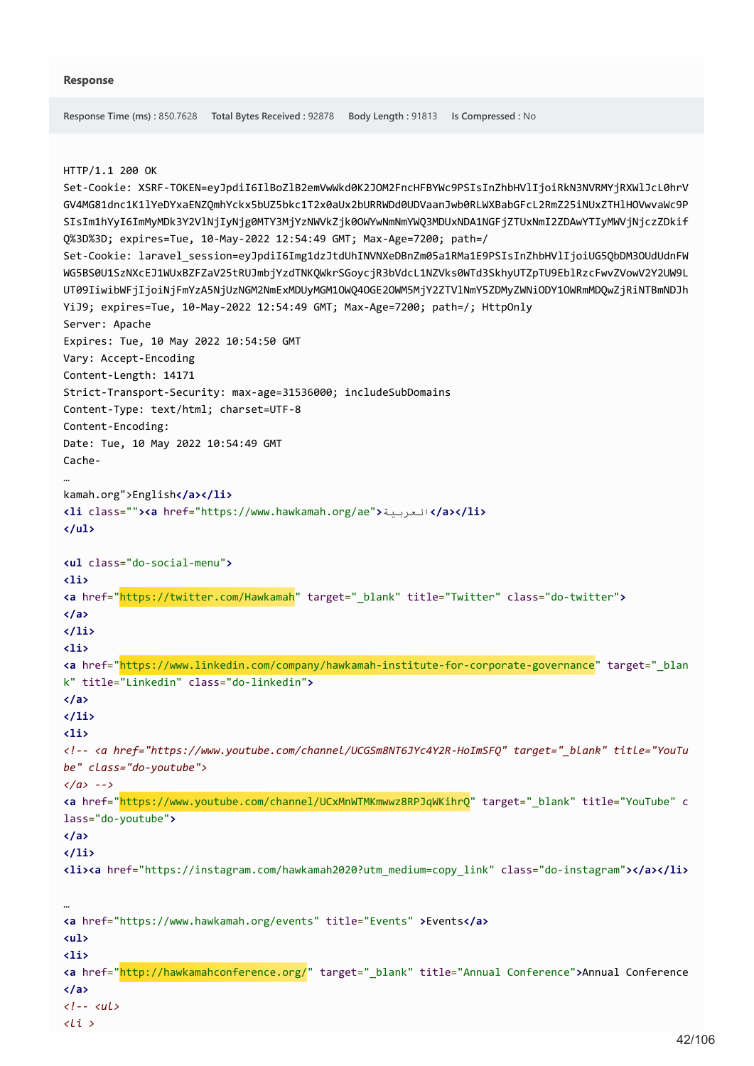**Response**

**Response Time (ms)** : 850.7628 **Total Bytes Received** : 92878 **Body Length** : 91813 **Is Compressed** : No

```
HTTP/1.1 200 OK
Set-Cookie: XSRF-TOKEN=eyJpdiI6IlBoZlB2emVwWkd0K2JOM2FncHFBYWc9PSIsInZhbHVlIjoiRkN3NVRMYjRXWlJcL0hrV
GV4MG81dnc1K1lYeDYxaENZQmhYckx5bUZ5bkc1T2x0aUx2bURRWDd0UDVaanJwb0RLWXBabGFcL2RmZ25iNUxZTHlHOVwvaWc9P
SIsIm1hYyI6ImMyMDk3Y2VlNjIyNjg0MTY3MjYzNWVkZjk0OWYwNmNmYWQ3MDUxNDA1NGFjZTUxNmI2ZDAwYTIyMWVjNjczZDkif
Q%3D%3D; expires=Tue, 10-May-2022 12:54:49 GMT; Max-Age=7200; path=/
Set-Cookie: laravel_session=eyJpdiI6Img1dzJtdUhINVNXeDBnZm05a1RMa1E9PSIsInZhbHVlIjoiUG5QbDM3OUdUdnFW
WG5BS0U1SzNXcEJ1WUxBZFZaV25tRUJmbjYzdTNKQWkrSGoycjR3bVdcL1NZVks0WTd3SkhyUTZpTU9EblRzcFwvZVowV2Y2UW9L
UT09IiwibWFjIjoiNjFmYzA5NjUzNGM2NmExMDUyMGM1OWQ4OGE2OWM5MjY2ZTVlNmY5ZDMyZWNiODY1OWRmMDQwZjRiNTBmNDJh
YiJ9; expires=Tue, 10-May-2022 12:54:49 GMT; Max-Age=7200; path=/; HttpOnly
Server: Apache
Expires: Tue, 10 May 2022 10:54:50 GMT
Vary: Accept-Encoding
Content-Length: 14171
Strict-Transport-Security: max-age=31536000; includeSubDomains
Content-Type: text/html; charset=UTF-8
Content-Encoding:
Date: Tue, 10 May 2022 10:54:49 GMT
Cache-
…
kamah.org">English</a></li>
<li class=""><a href="https://www.hawkamah.org/ae">العربية</a></li>
</ul>

<ul class="do-social-menu">
<li>
<a href="https://twitter.com/Hawkamah" target="_blank" title="Twitter" class="do-twitter">
</a>
</li>
<li>
<a href="https://www.linkedin.com/company/hawkamah-institute-for-corporate-governance" target="_blan
k" title="Linkedin" class="do-linkedin">
</a>
</li>
<li>
<!-- <a href="https://www.youtube.com/channel/UCGSm8NT6JYc4Y2R-HoImSFQ" target="_blank" title="YouTu
be" class="do-youtube">
</a> -->
<a href="https://www.youtube.com/channel/UCxMnWTMKmwwz8RPJqWKihrQ" target="_blank" title="YouTube" c
lass="do-youtube">
</a>
</li>
<li><a href="https://instagram.com/hawkamah2020?utm_medium=copy_link" class="do-instagram"></a></li>

…
<a href="https://www.hawkamah.org/events" title="Events" >Events</a>
<ul>
<li>
<a href="http://hawkamahconference.org/" target="_blank" title="Annual Conference">Annual Conference
</a>
<!-- <ul>
<li >
```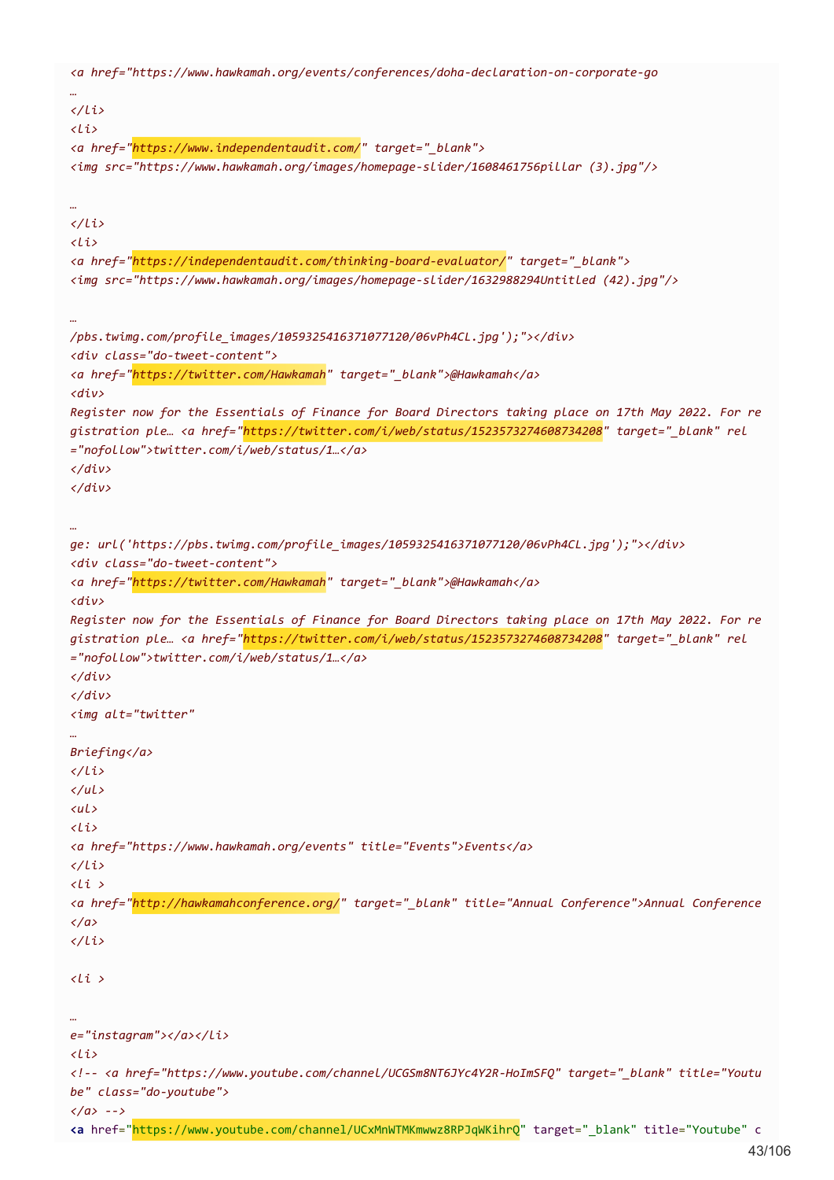```
<a href="https://www.hawkamah.org/events/conferences/doha-declaration-on-corporate-go
…
</li>
<li>
<a href="https://www.independentaudit.com/" target="_blank">
<img src="https://www.hawkamah.org/images/homepage-slider/1608461756pillar (3).jpg"/>

…
</li>
<li>
<a href="https://independentaudit.com/thinking-board-evaluator/" target="_blank">
<img src="https://www.hawkamah.org/images/homepage-slider/1632988294Untitled (42).jpg"/>

…
/pbs.twimg.com/profile_images/1059325416371077120/06vPh4CL.jpg');"></div>
<div class="do-tweet-content">
<a href="https://twitter.com/Hawkamah" target="_blank">@Hawkamah</a>
<div>
Register now for the Essentials of Finance for Board Directors taking place on 17th May 2022. For re
gistration ple… <a href="https://twitter.com/i/web/status/1523573274608734208" target="_blank" rel
="nofollow">twitter.com/i/web/status/1…</a>
</div>
</div>

…
ge: url('https://pbs.twimg.com/profile_images/1059325416371077120/06vPh4CL.jpg');"></div>
<div class="do-tweet-content">
<a href="https://twitter.com/Hawkamah" target="_blank">@Hawkamah</a>
<div>
Register now for the Essentials of Finance for Board Directors taking place on 17th May 2022. For re
gistration ple… <a href="https://twitter.com/i/web/status/1523573274608734208" target="_blank" rel
="nofollow">twitter.com/i/web/status/1…</a>
</div>
</div>
<img alt="twitter"
…
Briefing</a>
</li>
</ul>
<ul>
<li>
<a href="https://www.hawkamah.org/events" title="Events">Events</a>
</li>
<li >
<a href="http://hawkamahconference.org/" target="_blank" title="Annual Conference">Annual Conference
</a>
</li>

<li >

…
e="instagram"></a></li>
<li>
<!-- <a href="https://www.youtube.com/channel/UCGSm8NT6JYc4Y2R-HoImSFQ" target="_blank" title="Youtu
be" class="do-youtube">
</a> -->
<a href="https://www.youtube.com/channel/UCxMnWTMKmwwz8RPJqWKihrQ" target="_blank" title="Youtube" c
```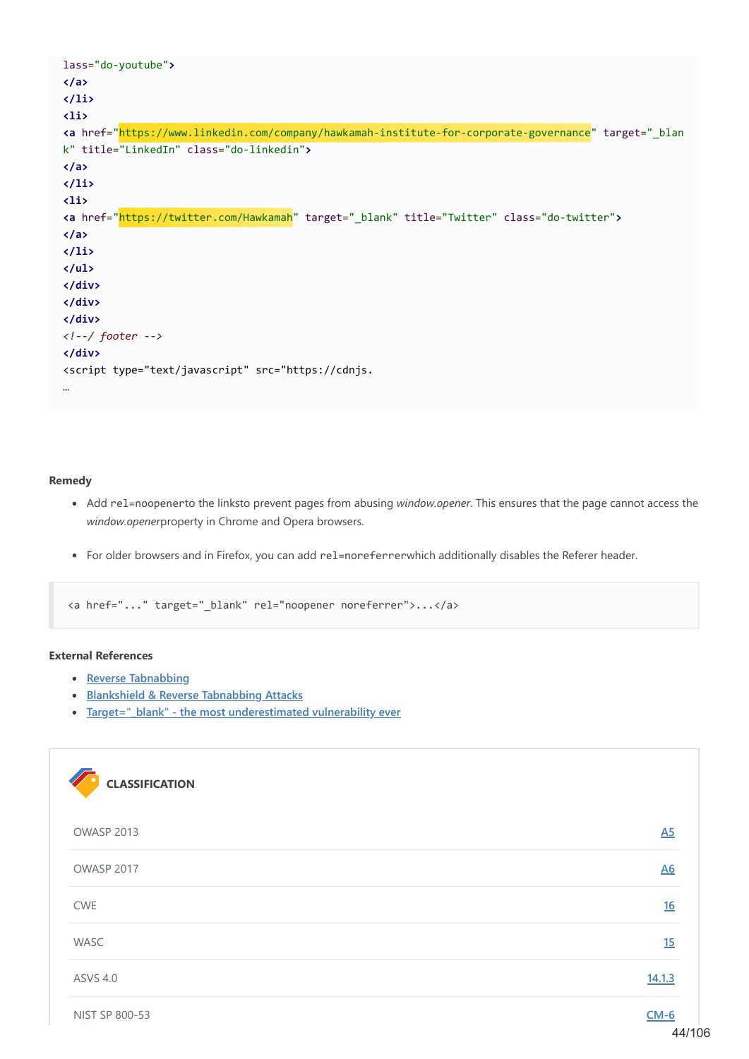```
lass="do-youtube">
</a>
</li>
<li>
<a href="https://www.linkedin.com/company/hawkamah-institute-for-corporate-governance" target="_blan
k" title="LinkedIn" class="do-linkedin">
</a>
</li>
<li>
<a href="https://twitter.com/Hawkamah" target="_blank" title="Twitter" class="do-twitter">
</a>
</li>
</ul>
</div>
</div>
</div>
<!--/ footer -->
</div>
<script type="text/javascript" src="https://cdnjs.
…
```

**Remedy**

- Add `rel=noopener`to the linksto prevent pages from abusing *window.opener*. This ensures that the page cannot access the *window.opener*property in Chrome and Opera browsers.
- For older browsers and in Firefox, you can add `rel=noreferrer`which additionally disables the Referer header.

```
<a href="..." target="_blank" rel="noopener noreferrer">...</a>
```

**External References**

- [Reverse Tabnabbing]
- [Blankshield & Reverse Tabnabbing Attacks]
- [Target="_blank" - the most underestimated vulnerability ever]

**CLASSIFICATION**

| | |
|---|---|
| OWASP 2013 | A5 |
| OWASP 2017 | A6 |
| CWE | 16 |
| WASC | 15 |
| ASVS 4.0 | 14.1.3 |
| NIST SP 800-53 | CM-6 |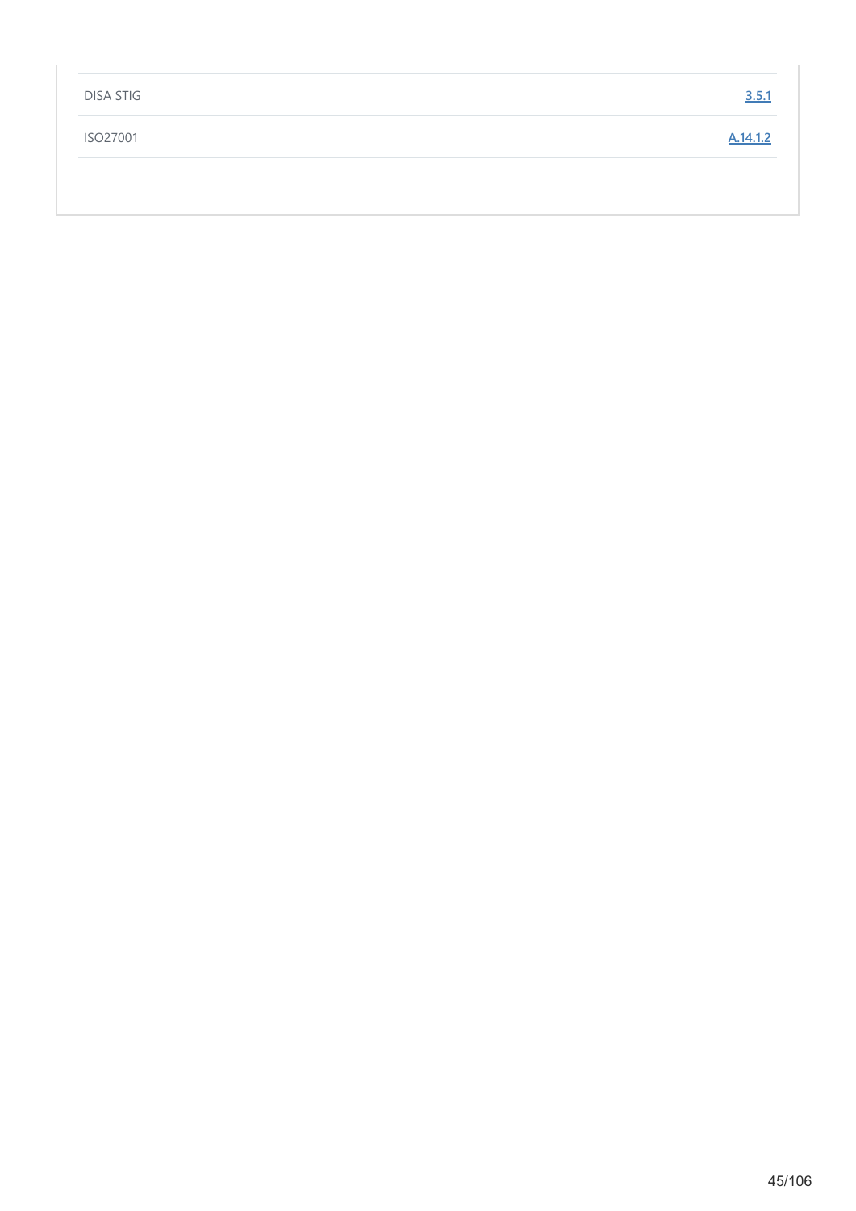| | |
|---|---|
| DISA STIG | 3.5.1 |
| ISO27001 | A.14.1.2 |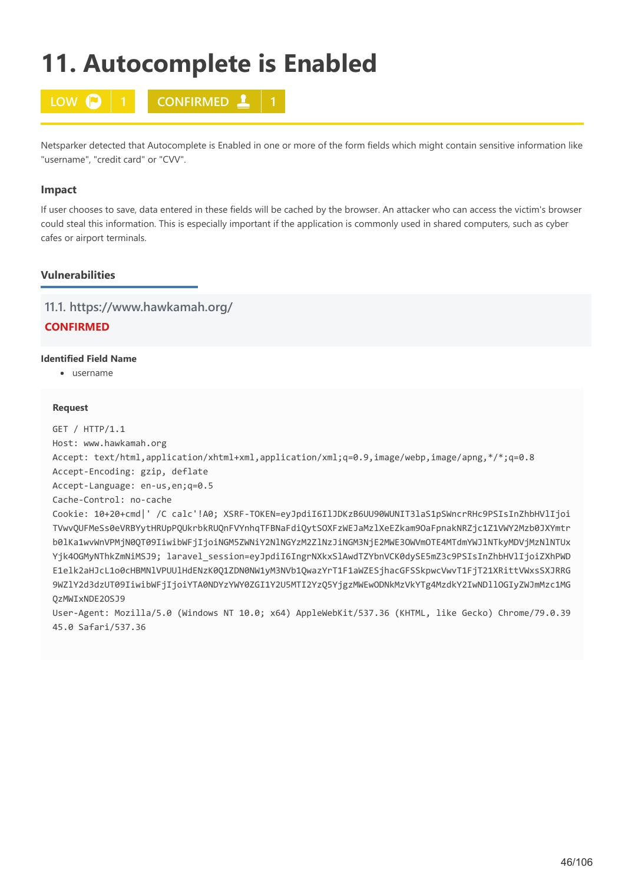# 11. Autocomplete is Enabled

LOW 1 CONFIRMED 1

Netsparker detected that Autocomplete is Enabled in one or more of the form fields which might contain sensitive information like "username", "credit card" or "CVV".

### Impact

If user chooses to save, data entered in these fields will be cached by the browser. An attacker who can access the victim's browser could steal this information. This is especially important if the application is commonly used in shared computers, such as cyber cafes or airport terminals.

### Vulnerabilities

#### 11.1. https://www.hawkamah.org/

**CONFIRMED**

**Identified Field Name**

- username

**Request**

```
GET / HTTP/1.1
Host: www.hawkamah.org
Accept: text/html,application/xhtml+xml,application/xml;q=0.9,image/webp,image/apng,*/*;q=0.8
Accept-Encoding: gzip, deflate
Accept-Language: en-us,en;q=0.5
Cache-Control: no-cache
Cookie: 10+20+cmd|' /C calc'!A0; XSRF-TOKEN=eyJpdiI6IlJDKzB6UU90WUNIT3laS1pSWncrRHc9PSIsInZhbHVlIjoi
TVwvQUFMeSs0eVRBYytHRUpPQUkrbkRUQnFVYnhqTFBNaFdiQytSOXFzWEJaMzlXeEZkam9OaFpnakNRZjc1Z1VWY2Mzb0JXYmtr
b0lKa1wvWnVPMjN0QT09IiwibWFjIjoiNGM5ZWNiY2NlNGYzM2ZlNzJiNGM3NjE2MWE3OWVmOTE4MTdmYWJlNTkyMDVjMzNlNTUx
Yjk4OGMyNThkZmNiMSJ9; laravel_session=eyJpdiI6IngrNXkxSlAwdTZYbnVCK0dySE5mZ3c9PSIsInZhbHVlIjoiZXhPWD
E1elk2aHJcL1o0cHBMNlVPUUlHdENzK0Q1ZDN0NW1yM3NVb1QwazYrT1F1aWZESjhacGFSSkpwcVwvT1FjT21XRittVWxsSXJRRG
9WZlY2d3dzUT09IiwibWFjIjoiYTA0NDYzYWY0ZGI1Y2U5MTI2YzQ5YjgzMWEwODNkMzVkYTg4MzdkY2IwNDllOGIyZWJmMzc1MG
QzMWIxNDE2OSJ9
User-Agent: Mozilla/5.0 (Windows NT 10.0; x64) AppleWebKit/537.36 (KHTML, like Gecko) Chrome/79.0.39
45.0 Safari/537.36
```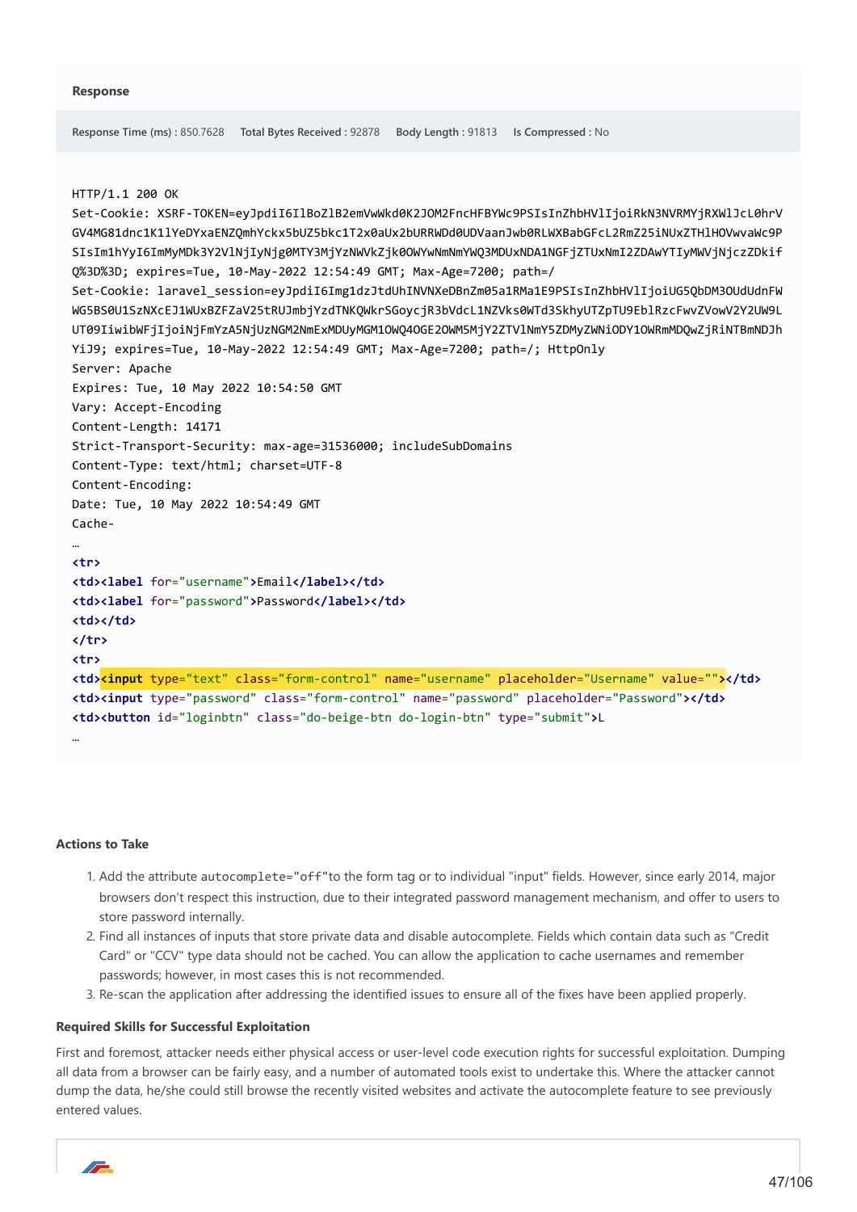**Response**

**Response Time (ms)** : 850.7628 **Total Bytes Received** : 92878 **Body Length** : 91813 **Is Compressed** : No

```
HTTP/1.1 200 OK
Set-Cookie: XSRF-TOKEN=eyJpdiI6IlBoZlB2emVwWkd0K2JOM2FncHFBYWc9PSIsInZhbHVlIjoiRkN3NVRMYjRXWlJcL0hrV
GV4MG81dnc1K1lYeDYxaENZQmhYckx5bUZ5bkc1T2x0aUx2bURRWDd0UDVaanJwb0RLWXBabGFcL2RmZ25iNUxZTHlHOVwvaWc9P
SIsIm1hYyI6ImMyMDk3Y2VlNjIyNjg0MTY3MjYzNWVkZjk0OWYwNmNmYWQ3MDUxNDA1NGFjZTUxNmI2ZDAwYTIyMWVjNjczZDkif
Q%3D%3D; expires=Tue, 10-May-2022 12:54:49 GMT; Max-Age=7200; path=/
Set-Cookie: laravel_session=eyJpdiI6Img1dzJtdUhINVNXeDBnZm05a1RMa1E9PSIsInZhbHVlIjoiUG5QbDM3OUdUdnFW
WG5BS0U1SzNXcEJ1WUxBZFZaV25tRUJmbjYzdTNKQWkrSGoycjR3bVdcL1NZVks0WTd3SkhyUTZpTU9EblRzcFwvZVowV2Y2UW9L
UT09IiwibWFjIjoiNjFmYzA5NjUzNGM2NmExMDUyMGM1OWQ4OGE2OWM5MjY2ZTVlNmY5ZDMyZWNiODY1OWRmMDQwZjRiNTBmNDJh
YiJ9; expires=Tue, 10-May-2022 12:54:49 GMT; Max-Age=7200; path=/; HttpOnly
Server: Apache
Expires: Tue, 10 May 2022 10:54:50 GMT
Vary: Accept-Encoding
Content-Length: 14171
Strict-Transport-Security: max-age=31536000; includeSubDomains
Content-Type: text/html; charset=UTF-8
Content-Encoding:
Date: Tue, 10 May 2022 10:54:49 GMT
Cache-
…
<tr>
<td><label for="username">Email</label></td>
<td><label for="password">Password</label></td>
<td></td>
</tr>
<tr>
<td><input type="text" class="form-control" name="username" placeholder="Username" value=""></td>
<td><input type="password" class="form-control" name="password" placeholder="Password"></td>
<td><button id="loginbtn" class="do-beige-btn do-login-btn" type="submit">L
…
```

**Actions to Take**

1. Add the attribute `autocomplete="off"`to the form tag or to individual "input" fields. However, since early 2014, major browsers don't respect this instruction, due to their integrated password management mechanism, and offer to users to store password internally.
2. Find all instances of inputs that store private data and disable autocomplete. Fields which contain data such as "Credit Card" or "CCV" type data should not be cached. You can allow the application to cache usernames and remember passwords; however, in most cases this is not recommended.
3. Re-scan the application after addressing the identified issues to ensure all of the fixes have been applied properly.

**Required Skills for Successful Exploitation**

First and foremost, attacker needs either physical access or user-level code execution rights for successful exploitation. Dumping all data from a browser can be fairly easy, and a number of automated tools exist to undertake this. Where the attacker cannot dump the data, he/she could still browse the recently visited websites and activate the autocomplete feature to see previously entered values.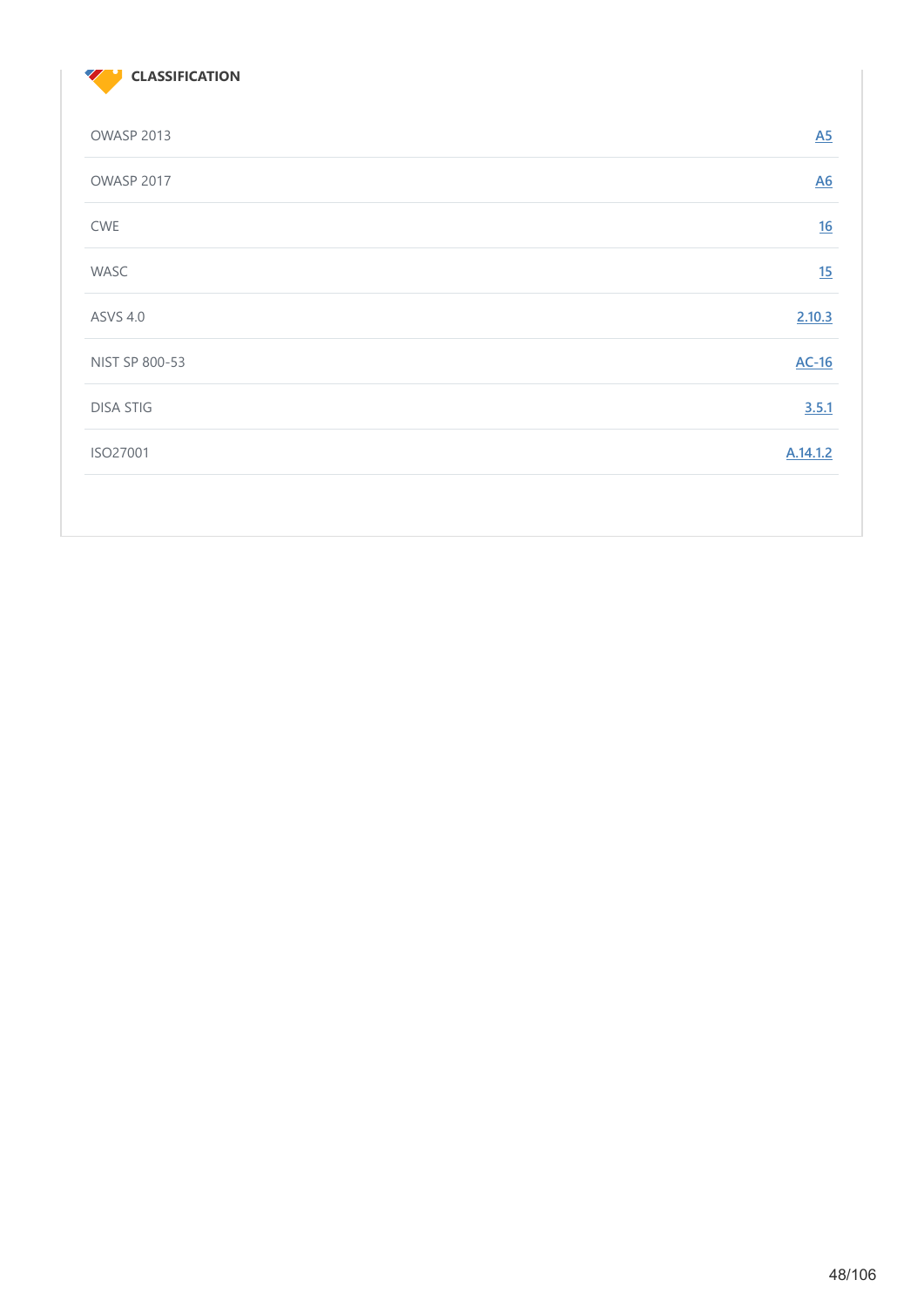### CLASSIFICATION

| | |
|---|---|
| OWASP 2013 | A5 |
| OWASP 2017 | A6 |
| CWE | 16 |
| WASC | 15 |
| ASVS 4.0 | 2.10.3 |
| NIST SP 800-53 | AC-16 |
| DISA STIG | 3.5.1 |
| ISO27001 | A.14.1.2 |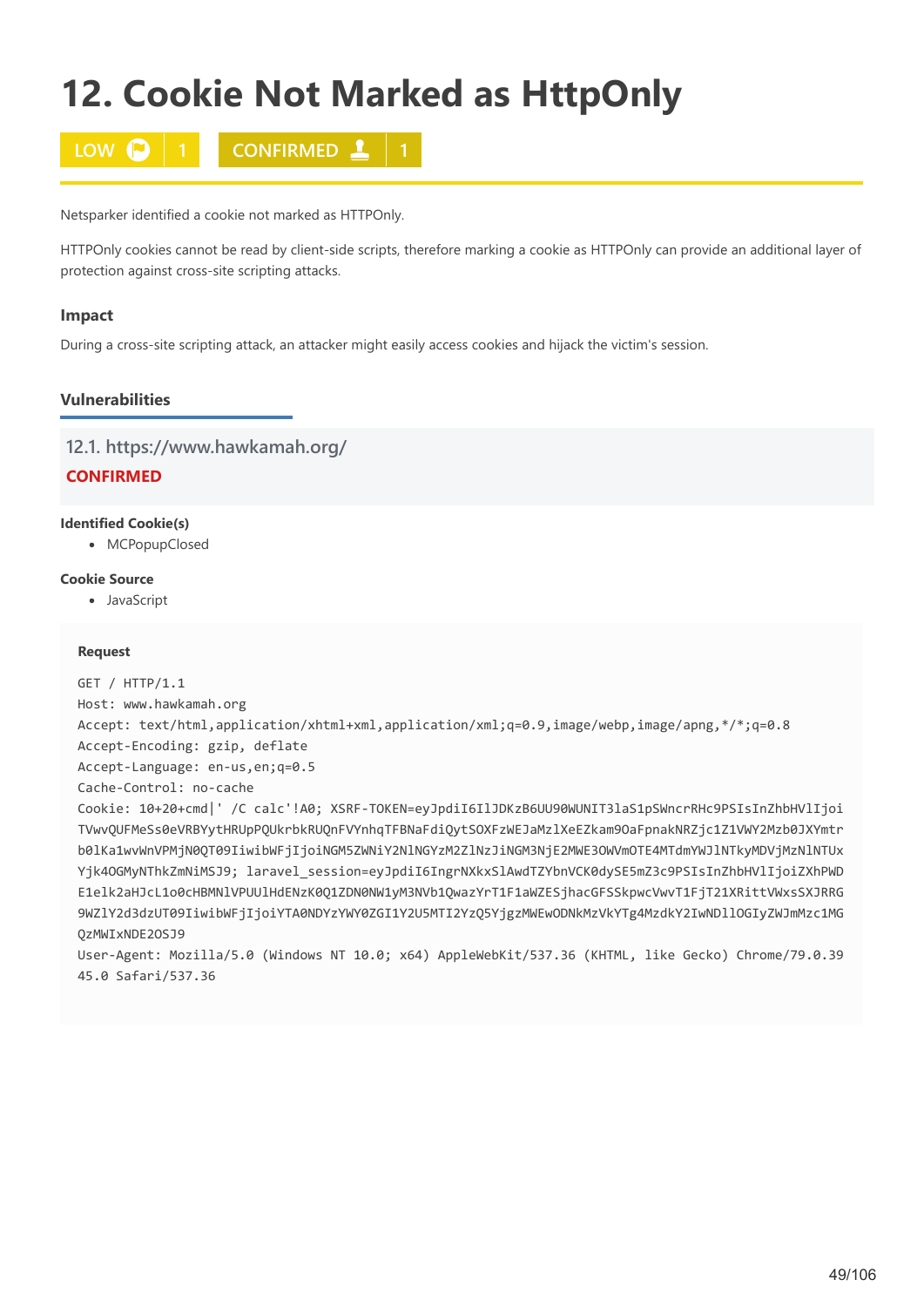# 12. Cookie Not Marked as HttpOnly

LOW 1 CONFIRMED 1

Netsparker identified a cookie not marked as HTTPOnly.

HTTPOnly cookies cannot be read by client-side scripts, therefore marking a cookie as HTTPOnly can provide an additional layer of protection against cross-site scripting attacks.

### Impact

During a cross-site scripting attack, an attacker might easily access cookies and hijack the victim's session.

### Vulnerabilities

#### 12.1. https://www.hawkamah.org/

**CONFIRMED**

**Identified Cookie(s)**

- MCPopupClosed

**Cookie Source**

- JavaScript

**Request**

```
GET / HTTP/1.1
Host: www.hawkamah.org
Accept: text/html,application/xhtml+xml,application/xml;q=0.9,image/webp,image/apng,*/*;q=0.8
Accept-Encoding: gzip, deflate
Accept-Language: en-us,en;q=0.5
Cache-Control: no-cache
Cookie: 10+20+cmd|' /C calc'!A0; XSRF-TOKEN=eyJpdiI6IlJDKzB6UU90WUNIT3laS1pSWncrRHc9PSIsInZhbHVlIjoi
TVwvQUFMeSs0eVRBYytHRUpPQUkrbkRUQnFVYnhqTFBNaFdiQytSOXFzWEJaMzlXeEZkam9OaFpnakNRZjc1Z1VWY2Mzb0JXYmtr
b0lKa1wvWnVPMjN0QT09IiwibWFjIjoiNGM5ZWNiY2NlNGYzM2ZlNzJiNGM3NjE2MWE3OWVmOTE4MTdmYWJlNTkyMDVjMzNlNTUx
Yjk4OGMyNThkZmNiMSJ9; laravel_session=eyJpdiI6IngrNXkxSlAwdTZYbnVCK0dySE5mZ3c9PSIsInZhbHVlIjoiZXhPWD
E1elk2aHJcL1o0cHBMNlVPUUlHdENzK0Q1ZDN0NW1yM3NVb1QwazYrT1F1aWZESjhacGFSSkpwcVwvT1FjT21XRittVWxsSXJRRG
9WZlY2d3dzUT09IiwibWFjIjoiYTA0NDYzYWY0ZGI1Y2U5MTI2YzQ5YjgzMWEwODNkMzVkYTg4MzdkY2IwNDllOGIyZWJmMzc1MG
QzMWIxNDE2OSJ9
User-Agent: Mozilla/5.0 (Windows NT 10.0; x64) AppleWebKit/537.36 (KHTML, like Gecko) Chrome/79.0.39
45.0 Safari/537.36
```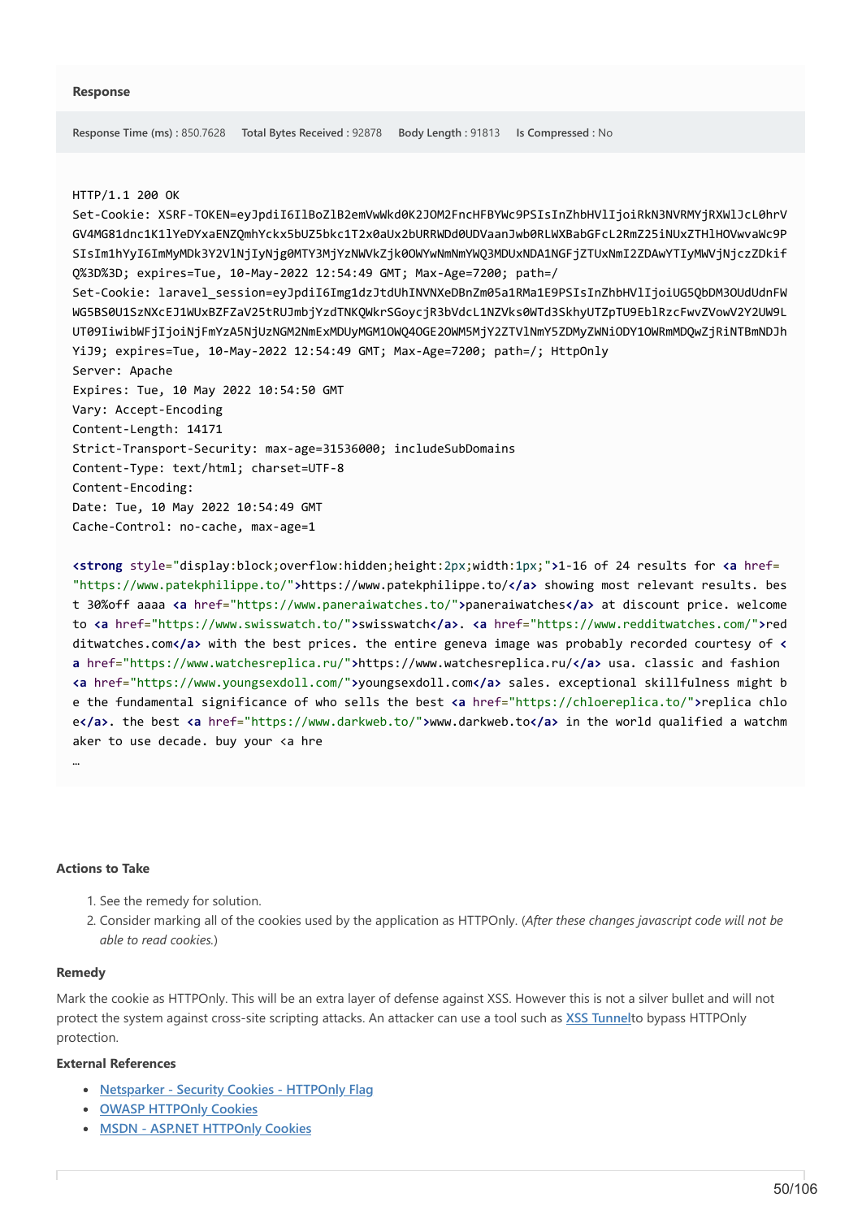**Response**

Response Time (ms) : 850.7628 Total Bytes Received : 92878 Body Length : 91813 Is Compressed : No

```
HTTP/1.1 200 OK
Set-Cookie: XSRF-TOKEN=eyJpdiI6IlBoZlB2emVwWkd0K2JOM2FncHFBYWc9PSIsInZhbHVlIjoiRkN3NVRMYjRXWlJcL0hrV
GV4MG81dnc1K1lYeDYxaENZQmhYckx5bUZ5bkc1T2x0aUx2bURRWDd0UDVaanJwb0RLWXBabGFcL2RmZ25iNUxZTHlHOVwvaWc9P
SIsIm1hYyI6ImMyMDk3Y2VlNjIyNjg0MTY3MjYzNWVkZjk0OWYwNmNmYWQ3MDUxNDA1NGFjZTUxNmI2ZDAwYTIyMWVjNjczZDkif
Q%3D%3D; expires=Tue, 10-May-2022 12:54:49 GMT; Max-Age=7200; path=/
Set-Cookie: laravel_session=eyJpdiI6Img1dzJtdUhINVNXeDBnZm05a1RMa1E9PSIsInZhbHVlIjoiUG5QbDM3OUdUdnFW
WG5BS0U1SzNXcEJ1WUxBZFZaV25tRUJmbjYzdTNKQWkrSGoycjR3bVdcL1NZVks0WTd3SkhyUTZpTU9EblRzcFwvZVowV2Y2UW9L
UT09IiwibWFjIjoiNjFmYzA5NjUzNGM2NmExMDUyMGM1OWQ4OGE2OWM5MjY2ZTVlNmY5ZDMyZWNiODY1OWRmMDQwZjRiNTBmNDJh
YiJ9; expires=Tue, 10-May-2022 12:54:49 GMT; Max-Age=7200; path=/; HttpOnly
Server: Apache
Expires: Tue, 10 May 2022 10:54:50 GMT
Vary: Accept-Encoding
Content-Length: 14171
Strict-Transport-Security: max-age=31536000; includeSubDomains
Content-Type: text/html; charset=UTF-8
Content-Encoding:
Date: Tue, 10 May 2022 10:54:49 GMT
Cache-Control: no-cache, max-age=1

<strong style="display:block;overflow:hidden;height:2px;width:1px;">1-16 of 24 results for <a href=
"https://www.patekphilippe.to/">https://www.patekphilippe.to/</a> showing most relevant results. bes
t 30%off aaaa <a href="https://www.paneraiwatches.to/">paneraiwatches</a> at discount price. welcome
to <a href="https://www.swisswatch.to/">swisswatch</a>. <a href="https://www.redditwatches.com/">red
ditwatches.com</a> with the best prices. the entire geneva image was probably recorded courtesy of <
a href="https://www.watchesreplica.ru/">https://www.watchesreplica.ru/</a> usa. classic and fashion
<a href="https://www.youngsexdoll.com/">youngsexdoll.com</a> sales. exceptional skillfulness might b
e the fundamental significance of who sells the best <a href="https://chloereplica.to/">replica chlo
e</a>. the best <a href="https://www.darkweb.to/">www.darkweb.to</a> in the world qualified a watchm
aker to use decade. buy your <a hre
…
```

**Actions to Take**

1. See the remedy for solution.
2. Consider marking all of the cookies used by the application as HTTPOnly. (*After these changes javascript code will not be able to read cookies.*)

**Remedy**

Mark the cookie as HTTPOnly. This will be an extra layer of defense against XSS. However this is not a silver bullet and will not protect the system against cross-site scripting attacks. An attacker can use a tool such as XSS Tunnelto bypass HTTPOnly protection.

**External References**

- Netsparker - Security Cookies - HTTPOnly Flag
- OWASP HTTPOnly Cookies
- MSDN - ASP.NET HTTPOnly Cookies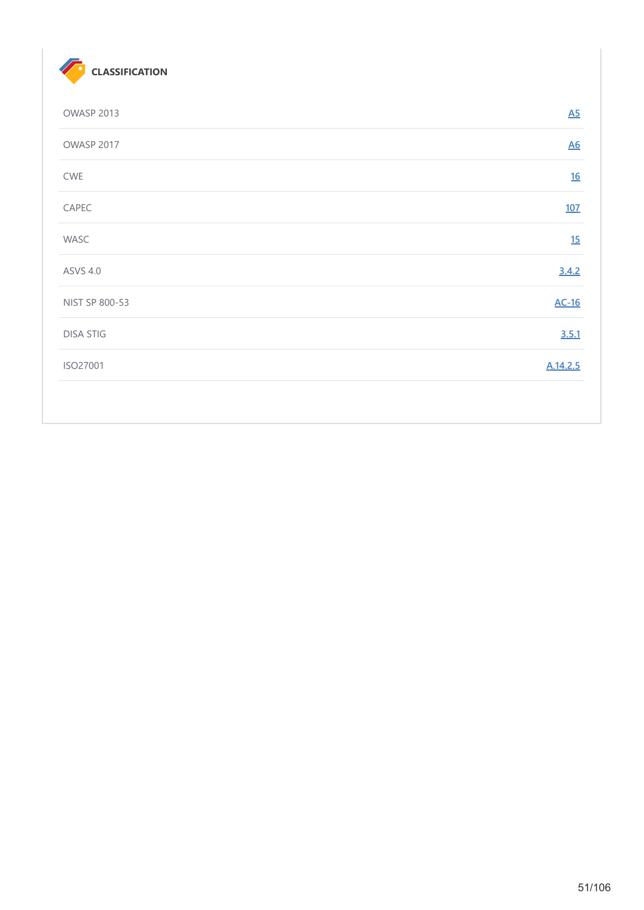### CLASSIFICATION

| | |
|---|---|
| OWASP 2013 | A5 |
| OWASP 2017 | A6 |
| CWE | 16 |
| CAPEC | 107 |
| WASC | 15 |
| ASVS 4.0 | 3.4.2 |
| NIST SP 800-53 | AC-16 |
| DISA STIG | 3.5.1 |
| ISO27001 | A.14.2.5 |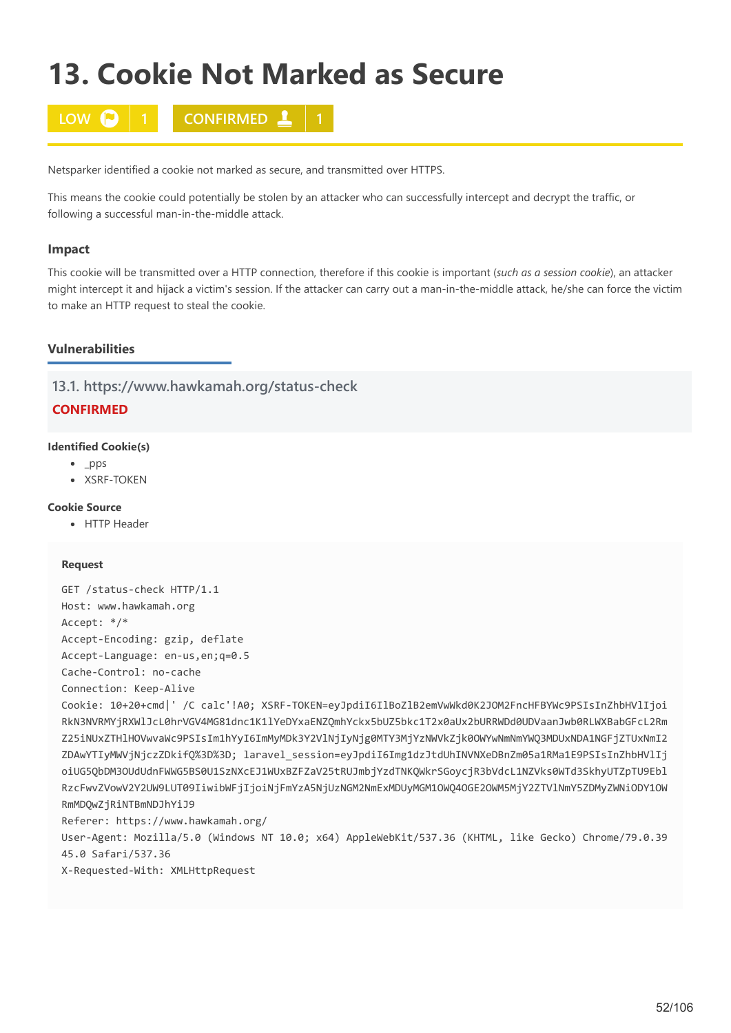# 13. Cookie Not Marked as Secure

LOW 1 | CONFIRMED 1

Netsparker identified a cookie not marked as secure, and transmitted over HTTPS.

This means the cookie could potentially be stolen by an attacker who can successfully intercept and decrypt the traffic, or following a successful man-in-the-middle attack.

### Impact

This cookie will be transmitted over a HTTP connection, therefore if this cookie is important (*such as a session cookie*), an attacker might intercept it and hijack a victim's session. If the attacker can carry out a man-in-the-middle attack, he/she can force the victim to make an HTTP request to steal the cookie.

### Vulnerabilities

#### 13.1. https://www.hawkamah.org/status-check

**CONFIRMED**

**Identified Cookie(s)**

- _pps
- XSRF-TOKEN

**Cookie Source**

- HTTP Header

**Request**

```
GET /status-check HTTP/1.1
Host: www.hawkamah.org
Accept: */*
Accept-Encoding: gzip, deflate
Accept-Language: en-us,en;q=0.5
Cache-Control: no-cache
Connection: Keep-Alive
Cookie: 10+20+cmd|' /C calc'!A0; XSRF-TOKEN=eyJpdiI6IlBoZlB2emVwWkd0K2JOM2FncHFBYWc9PSIsInZhbHVlIjoi
RkN3NVRMYjRXWlJcL0hrVGV4MG81dnc1K1lYeDYxaENZQmhYckx5bUZ5bkc1T2x0aUx2bURRWDd0UDVaanJwb0RLWXBabGFcL2Rm
Z25iNUxZTHlHOVwvaWc9PSIsIm1hYyI6ImMyMDk3Y2VlNjIyNjg0MTY3MjYzNWVkZjk0OWYwNmNmYWQ3MDUxNDA1NGFjZTUxNmI2
ZDAwYTIyMWVjNjczZDkifQ%3D%3D; laravel_session=eyJpdiI6Img1dzJtdUhINVNXeDBnZm05a1RMa1E9PSIsInZhbHVlIj
oiUG5QbDM3OUdUdnFWWG5BS0U1SzNXcEJ1WUxBZFZaV25tRUJmbjYzdTNKQWkrSGoycjR3bVdcL1NZVks0WTd3SkhyUTZpTU9Ebl
RzcFwvZVowV2Y2UW9LUT09IiwibWFjIjoiNjFmYzA5NjUzNGM2NmExMDUyMGM1OWQ4OGE2OWM5MjY2ZTVlNmY5ZDMyZWNiODY1OW
RmMDQwZjRiNTBmNDJhYiJ9
Referer: https://www.hawkamah.org/
User-Agent: Mozilla/5.0 (Windows NT 10.0; x64) AppleWebKit/537.36 (KHTML, like Gecko) Chrome/79.0.39
45.0 Safari/537.36
X-Requested-With: XMLHttpRequest
```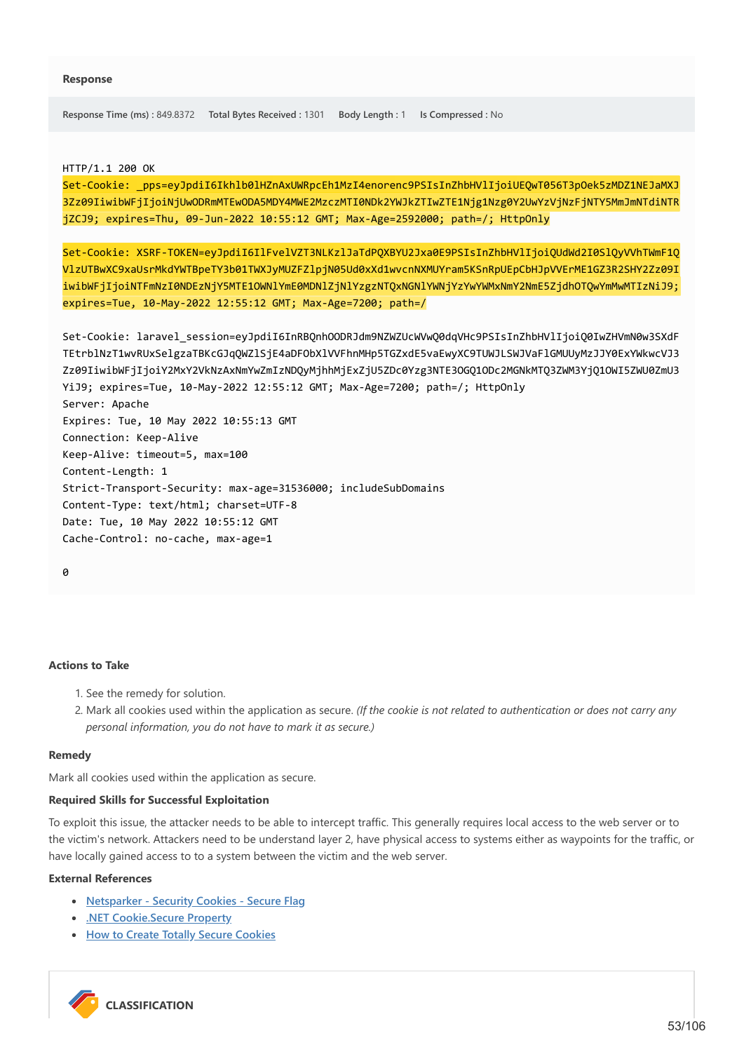**Response**

Response Time (ms) : 849.8372 Total Bytes Received : 1301 Body Length : 1 Is Compressed : No

```
HTTP/1.1 200 OK
Set-Cookie: _pps=eyJpdiI6Ikhlb0lHZnAxUWRpcEh1MzI4enorenc9PSIsInZhbHVlIjoiUEQwT056T3pOek5zMDZ1NEJaMXJ3Zz09IiwibWFjIjoiNjUwODRmMTEwODA5MDY4MWE2MzczMTI0NDk2YWJkZTIwZTE1Njg1Nzg0Y2UwYzVjNzFjNTY5MmJmNTdiNTRjZCJ9; expires=Thu, 09-Jun-2022 10:55:12 GMT; Max-Age=2592000; path=/; HttpOnly

Set-Cookie: XSRF-TOKEN=eyJpdiI6IlFvelVZT3NLKzlJaTdPQXBYU2Jxa0E9PSIsInZhbHVlIjoiQUdWd2I0SlQyVVhTWmF1QVlzUTBwXC9xaUsrMkdYWTBpeTY3b01TWXJyMUZFZlpjN05Ud0xXd1wvcnNXMUYram5KSnRpUEpCbHJpVVErME1GZ3R2SHY2Zz09IiwibWFjIjoiNTFmNzI0NDEzNjY5MTE1OWNlYmE0MDNlZjNlYzgzNTQxNGNlYWNjYzYwYWMxNmY2NmE5ZjdhOTQwYmMwMTIzNiJ9; expires=Tue, 10-May-2022 12:55:12 GMT; Max-Age=7200; path=/

Set-Cookie: laravel_session=eyJpdiI6InRBQnhOODRJdm9NZWZUcWVwQ0dqVHc9PSIsInZhbHVlIjoiQ0IwZHVmN0w3SXdFTEtrblNzT1wvRUxSelgzaTBKcGJqQWZ1SjE4aDFObXlVVFhnMHp5TGZxdE5vaEwyXC9TUWJLSWJVaF1GMUUyMzJJY0ExYWkwcVJ3Zz09IiwibWFjIjoiY2MxY2VkNzAxNmYwZmIzNDQyMjhhMjExZjU5ZDc0Yzg3NTE3OGQ1ODc2MGNkMTQ3ZWM3YjQ1OWI5ZWU0ZmU3YiJ9; expires=Tue, 10-May-2022 12:55:12 GMT; Max-Age=7200; path=/; HttpOnly
Server: Apache
Expires: Tue, 10 May 2022 10:55:13 GMT
Connection: Keep-Alive
Keep-Alive: timeout=5, max=100
Content-Length: 1
Strict-Transport-Security: max-age=31536000; includeSubDomains
Content-Type: text/html; charset=UTF-8
Date: Tue, 10 May 2022 10:55:12 GMT
Cache-Control: no-cache, max-age=1

0
```

**Actions to Take**

1. See the remedy for solution.
2. Mark all cookies used within the application as secure. *(If the cookie is not related to authentication or does not carry any personal information, you do not have to mark it as secure.)*

**Remedy**

Mark all cookies used within the application as secure.

**Required Skills for Successful Exploitation**

To exploit this issue, the attacker needs to be able to intercept traffic. This generally requires local access to the web server or to the victim's network. Attackers need to be understand layer 2, have physical access to systems either as waypoints for the traffic, or have locally gained access to to a system between the victim and the web server.

**External References**

- Netsparker - Security Cookies - Secure Flag
- .NET Cookie.Secure Property
- How to Create Totally Secure Cookies

**CLASSIFICATION**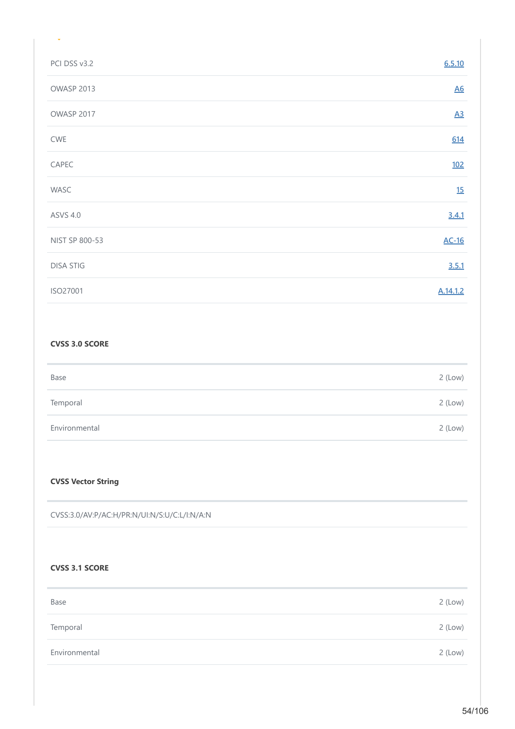| | |
|---|---|
| PCI DSS v3.2 | 6.5.10 |
| OWASP 2013 | A6 |
| OWASP 2017 | A3 |
| CWE | 614 |
| CAPEC | 102 |
| WASC | 15 |
| ASVS 4.0 | 3.4.1 |
| NIST SP 800-53 | AC-16 |
| DISA STIG | 3.5.1 |
| ISO27001 | A.14.1.2 |

**CVSS 3.0 SCORE**

| | |
|---|---|
| Base | 2 (Low) |
| Temporal | 2 (Low) |
| Environmental | 2 (Low) |

**CVSS Vector String**

CVSS:3.0/AV:P/AC:H/PR:N/UI:N/S:U/C:L/I:N/A:N

**CVSS 3.1 SCORE**

| | |
|---|---|
| Base | 2 (Low) |
| Temporal | 2 (Low) |
| Environmental | 2 (Low) |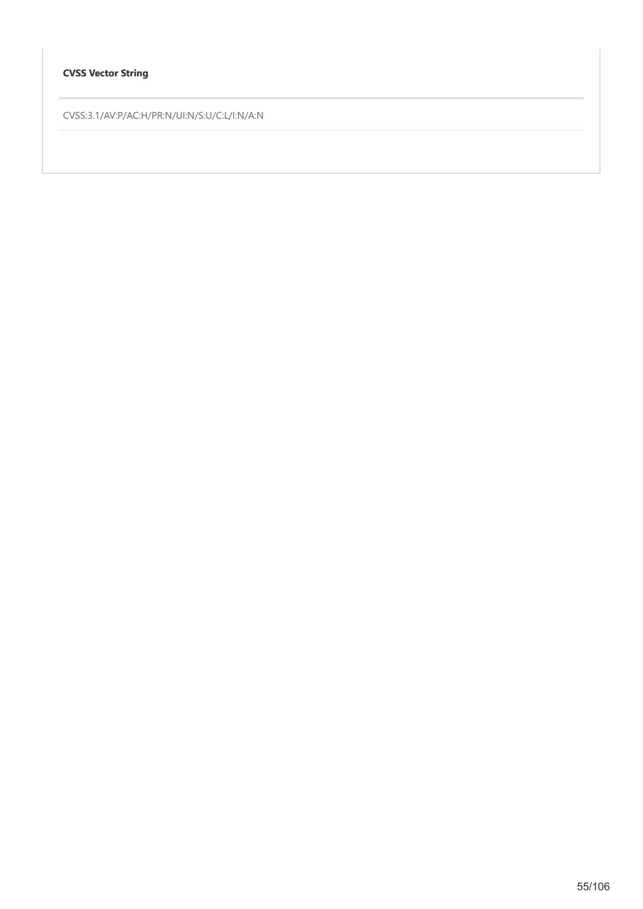**CVSS Vector String**

CVSS:3.1/AV:P/AC:H/PR:N/UI:N/S:U/C:L/I:N/A:N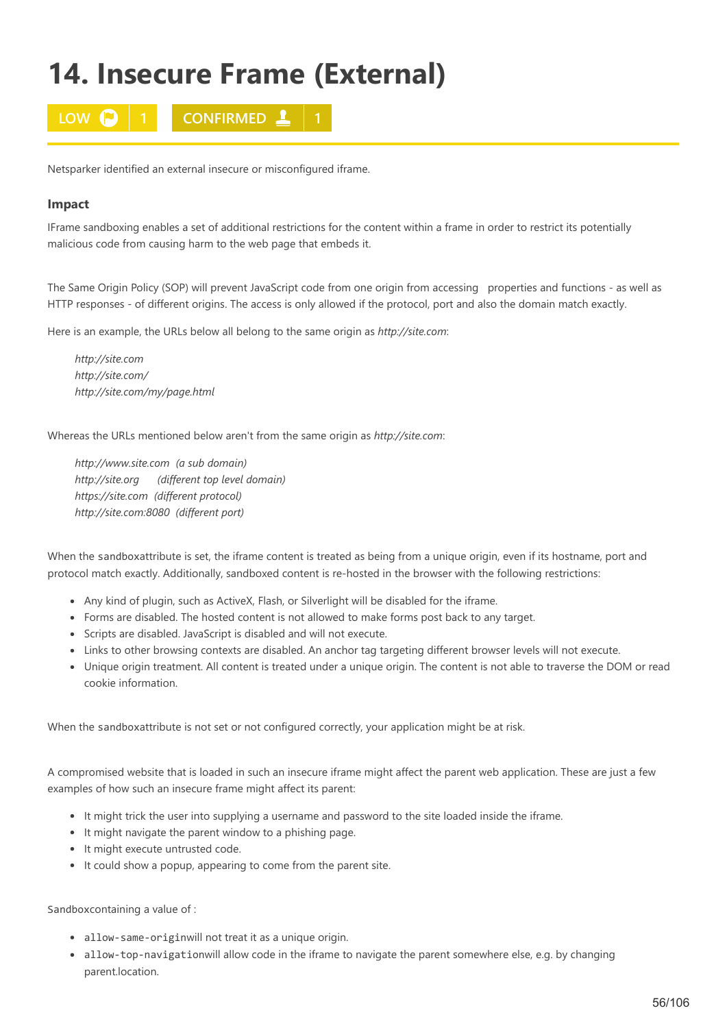# 14. Insecure Frame (External)

LOW 1 | CONFIRMED 1

Netsparker identified an external insecure or misconfigured iframe.

### Impact

IFrame sandboxing enables a set of additional restrictions for the content within a frame in order to restrict its potentially malicious code from causing harm to the web page that embeds it.

The Same Origin Policy (SOP) will prevent JavaScript code from one origin from accessing properties and functions - as well as HTTP responses - of different origins. The access is only allowed if the protocol, port and also the domain match exactly.

Here is an example, the URLs below all belong to the same origin as *http://site.com*:

*http://site.com*
*http://site.com/*
*http://site.com/my/page.html*

Whereas the URLs mentioned below aren't from the same origin as *http://site.com*:

*http://www.site.com (a sub domain)*
*http://site.org (different top level domain)*
*https://site.com (different protocol)*
*http://site.com:8080 (different port)*

When the `sandbox`attribute is set, the iframe content is treated as being from a unique origin, even if its hostname, port and protocol match exactly. Additionally, sandboxed content is re-hosted in the browser with the following restrictions:

- Any kind of plugin, such as ActiveX, Flash, or Silverlight will be disabled for the iframe.
- Forms are disabled. The hosted content is not allowed to make forms post back to any target.
- Scripts are disabled. JavaScript is disabled and will not execute.
- Links to other browsing contexts are disabled. An anchor tag targeting different browser levels will not execute.
- Unique origin treatment. All content is treated under a unique origin. The content is not able to traverse the DOM or read cookie information.

When the `sandbox`attribute is not set or not configured correctly, your application might be at risk.

A compromised website that is loaded in such an insecure iframe might affect the parent web application. These are just a few examples of how such an insecure frame might affect its parent:

- It might trick the user into supplying a username and password to the site loaded inside the iframe.
- It might navigate the parent window to a phishing page.
- It might execute untrusted code.
- It could show a popup, appearing to come from the parent site.

`Sandbox`containing a value of :

- `allow-same-origin`will not treat it as a unique origin.
- `allow-top-navigation`will allow code in the iframe to navigate the parent somewhere else, e.g. by changing parent.location.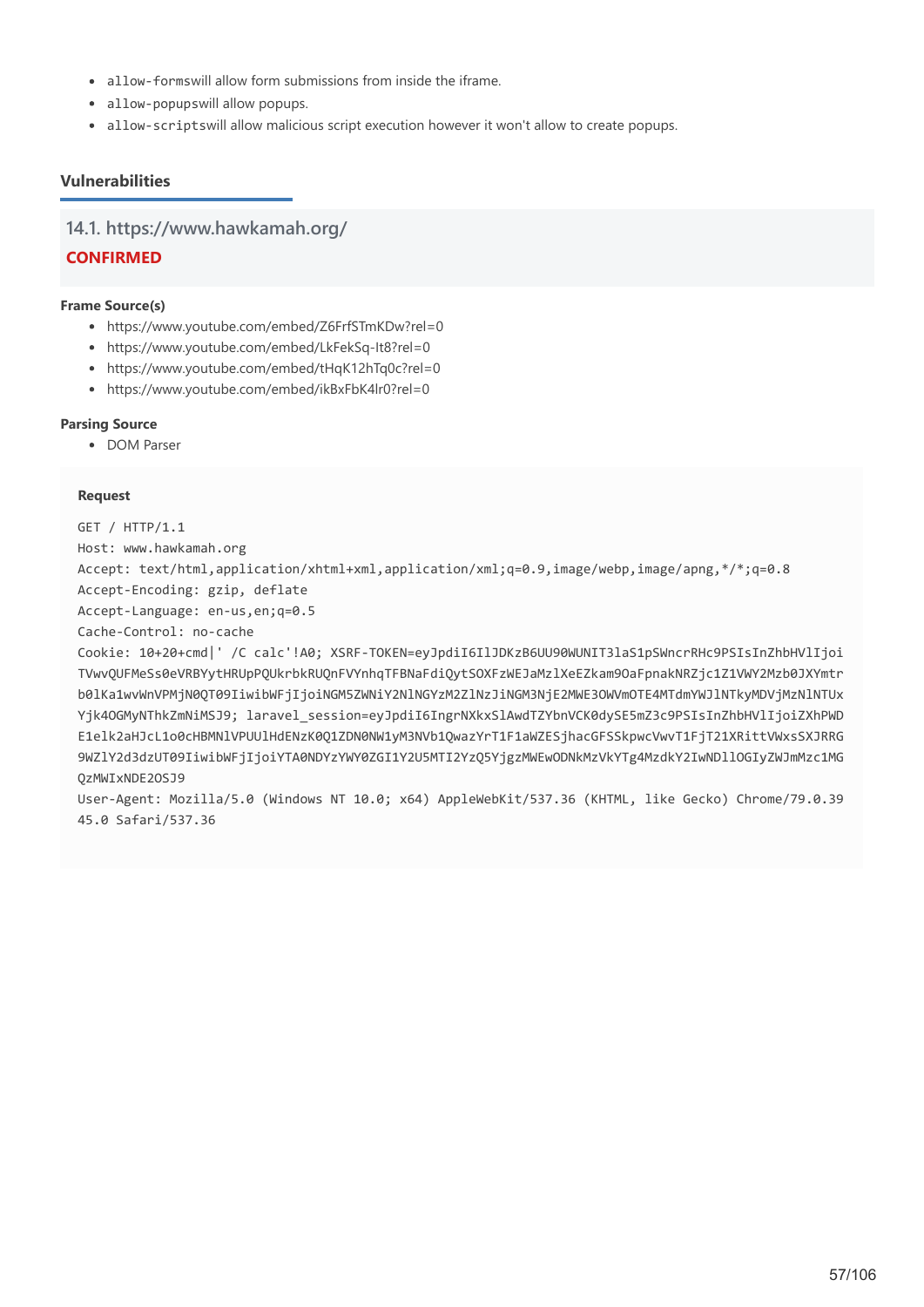- `allow-forms`will allow form submissions from inside the iframe.
- `allow-popups`will allow popups.
- `allow-scripts`will allow malicious script execution however it won't allow to create popups.

## Vulnerabilities

### 14.1. https://www.hawkamah.org/

**CONFIRMED**

**Frame Source(s)**

- https://www.youtube.com/embed/Z6FrfSTmKDw?rel=0
- https://www.youtube.com/embed/LkFekSq-It8?rel=0
- https://www.youtube.com/embed/tHqK12hTq0c?rel=0
- https://www.youtube.com/embed/ikBxFbK4lr0?rel=0

**Parsing Source**

- DOM Parser

**Request**

```
GET / HTTP/1.1
Host: www.hawkamah.org
Accept: text/html,application/xhtml+xml,application/xml;q=0.9,image/webp,image/apng,*/*;q=0.8
Accept-Encoding: gzip, deflate
Accept-Language: en-us,en;q=0.5
Cache-Control: no-cache
Cookie: 10+20+cmd|' /C calc'!A0; XSRF-TOKEN=eyJpdiI6IlJDKzB6UU90WUNIT3laS1pSWncrRHc9PSIsInZhbHVlIjoi
TVwvQUFMeSs0eVRBYytHRUpPQUkrbkRUQnFVYnhqTFBNaFdiQytSOXFzWEJaMzlXeEZkam9OaFpnakNRZjc1Z1VWY2Mzb0JXYmtr
b0lKa1wvWnVPMjN0QT09IiwibWFjIjoiNGM5ZWNiY2NlNGYzM2ZlNzJiNGM3NjE2MWE3OWVmOTE4MTdmYWJlNTkyMDVjMzNlNTUx
Yjk4OGMyNThkZmNiMSJ9; laravel_session=eyJpdiI6IngrNXkxSlAwdTZYbnVCK0dySE5mZ3c9PSIsInZhbHVlIjoiZXhPWD
E1elk2aHJcL1o0cHBMNlVPUUlHdENzK0Q1ZDN0NW1yM3NVb1QwazYrT1F1aWZESjhacGFSSkpwcVwvT1FjT21XRittVWxsSXJRRG
9WZlY2d3dzUT09IiwibWFjIjoiYTA0NDYzYWY0ZGI1Y2U5MTI2YzQ5YjgzMWEwODNkMzVkYTg4MzdkY2IwNDllOGIyZWJmMzc1MG
QzMWIxNDE2OSJ9
User-Agent: Mozilla/5.0 (Windows NT 10.0; x64) AppleWebKit/537.36 (KHTML, like Gecko) Chrome/79.0.39
45.0 Safari/537.36
```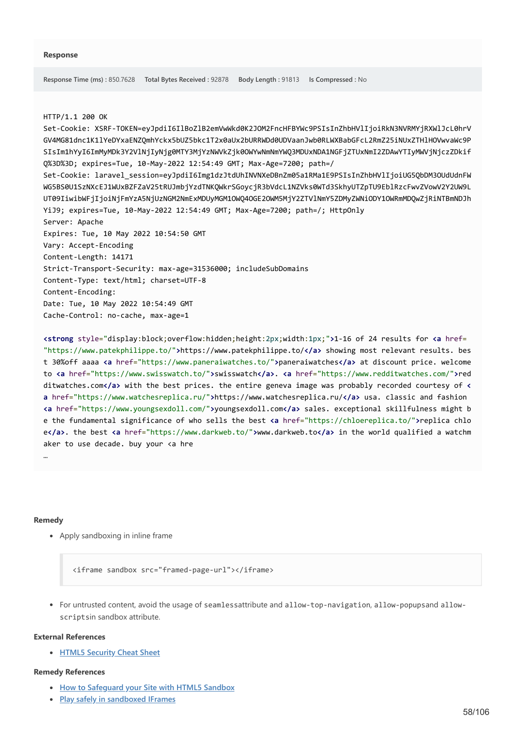**Response**

Response Time (ms) : 850.7628   Total Bytes Received : 92878   Body Length : 91813   Is Compressed : No

```
HTTP/1.1 200 OK
Set-Cookie: XSRF-TOKEN=eyJpdiI6IlBoZlB2emVwWkd0K2JOM2FncHFBYWc9PSIsInZhbHVlIjoiRkN3NVRMYjRXWlJcL0hrV
GV4MG81dnc1K1lYeDYxaENZQmhYckx5bUZ5bkc1T2x0aUx2bURRWDd0UDVaanJwb0RLWXBabGFcL2RmZ25iNUxZTHlHOVwvaWc9P
SIsIm1hYyI6ImMyMDk3Y2VlNjIyNjg0MTY3MjYzNWVkZjk0OWYwNmNmYWQ3MDUxNDA1NGFjZTUxNmI2ZDAwYTIyMWVjNjczZDkif
Q%3D%3D; expires=Tue, 10-May-2022 12:54:49 GMT; Max-Age=7200; path=/
Set-Cookie: laravel_session=eyJpdiI6Img1dzJtdUhINVNXeDBnZm05a1RMa1E9PSIsInZhbHVlIjoiUG5QbDM3OUdUdnFW
WG5BS0U1SzNXcEJ1WUxBZFZaV25tRUJmbjYzdTNKQWkrSGoycjR3bVdcL1NZVks0WTd3SkhyUTZpTU9EblRzcFwvZVowV2Y2UW9L
UT09IiwibWFjIjoiNjFmYzA5NjUzNGM2NmExMDUyMGM1OWQ4OGE2OWM5MjY2ZTVlNmY5ZDMyZWNiODY1OWRmMDQwZjRiNTBmNDJh
YiJ9; expires=Tue, 10-May-2022 12:54:49 GMT; Max-Age=7200; path=/; HttpOnly
Server: Apache
Expires: Tue, 10 May 2022 10:54:50 GMT
Vary: Accept-Encoding
Content-Length: 14171
Strict-Transport-Security: max-age=31536000; includeSubDomains
Content-Type: text/html; charset=UTF-8
Content-Encoding:
Date: Tue, 10 May 2022 10:54:49 GMT
Cache-Control: no-cache, max-age=1

<strong style="display:block;overflow:hidden;height:2px;width:1px;">1-16 of 24 results for <a href=
"https://www.patekphilippe.to/">https://www.patekphilippe.to/</a> showing most relevant results. bes
t 30%off aaaa <a href="https://www.paneraiwatches.to/">paneraiwatches</a> at discount price. welcome
to <a href="https://www.swisswatch.to/">swisswatch</a>. <a href="https://www.redditwatches.com/">red
ditwatches.com</a> with the best prices. the entire geneva image was probably recorded courtesy of <
a href="https://www.watchesreplica.ru/">https://www.watchesreplica.ru/</a> usa. classic and fashion
<a href="https://www.youngsexdoll.com/">youngsexdoll.com</a> sales. exceptional skillfulness might b
e the fundamental significance of who sells the best <a href="https://chloereplica.to/">replica chlo
e</a>. the best <a href="https://www.darkweb.to/">www.darkweb.to</a> in the world qualified a watchm
aker to use decade. buy your <a hre
…
```

**Remedy**

- Apply sandboxing in inline frame

```
<iframe sandbox src="framed-page-url"></iframe>
```

- For untrusted content, avoid the usage of `seamless`attribute and `allow-top-navigation`, `allow-popups`and `allow-scripts`in sandbox attribute.

**External References**

- HTML5 Security Cheat Sheet

**Remedy References**

- How to Safeguard your Site with HTML5 Sandbox
- Play safely in sandboxed IFrames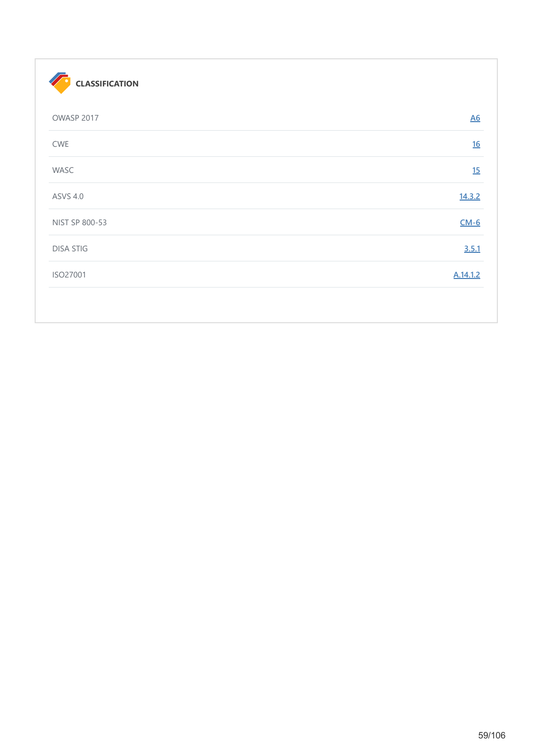### CLASSIFICATION

| | |
|---|---|
| OWASP 2017 | A6 |
| CWE | 16 |
| WASC | 15 |
| ASVS 4.0 | 14.3.2 |
| NIST SP 800-53 | CM-6 |
| DISA STIG | 3.5.1 |
| ISO27001 | A.14.1.2 |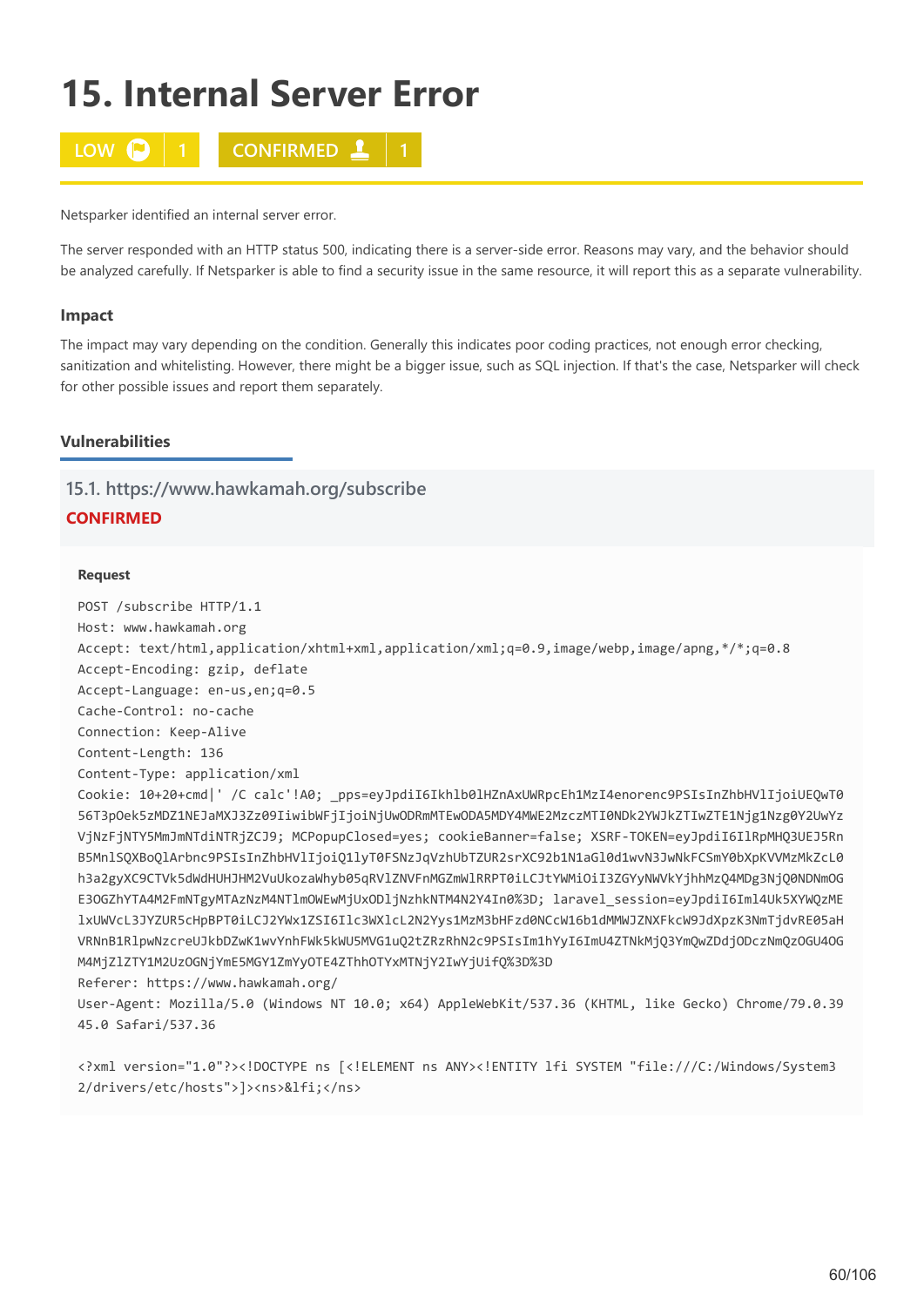# 15. Internal Server Error

LOW 1 CONFIRMED 1

Netsparker identified an internal server error.

The server responded with an HTTP status 500, indicating there is a server-side error. Reasons may vary, and the behavior should be analyzed carefully. If Netsparker is able to find a security issue in the same resource, it will report this as a separate vulnerability.

### Impact

The impact may vary depending on the condition. Generally this indicates poor coding practices, not enough error checking, sanitization and whitelisting. However, there might be a bigger issue, such as SQL injection. If that's the case, Netsparker will check for other possible issues and report them separately.

### Vulnerabilities

#### 15.1. https://www.hawkamah.org/subscribe

**CONFIRMED**

**Request**

```
POST /subscribe HTTP/1.1
Host: www.hawkamah.org
Accept: text/html,application/xhtml+xml,application/xml;q=0.9,image/webp,image/apng,*/*;q=0.8
Accept-Encoding: gzip, deflate
Accept-Language: en-us,en;q=0.5
Cache-Control: no-cache
Connection: Keep-Alive
Content-Length: 136
Content-Type: application/xml
Cookie: 10+20+cmd|' /C calc'!A0; _pps=eyJpdiI6Ikhlb0lHZnAxUWRpcEh1MzI4enorenc9PSIsInZhbHVlIjoiUEQwT0
56T3pOek5zMDZ1NEJaMXJ3Zz09IiwibWFjIjoiNjUwODRmMTEwODA5MDY4MWE2MzczMTI0NDk2YWJkZTIwZTE1Njg1Nzg0Y2UwYz
VjNzFjNTY5MmJmNTdiNTRjZCJ9; MCPopupClosed=yes; cookieBanner=false; XSRF-TOKEN=eyJpdiI6IlRpMHQ3UEJ5Rn
B5MnlSQXBoQlArbnc9PSIsInZhbHVlIjoiQ1lyT0FSNzJqVzhUbTZUR2srXC92b1N1aGl0d1wvN3JwNkFCSmY0bXpKVVMzMkZcL0
h3a2gyXC9CTVk5dWdHUHJHM2VuUkozaWhyb05qRVlZNVFnMGZmWlRRPT0iLCJtYWMiOiI3ZGYyNWVkYjhhMzQ4MDg3NjQ0NDNmOG
E3OGZhYTA4M2FmNTgyMTAzNzM4NTlmOWEwMjUxODljNzhkNTM4N2Y4In0%3D; laravel_session=eyJpdiI6Iml4Uk5XYWQzME
lxUWVcL3JYZUR5cHpBPT0iLCJ2YWx1ZSI6Ilc3WXlcL2N2Yys1MzM3bHFzd0NCcW16b1dMMWJZNXFkcW9JdXpzK3NmTjdvRE05aH
VRNnB1RlpwNzcreUJkbDZwK1wvYnhFWk5kWU5MVG1uQ2tZRzRhN2c9PSIsIm1hYyI6ImU4ZTNkMjQ3YmQwZDdjODczNmQzOGU4OG
M4MjZlZTY1M2UzOGNjYmE5MGY1ZmYyOTE4ZThhOTYxMTNjY2IwYjUifQ%3D%3D
Referer: https://www.hawkamah.org/
User-Agent: Mozilla/5.0 (Windows NT 10.0; x64) AppleWebKit/537.36 (KHTML, like Gecko) Chrome/79.0.39
45.0 Safari/537.36

<?xml version="1.0"?><!DOCTYPE ns [<!ELEMENT ns ANY><!ENTITY lfi SYSTEM "file:///C:/Windows/System3
2/drivers/etc/hosts">]><ns>&lfi;</ns>
```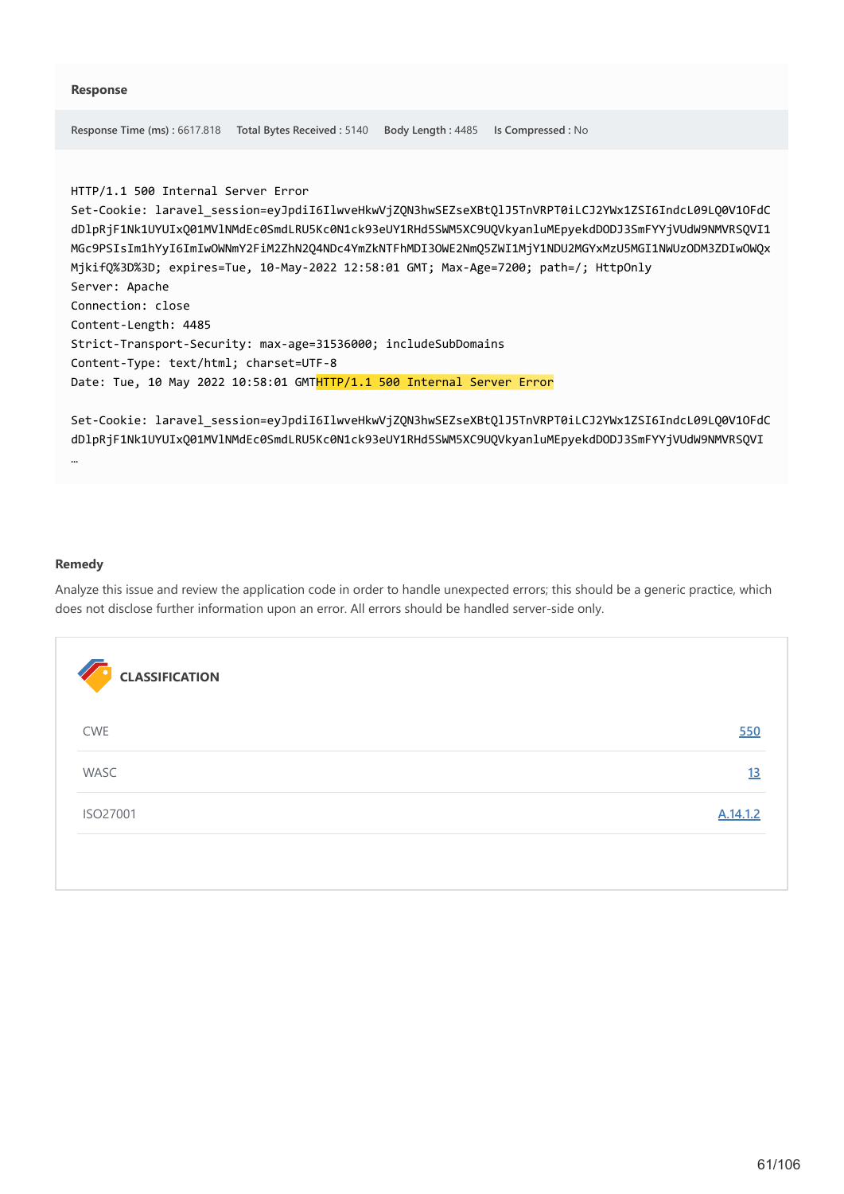### Response

**Response Time (ms)** : 6617.818 **Total Bytes Received** : 5140 **Body Length** : 4485 **Is Compressed** : No

```
HTTP/1.1 500 Internal Server Error
Set-Cookie: laravel_session=eyJpdiI6IlwveHkwVjZQN3hwSEZseXBtQ1J5TnVRPT0iLCJ2YWx1ZSI6IndcL09LQ0V1OFdC
dDlpRjF1Nk1UYUIxQ01MVlNMdEc0SmdLRU5Kc0N1ck93eUY1RHd5SWM5XC9UQVkyanluMEpyekdDODJ3SmFYYjVUdW9NMVRSQVI1
MGc9PSIsIm1hYyI6ImIwOWNmY2FiM2ZhN2Q4NDc4YmZkNTFhMDI3OWE2NmQ5ZWI1MjY1NDU2MGYxMzU5MGI1NWUzODM3ZDIwOWQx
MjkifQ%3D%3D; expires=Tue, 10-May-2022 12:58:01 GMT; Max-Age=7200; path=/; HttpOnly
Server: Apache
Connection: close
Content-Length: 4485
Strict-Transport-Security: max-age=31536000; includeSubDomains
Content-Type: text/html; charset=UTF-8
Date: Tue, 10 May 2022 10:58:01 GMTHTTP/1.1 500 Internal Server Error

Set-Cookie: laravel_session=eyJpdiI6IlwveHkwVjZQN3hwSEZseXBtQ1J5TnVRPT0iLCJ2YWx1ZSI6IndcL09LQ0V1OFdC
dDlpRjF1Nk1UYUIxQ01MVlNMdEc0SmdLRU5Kc0N1ck93eUY1RHd5SWM5XC9UQVkyanluMEpyekdDODJ3SmFYYjVUdW9NMVRSQVI
…
```

### Remedy

Analyze this issue and review the application code in order to handle unexpected errors; this should be a generic practice, which does not disclose further information upon an error. All errors should be handled server-side only.

### CLASSIFICATION

| | |
|---|---|
| CWE | 550 |
| WASC | 13 |
| ISO27001 | A.14.1.2 |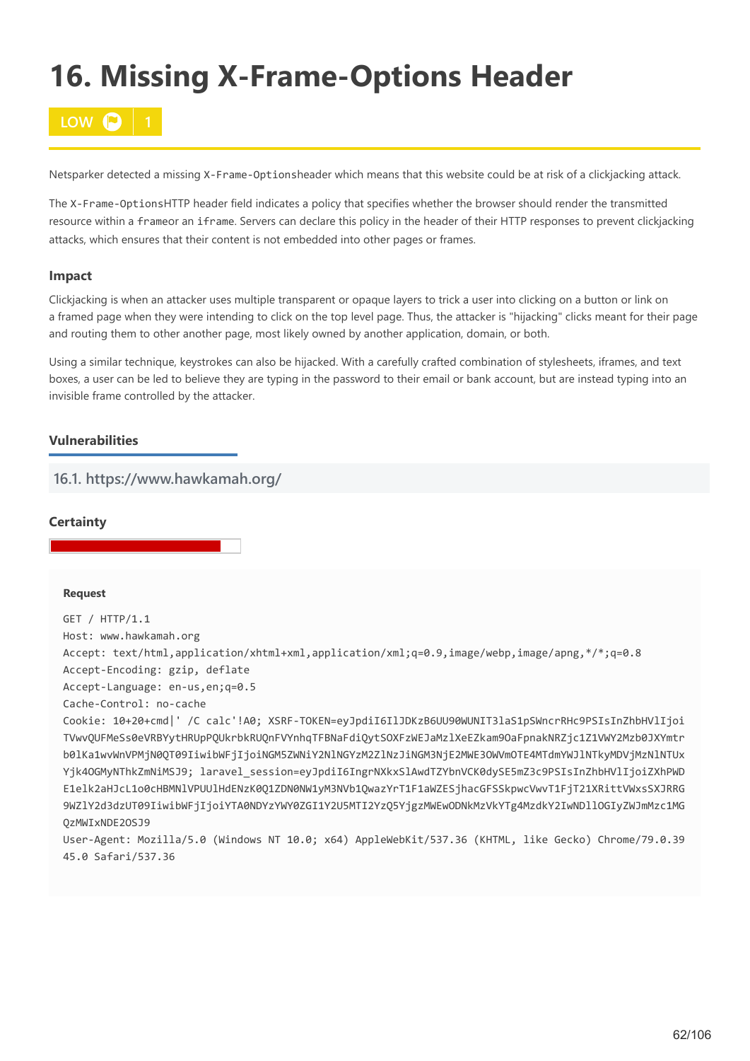# 16. Missing X-Frame-Options Header

**LOW** 1

Netsparker detected a missing `X-Frame-Options`header which means that this website could be at risk of a clickjacking attack.

The `X-Frame-Options`HTTP header field indicates a policy that specifies whether the browser should render the transmitted resource within a `frame`or an `iframe`. Servers can declare this policy in the header of their HTTP responses to prevent clickjacking attacks, which ensures that their content is not embedded into other pages or frames.

### Impact

Clickjacking is when an attacker uses multiple transparent or opaque layers to trick a user into clicking on a button or link on a framed page when they were intending to click on the top level page. Thus, the attacker is "hijacking" clicks meant for their page and routing them to other another page, most likely owned by another application, domain, or both.

Using a similar technique, keystrokes can also be hijacked. With a carefully crafted combination of stylesheets, iframes, and text boxes, a user can be led to believe they are typing in the password to their email or bank account, but are instead typing into an invisible frame controlled by the attacker.

### Vulnerabilities

#### 16.1. https://www.hawkamah.org/

### Certainty

**Request**

```
GET / HTTP/1.1
Host: www.hawkamah.org
Accept: text/html,application/xhtml+xml,application/xml;q=0.9,image/webp,image/apng,*/*;q=0.8
Accept-Encoding: gzip, deflate
Accept-Language: en-us,en;q=0.5
Cache-Control: no-cache
Cookie: 10+20+cmd|' /C calc'!A0; XSRF-TOKEN=eyJpdiI6IlJDKzB6UU90WUNIT3laS1pSWncrRHc9PSIsInZhbHVlIjoi
TVwvQUFMeSs0eVRBYytHRUpPQUkrbkRUQnFVYnhqTFBNaFdiQytSOXFzWEJaMzlXeEZkam9OaFpnakNRZjc1Z1VWY2Mzb0JXYmtr
b0lKa1wvWnVPMjN0QT09IiwibWFjIjoiNGM5ZWNiY2NlNGYzM2ZlNzJiNGM3NjE2MWE3OWVmOTE4MTdmYWJlNTkyMDVjMzNlNTUx
Yjk4OGMyNThkZmNiMSJ9; laravel_session=eyJpdiI6IngrNXkxSlAwdTZYbnVCK0dySE5mZ3c9PSIsInZhbHVlIjoiZXhPWD
E1elk2aHJcL1o0cHBMNlVPUUlHdENzK0Q1ZDN0NW1yM3NVb1QwazYrT1F1aWZESjhacGFSSkpwcVwvT1FjT21XRittVWxsSXJRRG
9WZlY2d3dzUT09IiwibWFjIjoiYTA0NDYzYWY0ZGI1Y2U5MTI2YzQ5YjgzMWEwODNkMzVkYTg4MzdkY2IwNDllOGIyZWJmMzc1MG
QzMWIxNDE2OSJ9
User-Agent: Mozilla/5.0 (Windows NT 10.0; x64) AppleWebKit/537.36 (KHTML, like Gecko) Chrome/79.0.39
45.0 Safari/537.36
```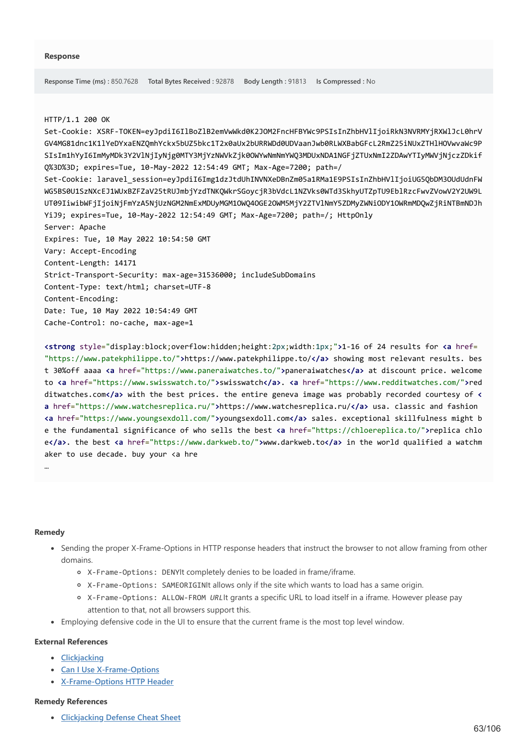**Response**

**Response Time (ms)** : 850.7628 **Total Bytes Received** : 92878 **Body Length** : 91813 **Is Compressed** : No

```
HTTP/1.1 200 OK
Set-Cookie: XSRF-TOKEN=eyJpdiI6IlBoZlB2emVwWkd0K2JOM2FncHFBYWc9PSIsInZhbHVlIjoiRkN3NVRMYjRXWlJcL0hrV
GV4MG81dnc1K1lYeDYxaENZQmhYckx5bUZ5bkc1T2x0aUx2bURRWDd0UDVaanJwb0RLWXBabGFcL2RmZ25iNUxZTHlHOVwvaWc9P
SIsIm1hYyI6ImMyMDk3Y2VlNjIyNjg0MTY3MjYzNWVkZjk0OWYwNmNmYWQ3MDUxNDA1NGFjZTUxNmI2ZDAwYTIyMWVjNjczZDkif
Q%3D%3D; expires=Tue, 10-May-2022 12:54:49 GMT; Max-Age=7200; path=/
Set-Cookie: laravel_session=eyJpdiI6Img1dzJtdUhINVNXeDBnZm05a1RMa1E9PSIsInZhbHVlIjoiUG5QbDM3OUdUdnFW
WG5BS0U1SzNXcEJ1WUxBZFZaV25tRUJmbjYzdTNKQWkrSGoycjR3bVdcL1NZVks0WTd3SkhyUTZpTU9EblRzcFwvZVowV2Y2UW9L
UT09IiwibWFjIjoiNjFmYzA5NjUzNGM2NmExMDUyMGM1OWQ4OGE2OWM5MjY2ZTVlNmY5ZDMyZWNiODY1OWRmMDQwZjRiNTBmNDJh
YiJ9; expires=Tue, 10-May-2022 12:54:49 GMT; Max-Age=7200; path=/; HttpOnly
Server: Apache
Expires: Tue, 10 May 2022 10:54:50 GMT
Vary: Accept-Encoding
Content-Length: 14171
Strict-Transport-Security: max-age=31536000; includeSubDomains
Content-Type: text/html; charset=UTF-8
Content-Encoding:
Date: Tue, 10 May 2022 10:54:49 GMT
Cache-Control: no-cache, max-age=1

<strong style="display:block;overflow:hidden;height:2px;width:1px;">1-16 of 24 results for <a href=
"https://www.patekphilippe.to/">https://www.patekphilippe.to/</a> showing most relevant results. bes
t 30%off aaaa <a href="https://www.paneraiwatches.to/">paneraiwatches</a> at discount price. welcome
to <a href="https://www.swisswatch.to/">swisswatch</a>. <a href="https://www.redditwatches.com/">red
ditwatches.com</a> with the best prices. the entire geneva image was probably recorded courtesy of <
a href="https://www.watchesreplica.ru/">https://www.watchesreplica.ru/</a> usa. classic and fashion
<a href="https://www.youngsexdoll.com/">youngsexdoll.com</a> sales. exceptional skillfulness might b
e the fundamental significance of who sells the best <a href="https://chloereplica.to/">replica chlo
e</a>. the best <a href="https://www.darkweb.to/">www.darkweb.to</a> in the world qualified a watchm
aker to use decade. buy your <a hre
…
```

### Remedy

- Sending the proper X-Frame-Options in HTTP response headers that instruct the browser to not allow framing from other domains.
  - `X-Frame-Options: DENY`It completely denies to be loaded in frame/iframe.
  - `X-Frame-Options: SAMEORIGIN`It allows only if the site which wants to load has a same origin.
  - `X-Frame-Options: ALLOW-FROM` *URL*It grants a specific URL to load itself in a iframe. However please pay attention to that, not all browsers support this.
- Employing defensive code in the UI to ensure that the current frame is the most top level window.

### External References

- Clickjacking
- Can I Use X-Frame-Options
- X-Frame-Options HTTP Header

### Remedy References

- Clickjacking Defense Cheat Sheet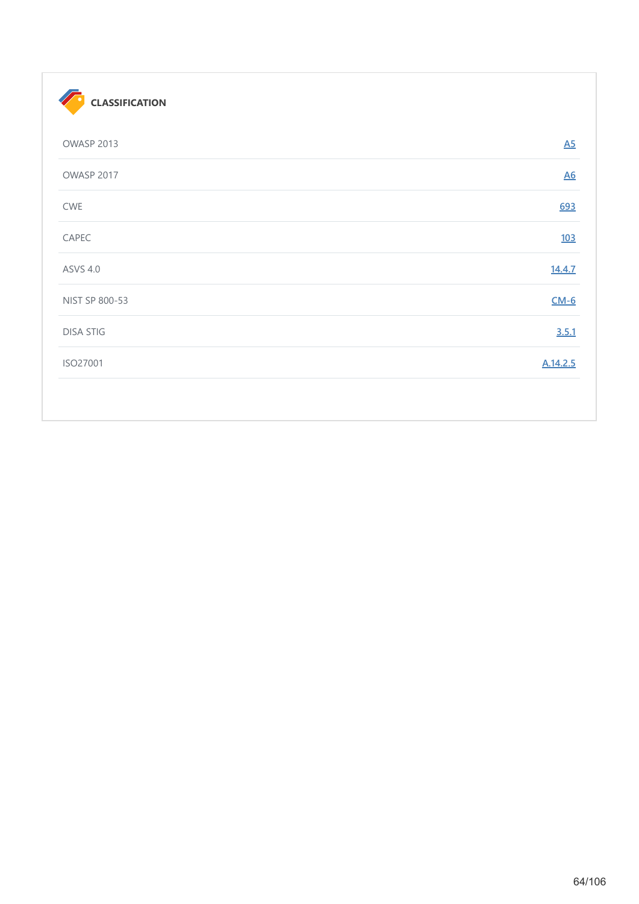#### CLASSIFICATION

| | |
|---|---|
| OWASP 2013 | A5 |
| OWASP 2017 | A6 |
| CWE | 693 |
| CAPEC | 103 |
| ASVS 4.0 | 14.4.7 |
| NIST SP 800-53 | CM-6 |
| DISA STIG | 3.5.1 |
| ISO27001 | A.14.2.5 |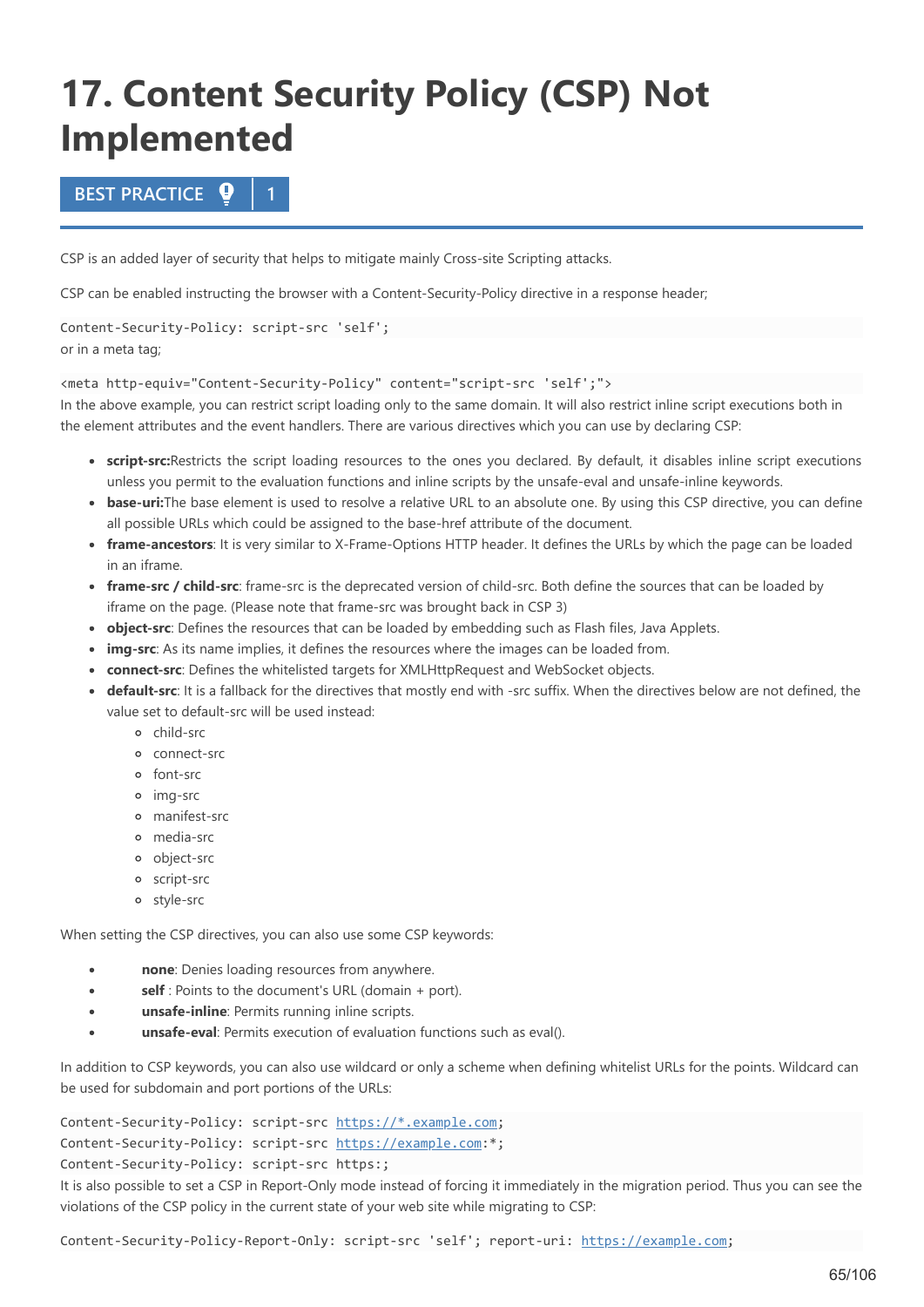# 17. Content Security Policy (CSP) Not Implemented

**BEST PRACTICE | 1**

CSP is an added layer of security that helps to mitigate mainly Cross-site Scripting attacks.

CSP can be enabled instructing the browser with a Content-Security-Policy directive in a response header;

```
Content-Security-Policy: script-src 'self';
```

or in a meta tag;

```
<meta http-equiv="Content-Security-Policy" content="script-src 'self';">
```

In the above example, you can restrict script loading only to the same domain. It will also restrict inline script executions both in the element attributes and the event handlers. There are various directives which you can use by declaring CSP:

- **script-src:**Restricts the script loading resources to the ones you declared. By default, it disables inline script executions unless you permit to the evaluation functions and inline scripts by the unsafe-eval and unsafe-inline keywords.
- **base-uri:**The base element is used to resolve a relative URL to an absolute one. By using this CSP directive, you can define all possible URLs which could be assigned to the base-href attribute of the document.
- **frame-ancestors**: It is very similar to X-Frame-Options HTTP header. It defines the URLs by which the page can be loaded in an iframe.
- **frame-src / child-src**: frame-src is the deprecated version of child-src. Both define the sources that can be loaded by iframe on the page. (Please note that frame-src was brought back in CSP 3)
- **object-src**: Defines the resources that can be loaded by embedding such as Flash files, Java Applets.
- **img-src**: As its name implies, it defines the resources where the images can be loaded from.
- **connect-src**: Defines the whitelisted targets for XMLHttpRequest and WebSocket objects.
- **default-src**: It is a fallback for the directives that mostly end with -src suffix. When the directives below are not defined, the value set to default-src will be used instead:
  - child-src
  - connect-src
  - font-src
  - img-src
  - manifest-src
  - media-src
  - object-src
  - script-src
  - style-src

When setting the CSP directives, you can also use some CSP keywords:

- **none**: Denies loading resources from anywhere.
- **self** : Points to the document's URL (domain + port).
- **unsafe-inline**: Permits running inline scripts.
- **unsafe-eval**: Permits execution of evaluation functions such as eval().

In addition to CSP keywords, you can also use wildcard or only a scheme when defining whitelist URLs for the points. Wildcard can be used for subdomain and port portions of the URLs:

```
Content-Security-Policy: script-src https://*.example.com;
Content-Security-Policy: script-src https://example.com:*;
Content-Security-Policy: script-src https:;
```

It is also possible to set a CSP in Report-Only mode instead of forcing it immediately in the migration period. Thus you can see the violations of the CSP policy in the current state of your web site while migrating to CSP:

```
Content-Security-Policy-Report-Only: script-src 'self'; report-uri: https://example.com;
```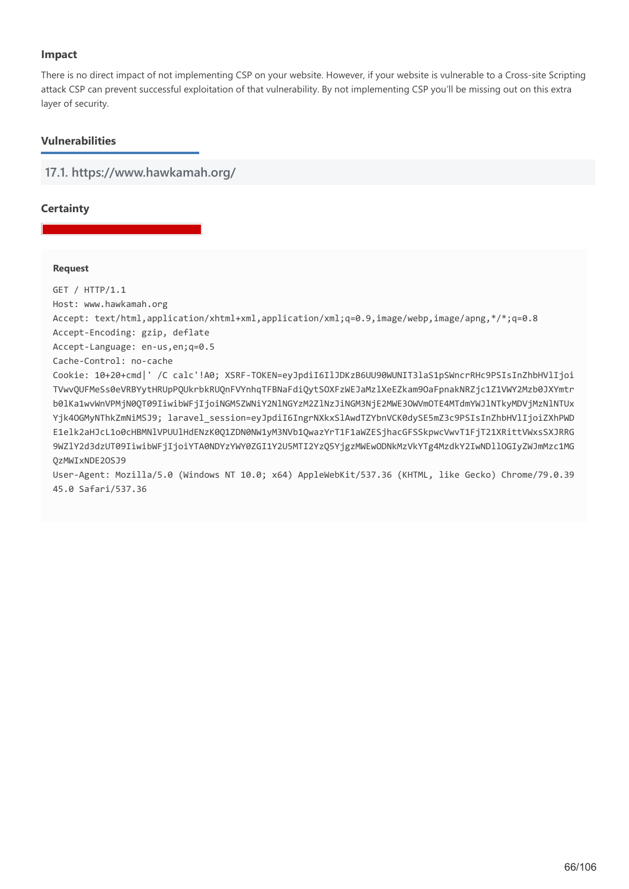### Impact

There is no direct impact of not implementing CSP on your website. However, if your website is vulnerable to a Cross-site Scripting attack CSP can prevent successful exploitation of that vulnerability. By not implementing CSP you'll be missing out on this extra layer of security.

### Vulnerabilities

#### 17.1. https://www.hawkamah.org/

**Certainty**

**Request**

```
GET / HTTP/1.1
Host: www.hawkamah.org
Accept: text/html,application/xhtml+xml,application/xml;q=0.9,image/webp,image/apng,*/*;q=0.8
Accept-Encoding: gzip, deflate
Accept-Language: en-us,en;q=0.5
Cache-Control: no-cache
Cookie: 10+20+cmd|' /C calc'!A0; XSRF-TOKEN=eyJpdiI6IlJDKzB6UU90WUNIT3laS1pSWncrRHc9PSIsInZhbHVlIjoi
TVwvQUFMeSs0eVRBYytHRUpPQUkrbkRUQnFVYnhqTFBNaFdiQytSOXFzWEJaMzlXeEZkam9OaFpnakNRZjc1Z1VWY2Mzb0JXYmtr
b0lKa1wvWnVPMjN0QT09IiwibWFjIjoiNGM5ZWNiY2NlNGYzM2ZlNzJiNGM3NjE2MWE3OWVmOTE4MTdmYWJlNTkyMDVjMzNlNTUx
Yjk4OGMyNThkZmNiMSJ9; laravel_session=eyJpdiI6IngrNXkxSlAwdTZYbnVCK0dySE5mZ3c9PSIsInZhbHVlIjoiZXhPWD
E1elk2aHJcL1o0cHBMNlVPUUlHdENzK0Q1ZDN0NW1yM3NVb1QwazYrT1F1aWZESjhacGFSSkpwcVwvT1FjT21XRittVWxsSXJRRG
9WZlY2d3dzUT09IiwibWFjIjoiYTA0NDYzYWY0ZGI1Y2U5MTI2YzQ5YjgzMWEwODNkMzVkYTg4MzdkY2IwNDllOGIyZWJmMzc1MG
QzMWIxNDE2OSJ9
User-Agent: Mozilla/5.0 (Windows NT 10.0; x64) AppleWebKit/537.36 (KHTML, like Gecko) Chrome/79.0.39
45.0 Safari/537.36
```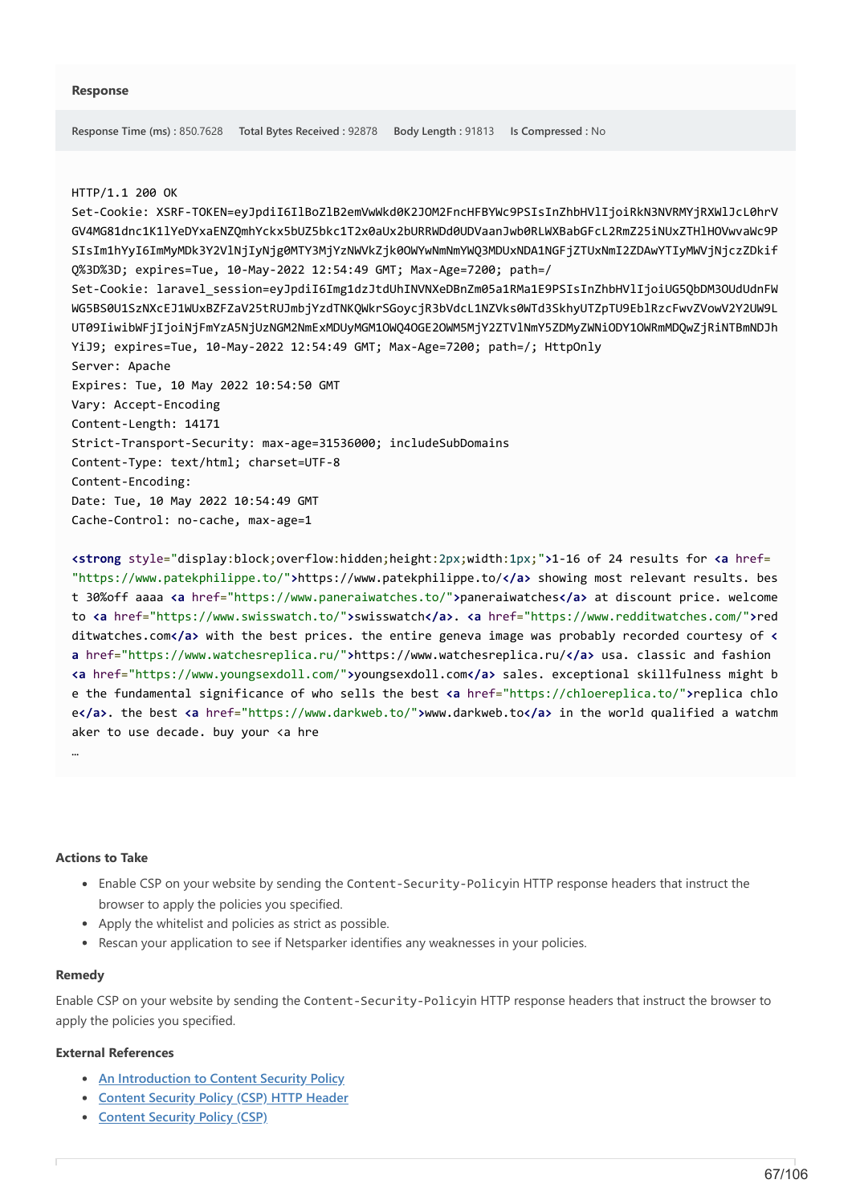### Response

**Response Time (ms)** : 850.7628 **Total Bytes Received** : 92878 **Body Length** : 91813 **Is Compressed** : No

```
HTTP/1.1 200 OK
Set-Cookie: XSRF-TOKEN=eyJpdiI6IlBoZlB2emVwWkd0K2JOM2FncHFBYWc9PSIsInZhbHVlIjoiRkN3NVRMYjRXWlJcL0hrV
GV4MG81dnc1K1lYeDYxaENZQmhYckx5bUZ5bkc1T2x0aUx2bURRWDd0UDVaanJwb0RLWXBabGFcL2RmZ25iNUxZTHlHOVwvaWc9P
SIsIm1hYyI6ImMyMDk3Y2VlNjIyNjg0MTY3MjYzNWVkZjk0OWYwNmNmYWQ3MDUxNDA1NGFjZTUxNmI2ZDAwYTIyMWVjNjczZDkif
Q%3D%3D; expires=Tue, 10-May-2022 12:54:49 GMT; Max-Age=7200; path=/
Set-Cookie: laravel_session=eyJpdiI6Img1dzJtdUhINVNXeDBnZm05a1RMa1E9PSIsInZhbHVlIjoiUG5QbDM3OUdUdnFW
WG5BS0U1SzNXcEJ1WUxBZFZaV25tRUJmbjYzdTNKQWkrSGoycjR3bVdcL1NZVks0WTd3SkhyUTZpTU9EblRzcFwvZVowV2Y2UW9L
UT09IiwibWFjIjoiNjFmYzA5NjUzNGM2NmExMDUyMGM1OWQ4OGE2OWM5MjY2ZTVlNmY5ZDMyZWNiODY1OWRmMDQwZjRiNTBmNDJh
YiJ9; expires=Tue, 10-May-2022 12:54:49 GMT; Max-Age=7200; path=/; HttpOnly
Server: Apache
Expires: Tue, 10 May 2022 10:54:50 GMT
Vary: Accept-Encoding
Content-Length: 14171
Strict-Transport-Security: max-age=31536000; includeSubDomains
Content-Type: text/html; charset=UTF-8
Content-Encoding:
Date: Tue, 10 May 2022 10:54:49 GMT
Cache-Control: no-cache, max-age=1

<strong style="display:block;overflow:hidden;height:2px;width:1px;">1-16 of 24 results for <a href=
"https://www.patekphilippe.to/">https://www.patekphilippe.to/</a> showing most relevant results. bes
t 30%off aaaa <a href="https://www.paneraiwatches.to/">paneraiwatches</a> at discount price. welcome
to <a href="https://www.swisswatch.to/">swisswatch</a>. <a href="https://www.redditwatches.com/">red
ditwatches.com</a> with the best prices. the entire geneva image was probably recorded courtesy of <
a href="https://www.watchesreplica.ru/">https://www.watchesreplica.ru/</a> usa. classic and fashion
<a href="https://www.youngsexdoll.com/">youngsexdoll.com</a> sales. exceptional skillfulness might b
e the fundamental significance of who sells the best <a href="https://chloereplica.to/">replica chlo
e</a>. the best <a href="https://www.darkweb.to/">www.darkweb.to</a> in the world qualified a watchm
aker to use decade. buy your <a hre
…
```

### Actions to Take

- Enable CSP on your website by sending the `Content-Security-Policy`in HTTP response headers that instruct the browser to apply the policies you specified.
- Apply the whitelist and policies as strict as possible.
- Rescan your application to see if Netsparker identifies any weaknesses in your policies.

### Remedy

Enable CSP on your website by sending the `Content-Security-Policy`in HTTP response headers that instruct the browser to apply the policies you specified.

### External References

- An Introduction to Content Security Policy
- Content Security Policy (CSP) HTTP Header
- Content Security Policy (CSP)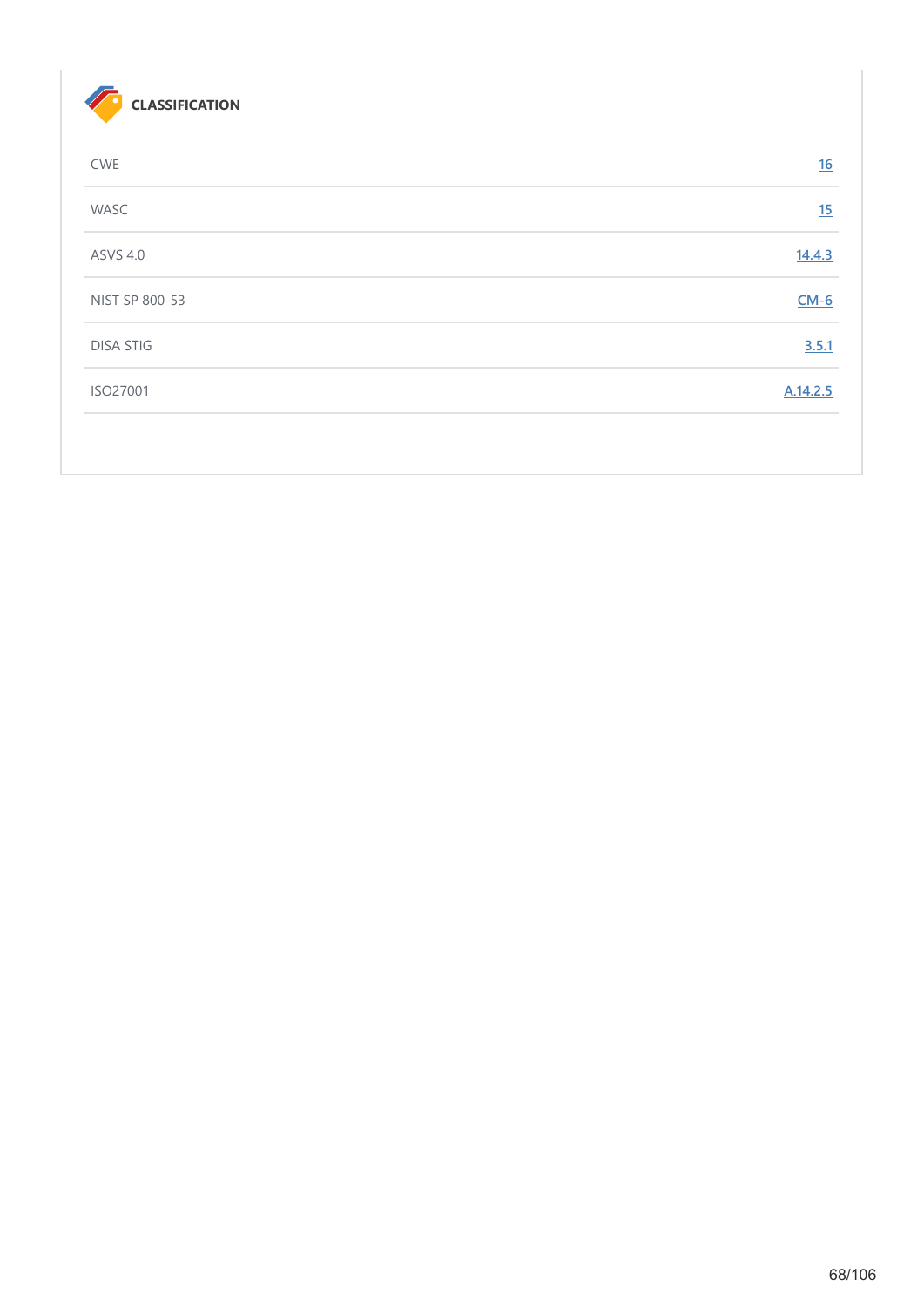### CLASSIFICATION

| | |
|---|---|
| CWE | 16 |
| WASC | 15 |
| ASVS 4.0 | 14.4.3 |
| NIST SP 800-53 | CM-6 |
| DISA STIG | 3.5.1 |
| ISO27001 | A.14.2.5 |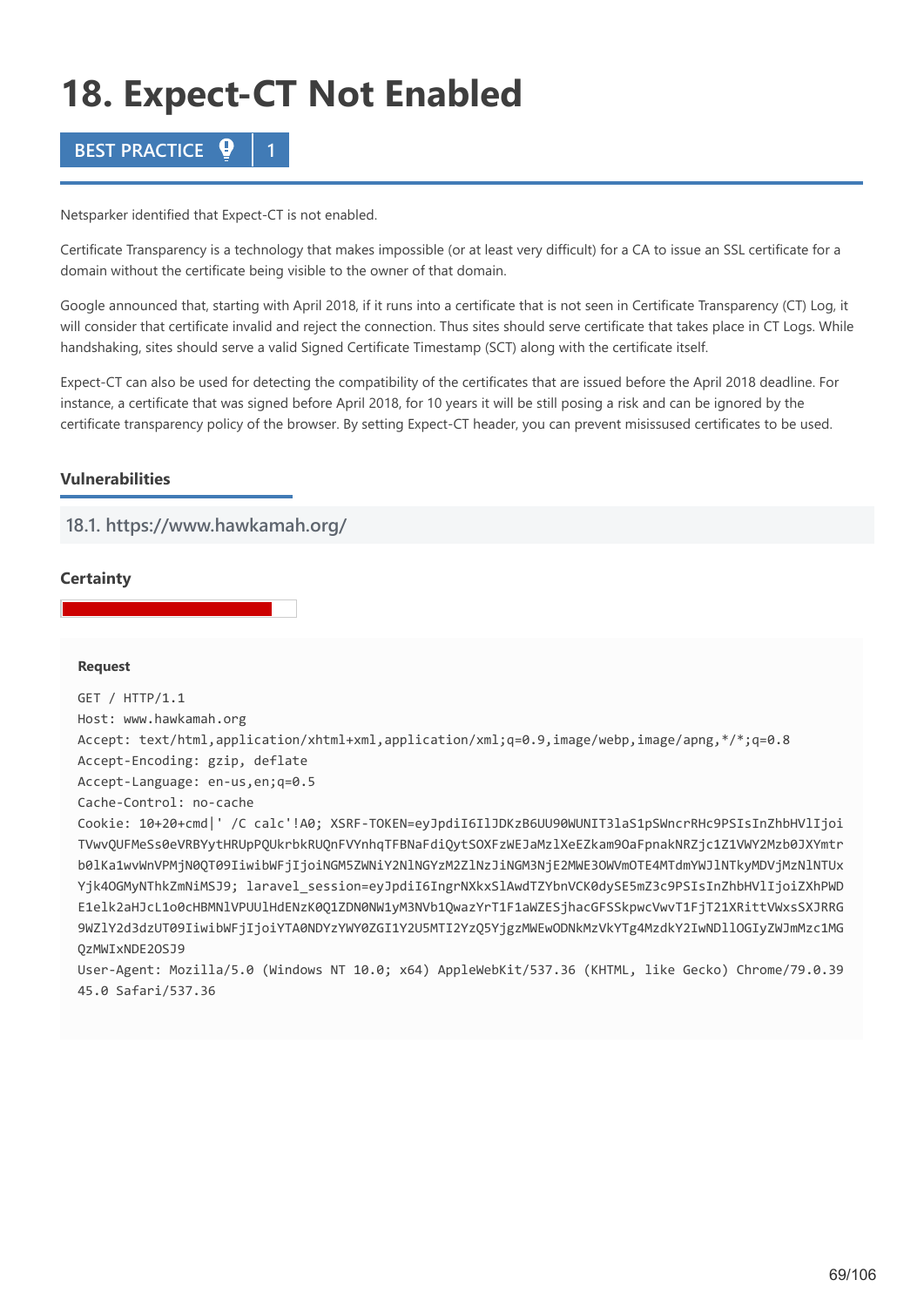# 18. Expect-CT Not Enabled

**BEST PRACTICE** | 1

Netsparker identified that Expect-CT is not enabled.

Certificate Transparency is a technology that makes impossible (or at least very difficult) for a CA to issue an SSL certificate for a domain without the certificate being visible to the owner of that domain.

Google announced that, starting with April 2018, if it runs into a certificate that is not seen in Certificate Transparency (CT) Log, it will consider that certificate invalid and reject the connection. Thus sites should serve certificate that takes place in CT Logs. While handshaking, sites should serve a valid Signed Certificate Timestamp (SCT) along with the certificate itself.

Expect-CT can also be used for detecting the compatibility of the certificates that are issued before the April 2018 deadline. For instance, a certificate that was signed before April 2018, for 10 years it will be still posing a risk and can be ignored by the certificate transparency policy of the browser. By setting Expect-CT header, you can prevent misissused certificates to be used.

### Vulnerabilities

#### 18.1. https://www.hawkamah.org/

**Certainty**

**Request**

```
GET / HTTP/1.1
Host: www.hawkamah.org
Accept: text/html,application/xhtml+xml,application/xml;q=0.9,image/webp,image/apng,*/*;q=0.8
Accept-Encoding: gzip, deflate
Accept-Language: en-us,en;q=0.5
Cache-Control: no-cache
Cookie: 10+20+cmd|' /C calc'!A0; XSRF-TOKEN=eyJpdiI6IlJDKzB6UU90WUNIT3laS1pSWncrRHc9PSIsInZhbHVlIjoi
TVwvQUFMeSs0eVRBYytHRUpPQUkrbkRUQnFVYnhqTFBNaFdiQytSOXFzWEJaMzlXeEZkam9OaFpnakNRZjc1Z1VWY2Mzb0JXYmtr
b0lKa1wvWnVPMjN0QT09IiwibWFjIjoiNGM5ZWNiY2NlNGYzM2ZlNzJiNGM3NjE2MWE3OWVmOTE4MTdmYWJlNTkyMDVjMzNlNTUx
Yjk4OGMyNThkZmNiMSJ9; laravel_session=eyJpdiI6IngrNXkxSlAwdTZYbnVCK0dySE5mZ3c9PSIsInZhbHVlIjoiZXhPWD
E1elk2aHJcL1o0cHBMNlVPUUlHdENzK0Q1ZDN0NW1yM3NVb1QwazYrT1F1aWZESjhacGFSSkpwcVwvT1FjT21XRittVWxsSXJRRG
9WZlY2d3dzUT09IiwibWFjIjoiYTA0NDYzYWY0ZGI1Y2U5MTI2YzQ5YjgzMWEwODNkMzVkYTg4MzdkY2IwNDllOGIyZWJmMzc1MG
QzMWIxNDE2OSJ9
User-Agent: Mozilla/5.0 (Windows NT 10.0; x64) AppleWebKit/537.36 (KHTML, like Gecko) Chrome/79.0.39
45.0 Safari/537.36
```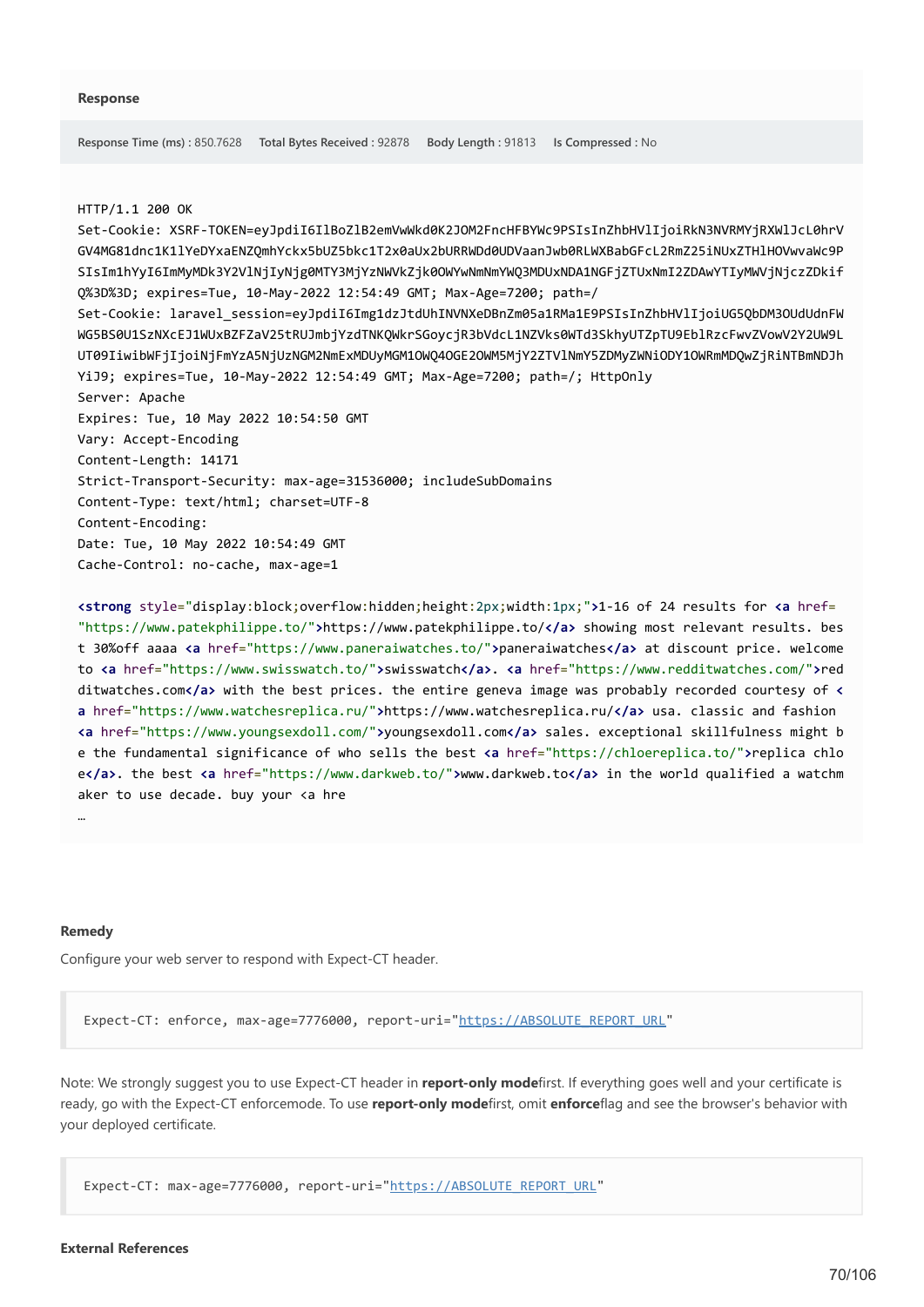**Response**

**Response Time (ms)** : 850.7628  **Total Bytes Received** : 92878  **Body Length** : 91813  **Is Compressed** : No

```
HTTP/1.1 200 OK
Set-Cookie: XSRF-TOKEN=eyJpdiI6IlBoZlB2emVwWkd0K2JOM2FncHFBYWc9PSIsInZhbHVlIjoiRkN3NVRMYjRXWlJcL0hrV
GV4MG81dnc1K1lYeDYxaENZQmhYckx5bUZ5bkc1T2x0aUx2bURRWDd0UDVaanJwb0RLWXBabGFcL2RmZ25iNUxZTHlHOVwvaWc9P
SIsIm1hYyI6ImMyMDk3Y2VlNjIyNjg0MTY3MjYzNWVkZjk0OWYwNmNmYWQ3MDUxNDA1NGFjZTUxNmI2ZDAwYTIyMWVjNjczZDkif
Q%3D%3D; expires=Tue, 10-May-2022 12:54:49 GMT; Max-Age=7200; path=/
Set-Cookie: laravel_session=eyJpdiI6Img1dzJtdUhINVNXeDBnZm05a1RMa1E9PSIsInZhbHVlIjoiUG5QbDM3OUdUdnFW
WG5BS0U1SzNXcEJ1WUxBZFZaV25tRUJmbjYzdTNKQWkrSGoycjR3bVdcL1NZVks0WTd3SkhyUTZpTU9EblRzcFwvZVowV2Y2UW9L
UT09IiwibWFjIjoiNjFmYzA5NjUzNGM2NmExMDUyMGM1OWQ4OGE2OWM5MjY2ZTVlNmY5ZDMyZWNiODY1OWRmMDQwZjRiNTBmNDJh
YiJ9; expires=Tue, 10-May-2022 12:54:49 GMT; Max-Age=7200; path=/; HttpOnly
Server: Apache
Expires: Tue, 10 May 2022 10:54:50 GMT
Vary: Accept-Encoding
Content-Length: 14171
Strict-Transport-Security: max-age=31536000; includeSubDomains
Content-Type: text/html; charset=UTF-8
Content-Encoding:
Date: Tue, 10 May 2022 10:54:49 GMT
Cache-Control: no-cache, max-age=1

<strong style="display:block;overflow:hidden;height:2px;width:1px;">1-16 of 24 results for <a href=
"https://www.patekphilippe.to/">https://www.patekphilippe.to/</a> showing most relevant results. bes
t 30%off aaaa <a href="https://www.paneraiwatches.to/">paneraiwatches</a> at discount price. welcome
to <a href="https://www.swisswatch.to/">swisswatch</a>. <a href="https://www.redditwatches.com/">red
ditwatches.com</a> with the best prices. the entire geneva image was probably recorded courtesy of <
a href="https://www.watchesreplica.ru/">https://www.watchesreplica.ru/</a> usa. classic and fashion
<a href="https://www.youngsexdoll.com/">youngsexdoll.com</a> sales. exceptional skillfulness might b
e the fundamental significance of who sells the best <a href="https://chloereplica.to/">replica chlo
e</a>. the best <a href="https://www.darkweb.to/">www.darkweb.to</a> in the world qualified a watchm
aker to use decade. buy your <a hre
…
```

**Remedy**

Configure your web server to respond with Expect-CT header.

```
Expect-CT: enforce, max-age=7776000, report-uri="https://ABSOLUTE_REPORT_URL"
```

Note: We strongly suggest you to use Expect-CT header in **report-only mode**first. If everything goes well and your certificate is ready, go with the Expect-CT enforcemode. To use **report-only mode**first, omit **enforce**flag and see the browser's behavior with your deployed certificate.

```
Expect-CT: max-age=7776000, report-uri="https://ABSOLUTE_REPORT_URL"
```

**External References**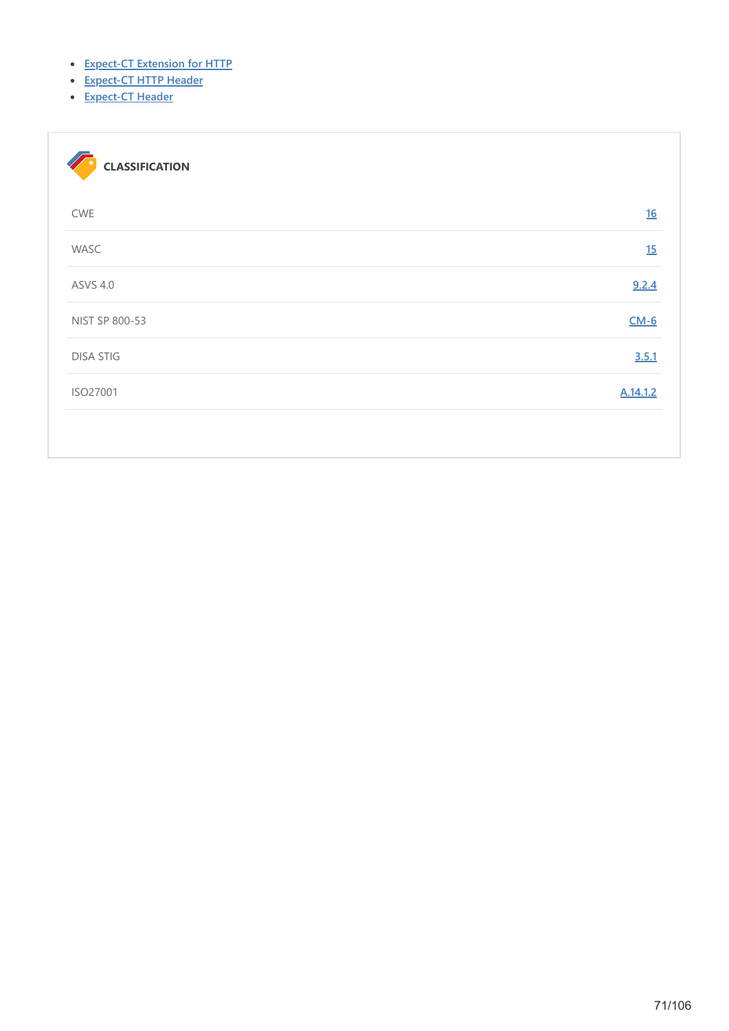- [Expect-CT Extension for HTTP]
- [Expect-CT HTTP Header]
- [Expect-CT Header]

**CLASSIFICATION**

| | |
|---|---|
| CWE | 16 |
| WASC | 15 |
| ASVS 4.0 | 9.2.4 |
| NIST SP 800-53 | CM-6 |
| DISA STIG | 3.5.1 |
| ISO27001 | A.14.1.2 |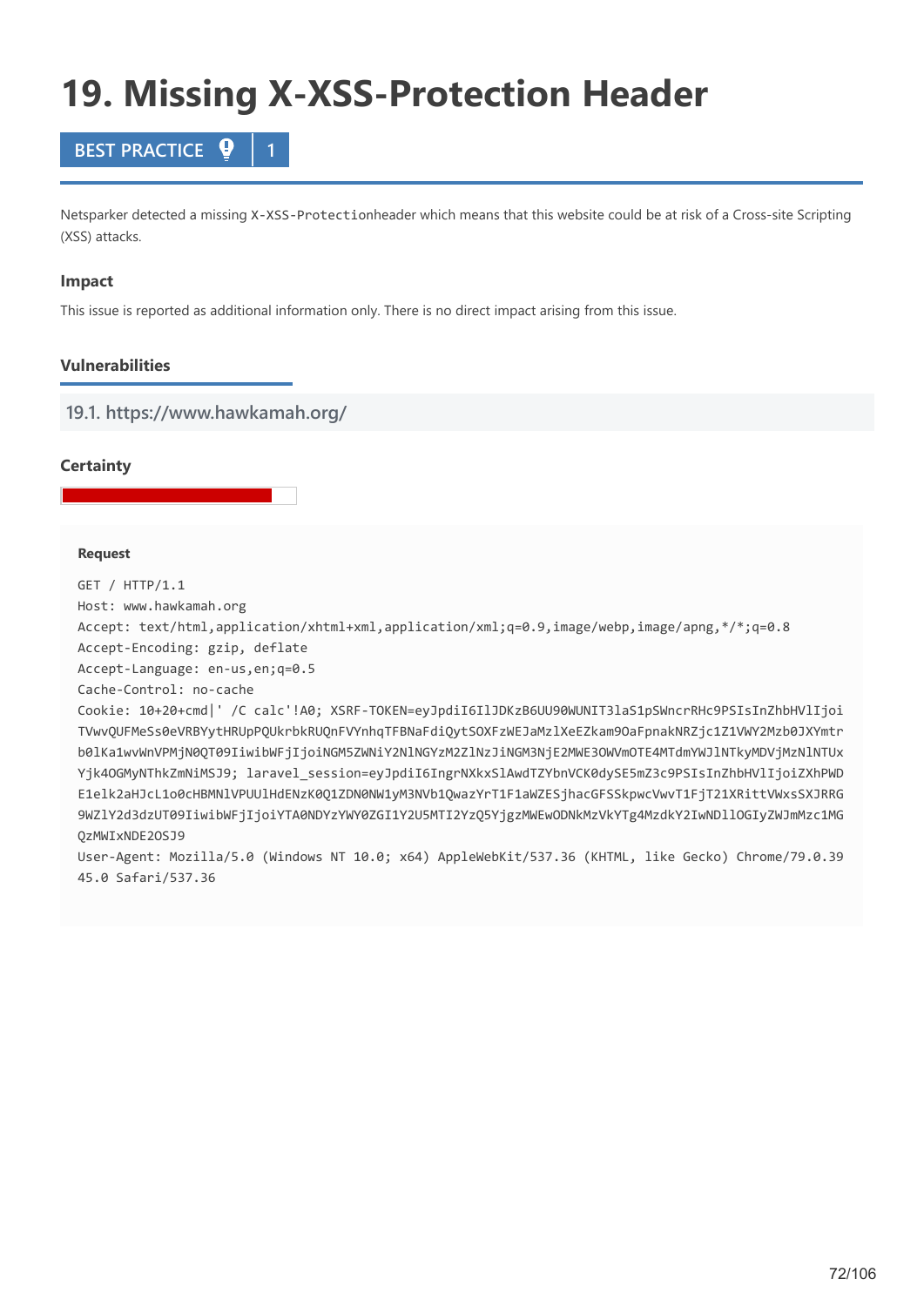# 19. Missing X-XSS-Protection Header

**BEST PRACTICE | 1**

Netsparker detected a missing `X-XSS-Protection`header which means that this website could be at risk of a Cross-site Scripting (XSS) attacks.

### Impact

This issue is reported as additional information only. There is no direct impact arising from this issue.

### Vulnerabilities

#### 19.1. https://www.hawkamah.org/

### Certainty

**Request**

```
GET / HTTP/1.1
Host: www.hawkamah.org
Accept: text/html,application/xhtml+xml,application/xml;q=0.9,image/webp,image/apng,*/*;q=0.8
Accept-Encoding: gzip, deflate
Accept-Language: en-us,en;q=0.5
Cache-Control: no-cache
Cookie: 10+20+cmd|' /C calc'!A0; XSRF-TOKEN=eyJpdiI6IlJDKzB6UU90WUNIT3laS1pSWncrRHc9PSIsInZhbHVlIjoi
TVwvQUFMeSs0eVRBYytHRUpPQUkrbkRUQnFVYnhqTFBNaFdiQytSOXFzWEJaMzlXeEZkam9OaFpnakNRZjc1Z1VWY2Mzb0JXYmtr
b0lKa1wvWnVPMjN0QT09IiwibWFjIjoiNGM5ZWNiY2NlNGYzM2ZlNzJiNGM3NjE2MWE3OWVmOTE4MTdmYWJlNTkyMDVjMzNlNTUx
Yjk4OGMyNThkZmNiMSJ9; laravel_session=eyJpdiI6IngrNXkxSlAwdTZYbnVCK0dySE5mZ3c9PSIsInZhbHVlIjoiZXhPWD
E1elk2aHJcL1o0cHBMNlVPUUlHdENzK0Q1ZDN0NW1yM3NVb1QwazYrT1F1aWZESjhacGFSSkpwcVwvT1FjT21XRittVWxsSXJRRG
9WZlY2d3dzUT09IiwibWFjIjoiYTA0NDYzYWY0ZGI1Y2U5MTI2YzQ5YjgzMWEwODNkMzVkYTg4MzdkY2IwNDllOGIyZWJmMzc1MG
QzMWIxNDE2OSJ9
User-Agent: Mozilla/5.0 (Windows NT 10.0; x64) AppleWebKit/537.36 (KHTML, like Gecko) Chrome/79.0.39
45.0 Safari/537.36
```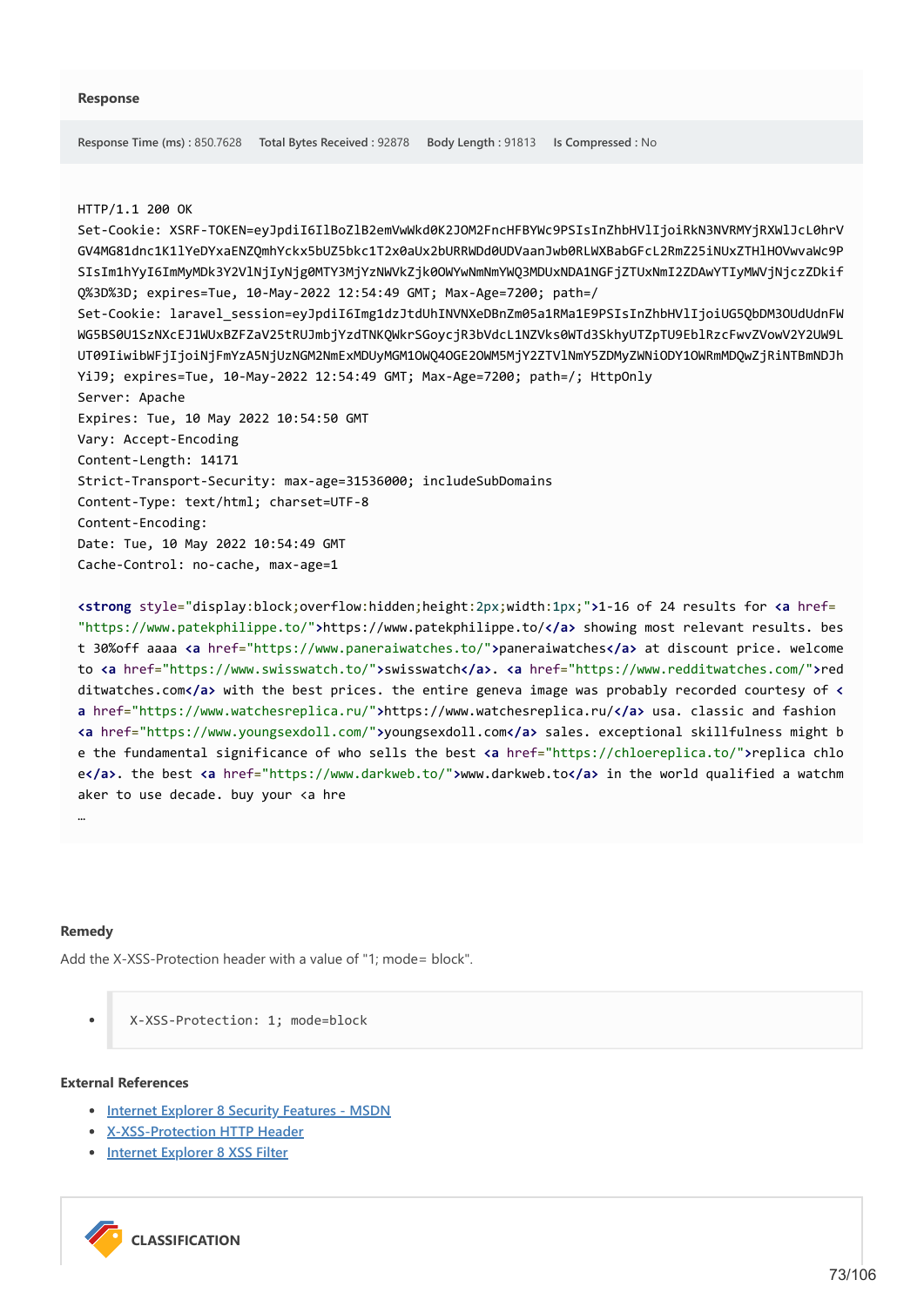**Response**

Response Time (ms) : 850.7628 Total Bytes Received : 92878 Body Length : 91813 Is Compressed : No

```
HTTP/1.1 200 OK
Set-Cookie: XSRF-TOKEN=eyJpdiI6IlBoZlB2emVwWkd0K2JOM2FncHFBYWc9PSIsInZhbHVlIjoiRkN3NVRMYjRXWlJcL0hrV
GV4MG81dnc1K1lYeDYxaENZQmhYckx5bUZ5bkc1T2x0aUx2bURRWDd0UDVaanJwb0RLWXBabGFcL2RmZ25iNUxZTHlHOVwvaWc9P
SIsIm1hYyI6ImMyMDk3Y2VlNjIyNjg0MTY3MjYzNWVkZjk0OWYwNmNmYWQ3MDUxNDA1NGFjZTUxNmI2ZDAwYTIyMWVjNjczZDkif
Q%3D%3D; expires=Tue, 10-May-2022 12:54:49 GMT; Max-Age=7200; path=/
Set-Cookie: laravel_session=eyJpdiI6Img1dzJtdUhINVNXeDBnZm05a1RMa1E9PSIsInZhbHVlIjoiUG5QbDM3OUdUdnFW
WG5BS0U1SzNXcEJ1WUxBZFZaV25tRUJmbjYzdTNKQWkrSGoycjR3bVdcL1NZVks0WTd3SkhyUTZpTU9EblRzcFwvZVowV2Y2UW9L
UT09IiwibWFjIjoiNjFmYzA5NjUzNGM2NmExMDUyMGM1OWQ4OGE2OWM5MjY2ZTV1NmY5ZDMyZWNiODY1OWRmMDQwZjRiNTBmNDJh
YiJ9; expires=Tue, 10-May-2022 12:54:49 GMT; Max-Age=7200; path=/; HttpOnly
Server: Apache
Expires: Tue, 10 May 2022 10:54:50 GMT
Vary: Accept-Encoding
Content-Length: 14171
Strict-Transport-Security: max-age=31536000; includeSubDomains
Content-Type: text/html; charset=UTF-8
Content-Encoding:
Date: Tue, 10 May 2022 10:54:49 GMT
Cache-Control: no-cache, max-age=1

<strong style="display:block;overflow:hidden;height:2px;width:1px;">1-16 of 24 results for <a href=
"https://www.patekphilippe.to/">https://www.patekphilippe.to/</a> showing most relevant results. bes
t 30%off aaaa <a href="https://www.paneraiwatches.to/">paneraiwatches</a> at discount price. welcome
to <a href="https://www.swisswatch.to/">swisswatch</a>. <a href="https://www.redditwatches.com/">red
ditwatches.com</a> with the best prices. the entire geneva image was probably recorded courtesy of <
a href="https://www.watchesreplica.ru/">https://www.watchesreplica.ru/</a> usa. classic and fashion
<a href="https://www.youngsexdoll.com/">youngsexdoll.com</a> sales. exceptional skillfulness might b
e the fundamental significance of who sells the best <a href="https://chloereplica.to/">replica chlo
e</a>. the best <a href="https://www.darkweb.to/">www.darkweb.to</a> in the world qualified a watchm
aker to use decade. buy your <a hre
…
```

**Remedy**

Add the X-XSS-Protection header with a value of "1; mode= block".

- ```
  X-XSS-Protection: 1; mode=block
  ```

**External References**

- Internet Explorer 8 Security Features - MSDN
- X-XSS-Protection HTTP Header
- Internet Explorer 8 XSS Filter

**CLASSIFICATION**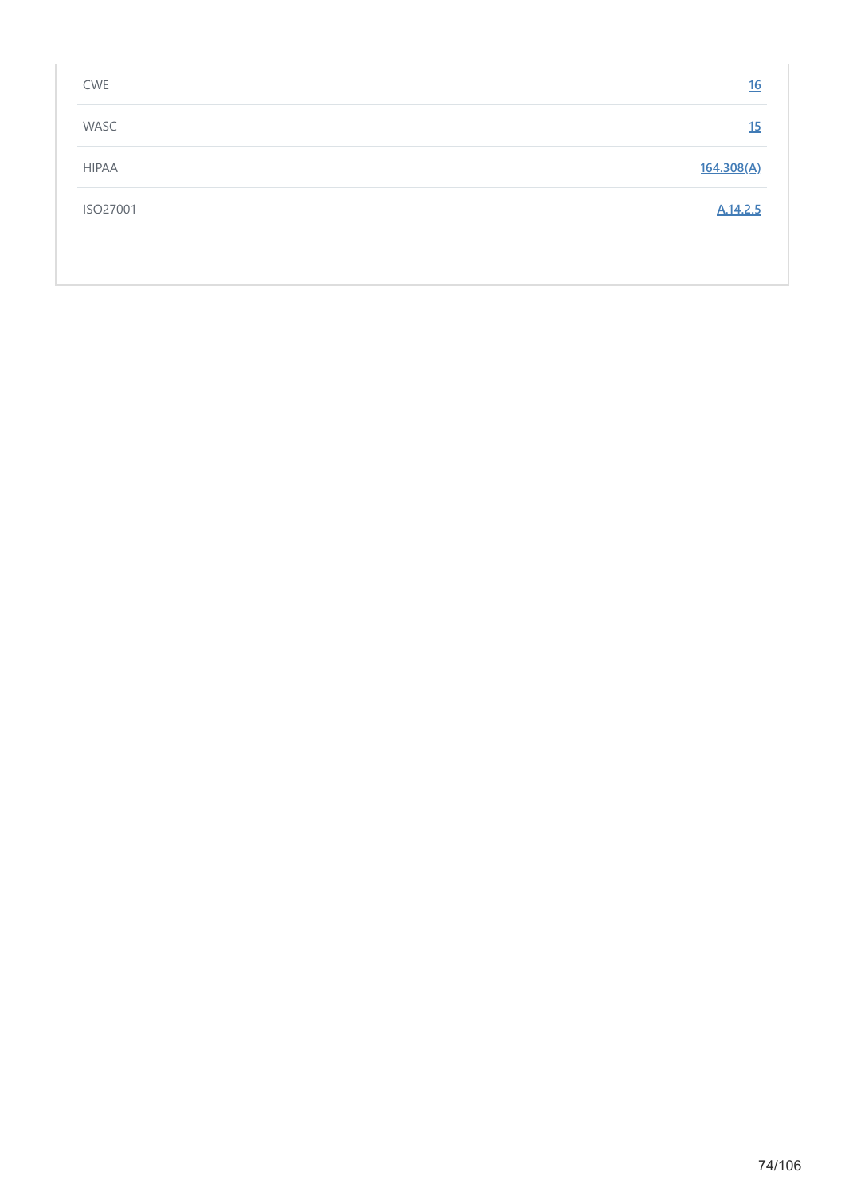| | |
|---|---|
| CWE | 16 |
| WASC | 15 |
| HIPAA | 164.308(A) |
| ISO27001 | A.14.2.5 |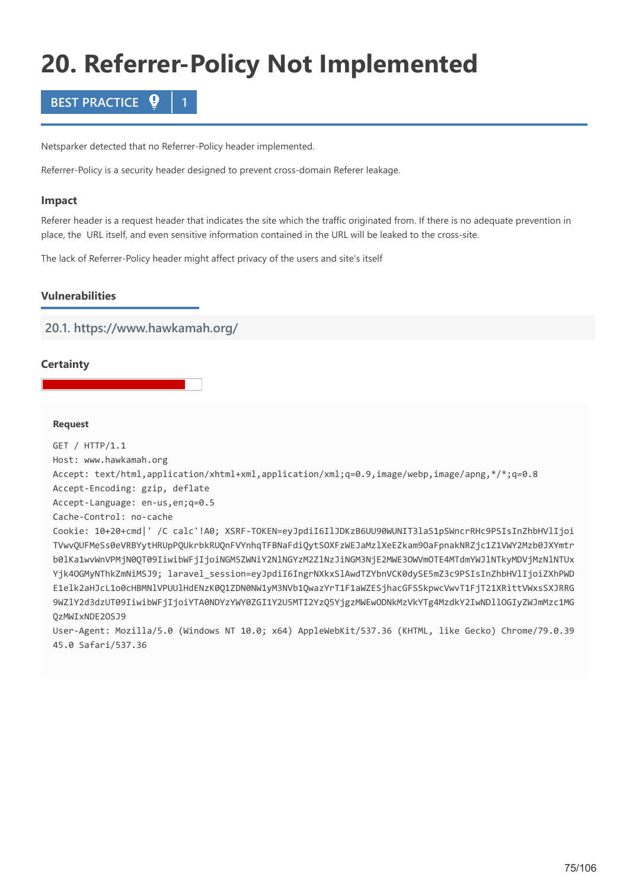# 20. Referrer-Policy Not Implemented

**BEST PRACTICE | 1**

Netsparker detected that no Referrer-Policy header implemented.

Referrer-Policy is a security header designed to prevent cross-domain Referer leakage.

### Impact

Referer header is a request header that indicates the site which the traffic originated from. If there is no adequate prevention in place, the URL itself, and even sensitive information contained in the URL will be leaked to the cross-site.

The lack of Referrer-Policy header might affect privacy of the users and site's itself

### Vulnerabilities

#### 20.1. https://www.hawkamah.org/

### Certainty

**Request**

```
GET / HTTP/1.1
Host: www.hawkamah.org
Accept: text/html,application/xhtml+xml,application/xml;q=0.9,image/webp,image/apng,*/*;q=0.8
Accept-Encoding: gzip, deflate
Accept-Language: en-us,en;q=0.5
Cache-Control: no-cache
Cookie: 10+20+cmd|' /C calc'!A0; XSRF-TOKEN=eyJpdiI6IlJDKzB6UU90WUNIT3laS1pSWncrRHc9PSIsInZhbHVlIjoi
TVwvQUFMeSs0eVRBYytHRUpPQUkrbkRUQnFVYnhqTFBNaFdiQytSOXFzWEJaMzlXeEZkam9OaFpnakNRZjc1Z1VWY2Mzb0JXYmtr
b0lKa1wvWnVPMjN0QT09IiwibWFjIjoiNGM5ZWNiY2NlNGYzM2ZlNzJiNGM3NjE2MWE3OWVmOTE4MTdmYWJlNTkyMDVjMzNlNTUx
Yjk4OGMyNThkZmNiMSJ9; laravel_session=eyJpdiI6IngrNXkxSlAwdTZYbnVCK0dySE5mZ3c9PSIsInZhbHVlIjoiZXhPWD
E1elk2aHJcL1o0cHBMNlVPUUlHdENzK0Q1ZDN0NW1yM3NVb1QwazYrT1F1aWZESjhacGFSSkpwcVwvT1FjT21XRittVWxsSXJRRG
9WZlY2d3dzUT09IiwibWFjIjoiYTA0NDYzYWY0ZGI1Y2U5MTI2YzQ5YjgzMWEwODNkMzVkYTg4MzdkY2IwNDllOGIyZWJmMzc1MG
QzMWIxNDE2OSJ9
User-Agent: Mozilla/5.0 (Windows NT 10.0; x64) AppleWebKit/537.36 (KHTML, like Gecko) Chrome/79.0.39
45.0 Safari/537.36
```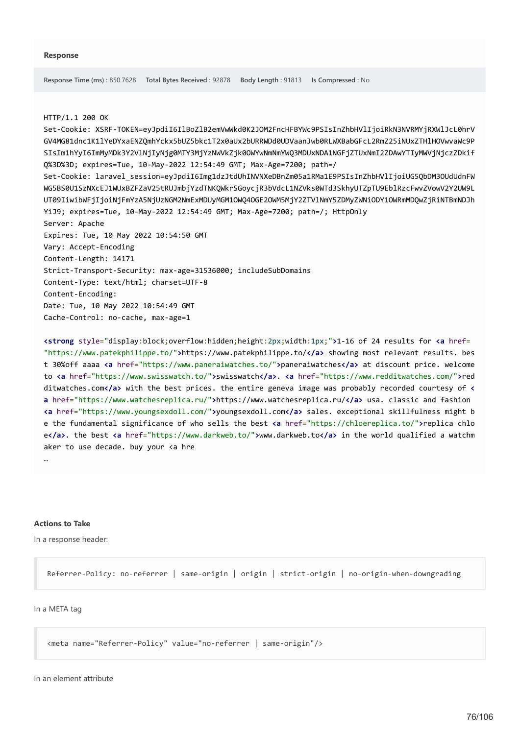### Response

Response Time (ms) : 850.7628 Total Bytes Received : 92878 Body Length : 91813 Is Compressed : No

```
HTTP/1.1 200 OK
Set-Cookie: XSRF-TOKEN=eyJpdiI6IlBoZ1B2emVwWkd0K2JOM2FncHFBYWc9PSIsInZhbHVlIjoiRkN3NVRMYjRXWlJcL0hrV
GV4MG81dnc1K1lYeDYxaENZQmhYckx5bUZ5bkc1T2x0aUx2bURRWDd0UDVaanJwb0RLWXBabGFcL2RmZ25iNUxZTHlHOVwvaWc9P
SIsIm1hYyI6ImMyMDk3Y2VlNjIyNjg0MTY3MjYzNWVkZjk0OWYwNmNmYWQ3MDUxNDA1NGFjZTUxNmI2ZDAwYTIyMWVjNjczZDkif
Q%3D%3D; expires=Tue, 10-May-2022 12:54:49 GMT; Max-Age=7200; path=/
Set-Cookie: laravel_session=eyJpdiI6Img1dzJtdUhINVNXeDBnZm05a1RMa1E9PSIsInZhbHVlIjoiUG5QbDM3OUdUdnFW
WG5BS0U1SzNXcEJ1WUxBZFZaV25tRUJmbjYzdTNKQWkrSGoycjR3bVdcL1NZVks0WTd3SkhyUTZpTU9EblRzcFwvZVowV2Y2UW9L
UT09IiwibWFjIjoiNjFmYzA5NjUzNGM2NmExMDUyMGM1OWQ4OGE2OWM5MjY2ZTVlNmY5ZDMyZWNiODY1OWRmMDQwZjRiNTBmNDJh
YiJ9; expires=Tue, 10-May-2022 12:54:49 GMT; Max-Age=7200; path=/; HttpOnly
Server: Apache
Expires: Tue, 10 May 2022 10:54:50 GMT
Vary: Accept-Encoding
Content-Length: 14171
Strict-Transport-Security: max-age=31536000; includeSubDomains
Content-Type: text/html; charset=UTF-8
Content-Encoding:
Date: Tue, 10 May 2022 10:54:49 GMT
Cache-Control: no-cache, max-age=1

<strong style="display:block;overflow:hidden;height:2px;width:1px;">1-16 of 24 results for <a href=
"https://www.patekphilippe.to/">https://www.patekphilippe.to/</a> showing most relevant results. bes
t 30%off aaaa <a href="https://www.paneraiwatches.to/">paneraiwatches</a> at discount price. welcome
to <a href="https://www.swisswatch.to/">swisswatch</a>. <a href="https://www.redditwatches.com/">red
ditwatches.com</a> with the best prices. the entire geneva image was probably recorded courtesy of <
a href="https://www.watchesreplica.ru/">https://www.watchesreplica.ru/</a> usa. classic and fashion
<a href="https://www.youngsexdoll.com/">youngsexdoll.com</a> sales. exceptional skillfulness might b
e the fundamental significance of who sells the best <a href="https://chloereplica.to/">replica chlo
e</a>. the best <a href="https://www.darkweb.to/">www.darkweb.to</a> in the world qualified a watchm
aker to use decade. buy your <a hre
…
```

#### Actions to Take

In a response header:

```
Referrer-Policy: no-referrer | same-origin | origin | strict-origin | no-origin-when-downgrading
```

In a META tag

```
<meta name="Referrer-Policy" value="no-referrer | same-origin"/>
```

In an element attribute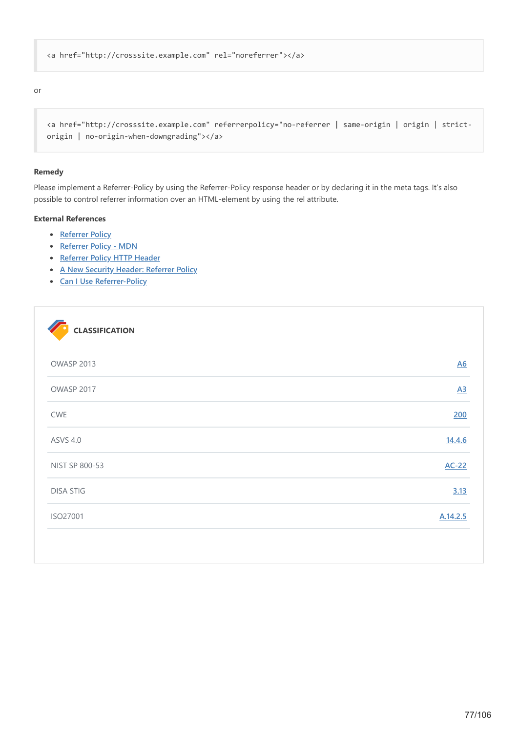```
<a href="http://crosssite.example.com" rel="noreferrer"></a>
```

or

```
<a href="http://crosssite.example.com" referrerpolicy="no-referrer | same-origin | origin | strict-origin | no-origin-when-downgrading"></a>
```

#### Remedy

Please implement a Referrer-Policy by using the Referrer-Policy response header or by declaring it in the meta tags. It's also possible to control referrer information over an HTML-element by using the rel attribute.

#### External References

- Referrer Policy
- Referrer Policy - MDN
- Referrer Policy HTTP Header
- A New Security Header: Referrer Policy
- Can I Use Referrer-Policy

### CLASSIFICATION

| | |
|---|---|
| OWASP 2013 | A6 |
| OWASP 2017 | A3 |
| CWE | 200 |
| ASVS 4.0 | 14.4.6 |
| NIST SP 800-53 | AC-22 |
| DISA STIG | 3.13 |
| ISO27001 | A.14.2.5 |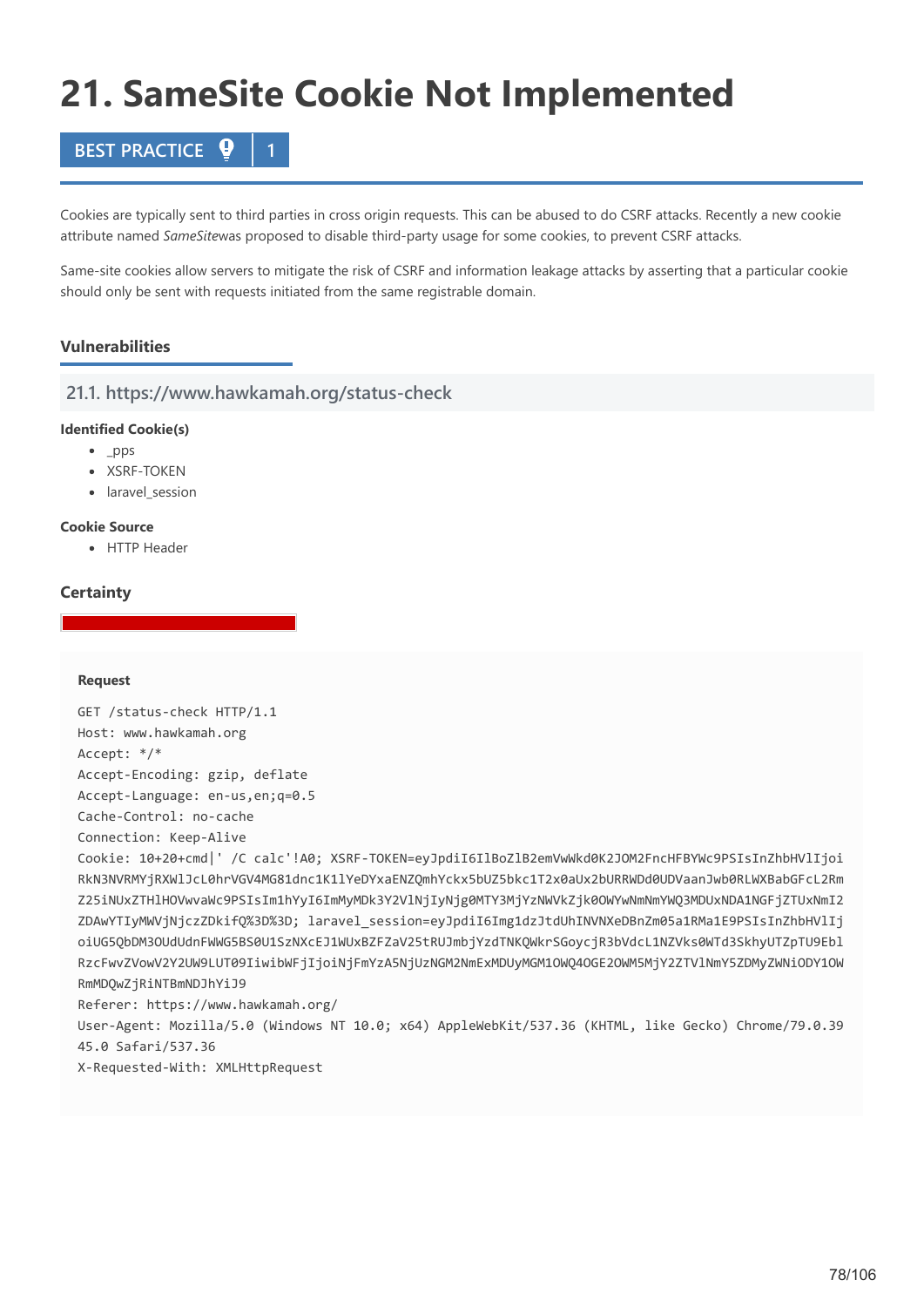# 21. SameSite Cookie Not Implemented

**BEST PRACTICE** | 1

Cookies are typically sent to third parties in cross origin requests. This can be abused to do CSRF attacks. Recently a new cookie attribute named *SameSite*was proposed to disable third-party usage for some cookies, to prevent CSRF attacks.

Same-site cookies allow servers to mitigate the risk of CSRF and information leakage attacks by asserting that a particular cookie should only be sent with requests initiated from the same registrable domain.

## Vulnerabilities

### 21.1. https://www.hawkamah.org/status-check

**Identified Cookie(s)**

- _pps
- XSRF-TOKEN
- laravel_session

**Cookie Source**

- HTTP Header

**Certainty**

**Request**

```
GET /status-check HTTP/1.1
Host: www.hawkamah.org
Accept: */*
Accept-Encoding: gzip, deflate
Accept-Language: en-us,en;q=0.5
Cache-Control: no-cache
Connection: Keep-Alive
Cookie: 10+20+cmd|' /C calc'!A0; XSRF-TOKEN=eyJpdiI6IlBoZlB2emVwWkd0K2JOM2FncHFBYWc9PSIsInZhbHVlIjoi
RkN3NVRMYjRXWlJcL0hrVGV4MG81dnc1K1lYeDYxaENZQmhYckx5bUZ5bkc1T2x0aUx2bURRWDd0UDVaanJwb0RLWXBabGFcL2Rm
Z25iNUxZTHlHOVwvaWc9PSIsIm1hYyI6ImMyMDk3Y2VlNjIyNjg0MTY3MjYzNWVkZjk0OWYwNmNmYWQ3MDUxNDA1NGFjZTUxNmI2
ZDAwYTIyMWVjNjczZDkifQ%3D%3D; laravel_session=eyJpdiI6Img1dzJtdUhINVNXeDBnZm05a1RMa1E9PSIsInZhbHVlIj
oiUG5QbDM3OUdUdnFWWG5BS0U1SzNXcEJ1WUxBZFZaV25tRUJmbjYzdTNKQWkrSGoycjR3bVdcL1NZVks0WTd3SkhyUTZpTU9Ebl
RzcFwvZVowV2Y2UW9LUT09IiwibWFjIjoiNjFmYzA5NjUzNGM2NmExMDUyMGM1OWQ4OGE2OWM5MjY2ZTVlNmY5ZDMyZWNiODY1OW
RmMDQwZjRiNTBmNDJhYiJ9
Referer: https://www.hawkamah.org/
User-Agent: Mozilla/5.0 (Windows NT 10.0; x64) AppleWebKit/537.36 (KHTML, like Gecko) Chrome/79.0.39
45.0 Safari/537.36
X-Requested-With: XMLHttpRequest
```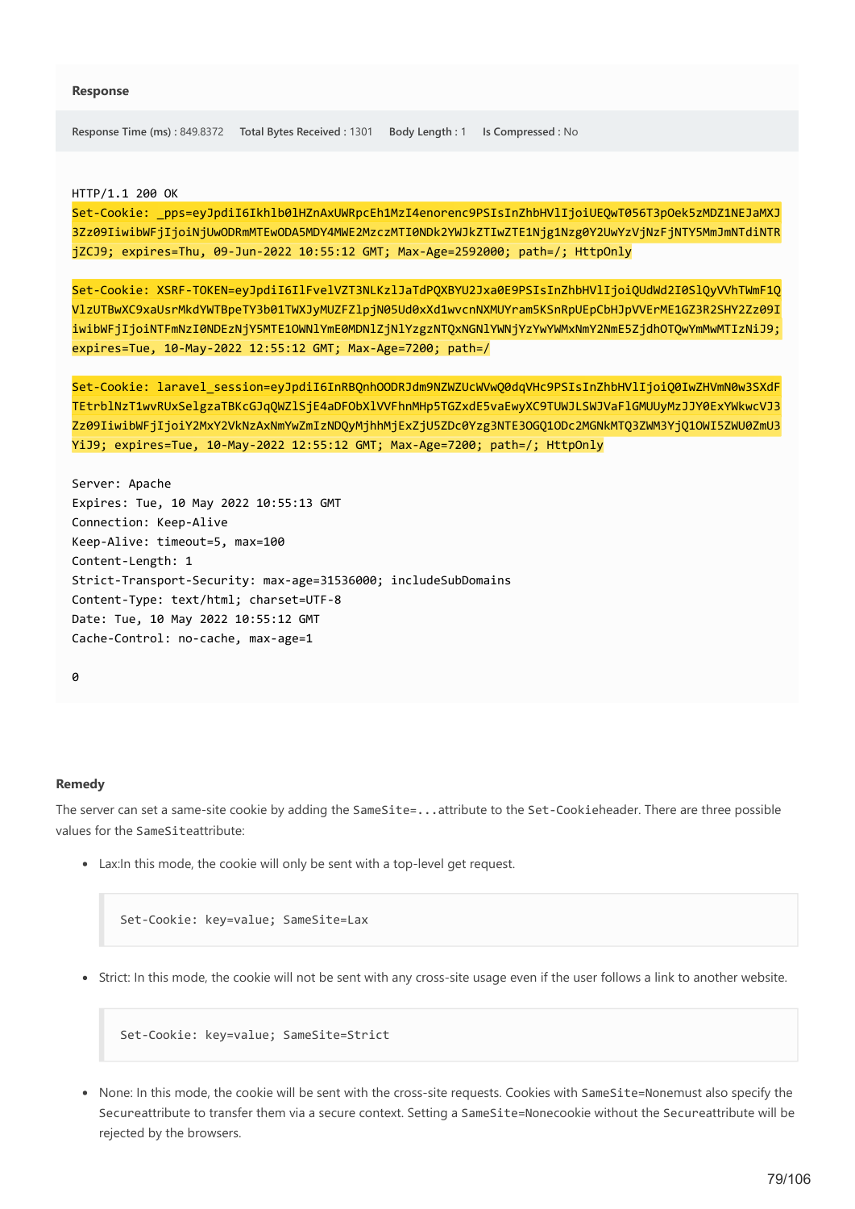### Response

Response Time (ms) : 849.8372 Total Bytes Received : 1301 Body Length : 1 Is Compressed : No

```
HTTP/1.1 200 OK
Set-Cookie: _pps=eyJpdiI6Ikhlb0lHZnAxUWRpcEh1MzI4enorenc9PSIsInZhbHVlIjoiUEQwT056T3pOek5zMDZ1NEJaMXJ3Zz09IiwibWFjIjoiNjUwODRmMTEwODA5MDY4MWE2MzczMTI0NDk2YWJkZTIwZTE1Njg1Nzg0Y2UwYzVjNzFjNTY5MmJmNTdiNTRjZCJ9; expires=Thu, 09-Jun-2022 10:55:12 GMT; Max-Age=2592000; path=/; HttpOnly

Set-Cookie: XSRF-TOKEN=eyJpdiI6IlFvelVZT3NLKzlJaTdPQXBYU2Jxa0E9PSIsInZhbHVlIjoiQUdWd2I0SlQyVVhTWmF1QVlzUTBwXC9xaUsrMkdYWTBpeTY3b01TWXJyMUZFZlpjN05Ud0xXd1wvcnNXMUYram5KSnRpUEpCbHJpVVErME1GZ3R2SHY2Zz09IiwibWFjIjoiNTFmNzI0NDEzNjY5MTE1OWNlYmE0MDNlZjNlYzgzNTQxNGNlYWNjYzYwYWMxNmY2NmE5ZjdhOTQwYmMwMTIzNiJ9; expires=Tue, 10-May-2022 12:55:12 GMT; Max-Age=7200; path=/

Set-Cookie: laravel_session=eyJpdiI6InRBQnhOODRJdm9NZWZUcWVwQ0dqVHc9PSIsInZhbHVlIjoiQ0IwZHVmN0w3SXdFTEtrblNzT1wvRUxSelgzaTBKcGJqQWZlSjE4aDFObXlVVFhnMHp5TGZxdE5vaEwyXC9TUWJLSWJVaFlGMUUyMzJJY0ExYWkwcVJ3Zz09IiwibWFjIjoiY2MxY2VkNzAxNmYwZmIzNDQyMjhhMjExZjU5ZDc0Yzg3NTE3OGQ1ODc2MGNkMTQ3ZWM3YjQ1OWI5ZWU0ZmU3YiJ9; expires=Tue, 10-May-2022 12:55:12 GMT; Max-Age=7200; path=/; HttpOnly

Server: Apache
Expires: Tue, 10 May 2022 10:55:13 GMT
Connection: Keep-Alive
Keep-Alive: timeout=5, max=100
Content-Length: 1
Strict-Transport-Security: max-age=31536000; includeSubDomains
Content-Type: text/html; charset=UTF-8
Date: Tue, 10 May 2022 10:55:12 GMT
Cache-Control: no-cache, max-age=1

0
```

### Remedy

The server can set a same-site cookie by adding the `SameSite=...` attribute to the `Set-Cookie` header. There are three possible values for the `SameSite` attribute:

- Lax: In this mode, the cookie will only be sent with a top-level get request.

```
Set-Cookie: key=value; SameSite=Lax
```

- Strict: In this mode, the cookie will not be sent with any cross-site usage even if the user follows a link to another website.

```
Set-Cookie: key=value; SameSite=Strict
```

- None: In this mode, the cookie will be sent with the cross-site requests. Cookies with `SameSite=None` must also specify the `Secure` attribute to transfer them via a secure context. Setting a `SameSite=None` cookie without the `Secure` attribute will be rejected by the browsers.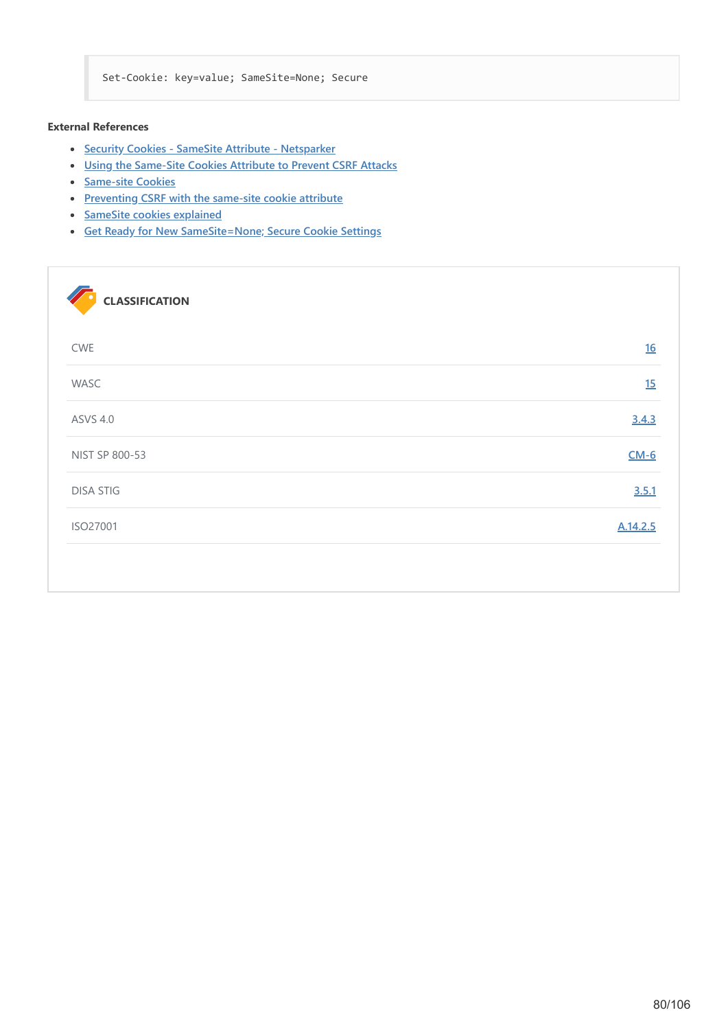```
Set-Cookie: key=value; SameSite=None; Secure
```

**External References**

- Security Cookies - SameSite Attribute - Netsparker
- Using the Same-Site Cookies Attribute to Prevent CSRF Attacks
- Same-site Cookies
- Preventing CSRF with the same-site cookie attribute
- SameSite cookies explained
- Get Ready for New SameSite=None; Secure Cookie Settings

**CLASSIFICATION**

| | |
|---|---|
| CWE | 16 |
| WASC | 15 |
| ASVS 4.0 | 3.4.3 |
| NIST SP 800-53 | CM-6 |
| DISA STIG | 3.5.1 |
| ISO27001 | A.14.2.5 |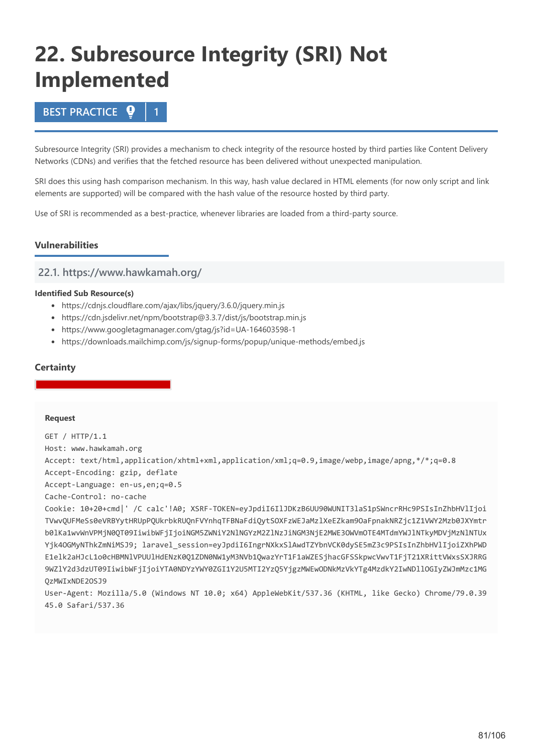# 22. Subresource Integrity (SRI) Not Implemented

**BEST PRACTICE** | 1

Subresource Integrity (SRI) provides a mechanism to check integrity of the resource hosted by third parties like Content Delivery Networks (CDNs) and verifies that the fetched resource has been delivered without unexpected manipulation.

SRI does this using hash comparison mechanism. In this way, hash value declared in HTML elements (for now only script and link elements are supported) will be compared with the hash value of the resource hosted by third party.

Use of SRI is recommended as a best-practice, whenever libraries are loaded from a third-party source.

### Vulnerabilities

#### 22.1. https://www.hawkamah.org/

**Identified Sub Resource(s)**

- https://cdnjs.cloudflare.com/ajax/libs/jquery/3.6.0/jquery.min.js
- https://cdn.jsdelivr.net/npm/bootstrap@3.3.7/dist/js/bootstrap.min.js
- https://www.googletagmanager.com/gtag/js?id=UA-164603598-1
- https://downloads.mailchimp.com/js/signup-forms/popup/unique-methods/embed.js

### Certainty

**Request**

```
GET / HTTP/1.1
Host: www.hawkamah.org
Accept: text/html,application/xhtml+xml,application/xml;q=0.9,image/webp,image/apng,*/*;q=0.8
Accept-Encoding: gzip, deflate
Accept-Language: en-us,en;q=0.5
Cache-Control: no-cache
Cookie: 10+20+cmd|' /C calc'!A0; XSRF-TOKEN=eyJpdiI6IlJDKzB6UU90WUNIT3laS1pSWncrRHc9PSIsInZhbHVlIjoi
TVwvQUFMeSs0eVRBYytHRUpPQUkrbkRUQnFVYnhqTFBNaFdiQytSOXFzWEJaMzlXeEZkam9OaFpnakNRZjc1Z1VWY2Mzb0JXYmtr
b0lKa1wvWnVPMjN0QT09IiwibWFjIjoiNGM5ZWNiY2NlNGYzM2ZlNzJiNGM3NjE2MWE3OWVmOTE4MTdmYWJlNTkyMDVjMzNlNTUx
Yjk4OGMyNThkZmNiMSJ9; laravel_session=eyJpdiI6IngrNXkxSlAwdTZYbnVCK0dySE5mZ3c9PSIsInZhbHVlIjoiZXhPWD
E1elk2aHJcL1o0cHBMNlVPUUlHdENzK0Q1ZDN0NW1yM3NVb1QwazYrT1F1aWZESjhacGFSSkpwcVwvT1FjT21XRittVWxsSXJRRG
9WZlY2d3dzUT09IiwibWFjIjoiYTA0NDYzYWY0ZGI1Y2U5MTI2YzQ5YjgzMWEwODNkMzVkYTg4MzdkY2IwNDllOGIyZWJmMzc1MG
QzMWIxNDE2OSJ9
User-Agent: Mozilla/5.0 (Windows NT 10.0; x64) AppleWebKit/537.36 (KHTML, like Gecko) Chrome/79.0.39
45.0 Safari/537.36
```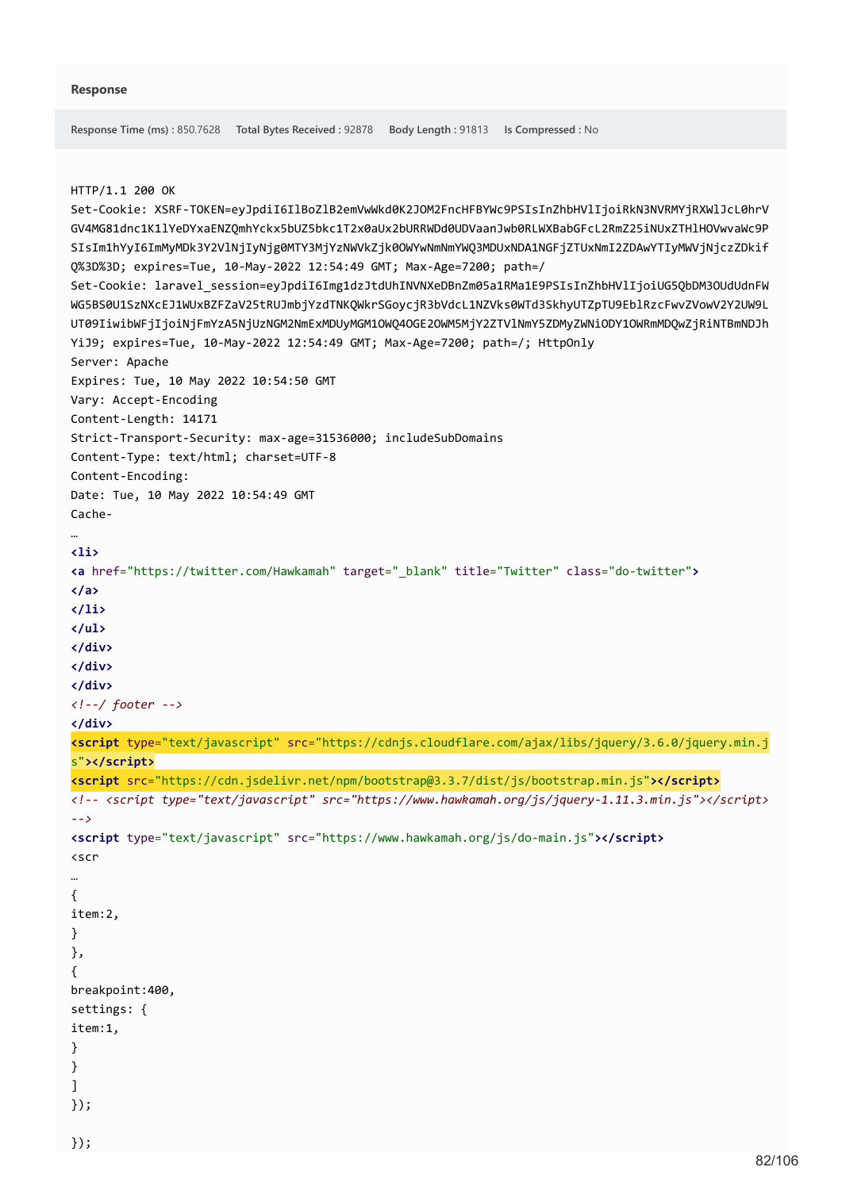**Response**

**Response Time (ms)** : 850.7628 **Total Bytes Received** : 92878 **Body Length** : 91813 **Is Compressed** : No

```
HTTP/1.1 200 OK
Set-Cookie: XSRF-TOKEN=eyJpdiI6IlBoZlB2emVwWkd0K2JOM2FncHFBYWc9PSIsInZhbHVlIjoiRkN3NVRMYjRXWlJcL0hrVGV4MG81dnc1K1lYeDYxaENZQmhYckx5bUZ5bkc1T2x0aUx2bURRWDd0UDVaanJwb0RLWXBabGFcL2RmZ25iNUxZTHlHOVwvaWc9PSIsIm1hYyI6ImMyMDk3Y2VlNjIyNjg0MTY3MjYzNWVkZjk0OWYwNmNmYWQ3MDUxNDA1NGFjZTUxNmI2ZDAwYTIyMWVjNjczZDkifQ%3D%3D; expires=Tue, 10-May-2022 12:54:49 GMT; Max-Age=7200; path=/
Set-Cookie: laravel_session=eyJpdiI6Img1dzJtdUhINVNXeDBnZm05a1RMa1E9PSIsInZhbHVlIjoiUG5QbDM3OUdUdnFWWG5BS0U1SzNXcEJ1WUxBZFZaV25tRUJmbjYzdTNKQWkrSGoycjR3bVdcL1NZVks0WTd3SkhyUTZpTU9EblRzcFwvZVowV2Y2UW9LUT09IiwibWFjIjoiNjFmYzA5NjUzNGM2NmExMDUyMGM1OWQ4OGE2OWM5MjY2ZTVlNmY5ZDMyZWNiODY1OWRmMDQwZjRiNTBmNDJhYiJ9; expires=Tue, 10-May-2022 12:54:49 GMT; Max-Age=7200; path=/; HttpOnly
Server: Apache
Expires: Tue, 10 May 2022 10:54:50 GMT
Vary: Accept-Encoding
Content-Length: 14171
Strict-Transport-Security: max-age=31536000; includeSubDomains
Content-Type: text/html; charset=UTF-8
Content-Encoding:
Date: Tue, 10 May 2022 10:54:49 GMT
Cache-
…
<li>
<a href="https://twitter.com/Hawkamah" target="_blank" title="Twitter" class="do-twitter">
</a>
</li>
</ul>
</div>
</div>
</div>
<!--/ footer -->
</div>
<script type="text/javascript" src="https://cdnjs.cloudflare.com/ajax/libs/jquery/3.6.0/jquery.min.js"></script>
<script src="https://cdn.jsdelivr.net/npm/bootstrap@3.3.7/dist/js/bootstrap.min.js"></script>
<!-- <script type="text/javascript" src="https://www.hawkamah.org/js/jquery-1.11.3.min.js"></script>
-->
<script type="text/javascript" src="https://www.hawkamah.org/js/do-main.js"></script>
<scr
…
{
item:2,
}
},
{
breakpoint:400,
settings: {
item:1,
}
}
]
});

});
```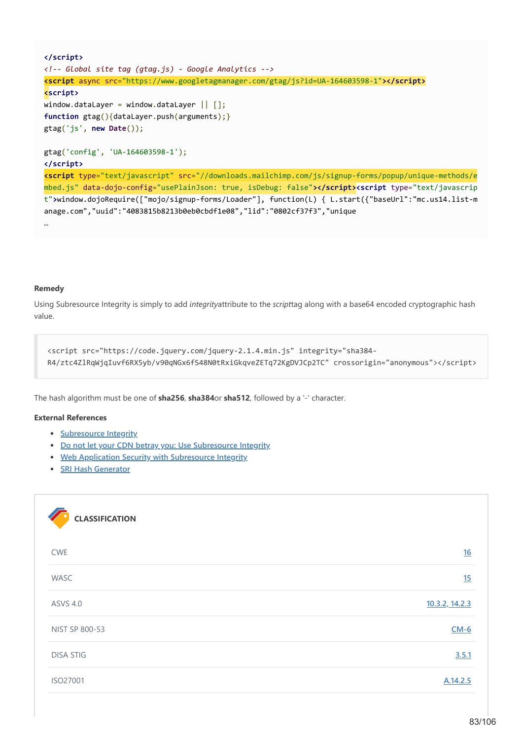```
</script>
<!-- Global site tag (gtag.js) - Google Analytics -->
<script async src="https://www.googletagmanager.com/gtag/js?id=UA-164603598-1"></script>
<script>
window.dataLayer = window.dataLayer || [];
function gtag(){dataLayer.push(arguments);}
gtag('js', new Date());

gtag('config', 'UA-164603598-1');
</script>
<script type="text/javascript" src="//downloads.mailchimp.com/js/signup-forms/popup/unique-methods/e
mbed.js" data-dojo-config="usePlainJson: true, isDebug: false"></script><script type="text/javascrip
t">window.dojoRequire(["mojo/signup-forms/Loader"], function(L) { L.start({"baseUrl":"mc.us14.list-m
anage.com","uuid":"4083815b8213b0eb0cbdf1e08","lid":"0802cf37f3","unique
…
```

**Remedy**

Using Subresource Integrity is simply to add *integrity*attribute to the *script*tag along with a base64 encoded cryptographic hash value.

```
<script src="https://code.jquery.com/jquery-2.1.4.min.js" integrity="sha384-
R4/ztc4ZlRqWjqIuvf6RX5yb/v90qNGx6fS48N0tRxiGkqveZETq72KgDVJCp2TC" crossorigin="anonymous"></script>
```

The hash algorithm must be one of **sha256**, **sha384**or **sha512**, followed by a '-' character.

**External References**

- Subresource Integrity
- Do not let your CDN betray you: Use Subresource Integrity
- Web Application Security with Subresource Integrity
- SRI Hash Generator

**CLASSIFICATION**

| | |
|---|---|
| CWE | 16 |
| WASC | 15 |
| ASVS 4.0 | 10.3.2, 14.2.3 |
| NIST SP 800-53 | CM-6 |
| DISA STIG | 3.5.1 |
| ISO27001 | A.14.2.5 |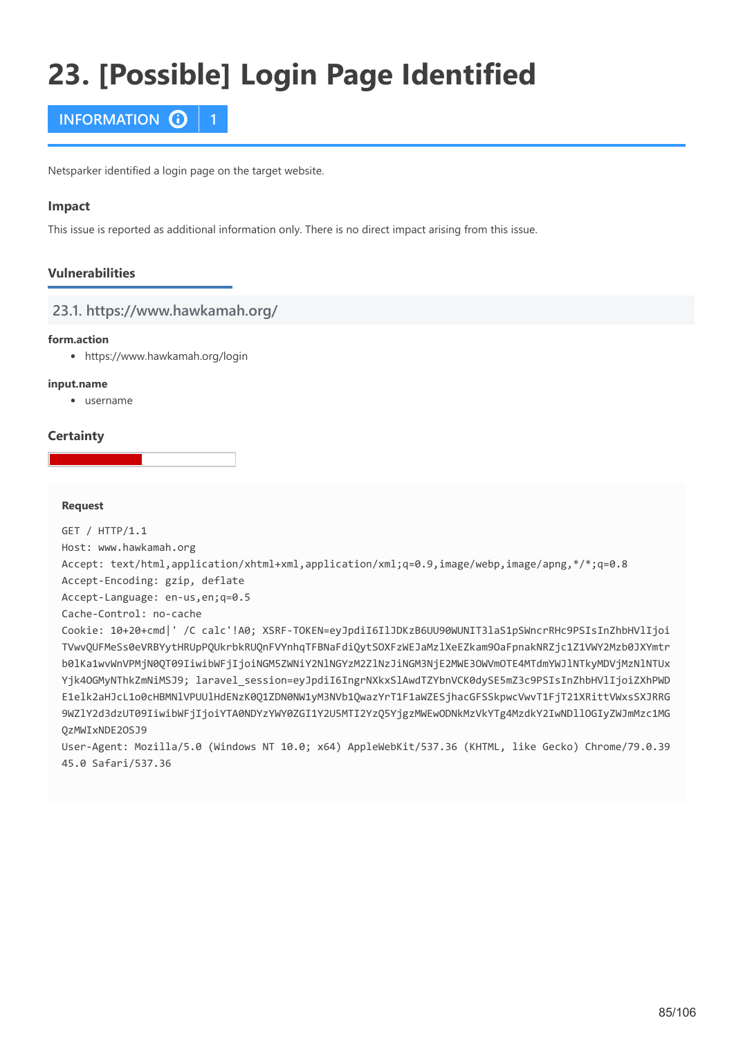# 23. [Possible] Login Page Identified

INFORMATION | 1

Netsparker identified a login page on the target website.

### Impact

This issue is reported as additional information only. There is no direct impact arising from this issue.

### Vulnerabilities

#### 23.1. https://www.hawkamah.org/

**form.action**

- https://www.hawkamah.org/login

**input.name**

- username

### Certainty

**Request**

```
GET / HTTP/1.1
Host: www.hawkamah.org
Accept: text/html,application/xhtml+xml,application/xml;q=0.9,image/webp,image/apng,*/*;q=0.8
Accept-Encoding: gzip, deflate
Accept-Language: en-us,en;q=0.5
Cache-Control: no-cache
Cookie: 10+20+cmd|' /C calc'!A0; XSRF-TOKEN=eyJpdiI6IlJDKzB6UU90WUNIT3laS1pSWncrRHc9PSIsInZhbHVlIjoi
TVwvQUFMeSs0eVRBYytHRUpPQUkrbkRUQnFVYnhqTFBNaFdiQytSOXFzWEJaMzlXeEZkam9OaFpnakNRZjc1Z1VWY2Mzb0JXYmtr
b0lKa1wvWnVPMjN0QT09IiwibWFjIjoiNGM5ZWNiY2NlNGYzM2ZlNzJiNGM3NjE2MWE3OWVmOTE4MTdmYWJlNTkyMDVjMzNlNTUx
Yjk4OGMyNThkZmNiMSJ9; laravel_session=eyJpdiI6IngrNXkxSlAwdTZYbnVCK0dySE5mZ3c9PSIsInZhbHVlIjoiZXhPWD
E1elk2aHJcL1o0cHBMNlVPUUlHdENzK0Q1ZDN0NW1yM3NVb1QwazYrT1F1aWZESjhacGFSSkpwcVwvT1FjT21XRittVWxsSXJRRG
9WZlY2d3dzUT09IiwibWFjIjoiYTA0NDYzYWY0ZGI1Y2U5MTI2YzQ5YjgzMWEwODNkMzVkYTg4MzdkY2IwNDllOGIyZWJmMzc1MG
QzMWIxNDE2OSJ9
User-Agent: Mozilla/5.0 (Windows NT 10.0; x64) AppleWebKit/537.36 (KHTML, like Gecko) Chrome/79.0.39
45.0 Safari/537.36
```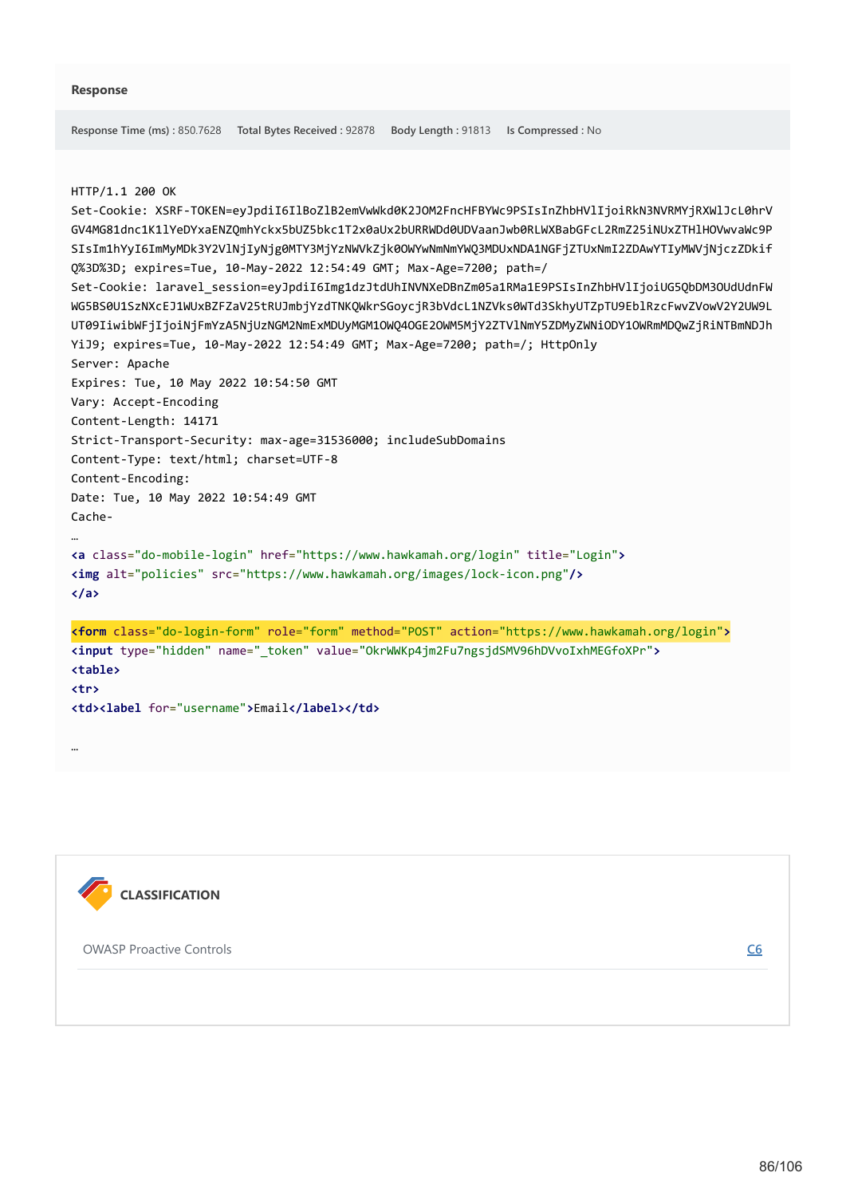**Response**

**Response Time (ms) :** 850.7628 **Total Bytes Received :** 92878 **Body Length :** 91813 **Is Compressed :** No

```
HTTP/1.1 200 OK
Set-Cookie: XSRF-TOKEN=eyJpdiI6IlBoZlB2emVwWkd0K2JOM2FncHFBYWc9PSIsInZhbHVlIjoiRkN3NVRMYjRXWlJcL0hrV
GV4MG81dnc1K1lYeDYxaENZQmhYckx5bUZ5bkc1T2x0aUx2bURRWDd0UDVaanJwb0RLWXBabGFcL2RmZ25iNUxZTHlHOVwvaWc9P
SIsIm1hYyI6ImMyMDk3Y2VlNjIyNjg0MTY3MjYzNWVkZjk0OWYwNmNmYWQ3MDUxNDA1NGFjZTUxNmI2ZDAwYTIyMWVjNjczZDkif
Q%3D%3D; expires=Tue, 10-May-2022 12:54:49 GMT; Max-Age=7200; path=/
Set-Cookie: laravel_session=eyJpdiI6Img1dzJtdUhINVNXeDBnZm05a1RMa1E9PSIsInZhbHVlIjoiUG5QbDM3OUdUdnFW
WG5BS0U1SzNXcEJ1WUxBZFZaV25tRUJmbjYzdTNKQWkrSGoycjR3bVdcL1NZVks0WTd3SkhyUTZpTU9EblRzcFwvZVowV2Y2UW9L
UT09IiwibWFjIjoiNjFmYzA5NjUzNGM2NmExMDUyMGM1OWQ4OGE2OWM5MjY2ZTVlNmY5ZDMyZWNiODY1OWRmMDQwZjRiNTBmNDJh
YiJ9; expires=Tue, 10-May-2022 12:54:49 GMT; Max-Age=7200; path=/; HttpOnly
Server: Apache
Expires: Tue, 10 May 2022 10:54:50 GMT
Vary: Accept-Encoding
Content-Length: 14171
Strict-Transport-Security: max-age=31536000; includeSubDomains
Content-Type: text/html; charset=UTF-8
Content-Encoding:
Date: Tue, 10 May 2022 10:54:49 GMT
Cache-
…
<a class="do-mobile-login" href="https://www.hawkamah.org/login" title="Login">
<img alt="policies" src="https://www.hawkamah.org/images/lock-icon.png"/>
</a>

<form class="do-login-form" role="form" method="POST" action="https://www.hawkamah.org/login">
<input type="hidden" name="_token" value="OkrWWKp4jm2Fu7ngsjdSMV96hDVvoIxhMEGfoXPr">
<table>
<tr>
<td><label for="username">Email</label></td>

…
```

**CLASSIFICATION**

| | |
|---|---|
| OWASP Proactive Controls | C6 |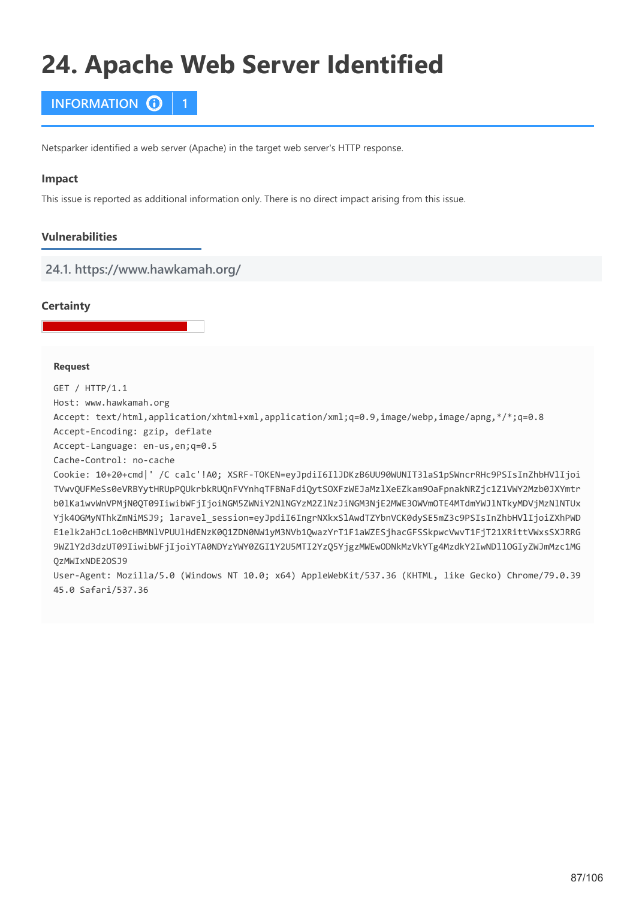# 24. Apache Web Server Identified

**INFORMATION | 1**

Netsparker identified a web server (Apache) in the target web server's HTTP response.

### Impact

This issue is reported as additional information only. There is no direct impact arising from this issue.

### Vulnerabilities

#### 24.1. https://www.hawkamah.org/

### Certainty

**Request**

```
GET / HTTP/1.1
Host: www.hawkamah.org
Accept: text/html,application/xhtml+xml,application/xml;q=0.9,image/webp,image/apng,*/*;q=0.8
Accept-Encoding: gzip, deflate
Accept-Language: en-us,en;q=0.5
Cache-Control: no-cache
Cookie: 10+20+cmd|' /C calc'!A0; XSRF-TOKEN=eyJpdiI6IlJDKzB6UU90WUNIT3laS1pSWncrRHc9PSIsInZhbHVlIjoi
TVwvQUFMeSs0eVRBYytHRUpPQUkrbkRUQnFVYnhqTFBNaFdiQytSOXFzWEJaMzlXeEZkam9OaFpnakNRZjc1Z1VWY2Mzb0JXYmtr
b0lKa1wvWnVPMjN0QT09IiwibWFjIjoiNGM5ZWNiY2NlNGYzM2ZlNzJiNGM3NjE2MWE3OWVmOTE4MTdmYWJlNTkyMDVjMzNlNTUx
Yjk4OGMyNThkZmNiMSJ9; laravel_session=eyJpdiI6IngrNXkxSlAwdTZYbnVCK0dySE5mZ3c9PSIsInZhbHVlIjoiZXhPWD
E1elk2aHJcL1o0cHBMNlVPUUlHdENzK0Q1ZDN0NW1yM3NVb1QwazYrT1F1aWZESjhacGFSSkpwcVwvT1FjT21XRittVWxsSXJRRG
9WZlY2d3dzUT09IiwibWFjIjoiYTA0NDYzYWY0ZGI1Y2U5MTI2YzQ5YjgzMWEwODNkMzVkYTg4MzdkY2IwNDllOGIyZWJmMzc1MG
QzMWIxNDE2OSJ9
User-Agent: Mozilla/5.0 (Windows NT 10.0; x64) AppleWebKit/537.36 (KHTML, like Gecko) Chrome/79.0.39
45.0 Safari/537.36
```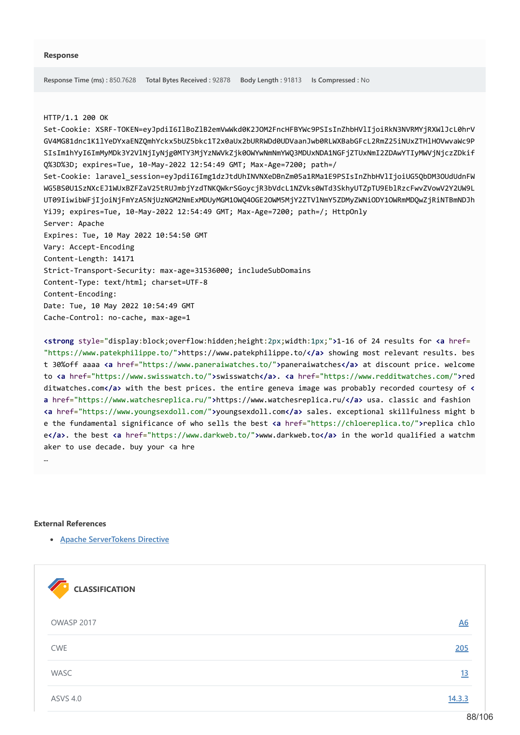**Response**

**Response Time (ms)** : 850.7628 **Total Bytes Received** : 92878 **Body Length** : 91813 **Is Compressed** : No

```
HTTP/1.1 200 OK
Set-Cookie: XSRF-TOKEN=eyJpdiI6IlBoZlB2emVwWkd0K2JOM2FncHFBYWc9PSIsInZhbHVlIjoiRkN3NVRMYjRXWlJcL0hrV
GV4MG81dnc1K1lYeDYxaENZQmhYckx5bUZ5bkc1T2x0aUx2bURRWDd0UDVaanJwb0RLWXBabGFcL2RmZ25iNUxZTHlHOVwvaWc9P
SIsIm1hYyI6ImMyMDk3Y2VlNjIyNjg0MTY3MjYzNWVkZjk0OWYwNmNmYWQ3MDUxNDA1NGFjZTUxNmI2ZDAwYTIyMWVjNjczZDkif
Q%3D%3D; expires=Tue, 10-May-2022 12:54:49 GMT; Max-Age=7200; path=/
Set-Cookie: laravel_session=eyJpdiI6Img1dzJtdUhINVNXeDBnZm05a1RMa1E9PSIsInZhbHVlIjoiUG5QbDM3OUdUdnFW
WG5BS0U1SzNXcEJ1WUxBZFZaV25tRUJmbjYzdTNKQWkrSGoycjR3bVdcL1NZVks0WTd3SkhyUTZpTU9EblRzcFwvZVowV2Y2UW9L
UT09IiwibWFjIjoiNjFmYzA5NjUzNGM2NmExMDUyMGM1OWQ4OGE2OWM5MjY2ZTVlNmY5ZDMyZWNiODY1OWRmMDQwZjRiNTBmNDJh
YiJ9; expires=Tue, 10-May-2022 12:54:49 GMT; Max-Age=7200; path=/; HttpOnly
Server: Apache
Expires: Tue, 10 May 2022 10:54:50 GMT
Vary: Accept-Encoding
Content-Length: 14171
Strict-Transport-Security: max-age=31536000; includeSubDomains
Content-Type: text/html; charset=UTF-8
Content-Encoding:
Date: Tue, 10 May 2022 10:54:49 GMT
Cache-Control: no-cache, max-age=1

<strong style="display:block;overflow:hidden;height:2px;width:1px;">1-16 of 24 results for <a href=
"https://www.patekphilippe.to/">https://www.patekphilippe.to/</a> showing most relevant results. bes
t 30%off aaaa <a href="https://www.paneraiwatches.to/">paneraiwatches</a> at discount price. welcome
to <a href="https://www.swisswatch.to/">swisswatch</a>. <a href="https://www.redditwatches.com/">red
ditwatches.com</a> with the best prices. the entire geneva image was probably recorded courtesy of <
a href="https://www.watchesreplica.ru/">https://www.watchesreplica.ru/</a> usa. classic and fashion
<a href="https://www.youngsexdoll.com/">youngsexdoll.com</a> sales. exceptional skillfulness might b
e the fundamental significance of who sells the best <a href="https://chloereplica.to/">replica chlo
e</a>. the best <a href="https://www.darkweb.to/">www.darkweb.to</a> in the world qualified a watchm
aker to use decade. buy your <a hre
…
```

**External References**

- Apache ServerTokens Directive

**CLASSIFICATION**

| | |
|---|---|
| OWASP 2017 | A6 |
| CWE | 205 |
| WASC | 13 |
| ASVS 4.0 | 14.3.3 |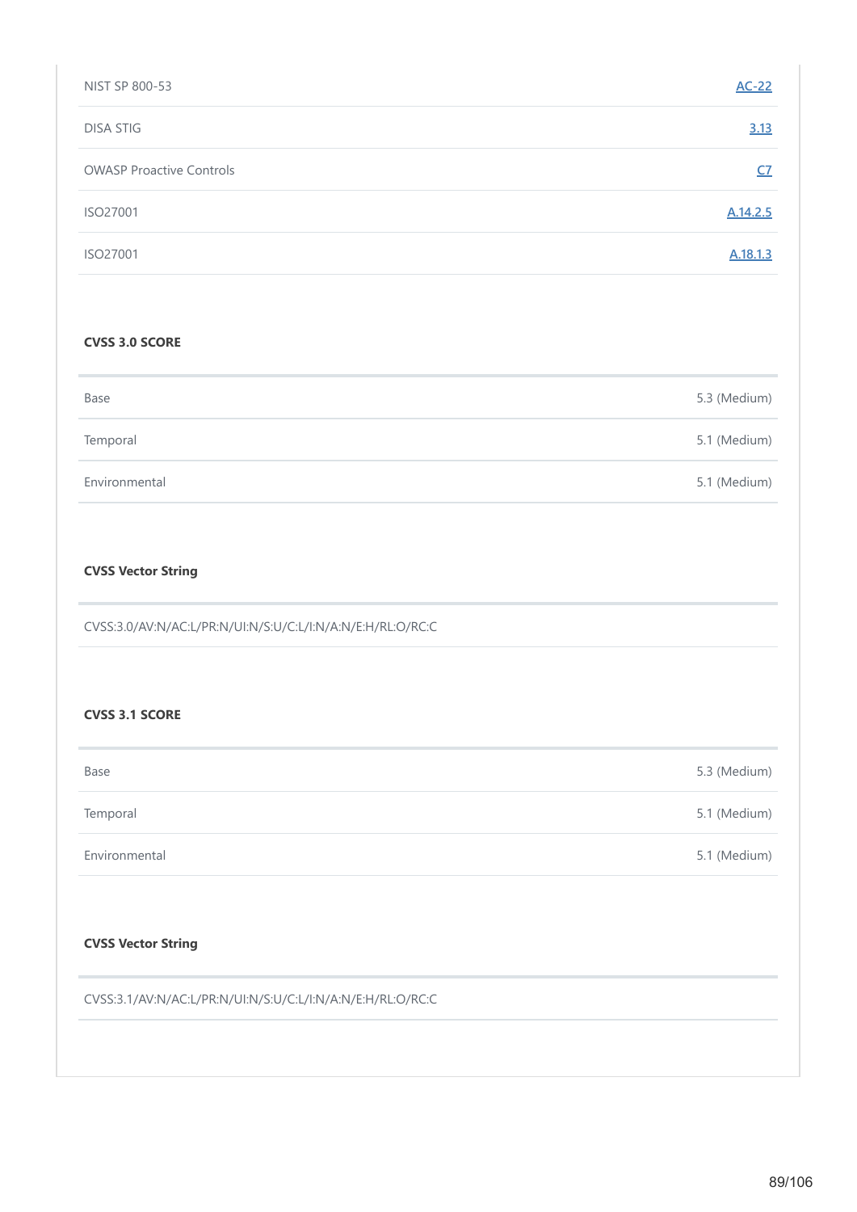| | |
|---|---|
| NIST SP 800-53 | AC-22 |
| DISA STIG | 3.13 |
| OWASP Proactive Controls | C7 |
| ISO27001 | A.14.2.5 |
| ISO27001 | A.18.1.3 |

**CVSS 3.0 SCORE**

| | |
|---|---|
| Base | 5.3 (Medium) |
| Temporal | 5.1 (Medium) |
| Environmental | 5.1 (Medium) |

**CVSS Vector String**

CVSS:3.0/AV:N/AC:L/PR:N/UI:N/S:U/C:L/I:N/A:N/E:H/RL:O/RC:C

**CVSS 3.1 SCORE**

| | |
|---|---|
| Base | 5.3 (Medium) |
| Temporal | 5.1 (Medium) |
| Environmental | 5.1 (Medium) |

**CVSS Vector String**

CVSS:3.1/AV:N/AC:L/PR:N/UI:N/S:U/C:L/I:N/A:N/E:H/RL:O/RC:C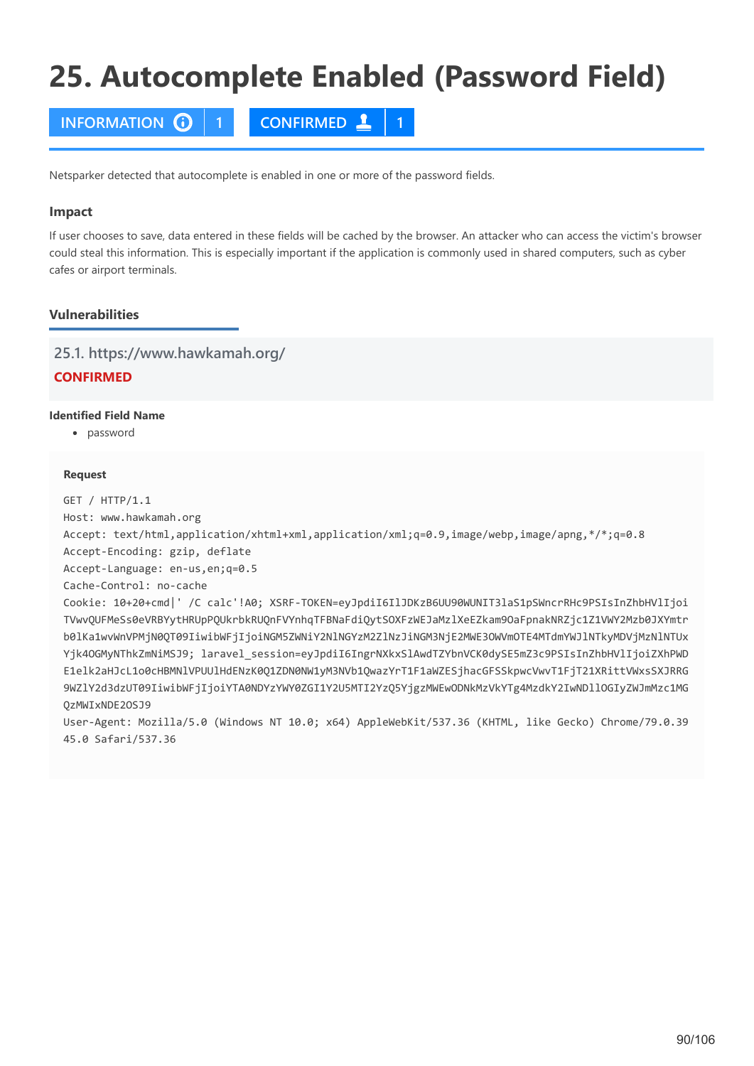# 25. Autocomplete Enabled (Password Field)

INFORMATION 1 | CONFIRMED 1

Netsparker detected that autocomplete is enabled in one or more of the password fields.

### Impact

If user chooses to save, data entered in these fields will be cached by the browser. An attacker who can access the victim's browser could steal this information. This is especially important if the application is commonly used in shared computers, such as cyber cafes or airport terminals.

### Vulnerabilities

#### 25.1. https://www.hawkamah.org/

**CONFIRMED**

**Identified Field Name**

- password

**Request**

```
GET / HTTP/1.1
Host: www.hawkamah.org
Accept: text/html,application/xhtml+xml,application/xml;q=0.9,image/webp,image/apng,*/*;q=0.8
Accept-Encoding: gzip, deflate
Accept-Language: en-us,en;q=0.5
Cache-Control: no-cache
Cookie: 10+20+cmd|' /C calc'!A0; XSRF-TOKEN=eyJpdiI6IlJDKzB6UU90WUNIT3laS1pSWncrRHc9PSIsInZhbHVlIjoi
TVwvQUFMeSs0eVRBYytHRUpPQUkrbkRUQnFVYnhqTFBNaFdiQytSOXFzWEJaMzlXeEZkam9OaFpnakNRZjc1Z1VWY2Mzb0JXYmtr
b0lKa1wvWnVPMjN0QT09IiwibWFjIjoiNGM5ZWNiY2NlNGYzM2ZlNzJiNGM3NjE2MWE3OWVmOTE4MTdmYWJlNTkyMDVjMzNlNTUx
Yjk4OGMyNThkZmNiMSJ9; laravel_session=eyJpdiI6IngrNXkxSlAwdTZYbnVCK0dySE5mZ3c9PSIsInZhbHVlIjoiZXhPWD
E1elk2aHJcL1o0cHBMNlVPUUlHdENzK0Q1ZDN0NW1yM3NVb1QwazYrT1F1aWZESjhacGFSSkpwcVwvT1FjT21XRittVWxsSXJRRG
9WZlY2d3dzUT09IiwibWFjIjoiYTA0NDYzYWY0ZGI1Y2U5MTI2YzQ5YjgzMWEwODNkMzVkYTg4MzdkY2IwNDllOGIyZWJmMzc1MG
QzMWIxNDE2OSJ9
User-Agent: Mozilla/5.0 (Windows NT 10.0; x64) AppleWebKit/537.36 (KHTML, like Gecko) Chrome/79.0.39
45.0 Safari/537.36
```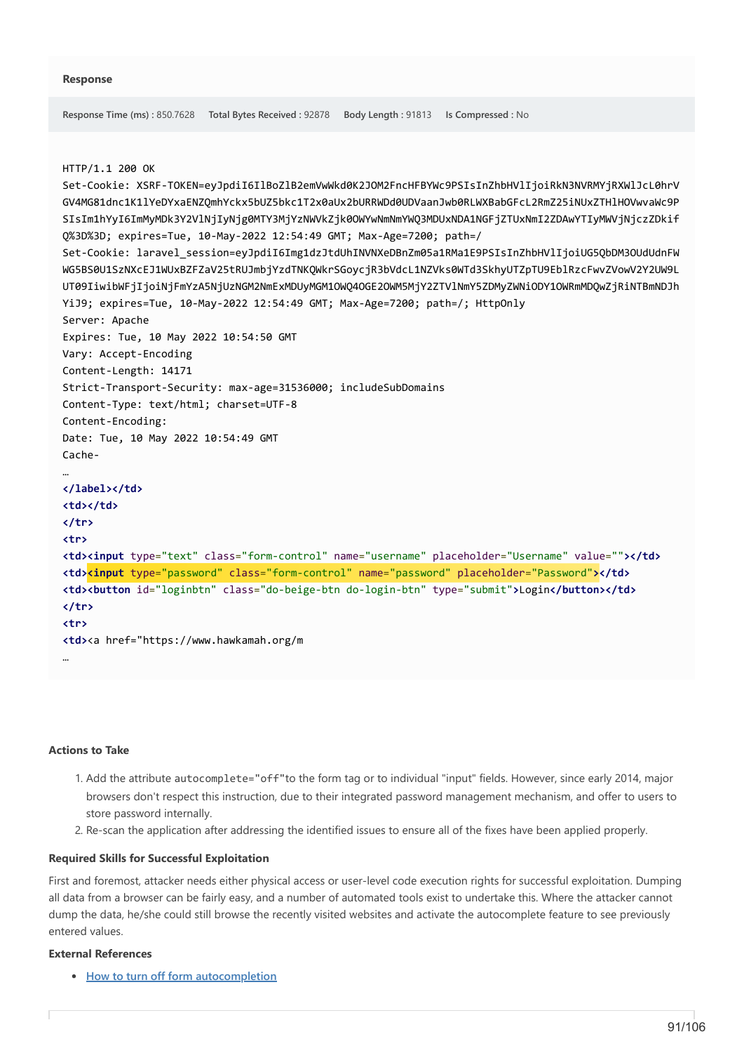**Response**

**Response Time (ms)** : 850.7628 **Total Bytes Received** : 92878 **Body Length** : 91813 **Is Compressed** : No

```
HTTP/1.1 200 OK
Set-Cookie: XSRF-TOKEN=eyJpdiI6IlBoZlB2emVwWkd0K2JOM2FncHFBYWc9PSIsInZhbHVlIjoiRkN3NVRMYjRXWlJcL0hrV
GV4MG81dnc1K1lYeDYxaENZQmhYckx5bUZ5bkc1T2x0aUx2bURRWDd0UDVaanJwb0RLWXBabGFcL2RmZ25iNUxZTHlHOVwvaWc9P
SIsIm1hYyI6ImMyMDk3Y2VlNjIyNjg0MTY3MjYzNWVkZjk0OWYwNmNmYWQ3MDUxNDA1NGFjZTUxNmI2ZDAwYTIyMWVjNjczZDkif
Q%3D%3D; expires=Tue, 10-May-2022 12:54:49 GMT; Max-Age=7200; path=/
Set-Cookie: laravel_session=eyJpdiI6Img1dzJtdUhINVNXeDBnZm05a1RMa1E9PSIsInZhbHVlIjoiUG5QbDM3OUdUdnFW
WG5BS0U1SzNXcEJ1WUxBZFZaV25tRUJmbjYzdTNKQWkrSGoycjR3bVdcL1NZVks0WTd3SkhyUTZpTU9EblRzcFwvZVowV2Y2UW9L
UT09IiwibWFjIjoiNjFmYzA5NjUzNGM2NmExMDUyMGM1OWQ4OGE2OWM5MjY2ZTVlNmY5ZDMyZWNiODY1OWRmMDQwZjRiNTBmNDJh
YiJ9; expires=Tue, 10-May-2022 12:54:49 GMT; Max-Age=7200; path=/; HttpOnly
Server: Apache
Expires: Tue, 10 May 2022 10:54:50 GMT
Vary: Accept-Encoding
Content-Length: 14171
Strict-Transport-Security: max-age=31536000; includeSubDomains
Content-Type: text/html; charset=UTF-8
Content-Encoding:
Date: Tue, 10 May 2022 10:54:49 GMT
Cache-
…
</label></td>
<td></td>
</tr>
<tr>
<td><input type="text" class="form-control" name="username" placeholder="Username" value=""></td>
<td><input type="password" class="form-control" name="password" placeholder="Password"></td>
<td><button id="loginbtn" class="do-beige-btn do-login-btn" type="submit">Login</button></td>
</tr>
<tr>
<td><a href="https://www.hawkamah.org/m
…
```

**Actions to Take**

1. Add the attribute `autocomplete="off"`to the form tag or to individual "input" fields. However, since early 2014, major browsers don't respect this instruction, due to their integrated password management mechanism, and offer to users to store password internally.
2. Re-scan the application after addressing the identified issues to ensure all of the fixes have been applied properly.

**Required Skills for Successful Exploitation**

First and foremost, attacker needs either physical access or user-level code execution rights for successful exploitation. Dumping all data from a browser can be fairly easy, and a number of automated tools exist to undertake this. Where the attacker cannot dump the data, he/she could still browse the recently visited websites and activate the autocomplete feature to see previously entered values.

**External References**

- How to turn off form autocompletion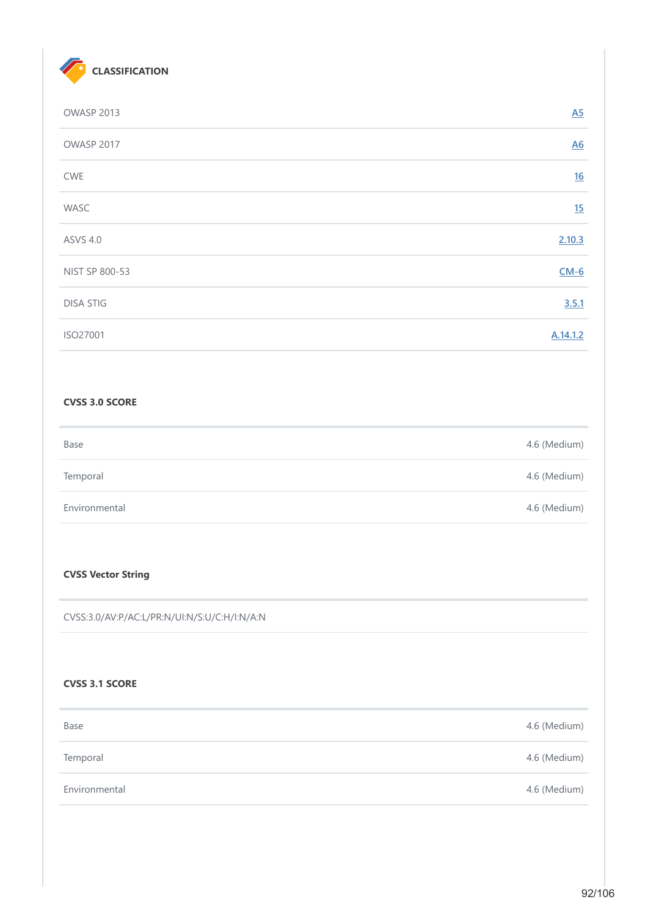## CLASSIFICATION

| | |
|---|---|
| OWASP 2013 | A5 |
| OWASP 2017 | A6 |
| CWE | 16 |
| WASC | 15 |
| ASVS 4.0 | 2.10.3 |
| NIST SP 800-53 | CM-6 |
| DISA STIG | 3.5.1 |
| ISO27001 | A.14.1.2 |

### CVSS 3.0 SCORE

| | |
|---|---|
| Base | 4.6 (Medium) |
| Temporal | 4.6 (Medium) |
| Environmental | 4.6 (Medium) |

### CVSS Vector String

CVSS:3.0/AV:P/AC:L/PR:N/UI:N/S:U/C:H/I:N/A:N

### CVSS 3.1 SCORE

| | |
|---|---|
| Base | 4.6 (Medium) |
| Temporal | 4.6 (Medium) |
| Environmental | 4.6 (Medium) |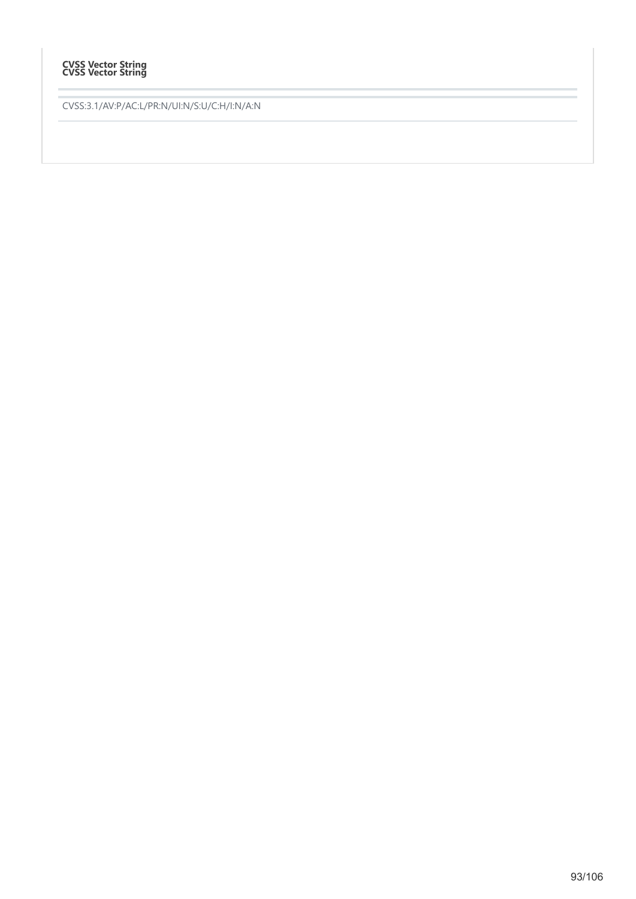**CVSS Vector String**
**CVSS Vector String**

CVSS:3.1/AV:P/AC:L/PR:N/UI:N/S:U/C:H/I:N/A:N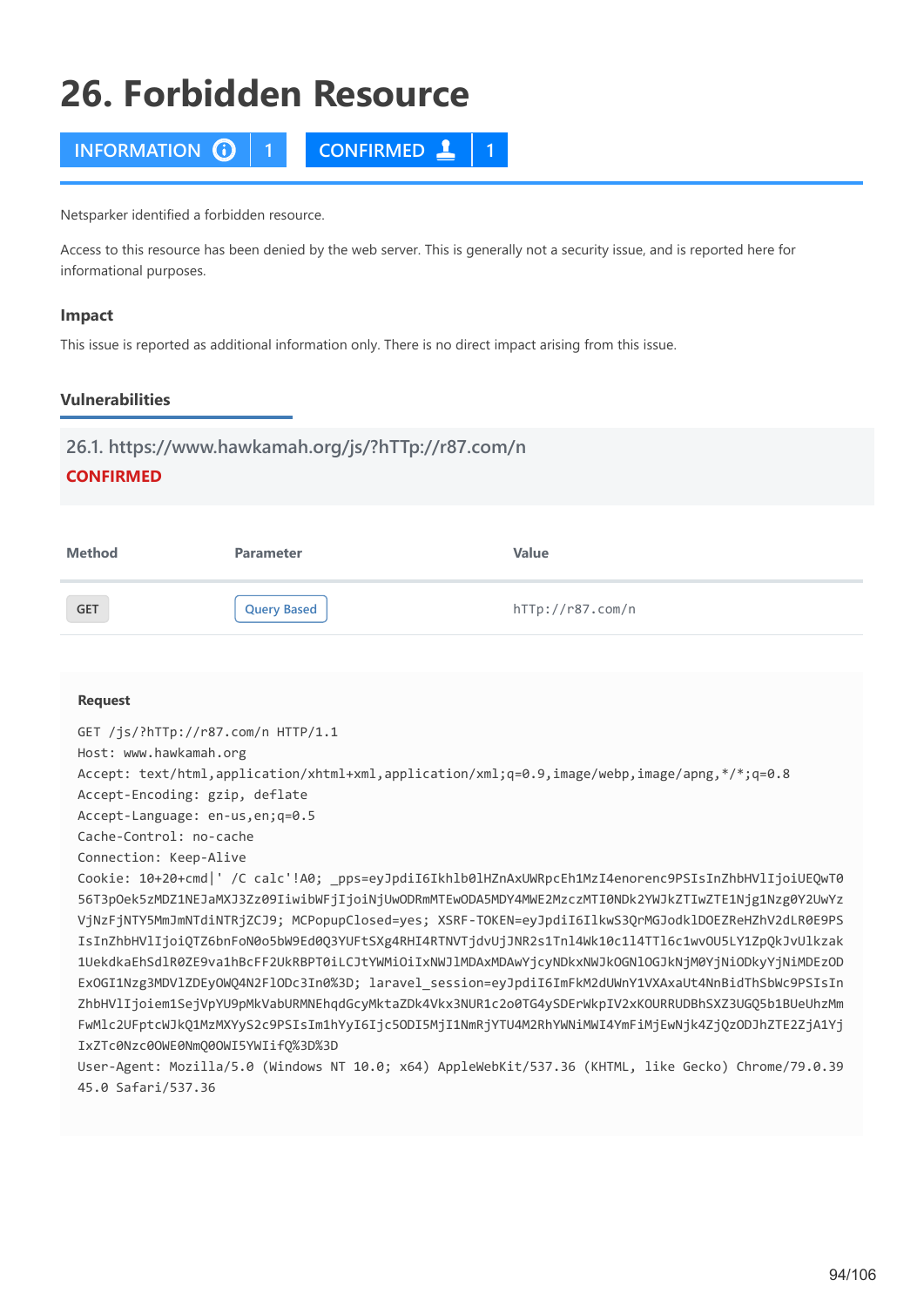# 26. Forbidden Resource

INFORMATION 1 | CONFIRMED 1

Netsparker identified a forbidden resource.

Access to this resource has been denied by the web server. This is generally not a security issue, and is reported here for informational purposes.

### Impact

This issue is reported as additional information only. There is no direct impact arising from this issue.

### Vulnerabilities

#### 26.1. https://www.hawkamah.org/js/?hTTp://r87.com/n

**CONFIRMED**

| Method | Parameter | Value |
|---|---|---|
| GET | Query Based | hTTp://r87.com/n |

**Request**

```
GET /js/?hTTp://r87.com/n HTTP/1.1
Host: www.hawkamah.org
Accept: text/html,application/xhtml+xml,application/xml;q=0.9,image/webp,image/apng,*/*;q=0.8
Accept-Encoding: gzip, deflate
Accept-Language: en-us,en;q=0.5
Cache-Control: no-cache
Connection: Keep-Alive
Cookie: 10+20+cmd|' /C calc'!A0; _pps=eyJpdiI6Ikhlb0lHZnAxUWRpcEh1MzI4enorenc9PSIsInZhbHVlIjoiUEQwT0
56T3pOek5zMDZ1NEJaMXJ3Zz09IiwibWFjIjoiNjUwODRmMTEwODA5MDY4MWE2MzczMTI0NDk2YWJkZTIwZTE1Njg1Nzg0Y2UwYz
VjNzFjNTY5MmJmNTdiNTRjZCJ9; MCPopupClosed=yes; XSRF-TOKEN=eyJpdiI6IlkwS3QrMGJodklDOEZReHZhV2dLR0E9PS
IsInZhbHVlIjoiQTZ6bnFoN0o5bW9Ed0Q3YUFtSXg4RHI4RTNVTjdvUjJNR2s1Tnl4Wk10c1l4TTl6c1wvOU5LY1ZpQkJvUlkzak
1UekdkaEhSdlR0ZE9va1hBcFF2UkRBPT0iLCJtYWMiOiIxNWJlMDAxMDAwYjcyNDkxNWJkOGNlOGJkNjM0YjNiODkyYjNiMDEzOD
ExOGI1Nzg3MDVlZDEyOWQ4N2FlODc3In0%3D; laravel_session=eyJpdiI6ImFkM2dUWnY1VXAxaUt4NnBidThSbWc9PSIsIn
ZhbHVlIjoiem1SejVpYU9pMkVabURMNEhqdGcyMktaZDk4Vkx3NUR1c2o0TG4ySDErWkpIV2xKOURRUDBhSXZ3UGQ5b1BUeUhzMm
FwMlc2UFptcWJkQ1MzMXYyS2c9PSIsIm1hYyI6Ijc5ODI5MjI1NmRjYTU4M2RhYWNiMWI4YmFiMjEwNjk4ZjQzODJhZTE2ZjA1Yj
IxZTc0Nzc0OWE0NmQ0OWI5YWIifQ%3D%3D
User-Agent: Mozilla/5.0 (Windows NT 10.0; x64) AppleWebKit/537.36 (KHTML, like Gecko) Chrome/79.0.39
45.0 Safari/537.36
```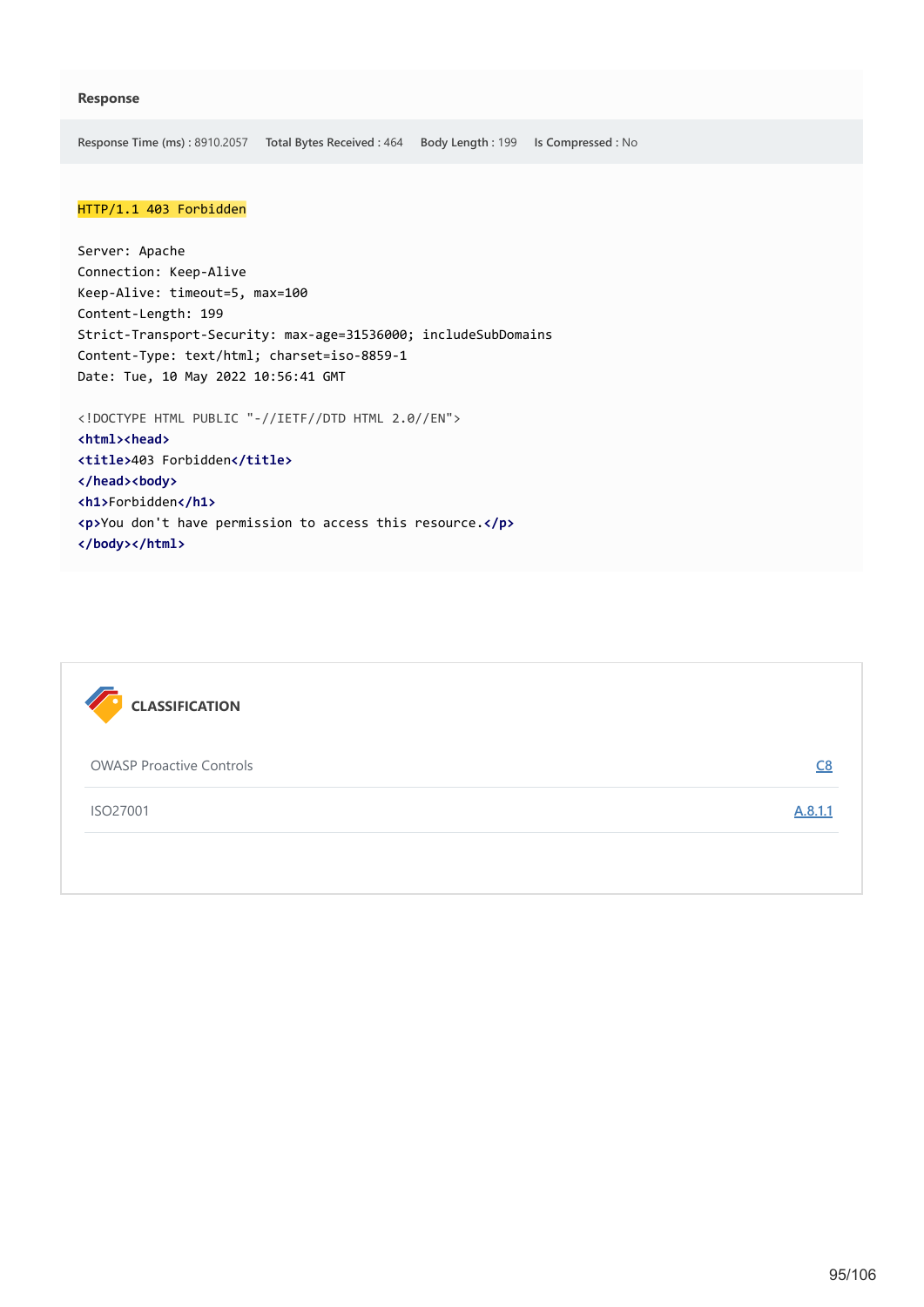**Response**

**Response Time (ms) :** 8910.2057 **Total Bytes Received :** 464 **Body Length :** 199 **Is Compressed :** No

```
HTTP/1.1 403 Forbidden

Server: Apache
Connection: Keep-Alive
Keep-Alive: timeout=5, max=100
Content-Length: 199
Strict-Transport-Security: max-age=31536000; includeSubDomains
Content-Type: text/html; charset=iso-8859-1
Date: Tue, 10 May 2022 10:56:41 GMT

<!DOCTYPE HTML PUBLIC "-//IETF//DTD HTML 2.0//EN">
<html><head>
<title>403 Forbidden</title>
</head><body>
<h1>Forbidden</h1>
<p>You don't have permission to access this resource.</p>
</body></html>
```

## CLASSIFICATION

| | |
|---|---|
| OWASP Proactive Controls | C8 |
| ISO27001 | A.8.1.1 |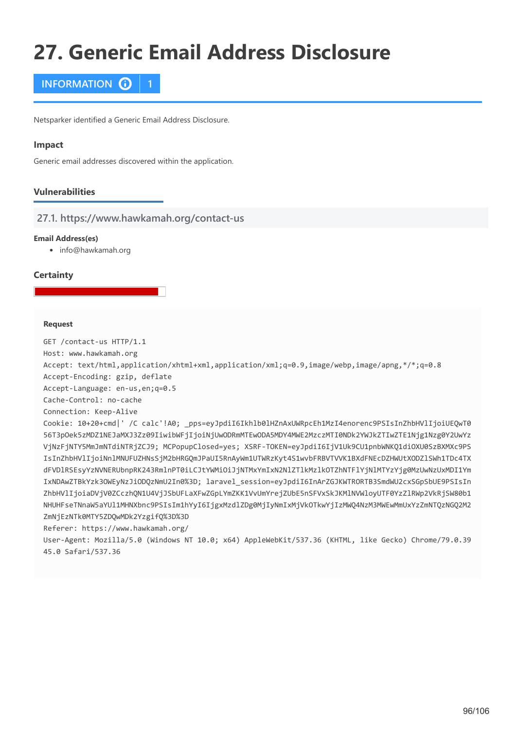# 27. Generic Email Address Disclosure

**INFORMATION** | 1

Netsparker identified a Generic Email Address Disclosure.

### Impact

Generic email addresses discovered within the application.

### Vulnerabilities

#### 27.1. https://www.hawkamah.org/contact-us

**Email Address(es)**

- info@hawkamah.org

### Certainty

**Request**

```
GET /contact-us HTTP/1.1
Host: www.hawkamah.org
Accept: text/html,application/xhtml+xml,application/xml;q=0.9,image/webp,image/apng,*/*;q=0.8
Accept-Encoding: gzip, deflate
Accept-Language: en-us,en;q=0.5
Cache-Control: no-cache
Connection: Keep-Alive
Cookie: 10+20+cmd|' /C calc'!A0; _pps=eyJpdiI6Ikhlb0lHZnAxUWRpcEh1MzI4enorenc9PSIsInZhbHVlIjoiUEQwT0
56T3pOek5zMDZ1NEJaMXJ3Zz09IiwibWFjIjoiNjUwODRmMTEwODA5MDY4MWE2MzczMTI0NDk2YWJkZTIwZTE1Njg1Nzg0Y2UwYz
VjNzFjNTY5MmJmNTdiNTRjZCJ9; MCPopupClosed=yes; XSRF-TOKEN=eyJpdiI6IjV1Uk9CU1pnbWNKQ1diOXU0SzBXMXc9PS
IsInZhbHVlIjoiNnlMNUFUZHNsSjM2bHRGQmJPaUI5RnAyWm1UTWRzKyt4S1wvbFRBVTVVK1BXdFNEcDZHWUtXODZlSWh1TDc4TX
dFVDlRSEsyYzNVNERUbnpRK243RmlnPT0iLCJtYWMiOiJjNTMxYmIxN2NlZTlkMzlkOTZhNTFlYjNlMTYzYjg0MzUwNzUxMDI1Ym
IxNDAwZTBkYzk3OWEyNzJiODQzNmU2In0%3D; laravel_session=eyJpdiI6InArZGJKWTRORTB3SmdWU2cxSGpSbUE9PSIsIn
ZhbHVlIjoiaDVjV0ZCczhQN1U4VjJSbUFLaXFwZGpLYmZKK1VvUmYrejZUbE5nSFVxSkJKMlNVWloyUTF0YzZlRWp2VkRjSW80b1
NHUHFseTNnaW5aYUl1MHNXbnc9PSIsIm1hYyI6IjgxMzdlZDg0MjIyNmIxMjVkOTkwYjIzMWQ4NzM3MWEwMmUxYzZmNTQzNGQ2M2
ZmNjEzNTk0MTY5ZDQwMDk2YzgifQ%3D%3D
Referer: https://www.hawkamah.org/
User-Agent: Mozilla/5.0 (Windows NT 10.0; x64) AppleWebKit/537.36 (KHTML, like Gecko) Chrome/79.0.39
45.0 Safari/537.36
```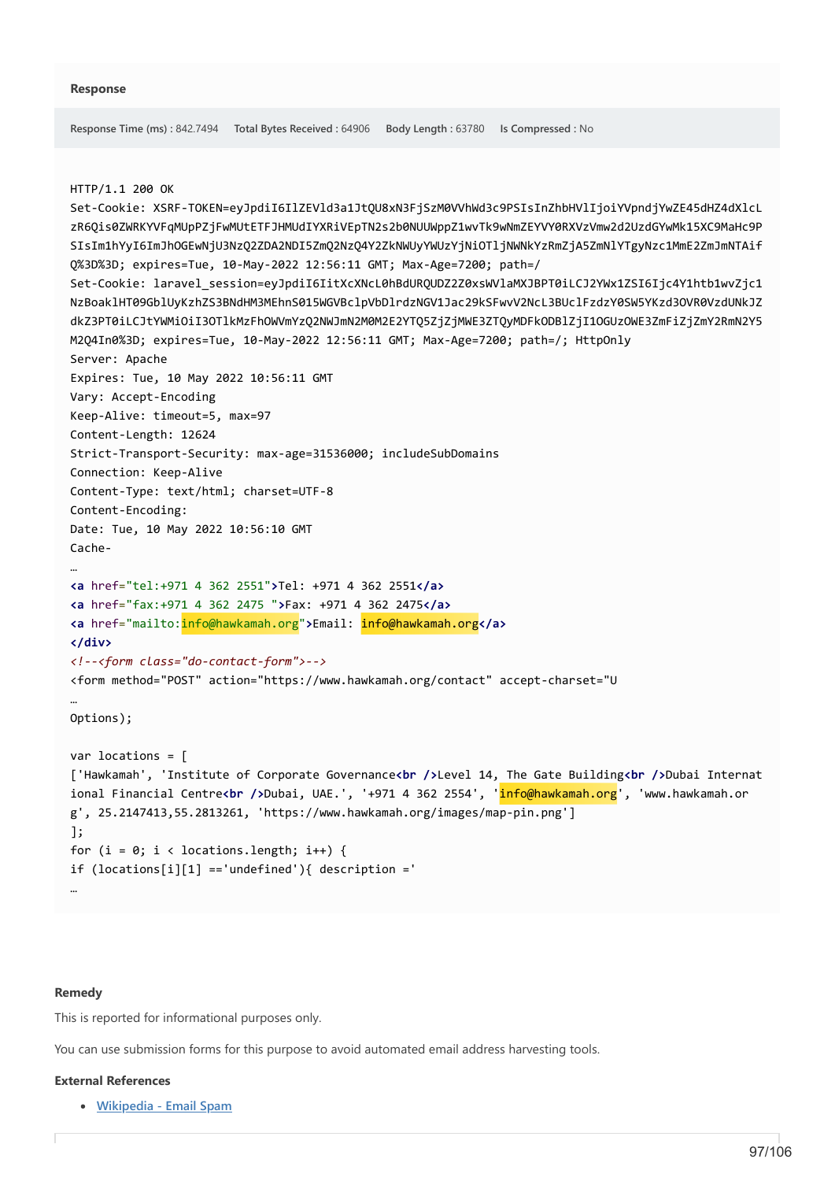### Response

**Response Time (ms) :** 842.7494 **Total Bytes Received :** 64906 **Body Length :** 63780 **Is Compressed :** No

```
HTTP/1.1 200 OK
Set-Cookie: XSRF-TOKEN=eyJpdiI6IlZEVld3a1JtQU8xN3FjSzM0VVhWd3c9PSIsInZhbHVlIjoiYVpndjYwZE45dHZ4dXlcL
zR6Qis0ZWRKYVFqMUpPZjFwMUtETFJHMUdIYXRiVEpTN2s2b0NUUWppZ1wvTk9wNmZEYVY0RXVzVmw2d2UzdGYwMk15XC9MaHc9P
SIsIm1hYyI6ImJhOGEwNjU3NzQ2ZDA2NDI5ZmQ2NzQ4Y2ZkNWUyYWUzYjNiOTljNWNkYzRmZjA5ZmNlYTgyNzc1MmE2ZmJmNTAif
Q%3D%3D; expires=Tue, 10-May-2022 12:56:11 GMT; Max-Age=7200; path=/
Set-Cookie: laravel_session=eyJpdiI6IitXcXNcL0hBdURQUDZ2Z0xsWVlaMXJBPT0iLCJ2YWx1ZSI6Ijc4Y1htb1wvZjc1
NzBoaklHT09GblUyKzhZS3BNdHM3MEhnS015WGVBclpVbDlrdzNGV1Jac29kSFwvV2NcL3BUclFzdzY0SW5YKzd3OVR0VzdUNkJZ
dkZ3PT0iLCJtYWMiOiI3OTlkMzFhOWVmYzQ2NWJmN2M0M2E2YTQ5ZjZjMWE3ZTQyMDFkODBlZjI1OGUzOWE3ZmFiZjZmY2RmN2Y5
M2Q4In0%3D; expires=Tue, 10-May-2022 12:56:11 GMT; Max-Age=7200; path=/; HttpOnly
Server: Apache
Expires: Tue, 10 May 2022 10:56:11 GMT
Vary: Accept-Encoding
Keep-Alive: timeout=5, max=97
Content-Length: 12624
Strict-Transport-Security: max-age=31536000; includeSubDomains
Connection: Keep-Alive
Content-Type: text/html; charset=UTF-8
Content-Encoding:
Date: Tue, 10 May 2022 10:56:10 GMT
Cache-
…
<a href="tel:+971 4 362 2551">Tel: +971 4 362 2551</a>
<a href="fax:+971 4 362 2475 ">Fax: +971 4 362 2475</a>
<a href="mailto:info@hawkamah.org">Email: info@hawkamah.org</a>
</div>
<!--<form class="do-contact-form">-->
<form method="POST" action="https://www.hawkamah.org/contact" accept-charset="U
…
Options);

var locations = [
['Hawkamah', 'Institute of Corporate Governance<br />Level 14, The Gate Building<br />Dubai Internat
ional Financial Centre<br />Dubai, UAE.', '+971 4 362 2554', 'info@hawkamah.org', 'www.hawkamah.or
g', 25.2147413,55.2813261, 'https://www.hawkamah.org/images/map-pin.png']
];
for (i = 0; i < locations.length; i++) {
if (locations[i][1] =='undefined'){ description ='
…
```

### Remedy

This is reported for informational purposes only.

You can use submission forms for this purpose to avoid automated email address harvesting tools.

### External References

- Wikipedia - Email Spam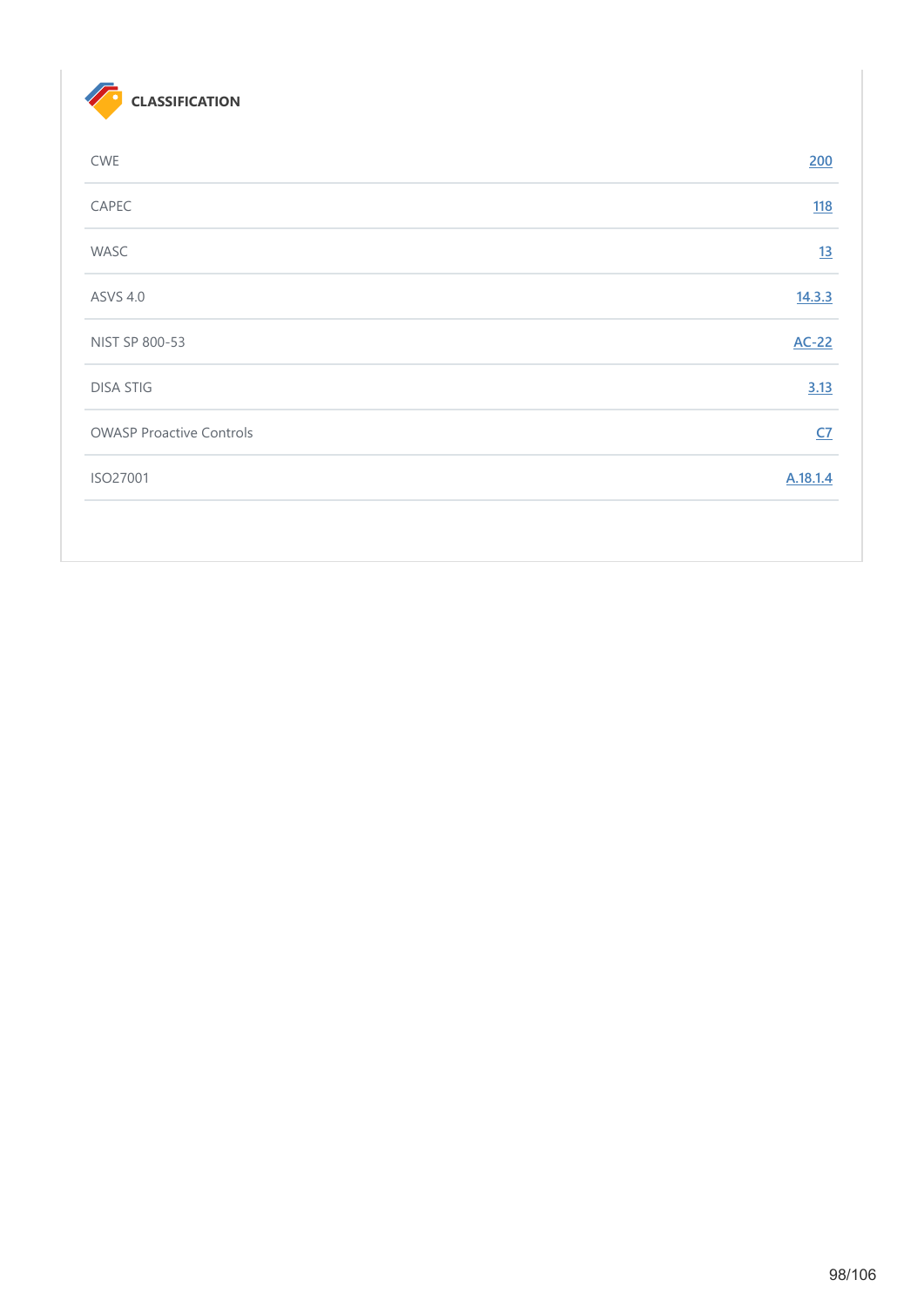### CLASSIFICATION

| | |
|---|---|
| CWE | 200 |
| CAPEC | 118 |
| WASC | 13 |
| ASVS 4.0 | 14.3.3 |
| NIST SP 800-53 | AC-22 |
| DISA STIG | 3.13 |
| OWASP Proactive Controls | C7 |
| ISO27001 | A.18.1.4 |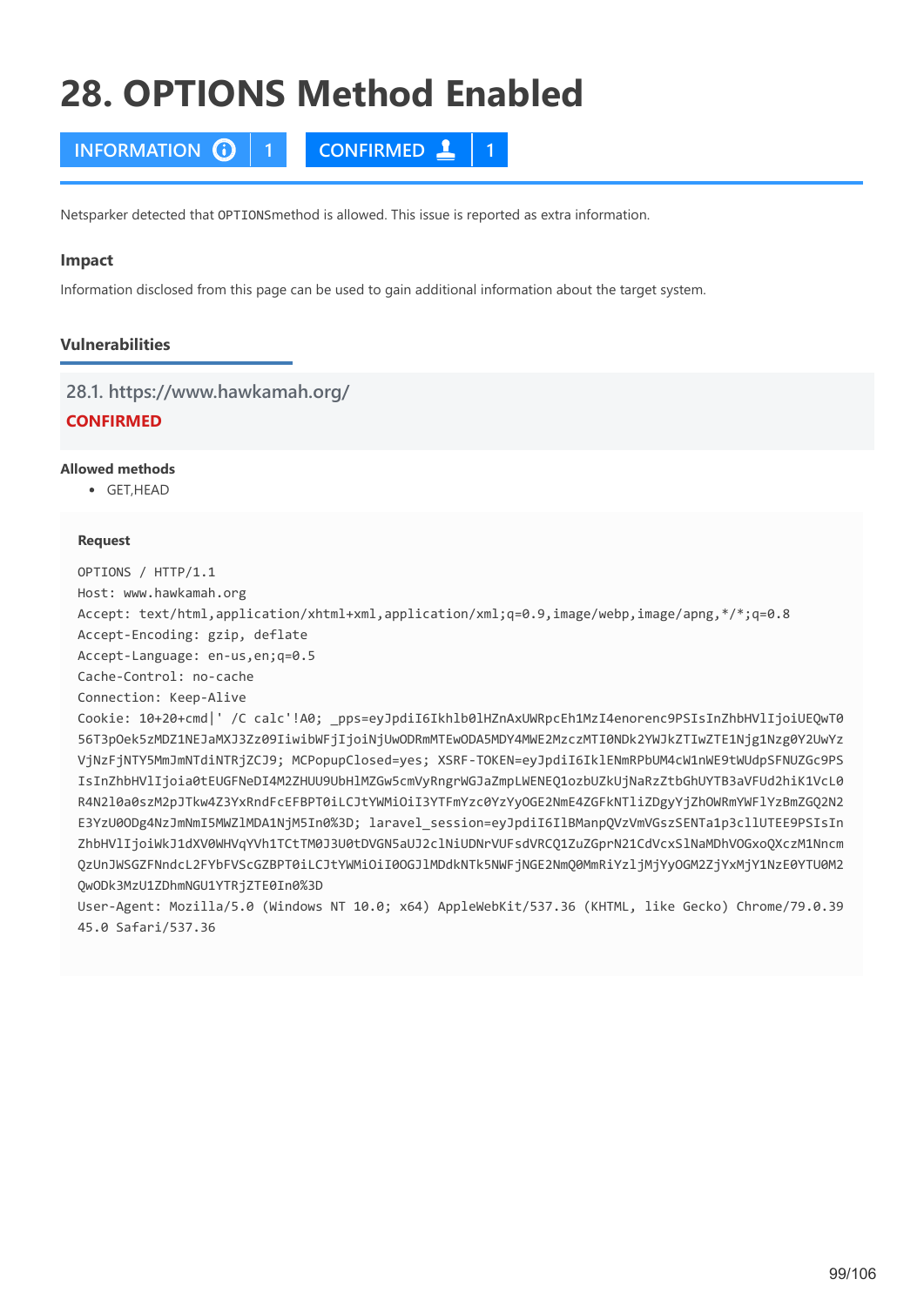# 28. OPTIONS Method Enabled

INFORMATION 1 | CONFIRMED 1

Netsparker detected that OPTIONSmethod is allowed. This issue is reported as extra information.

### Impact

Information disclosed from this page can be used to gain additional information about the target system.

### Vulnerabilities

#### 28.1. https://www.hawkamah.org/

**CONFIRMED**

**Allowed methods**

- GET,HEAD

**Request**

```
OPTIONS / HTTP/1.1
Host: www.hawkamah.org
Accept: text/html,application/xhtml+xml,application/xml;q=0.9,image/webp,image/apng,*/*;q=0.8
Accept-Encoding: gzip, deflate
Accept-Language: en-us,en;q=0.5
Cache-Control: no-cache
Connection: Keep-Alive
Cookie: 10+20+cmd|' /C calc'!A0; _pps=eyJpdiI6Ikhlb0lHZnAxUWRpcEh1MzI4enorenc9PSIsInZhbHVlIjoiUEQwT0
56T3pOek5zMDZ1NEJaMXJ3Zz09IiwibWFjIjoiNjUwODRmMTEwODA5MDY4MWE2MzczMTI0NDk2YWJkZTIwZTE1Njg1Nzg0Y2UwYz
VjNzFjNTY5MmJmNTdiNTRjZCJ9; MCPopupClosed=yes; XSRF-TOKEN=eyJpdiI6IklENmRPbUM4cW1nWE9tWUdpSFNUZGc9PS
IsInZhbHVlIjoia0tEUGFNeDI4M2ZHUU9UbHlMZGw5cmVyRngrWGJaZmpLWENEQ1ozbUZkUjNaRzZtbGhUYTB3aVFUd2hiK1VcL0
R4N2l0a0szM2pJTkw4Z3YxRndFcEFBPT0iLCJtYWMiOiI3YTFmYzc0YzYyOGE2NmE4ZGFkNTliZDgyYjZhOWRmYWFlYzBmZGQ2N2
E3YzU0ODg4NzJmNmI5MWZlMDA1NjM5In0%3D; laravel_session=eyJpdiI6IlBManpQVzVmVGszSENTa1p3cllUTEE9PSIsIn
ZhbHVlIjoiWkJ1dXV0WHVqYVh1TCtTM0J3U0tDVGN5aUJ2clNiUDNrVUFsdVRCQ1ZuZGprN21CdVcxSlNaMDhVOGxoQXczM1Nncm
QzUnJWSGZFNndcL2FYbFVScGZBPT0iLCJtYWMiOiI0OGJlMDdkNTk5NWFjNGE2NmQ0MmRiYzljMjYyOGM2ZjYxMjY1NzE0YTU0M2
QwODk3MzU1ZDhmNGU1YTRjZTE0In0%3D
User-Agent: Mozilla/5.0 (Windows NT 10.0; x64) AppleWebKit/537.36 (KHTML, like Gecko) Chrome/79.0.39
45.0 Safari/537.36
```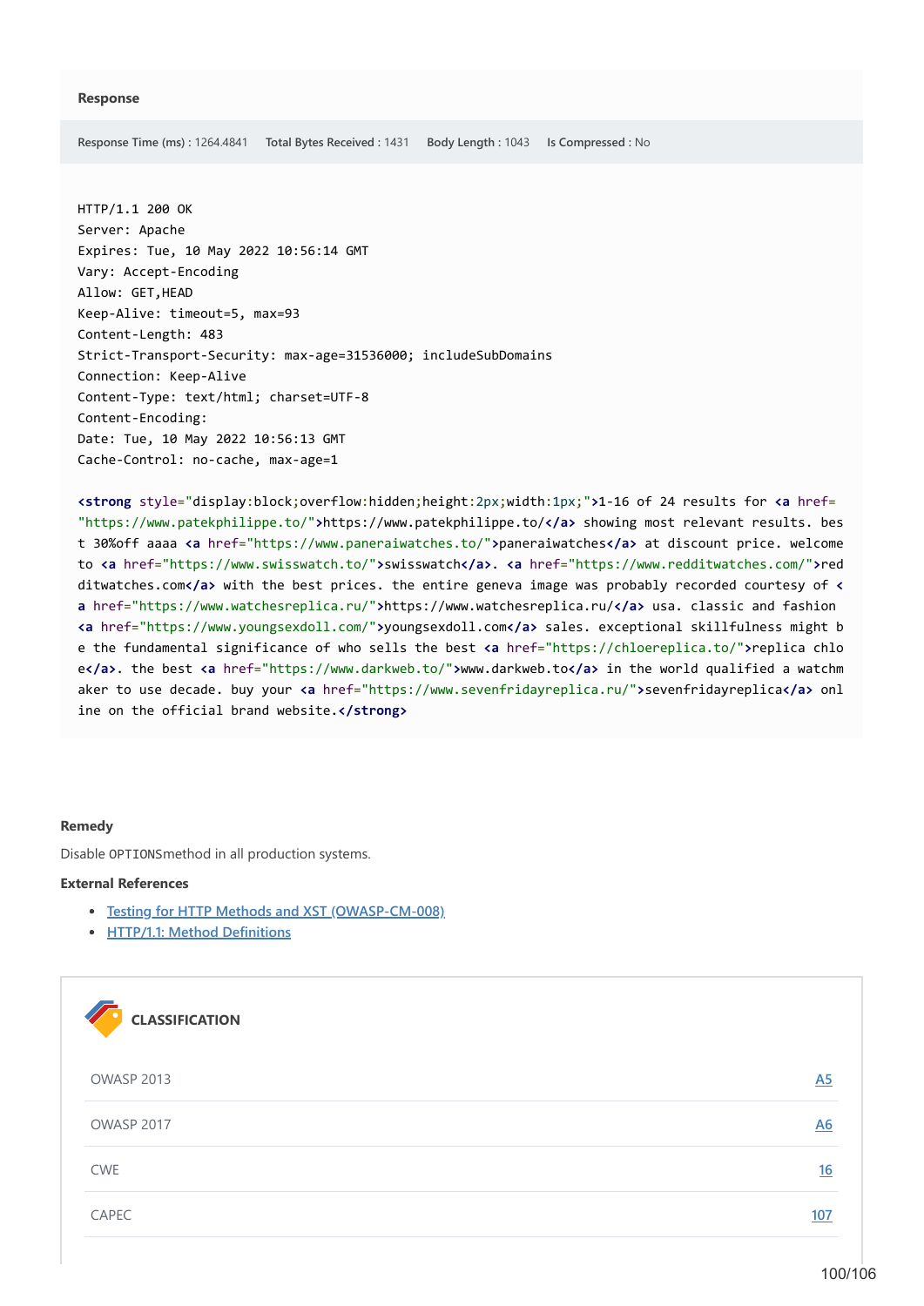**Response**

**Response Time (ms) :** 1264.4841 **Total Bytes Received :** 1431 **Body Length :** 1043 **Is Compressed :** No

```
HTTP/1.1 200 OK
Server: Apache
Expires: Tue, 10 May 2022 10:56:14 GMT
Vary: Accept-Encoding
Allow: GET,HEAD
Keep-Alive: timeout=5, max=93
Content-Length: 483
Strict-Transport-Security: max-age=31536000; includeSubDomains
Connection: Keep-Alive
Content-Type: text/html; charset=UTF-8
Content-Encoding:
Date: Tue, 10 May 2022 10:56:13 GMT
Cache-Control: no-cache, max-age=1

<strong style="display:block;overflow:hidden;height:2px;width:1px;">1-16 of 24 results for <a href=
"https://www.patekphilippe.to/">https://www.patekphilippe.to/</a> showing most relevant results. bes
t 30%off aaaa <a href="https://www.paneraiwatches.to/">paneraiwatches</a> at discount price. welcome
to <a href="https://www.swisswatch.to/">swisswatch</a>. <a href="https://www.redditwatches.com/">red
ditwatches.com</a> with the best prices. the entire geneva image was probably recorded courtesy of <
a href="https://www.watchesreplica.ru/">https://www.watchesreplica.ru/</a> usa. classic and fashion
<a href="https://www.youngsexdoll.com/">youngsexdoll.com</a> sales. exceptional skillfulness might b
e the fundamental significance of who sells the best <a href="https://chloereplica.to/">replica chlo
e</a>. the best <a href="https://www.darkweb.to/">www.darkweb.to</a> in the world qualified a watchm
aker to use decade. buy your <a href="https://www.sevenfridayreplica.ru/">sevenfridayreplica</a> onl
ine on the official brand website.</strong>
```

**Remedy**

Disable OPTIONSmethod in all production systems.

**External References**

- Testing for HTTP Methods and XST (OWASP-CM-008)
- HTTP/1.1: Method Definitions

**CLASSIFICATION**

| | |
|---|---|
| OWASP 2013 | A5 |
| OWASP 2017 | A6 |
| CWE | 16 |
| CAPEC | 107 |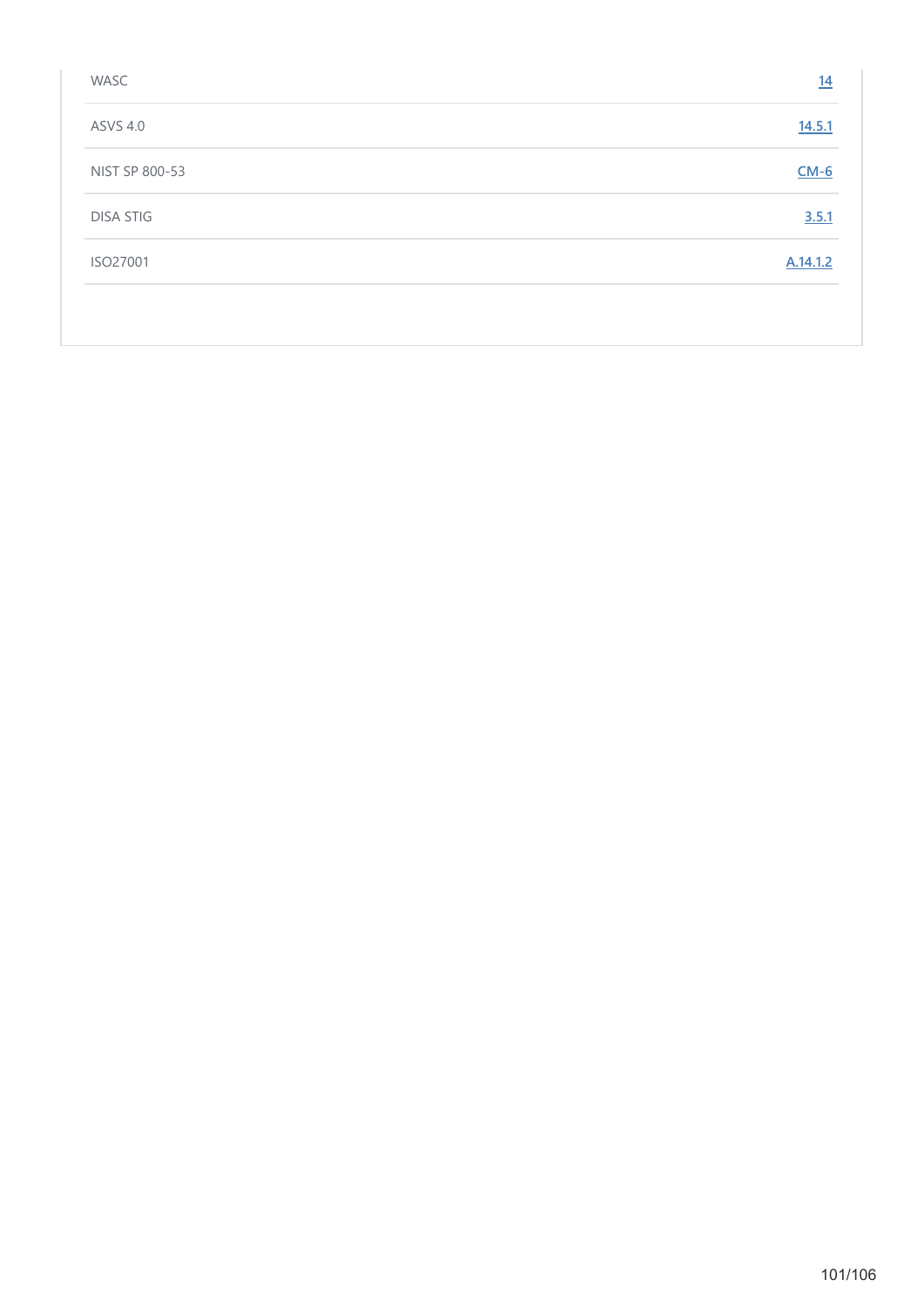| | |
|---|---|
| WASC | 14 |
| ASVS 4.0 | 14.5.1 |
| NIST SP 800-53 | CM-6 |
| DISA STIG | 3.5.1 |
| ISO27001 | A.14.1.2 |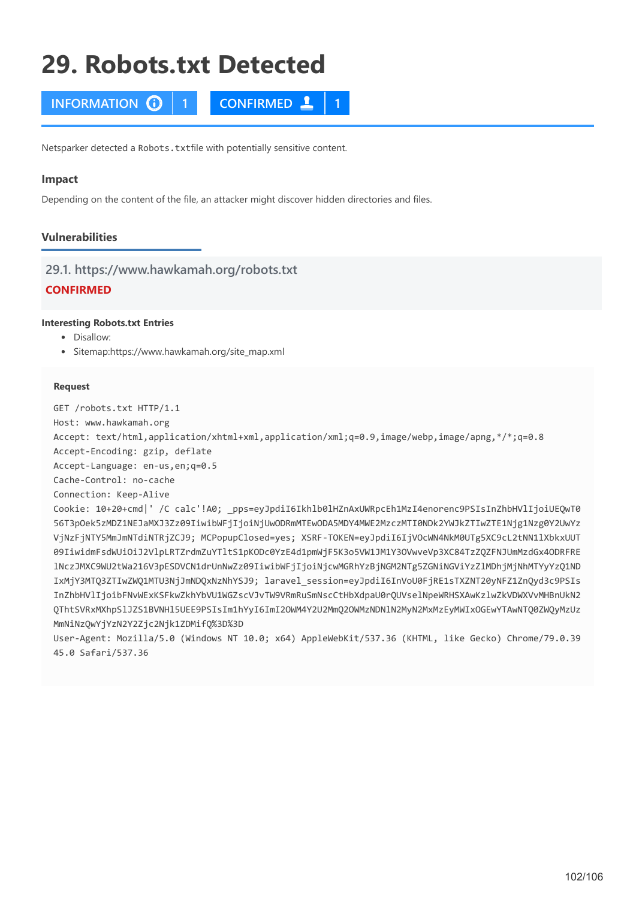# 29. Robots.txt Detected

INFORMATION | 1 CONFIRMED | 1

Netsparker detected a `Robots.txt`file with potentially sensitive content.

### Impact

Depending on the content of the file, an attacker might discover hidden directories and files.

### Vulnerabilities

#### 29.1. https://www.hawkamah.org/robots.txt

**CONFIRMED**

**Interesting Robots.txt Entries**

- Disallow:
- Sitemap:https://www.hawkamah.org/site_map.xml

**Request**

```
GET /robots.txt HTTP/1.1
Host: www.hawkamah.org
Accept: text/html,application/xhtml+xml,application/xml;q=0.9,image/webp,image/apng,*/*;q=0.8
Accept-Encoding: gzip, deflate
Accept-Language: en-us,en;q=0.5
Cache-Control: no-cache
Connection: Keep-Alive
Cookie: 10+20+cmd|' /C calc'!A0; _pps=eyJpdiI6Ikhlb0lHZnAxUWRpcEh1MzI4enorenc9PSIsInZhbHVlIjoiUEQwT0
56T3pOek5zMDZ1NEJaMXJ3Zz09IiwibWFjIjoiNjUwODRmMTEwODA5MDY4MWE2MzczMTI0NDk2YWJkZTIwZTE1Njg1Nzg0Y2UwYz
VjNzFjNTY5MmJmNTdiNTRjZCJ9; MCPopupClosed=yes; XSRF-TOKEN=eyJpdiI6IjVOcWN4NkM0UTg5XC9cL2tNN1lXbkxUUT
09IiwidmFsdWUiOiJ2VlpLRTZrdmZuYTlTS1pKODc0YzE4d1pmWjF5K3o5VW1JM1Y3OVwveVp3XC84TzZQZFNJUmMzdGx4ODRFRE
lNczJMXC9WU2tWa216V3pESDVCN1drUnNwZz09IiwibWFjIjoiNjcwMGRhYzBjNGM2NTg5ZGNiNGViYzZlMDhjMjNhMTYyYzQ1ND
IxMjY3MTQ3ZTIwZWQ1MTU3NjJmNDQxNzNhYSJ9; laravel_session=eyJpdiI6InVoU0FjRE1sTXZNT20yNFZ1ZnQyd3c9PSIs
InZhbHVlIjoibFNvWExKSFkwZkhYbVU1WGZscVJvTW9VRmRuSmNscCtHbXdpaU0rQUVselNpeWRHSXAwKzlwZkVDWXVvMHBnUkN2
QThtSVRxMXhpSlJZS1BVNHl5UEE9PSIsIm1hYyI6ImI2OWM4Y2U2MmQ2OWMzNDNlN2MyN2MxMzEyMWIxOGEwYTAwNTQ0ZWQyMzUz
MmNiNzQwYjYzN2Y2Zjc2Njk1ZDMifQ%3D%3D
User-Agent: Mozilla/5.0 (Windows NT 10.0; x64) AppleWebKit/537.36 (KHTML, like Gecko) Chrome/79.0.39
45.0 Safari/537.36
```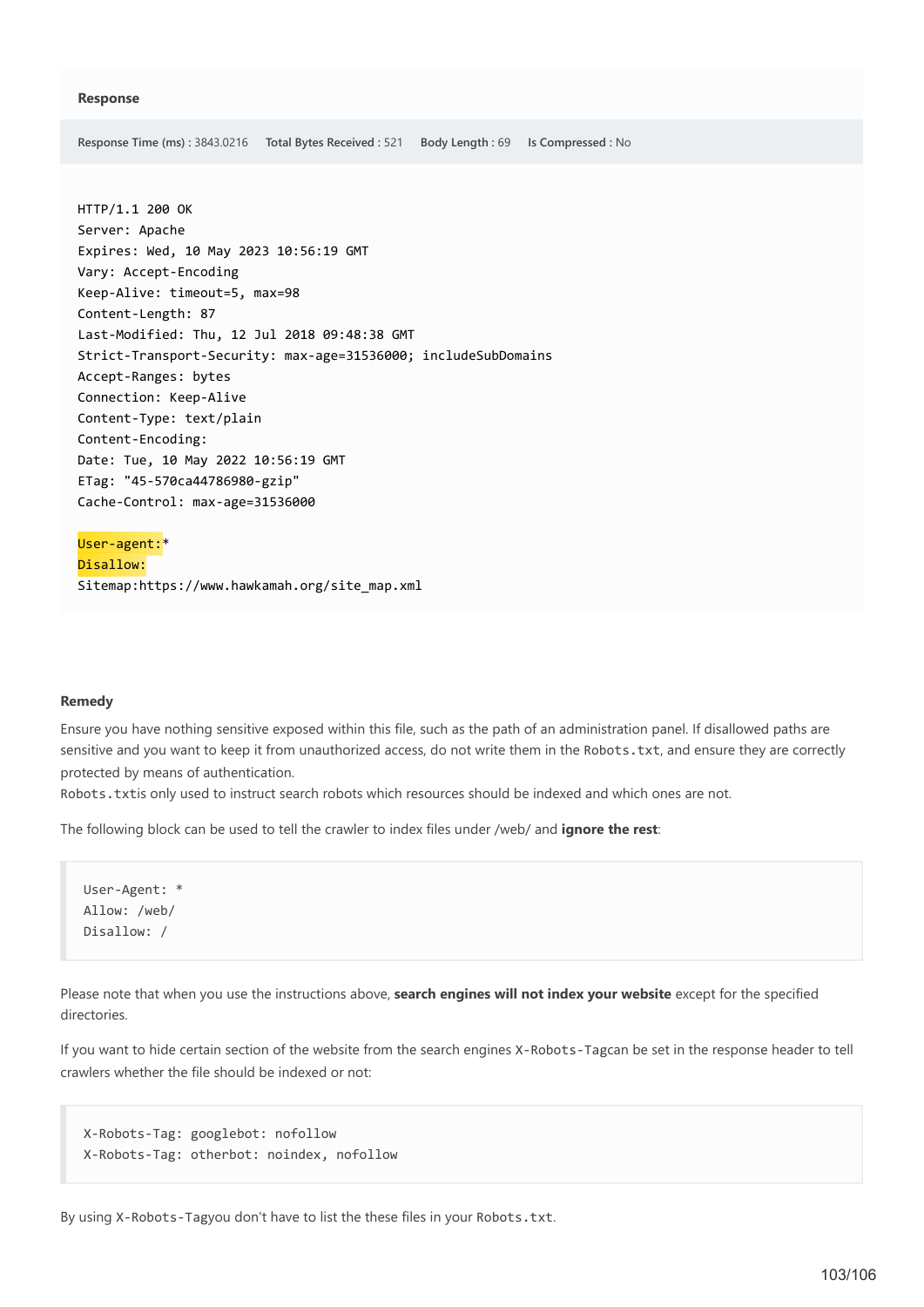#### Response

**Response Time (ms)** : 3843.0216 **Total Bytes Received** : 521 **Body Length** : 69 **Is Compressed** : No

```
HTTP/1.1 200 OK
Server: Apache
Expires: Wed, 10 May 2023 10:56:19 GMT
Vary: Accept-Encoding
Keep-Alive: timeout=5, max=98
Content-Length: 87
Last-Modified: Thu, 12 Jul 2018 09:48:38 GMT
Strict-Transport-Security: max-age=31536000; includeSubDomains
Accept-Ranges: bytes
Connection: Keep-Alive
Content-Type: text/plain
Content-Encoding:
Date: Tue, 10 May 2022 10:56:19 GMT
ETag: "45-570ca44786980-gzip"
Cache-Control: max-age=31536000

User-agent:*
Disallow:
Sitemap:https://www.hawkamah.org/site_map.xml
```

#### Remedy

Ensure you have nothing sensitive exposed within this file, such as the path of an administration panel. If disallowed paths are sensitive and you want to keep it from unauthorized access, do not write them in the `Robots.txt`, and ensure they are correctly protected by means of authentication.
`Robots.txt`is only used to instruct search robots which resources should be indexed and which ones are not.

The following block can be used to tell the crawler to index files under /web/ and **ignore the rest**:

```
User-Agent: *
Allow: /web/
Disallow: /
```

Please note that when you use the instructions above, **search engines will not index your website** except for the specified directories.

If you want to hide certain section of the website from the search engines `X-Robots-Tag`can be set in the response header to tell crawlers whether the file should be indexed or not:

```
X-Robots-Tag: googlebot: nofollow
X-Robots-Tag: otherbot: noindex, nofollow
```

By using `X-Robots-Tag`you don't have to list the these files in your `Robots.txt`.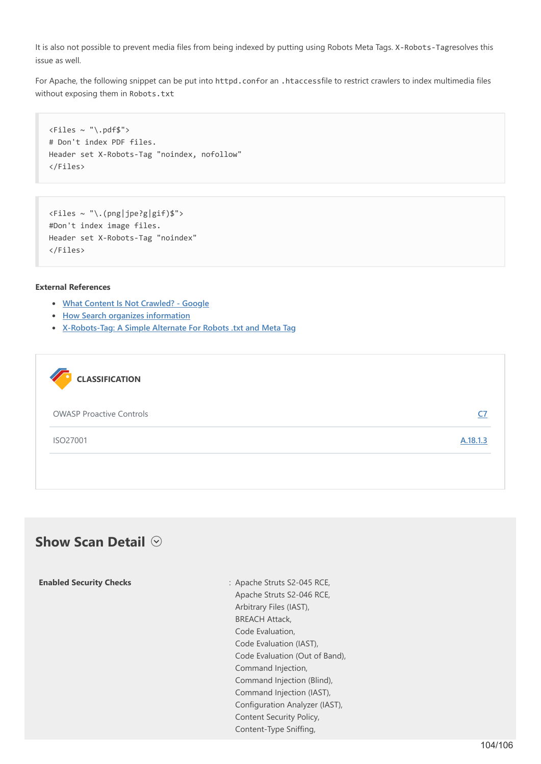It is also not possible to prevent media files from being indexed by putting using Robots Meta Tags. `X-Robots-Tag`resolves this issue as well.

For Apache, the following snippet can be put into `httpd.conf`or an `.htaccess`file to restrict crawlers to index multimedia files without exposing them in `Robots.txt`

```
<Files ~ "\.pdf$">
# Don't index PDF files.
Header set X-Robots-Tag "noindex, nofollow"
</Files>
```

```
<Files ~ "\.(png|jpe?g|gif)$">
#Don't index image files.
Header set X-Robots-Tag "noindex"
</Files>
```

**External References**

- What Content Is Not Crawled? - Google
- How Search organizes information
- X-Robots-Tag: A Simple Alternate For Robots .txt and Meta Tag

**CLASSIFICATION**

| | |
|---|---|
| OWASP Proactive Controls | C7 |
| ISO27001 | A.18.1.3 |

## Show Scan Detail

**Enabled Security Checks** : Apache Struts S2-045 RCE,
Apache Struts S2-046 RCE,
Arbitrary Files (IAST),
BREACH Attack,
Code Evaluation,
Code Evaluation (IAST),
Code Evaluation (Out of Band),
Command Injection,
Command Injection (Blind),
Command Injection (IAST),
Configuration Analyzer (IAST),
Content Security Policy,
Content-Type Sniffing,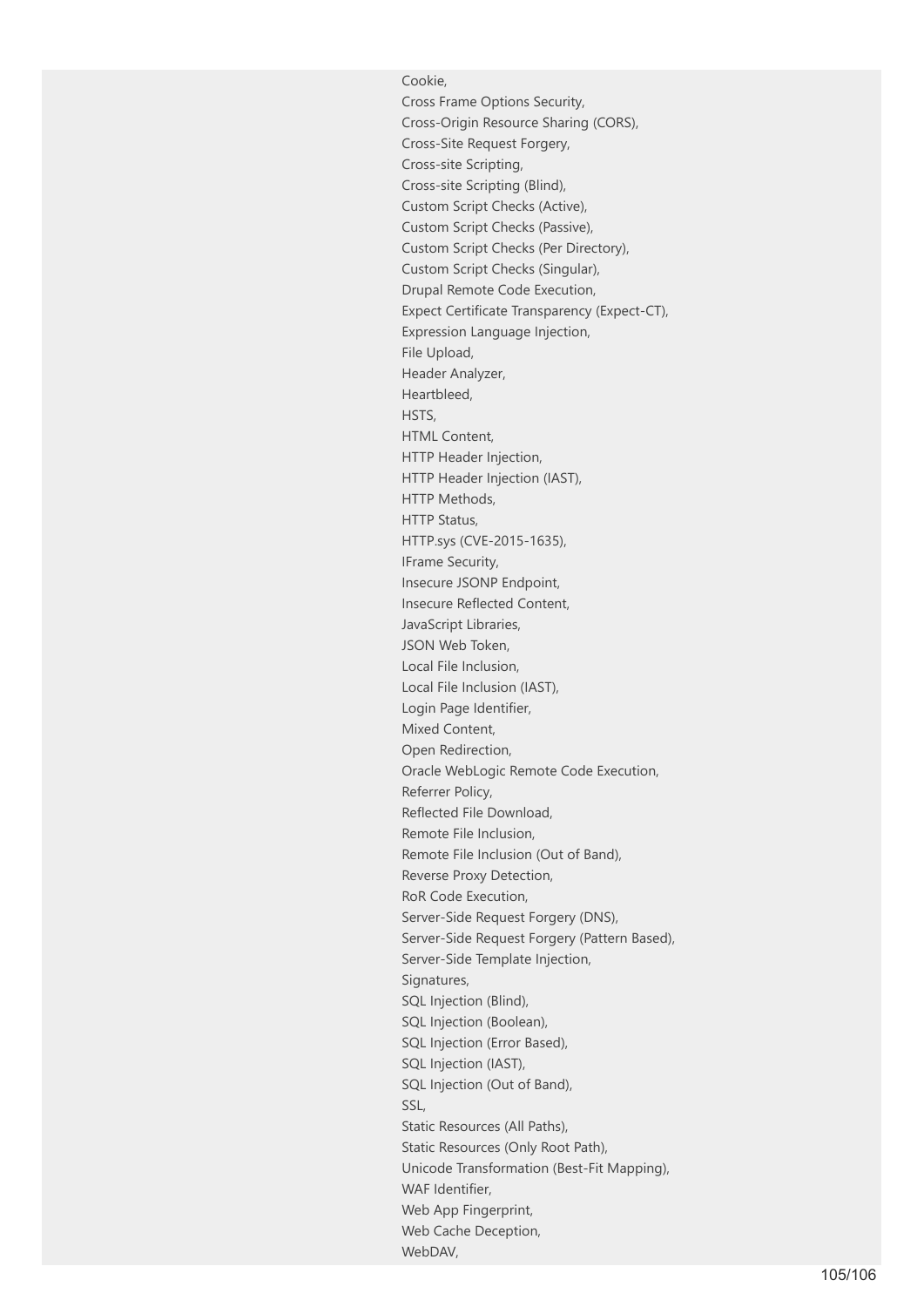Cookie,
Cross Frame Options Security,
Cross-Origin Resource Sharing (CORS),
Cross-Site Request Forgery,
Cross-site Scripting,
Cross-site Scripting (Blind),
Custom Script Checks (Active),
Custom Script Checks (Passive),
Custom Script Checks (Per Directory),
Custom Script Checks (Singular),
Drupal Remote Code Execution,
Expect Certificate Transparency (Expect-CT),
Expression Language Injection,
File Upload,
Header Analyzer,
Heartbleed,
HSTS,
HTML Content,
HTTP Header Injection,
HTTP Header Injection (IAST),
HTTP Methods,
HTTP Status,
HTTP.sys (CVE-2015-1635),
IFrame Security,
Insecure JSONP Endpoint,
Insecure Reflected Content,
JavaScript Libraries,
JSON Web Token,
Local File Inclusion,
Local File Inclusion (IAST),
Login Page Identifier,
Mixed Content,
Open Redirection,
Oracle WebLogic Remote Code Execution,
Referrer Policy,
Reflected File Download,
Remote File Inclusion,
Remote File Inclusion (Out of Band),
Reverse Proxy Detection,
RoR Code Execution,
Server-Side Request Forgery (DNS),
Server-Side Request Forgery (Pattern Based),
Server-Side Template Injection,
Signatures,
SQL Injection (Blind),
SQL Injection (Boolean),
SQL Injection (Error Based),
SQL Injection (IAST),
SQL Injection (Out of Band),
SSL,
Static Resources (All Paths),
Static Resources (Only Root Path),
Unicode Transformation (Best-Fit Mapping),
WAF Identifier,
Web App Fingerprint,
Web Cache Deception,
WebDAV,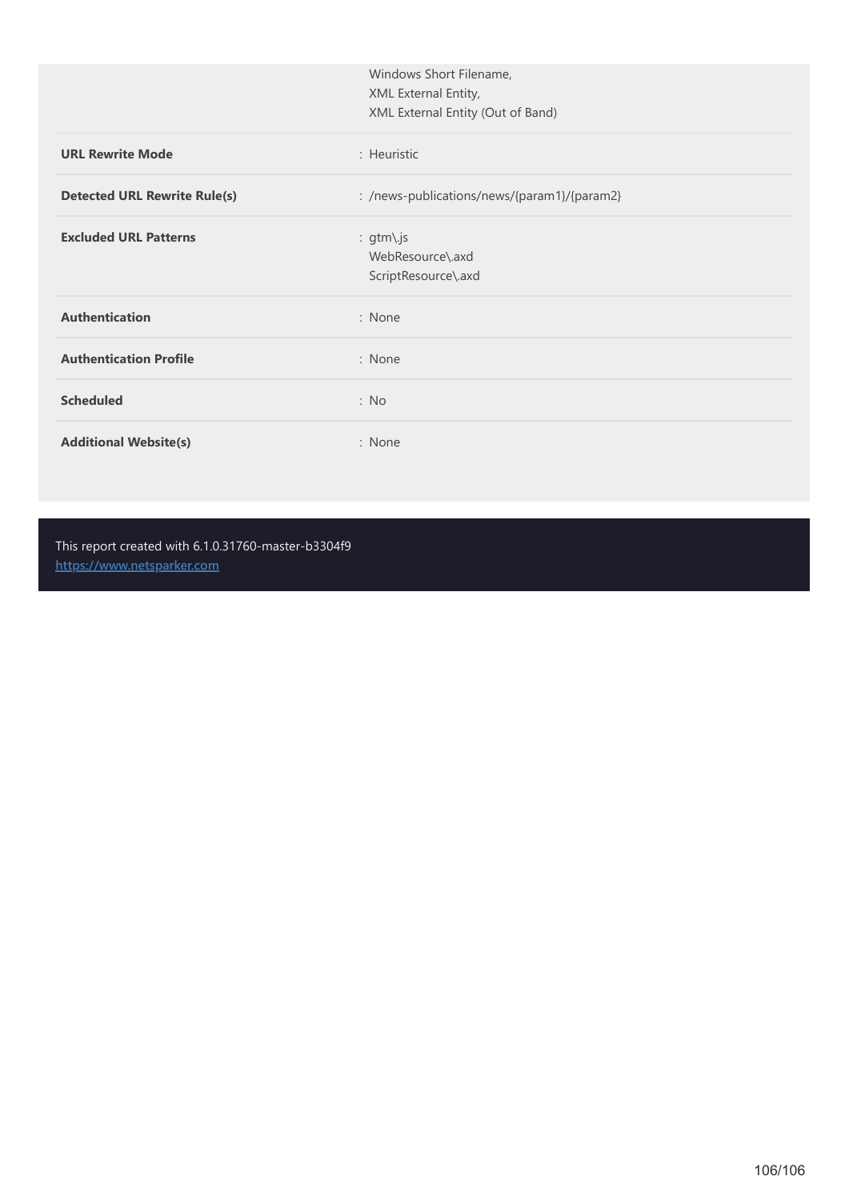| | |
|---|---|
| | Windows Short Filename,<br>XML External Entity,<br>XML External Entity (Out of Band) |
| **URL Rewrite Mode** | : Heuristic |
| **Detected URL Rewrite Rule(s)** | : /news-publications/news/{param1}/{param2} |
| **Excluded URL Patterns** | : gtm\.js<br>WebResource\.axd<br>ScriptResource\.axd |
| **Authentication** | : None |
| **Authentication Profile** | : None |
| **Scheduled** | : No |
| **Additional Website(s)** | : None |

This report created with 6.1.0.31760-master-b3304f9
https://www.netsparker.com